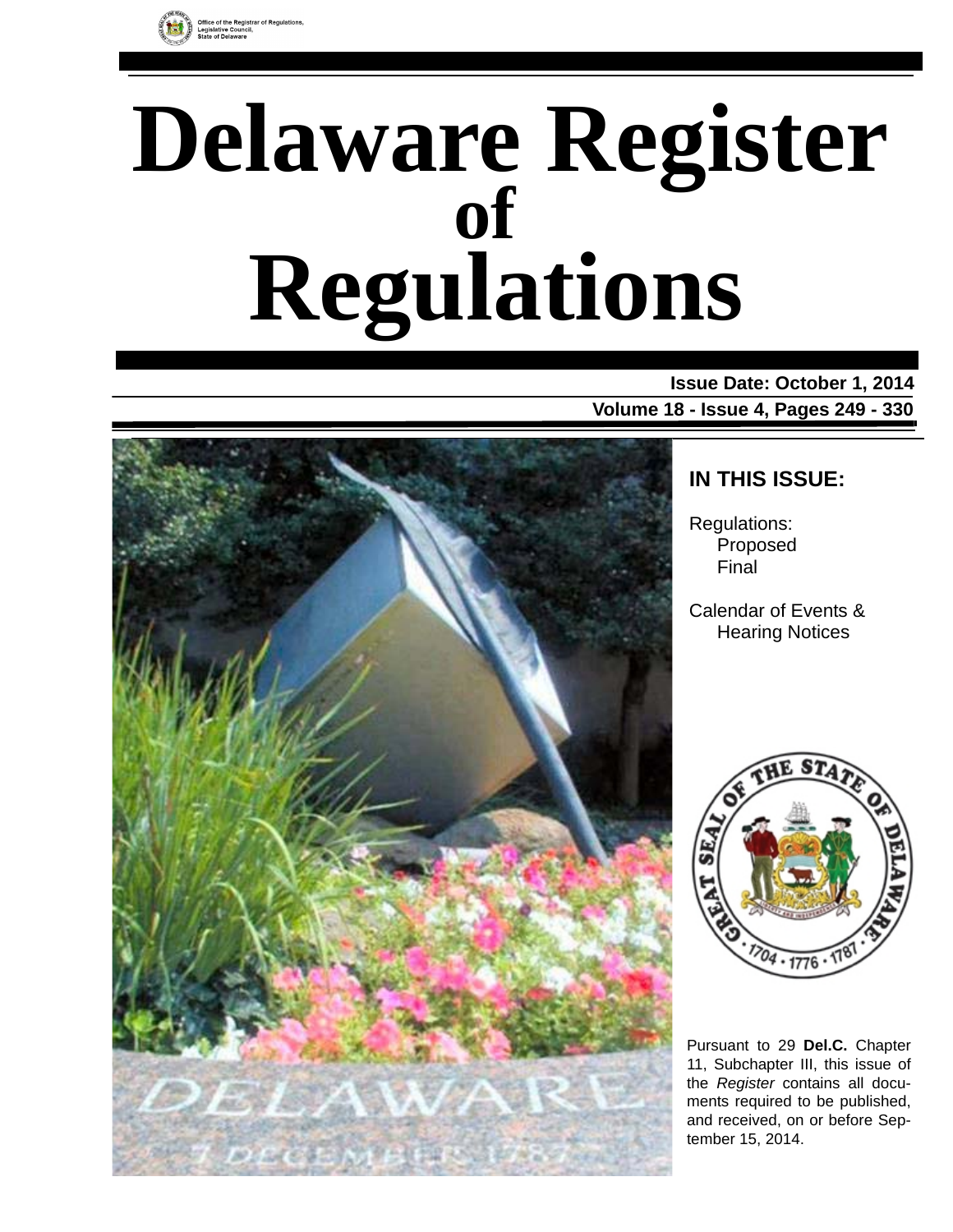Office of the Registrar of Regulations,
Legislative Council,
State of Delaware

# Delaware Register of Regulations

**Issue Date: October 1, 2014**

**Volume 18 - Issue 4, Pages 249 - 330**

**IN THIS ISSUE:**

Regulations:
- Proposed
- Final

Calendar of Events &
- Hearing Notices

Pursuant to 29 **Del.C.** Chapter 11, Subchapter III, this issue of the *Register* contains all documents required to be published, and received, on or before September 15, 2014.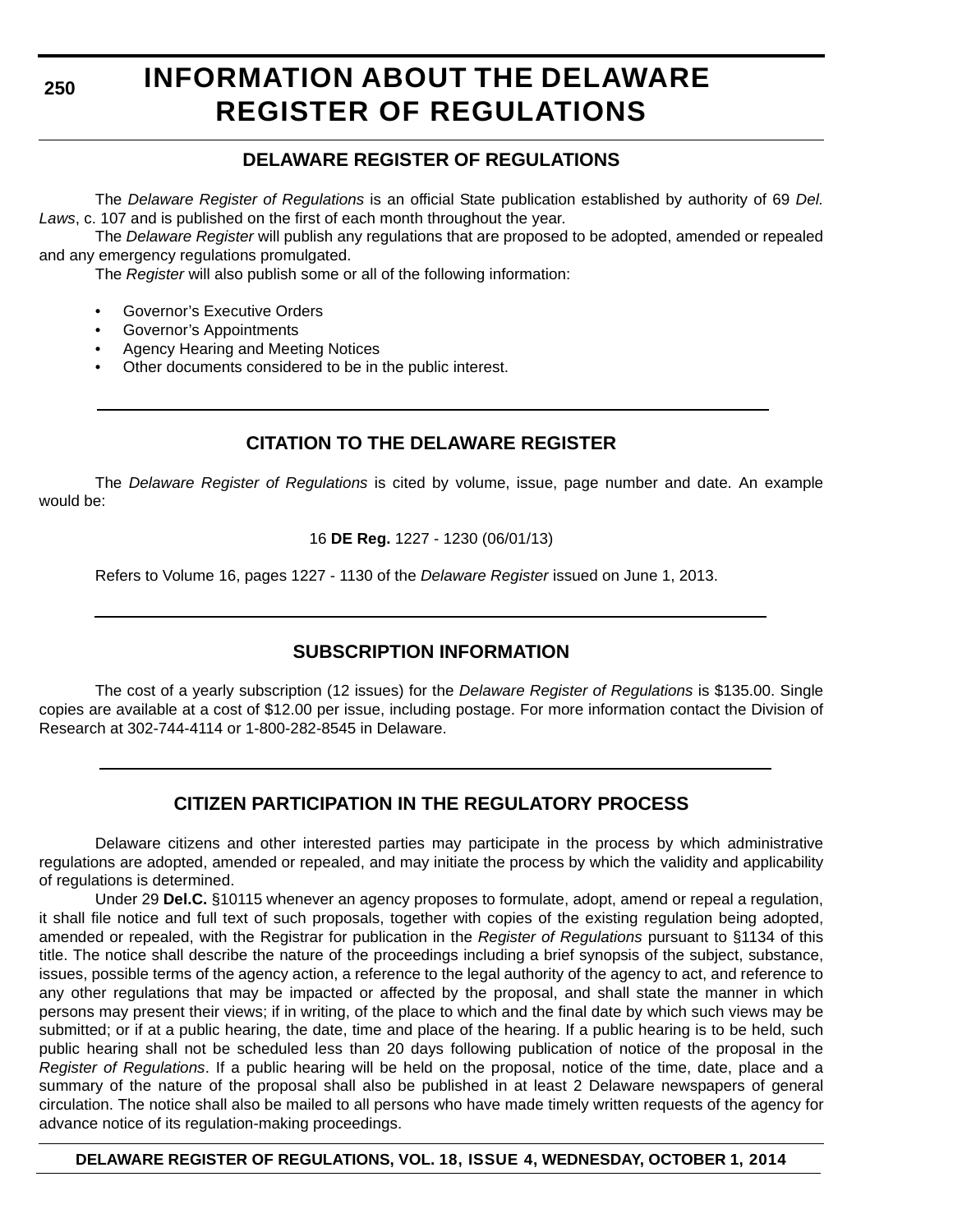# INFORMATION ABOUT THE DELAWARE REGISTER OF REGULATIONS

## DELAWARE REGISTER OF REGULATIONS

The *Delaware Register of Regulations* is an official State publication established by authority of 69 *Del. Laws*, c. 107 and is published on the first of each month throughout the year.

The *Delaware Register* will publish any regulations that are proposed to be adopted, amended or repealed and any emergency regulations promulgated.

The *Register* will also publish some or all of the following information:

- Governor's Executive Orders
- Governor's Appointments
- Agency Hearing and Meeting Notices
- Other documents considered to be in the public interest.

## CITATION TO THE DELAWARE REGISTER

The *Delaware Register of Regulations* is cited by volume, issue, page number and date. An example would be:

16 **DE Reg.** 1227 - 1230 (06/01/13)

Refers to Volume 16, pages 1227 - 1130 of the *Delaware Register* issued on June 1, 2013.

## SUBSCRIPTION INFORMATION

The cost of a yearly subscription (12 issues) for the *Delaware Register of Regulations* is $135.00. Single copies are available at a cost of $12.00 per issue, including postage. For more information contact the Division of Research at 302-744-4114 or 1-800-282-8545 in Delaware.

## CITIZEN PARTICIPATION IN THE REGULATORY PROCESS

Delaware citizens and other interested parties may participate in the process by which administrative regulations are adopted, amended or repealed, and may initiate the process by which the validity and applicability of regulations is determined.

Under 29 **Del.C.** §10115 whenever an agency proposes to formulate, adopt, amend or repeal a regulation, it shall file notice and full text of such proposals, together with copies of the existing regulation being adopted, amended or repealed, with the Registrar for publication in the *Register of Regulations* pursuant to §1134 of this title. The notice shall describe the nature of the proceedings including a brief synopsis of the subject, substance, issues, possible terms of the agency action, a reference to the legal authority of the agency to act, and reference to any other regulations that may be impacted or affected by the proposal, and shall state the manner in which persons may present their views; if in writing, of the place to which and the final date by which such views may be submitted; or if at a public hearing, the date, time and place of the hearing. If a public hearing is to be held, such public hearing shall not be scheduled less than 20 days following publication of notice of the proposal in the *Register of Regulations*. If a public hearing will be held on the proposal, notice of the time, date, place and a summary of the nature of the proposal shall also be published in at least 2 Delaware newspapers of general circulation. The notice shall also be mailed to all persons who have made timely written requests of the agency for advance notice of its regulation-making proceedings.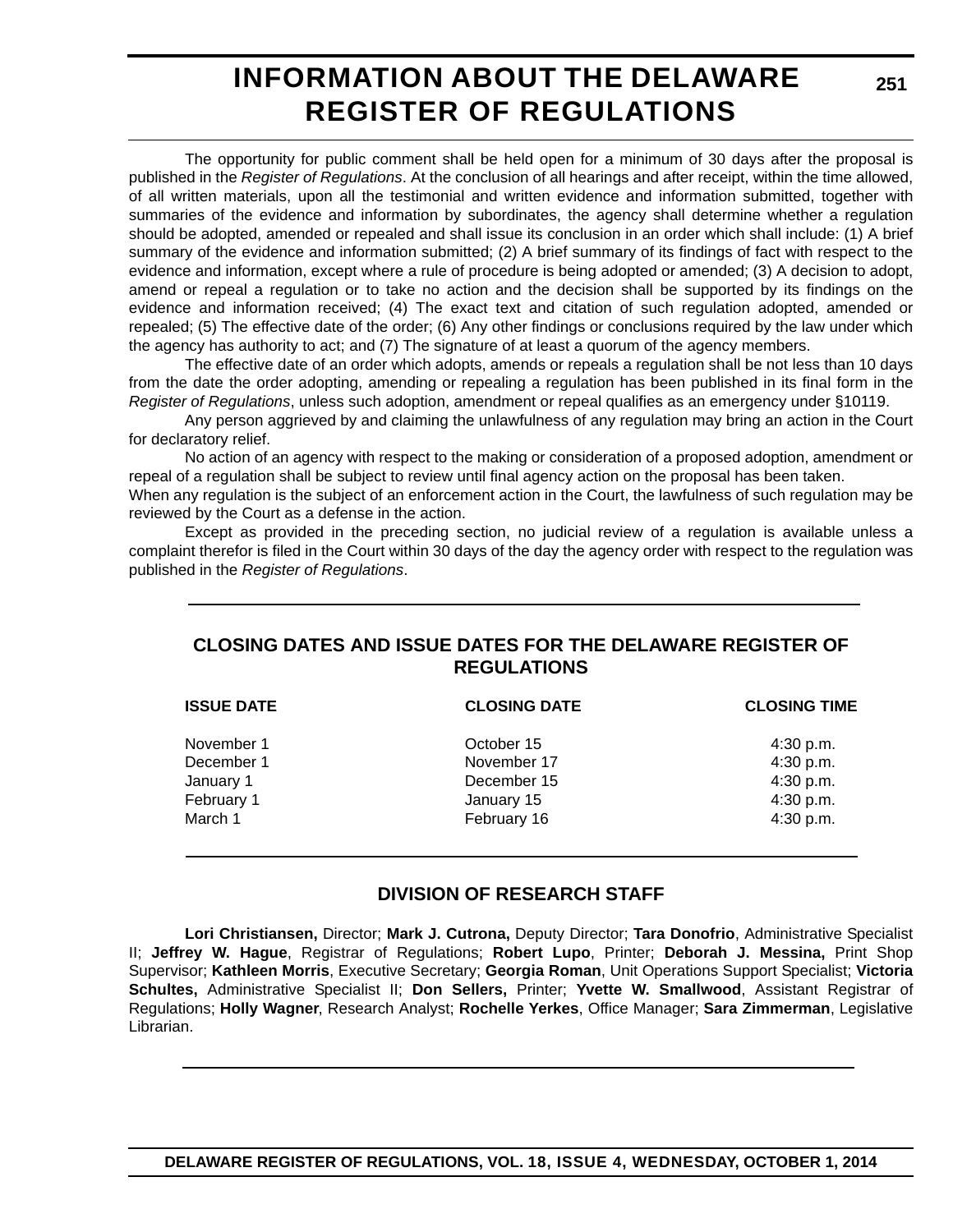# INFORMATION ABOUT THE DELAWARE REGISTER OF REGULATIONS

The opportunity for public comment shall be held open for a minimum of 30 days after the proposal is published in the *Register of Regulations*. At the conclusion of all hearings and after receipt, within the time allowed, of all written materials, upon all the testimonial and written evidence and information submitted, together with summaries of the evidence and information by subordinates, the agency shall determine whether a regulation should be adopted, amended or repealed and shall issue its conclusion in an order which shall include: (1) A brief summary of the evidence and information submitted; (2) A brief summary of its findings of fact with respect to the evidence and information, except where a rule of procedure is being adopted or amended; (3) A decision to adopt, amend or repeal a regulation or to take no action and the decision shall be supported by its findings on the evidence and information received; (4) The exact text and citation of such regulation adopted, amended or repealed; (5) The effective date of the order; (6) Any other findings or conclusions required by the law under which the agency has authority to act; and (7) The signature of at least a quorum of the agency members.

The effective date of an order which adopts, amends or repeals a regulation shall be not less than 10 days from the date the order adopting, amending or repealing a regulation has been published in its final form in the *Register of Regulations*, unless such adoption, amendment or repeal qualifies as an emergency under §10119.

Any person aggrieved by and claiming the unlawfulness of any regulation may bring an action in the Court for declaratory relief.

No action of an agency with respect to the making or consideration of a proposed adoption, amendment or repeal of a regulation shall be subject to review until final agency action on the proposal has been taken.
When any regulation is the subject of an enforcement action in the Court, the lawfulness of such regulation may be reviewed by the Court as a defense in the action.

Except as provided in the preceding section, no judicial review of a regulation is available unless a complaint therefor is filed in the Court within 30 days of the day the agency order with respect to the regulation was published in the *Register of Regulations*.

## CLOSING DATES AND ISSUE DATES FOR THE DELAWARE REGISTER OF REGULATIONS

| ISSUE DATE | CLOSING DATE | CLOSING TIME |
|---|---|---|
| November 1 | October 15 | 4:30 p.m. |
| December 1 | November 17 | 4:30 p.m. |
| January 1 | December 15 | 4:30 p.m. |
| February 1 | January 15 | 4:30 p.m. |
| March 1 | February 16 | 4:30 p.m. |

## DIVISION OF RESEARCH STAFF

**Lori Christiansen,** Director; **Mark J. Cutrona,** Deputy Director; **Tara Donofrio**, Administrative Specialist II; **Jeffrey W. Hague**, Registrar of Regulations; **Robert Lupo**, Printer; **Deborah J. Messina,** Print Shop Supervisor; **Kathleen Morris**, Executive Secretary; **Georgia Roman**, Unit Operations Support Specialist; **Victoria Schultes,** Administrative Specialist II; **Don Sellers,** Printer; **Yvette W. Smallwood**, Assistant Registrar of Regulations; **Holly Wagner**, Research Analyst; **Rochelle Yerkes**, Office Manager; **Sara Zimmerman**, Legislative Librarian.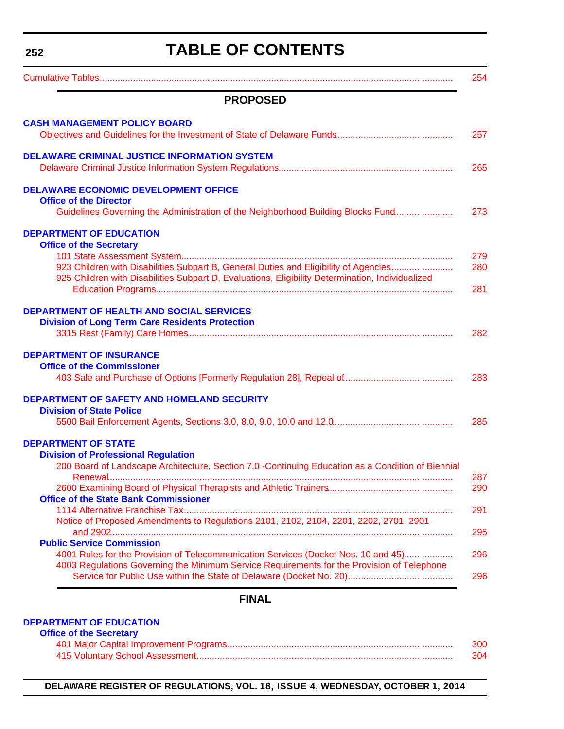# TABLE OF CONTENTS

Cumulative Tables ............ 254

## PROPOSED

**CASH MANAGEMENT POLICY BOARD**

Objectives and Guidelines for the Investment of State of Delaware Funds ............ 257

**DELAWARE CRIMINAL JUSTICE INFORMATION SYSTEM**

Delaware Criminal Justice Information System Regulations ............ 265

**DELAWARE ECONOMIC DEVELOPMENT OFFICE**

**Office of the Director**

Guidelines Governing the Administration of the Neighborhood Building Blocks Fund ............ 273

**DEPARTMENT OF EDUCATION**

**Office of the Secretary**

101 State Assessment System ............ 279

923 Children with Disabilities Subpart B, General Duties and Eligibility of Agencies ............ 280

925 Children with Disabilities Subpart D, Evaluations, Eligibility Determination, Individualized Education Programs ............ 281

**DEPARTMENT OF HEALTH AND SOCIAL SERVICES**

**Division of Long Term Care Residents Protection**

3315 Rest (Family) Care Homes ............ 282

**DEPARTMENT OF INSURANCE**

**Office of the Commissioner**

403 Sale and Purchase of Options [Formerly Regulation 28], Repeal of ............ 283

**DEPARTMENT OF SAFETY AND HOMELAND SECURITY**

**Division of State Police**

5500 Bail Enforcement Agents, Sections 3.0, 8.0, 9.0, 10.0 and 12.0 ............ 285

**DEPARTMENT OF STATE**

**Division of Professional Regulation**

200 Board of Landscape Architecture, Section 7.0 -Continuing Education as a Condition of Biennial Renewal ............ 287

2600 Examining Board of Physical Therapists and Athletic Trainers ............ 290

**Office of the State Bank Commissioner**

1114 Alternative Franchise Tax ............ 291

Notice of Proposed Amendments to Regulations 2101, 2102, 2104, 2201, 2202, 2701, 2901 and 2902 ............ 295

**Public Service Commission**

4001 Rules for the Provision of Telecommunication Services (Docket Nos. 10 and 45) ............ 296

4003 Regulations Governing the Minimum Service Requirements for the Provision of Telephone Service for Public Use within the State of Delaware (Docket No. 20) ............ 296

## FINAL

**DEPARTMENT OF EDUCATION**

**Office of the Secretary**

401 Major Capital Improvement Programs ............ 300

415 Voluntary School Assessment ............ 304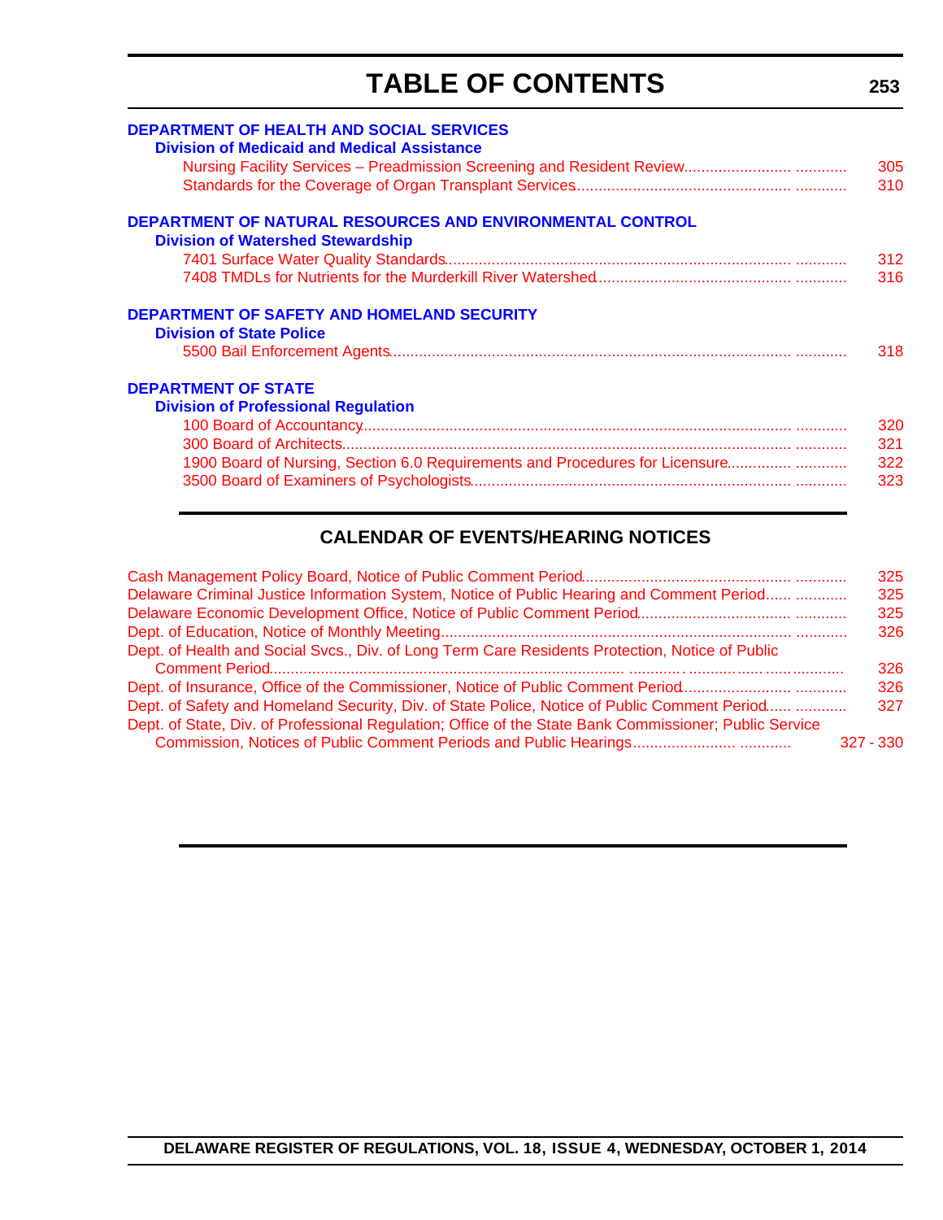# TABLE OF CONTENTS

**DEPARTMENT OF HEALTH AND SOCIAL SERVICES**

**Division of Medicaid and Medical Assistance**

Nursing Facility Services – Preadmission Screening and Resident Review ........................ 305
Standards for the Coverage of Organ Transplant Services ........................ 310

**DEPARTMENT OF NATURAL RESOURCES AND ENVIRONMENTAL CONTROL**

**Division of Watershed Stewardship**

7401 Surface Water Quality Standards ........................ 312
7408 TMDLs for Nutrients for the Murderkill River Watershed ........................ 316

**DEPARTMENT OF SAFETY AND HOMELAND SECURITY**

**Division of State Police**

5500 Bail Enforcement Agents ........................ 318

**DEPARTMENT OF STATE**

**Division of Professional Regulation**

100 Board of Accountancy ........................ 320
300 Board of Architects ........................ 321
1900 Board of Nursing, Section 6.0 Requirements and Procedures for Licensure ........................ 322
3500 Board of Examiners of Psychologists ........................ 323

## CALENDAR OF EVENTS/HEARING NOTICES

Cash Management Policy Board, Notice of Public Comment Period ........................ 325
Delaware Criminal Justice Information System, Notice of Public Hearing and Comment Period ........................ 325
Delaware Economic Development Office, Notice of Public Comment Period ........................ 325
Dept. of Education, Notice of Monthly Meeting ........................ 326
Dept. of Health and Social Svcs., Div. of Long Term Care Residents Protection, Notice of Public Comment Period ........................ 326
Dept. of Insurance, Office of the Commissioner, Notice of Public Comment Period ........................ 326
Dept. of Safety and Homeland Security, Div. of State Police, Notice of Public Comment Period ........................ 327
Dept. of State, Div. of Professional Regulation; Office of the State Bank Commissioner; Public Service Commission, Notices of Public Comment Periods and Public Hearings ........................ 327 - 330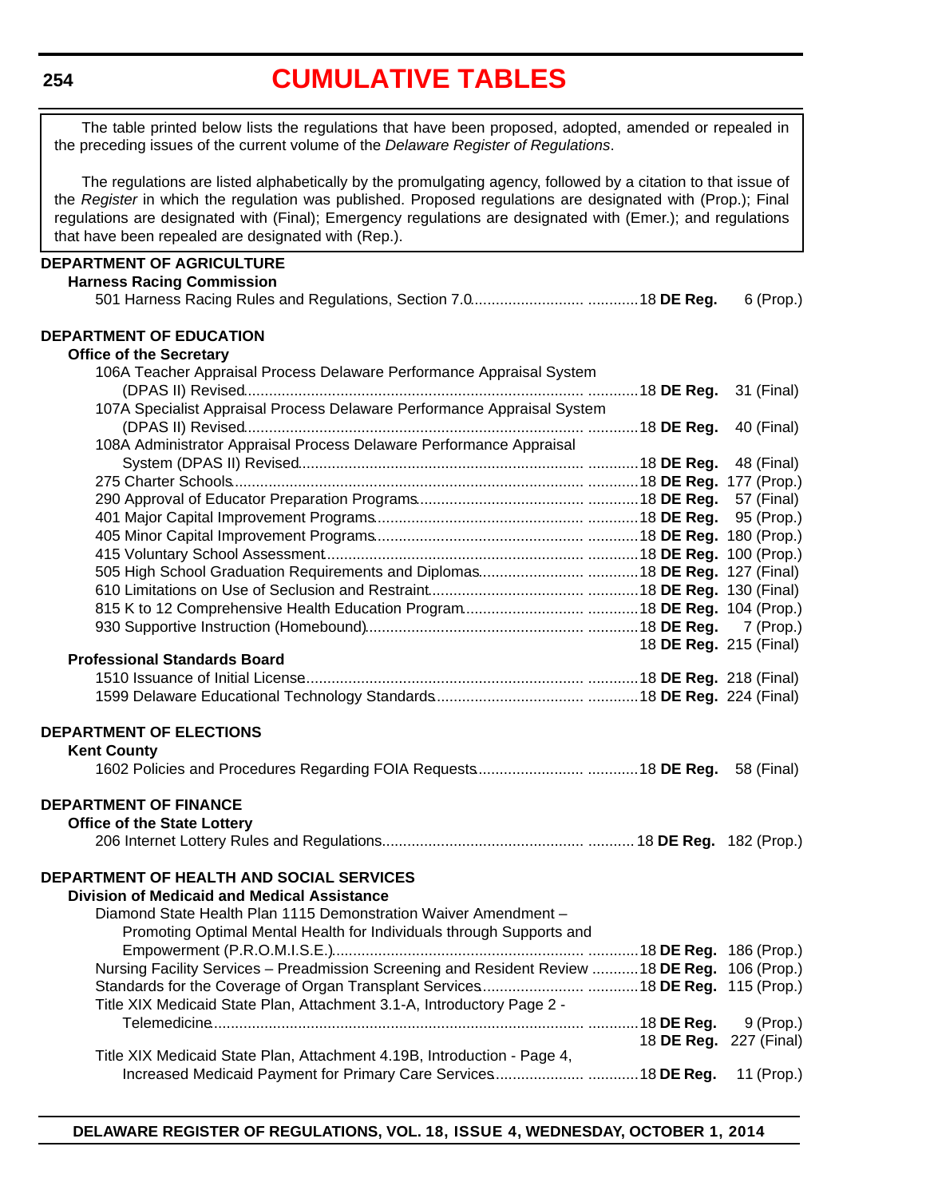# CUMULATIVE TABLES

The table printed below lists the regulations that have been proposed, adopted, amended or repealed in the preceding issues of the current volume of the *Delaware Register of Regulations*.

The regulations are listed alphabetically by the promulgating agency, followed by a citation to that issue of the *Register* in which the regulation was published. Proposed regulations are designated with (Prop.); Final regulations are designated with (Final); Emergency regulations are designated with (Emer.); and regulations that have been repealed are designated with (Rep.).

**DEPARTMENT OF AGRICULTURE**

**Harness Racing Commission**

501 Harness Racing Rules and Regulations, Section 7.0 ............ 18 **DE Reg.** 6 (Prop.)

**DEPARTMENT OF EDUCATION**

**Office of the Secretary**

106A Teacher Appraisal Process Delaware Performance Appraisal System (DPAS II) Revised ............ 18 **DE Reg.** 31 (Final)

107A Specialist Appraisal Process Delaware Performance Appraisal System (DPAS II) Revised ............ 18 **DE Reg.** 40 (Final)

108A Administrator Appraisal Process Delaware Performance Appraisal System (DPAS II) Revised ............ 18 **DE Reg.** 48 (Final)

275 Charter Schools ............ 18 **DE Reg.** 177 (Prop.)

290 Approval of Educator Preparation Programs ............ 18 **DE Reg.** 57 (Final)

401 Major Capital Improvement Programs ............ 18 **DE Reg.** 95 (Prop.)

405 Minor Capital Improvement Programs ............ 18 **DE Reg.** 180 (Prop.)

415 Voluntary School Assessment ............ 18 **DE Reg.** 100 (Prop.)

505 High School Graduation Requirements and Diplomas ............ 18 **DE Reg.** 127 (Final)

610 Limitations on Use of Seclusion and Restraint ............ 18 **DE Reg.** 130 (Final)

815 K to 12 Comprehensive Health Education Program ............ 18 **DE Reg.** 104 (Prop.)

930 Supportive Instruction (Homebound) ............ 18 **DE Reg.** 7 (Prop.)
18 **DE Reg.** 215 (Final)

**Professional Standards Board**

1510 Issuance of Initial License ............ 18 **DE Reg.** 218 (Final)

1599 Delaware Educational Technology Standards ............ 18 **DE Reg.** 224 (Final)

**DEPARTMENT OF ELECTIONS**

**Kent County**

1602 Policies and Procedures Regarding FOIA Requests ............ 18 **DE Reg.** 58 (Final)

**DEPARTMENT OF FINANCE**

**Office of the State Lottery**

206 Internet Lottery Rules and Regulations ............ 18 **DE Reg.** 182 (Prop.)

**DEPARTMENT OF HEALTH AND SOCIAL SERVICES**

**Division of Medicaid and Medical Assistance**

Diamond State Health Plan 1115 Demonstration Waiver Amendment – Promoting Optimal Mental Health for Individuals through Supports and Empowerment (P.R.O.M.I.S.E.) ............ 18 **DE Reg.** 186 (Prop.)

Nursing Facility Services – Preadmission Screening and Resident Review ............ 18 **DE Reg.** 106 (Prop.)

Standards for the Coverage of Organ Transplant Services ............ 18 **DE Reg.** 115 (Prop.)

Title XIX Medicaid State Plan, Attachment 3.1-A, Introductory Page 2 - Telemedicine ............ 18 **DE Reg.** 9 (Prop.)
18 **DE Reg.** 227 (Final)

Title XIX Medicaid State Plan, Attachment 4.19B, Introduction - Page 4, Increased Medicaid Payment for Primary Care Services ............ 18 **DE Reg.** 11 (Prop.)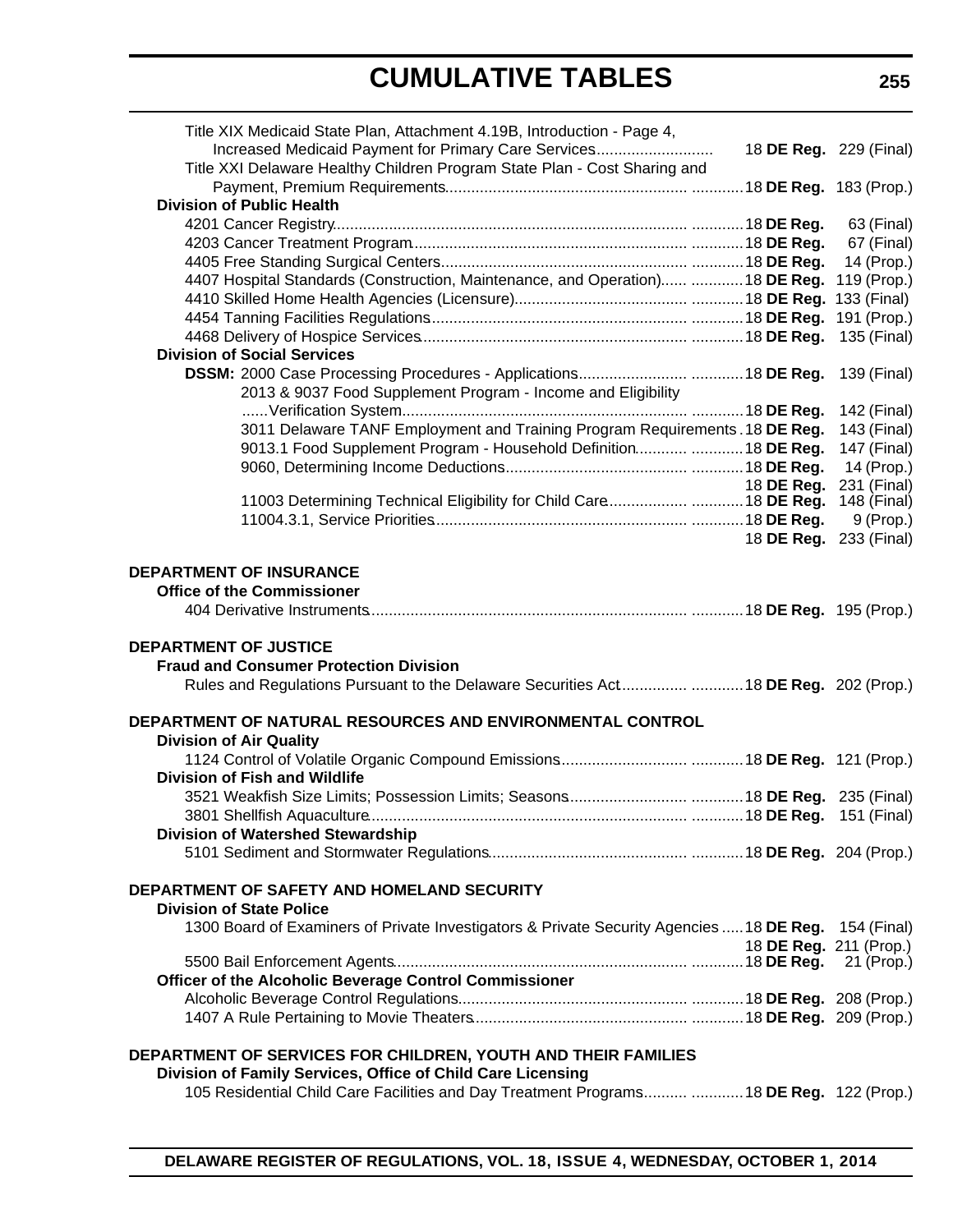# CUMULATIVE TABLES

Title XIX Medicaid State Plan, Attachment 4.19B, Introduction - Page 4, Increased Medicaid Payment for Primary Care Services .......................... 18 **DE Reg.** 229 (Final)

Title XXI Delaware Healthy Children Program State Plan - Cost Sharing and Payment, Premium Requirements ........................................................ 18 **DE Reg.** 183 (Prop.)

**Division of Public Health**

4201 Cancer Registry ........................................................................ 18 **DE Reg.** 63 (Final)

4203 Cancer Treatment Program ......................................................... 18 **DE Reg.** 67 (Final)

4405 Free Standing Surgical Centers .................................................. 18 **DE Reg.** 14 (Prop.)

4407 Hospital Standards (Construction, Maintenance, and Operation) ...... 18 **DE Reg.** 119 (Prop.)

4410 Skilled Home Health Agencies (Licensure) ................................... 18 **DE Reg.** 133 (Final)

4454 Tanning Facilities Regulations ..................................................... 18 **DE Reg.** 191 (Prop.)

4468 Delivery of Hospice Services ....................................................... 18 **DE Reg.** 135 (Final)

**Division of Social Services**

**DSSM:** 2000 Case Processing Procedures - Applications ........................ 18 **DE Reg.** 139 (Final)

2013 & 9037 Food Supplement Program - Income and Eligibility ......Verification System ............................................................. 18 **DE Reg.** 142 (Final)

3011 Delaware TANF Employment and Training Program Requirements . 18 **DE Reg.** 143 (Final)

9013.1 Food Supplement Program - Household Definition ........... 18 **DE Reg.** 147 (Final)

9060, Determining Income Deductions ........................................ 18 **DE Reg.** 14 (Prop.)
18 **DE Reg.** 231 (Final)

11003 Determining Technical Eligibility for Child Care ................. 18 **DE Reg.** 148 (Final)

11004.3.1, Service Priorities ......................................................... 18 **DE Reg.** 9 (Prop.)
18 **DE Reg.** 233 (Final)

## DEPARTMENT OF INSURANCE

**Office of the Commissioner**

404 Derivative Instruments ..................................................................... 18 **DE Reg.** 195 (Prop.)

## DEPARTMENT OF JUSTICE

**Fraud and Consumer Protection Division**

Rules and Regulations Pursuant to the Delaware Securities Act .............. 18 **DE Reg.** 202 (Prop.)

## DEPARTMENT OF NATURAL RESOURCES AND ENVIRONMENTAL CONTROL

**Division of Air Quality**

1124 Control of Volatile Organic Compound Emissions ........................... 18 **DE Reg.** 121 (Prop.)

**Division of Fish and Wildlife**

3521 Weakfish Size Limits; Possession Limits; Seasons .......................... 18 **DE Reg.** 235 (Final)

3801 Shellfish Aquaculture ....................................................................... 18 **DE Reg.** 151 (Final)

**Division of Watershed Stewardship**

5101 Sediment and Stormwater Regulations ............................................ 18 **DE Reg.** 204 (Prop.)

## DEPARTMENT OF SAFETY AND HOMELAND SECURITY

**Division of State Police**

1300 Board of Examiners of Private Investigators & Private Security Agencies ..... 18 **DE Reg.** 154 (Final)
18 **DE Reg.** 211 (Prop.)

5500 Bail Enforcement Agents ................................................................. 18 **DE Reg.** 21 (Prop.)

**Officer of the Alcoholic Beverage Control Commissioner**

Alcoholic Beverage Control Regulations .................................................. 18 **DE Reg.** 208 (Prop.)

1407 A Rule Pertaining to Movie Theaters ................................................ 18 **DE Reg.** 209 (Prop.)

## DEPARTMENT OF SERVICES FOR CHILDREN, YOUTH AND THEIR FAMILIES

**Division of Family Services, Office of Child Care Licensing**

105 Residential Child Care Facilities and Day Treatment Programs .......... 18 **DE Reg.** 122 (Prop.)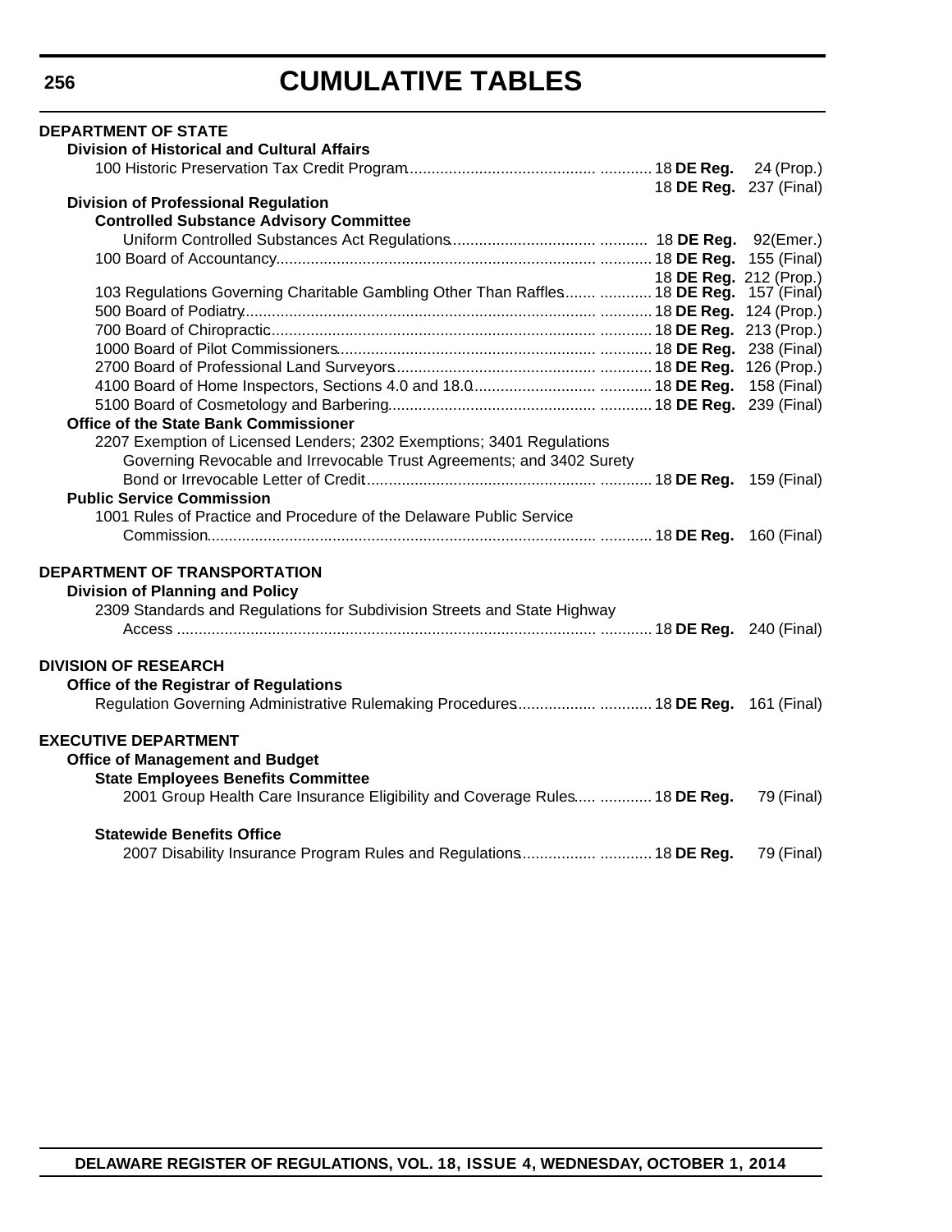# CUMULATIVE TABLES

**DEPARTMENT OF STATE**

**Division of Historical and Cultural Affairs**

100 Historic Preservation Tax Credit Program ........................................... ............ 18 **DE Reg.** 24 (Prop.)
18 **DE Reg.** 237 (Final)

**Division of Professional Regulation**

**Controlled Substance Advisory Committee**

Uniform Controlled Substances Act Regulations ............................... ........... 18 **DE Reg.** 92(Emer.)

100 Board of Accountancy ........................................................................ ............ 18 **DE Reg.** 155 (Final)
18 **DE Reg.** 212 (Prop.)

103 Regulations Governing Charitable Gambling Other Than Raffles....... ............ 18 **DE Reg.** 157 (Final)

500 Board of Podiatry ............................................................................... ............ 18 **DE Reg.** 124 (Prop.)

700 Board of Chiropractic ......................................................................... ............ 18 **DE Reg.** 213 (Prop.)

1000 Board of Pilot Commissioners .......................................................... ............ 18 **DE Reg.** 238 (Final)

2700 Board of Professional Land Surveyors ............................................ ............ 18 **DE Reg.** 126 (Prop.)

4100 Board of Home Inspectors, Sections 4.0 and 18.0 ........................... ............ 18 **DE Reg.** 158 (Final)

5100 Board of Cosmetology and Barbering ............................................... ............ 18 **DE Reg.** 239 (Final)

**Office of the State Bank Commissioner**

2207 Exemption of Licensed Lenders; 2302 Exemptions; 3401 Regulations Governing Revocable and Irrevocable Trust Agreements; and 3402 Surety Bond or Irrevocable Letter of Credit .................................................... ............ 18 **DE Reg.** 159 (Final)

**Public Service Commission**

1001 Rules of Practice and Procedure of the Delaware Public Service Commission ......................................................................................... ............ 18 **DE Reg.** 160 (Final)

**DEPARTMENT OF TRANSPORTATION**

**Division of Planning and Policy**

2309 Standards and Regulations for Subdivision Streets and State Highway Access ................................................................................................ ............ 18 **DE Reg.** 240 (Final)

**DIVISION OF RESEARCH**

**Office of the Registrar of Regulations**

Regulation Governing Administrative Rulemaking Procedures ................. ............ 18 **DE Reg.** 161 (Final)

**EXECUTIVE DEPARTMENT**

**Office of Management and Budget**

**State Employees Benefits Committee**

2001 Group Health Care Insurance Eligibility and Coverage Rules..... ............ 18 **DE Reg.** 79 (Final)

**Statewide Benefits Office**

2007 Disability Insurance Program Rules and Regulations ................ ............ 18 **DE Reg.** 79 (Final)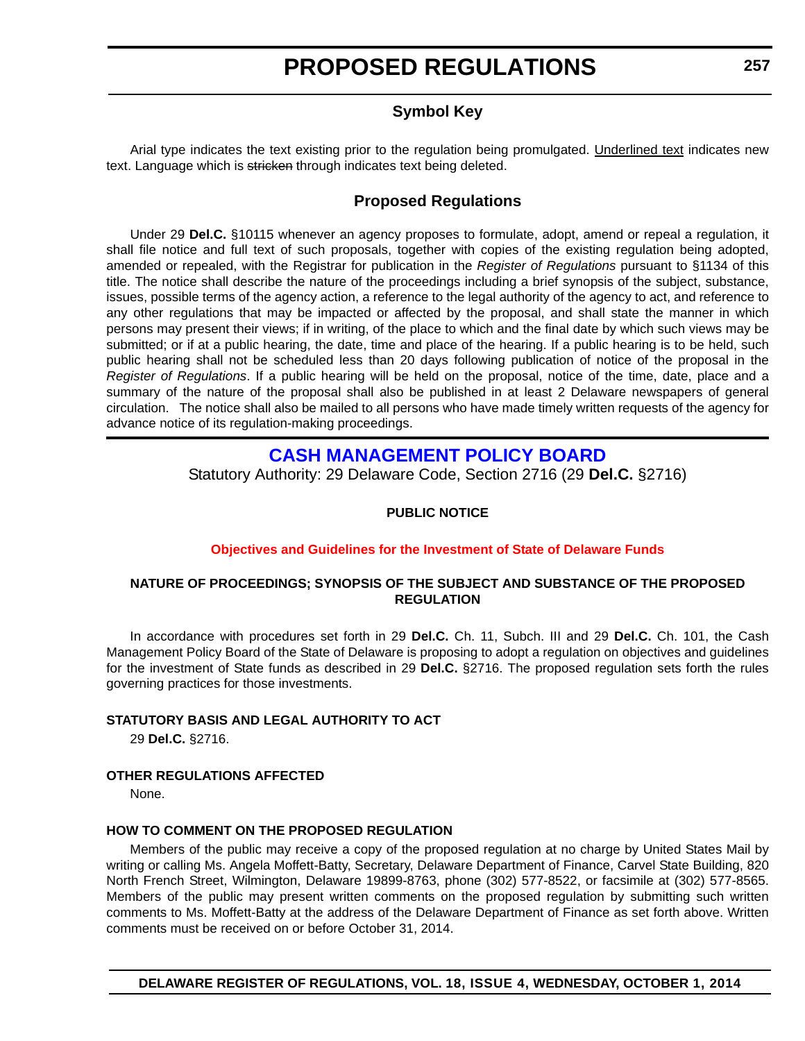# PROPOSED REGULATIONS

## Symbol Key

Arial type indicates the text existing prior to the regulation being promulgated. Underlined text indicates new text. Language which is ~~stricken~~ through indicates text being deleted.

## Proposed Regulations

Under 29 **Del.C.** §10115 whenever an agency proposes to formulate, adopt, amend or repeal a regulation, it shall file notice and full text of such proposals, together with copies of the existing regulation being adopted, amended or repealed, with the Registrar for publication in the *Register of Regulations* pursuant to §1134 of this title. The notice shall describe the nature of the proceedings including a brief synopsis of the subject, substance, issues, possible terms of the agency action, a reference to the legal authority of the agency to act, and reference to any other regulations that may be impacted or affected by the proposal, and shall state the manner in which persons may present their views; if in writing, of the place to which and the final date by which such views may be submitted; or if at a public hearing, the date, time and place of the hearing. If a public hearing is to be held, such public hearing shall not be scheduled less than 20 days following publication of notice of the proposal in the *Register of Regulations*. If a public hearing will be held on the proposal, notice of the time, date, place and a summary of the nature of the proposal shall also be published in at least 2 Delaware newspapers of general circulation. The notice shall also be mailed to all persons who have made timely written requests of the agency for advance notice of its regulation-making proceedings.

## CASH MANAGEMENT POLICY BOARD

Statutory Authority: 29 Delaware Code, Section 2716 (29 **Del.C.** §2716)

**PUBLIC NOTICE**

**Objectives and Guidelines for the Investment of State of Delaware Funds**

**NATURE OF PROCEEDINGS; SYNOPSIS OF THE SUBJECT AND SUBSTANCE OF THE PROPOSED REGULATION**

In accordance with procedures set forth in 29 **Del.C.** Ch. 11, Subch. III and 29 **Del.C.** Ch. 101, the Cash Management Policy Board of the State of Delaware is proposing to adopt a regulation on objectives and guidelines for the investment of State funds as described in 29 **Del.C.** §2716. The proposed regulation sets forth the rules governing practices for those investments.

**STATUTORY BASIS AND LEGAL AUTHORITY TO ACT**

29 **Del.C.** §2716.

**OTHER REGULATIONS AFFECTED**

None.

**HOW TO COMMENT ON THE PROPOSED REGULATION**

Members of the public may receive a copy of the proposed regulation at no charge by United States Mail by writing or calling Ms. Angela Moffett-Batty, Secretary, Delaware Department of Finance, Carvel State Building, 820 North French Street, Wilmington, Delaware 19899-8763, phone (302) 577-8522, or facsimile at (302) 577-8565. Members of the public may present written comments on the proposed regulation by submitting such written comments to Ms. Moffett-Batty at the address of the Delaware Department of Finance as set forth above. Written comments must be received on or before October 31, 2014.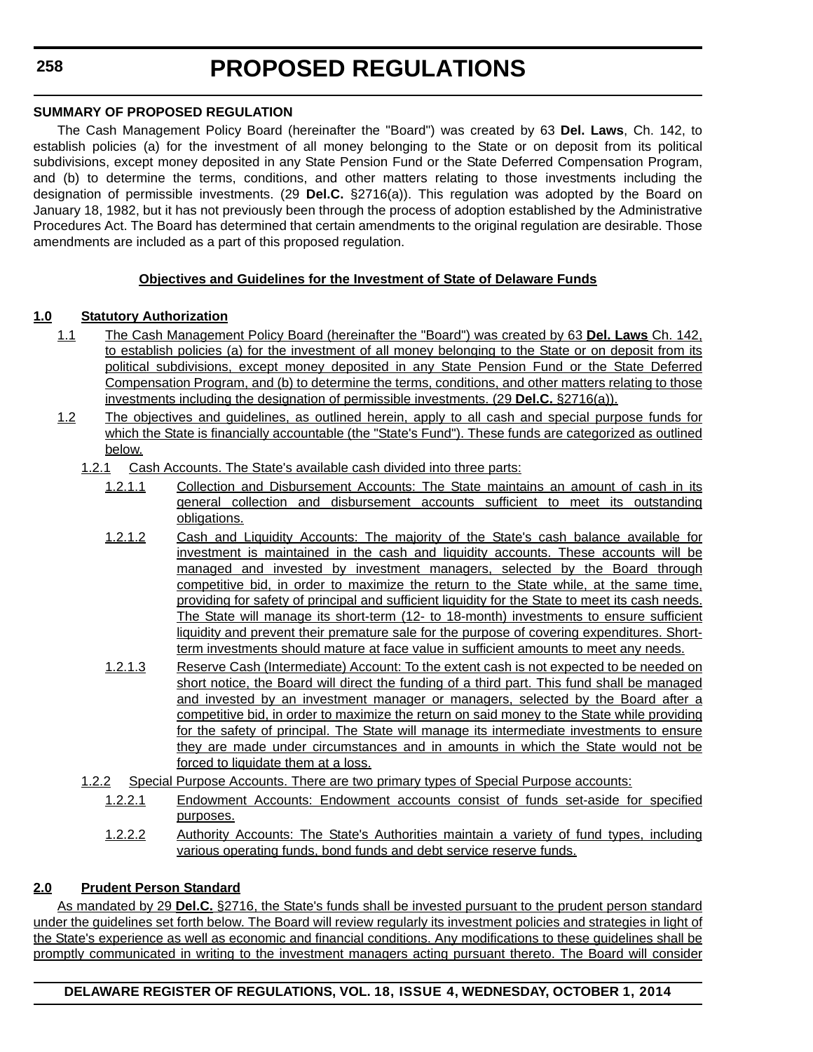# PROPOSED REGULATIONS

**SUMMARY OF PROPOSED REGULATION**

The Cash Management Policy Board (hereinafter the "Board") was created by 63 **Del. Laws**, Ch. 142, to establish policies (a) for the investment of all money belonging to the State or on deposit from its political subdivisions, except money deposited in any State Pension Fund or the State Deferred Compensation Program, and (b) to determine the terms, conditions, and other matters relating to those investments including the designation of permissible investments. (29 **Del.C.** §2716(a)). This regulation was adopted by the Board on January 18, 1982, but it has not previously been through the process of adoption established by the Administrative Procedures Act. The Board has determined that certain amendments to the original regulation are desirable. Those amendments are included as a part of this proposed regulation.

**Objectives and Guidelines for the Investment of State of Delaware Funds**

**1.0 Statutory Authorization**

1.1 The Cash Management Policy Board (hereinafter the "Board") was created by 63 **Del. Laws** Ch. 142, to establish policies (a) for the investment of all money belonging to the State or on deposit from its political subdivisions, except money deposited in any State Pension Fund or the State Deferred Compensation Program, and (b) to determine the terms, conditions, and other matters relating to those investments including the designation of permissible investments. (29 **Del.C.** §2716(a)).

1.2 The objectives and guidelines, as outlined herein, apply to all cash and special purpose funds for which the State is financially accountable (the "State's Fund"). These funds are categorized as outlined below.

1.2.1 Cash Accounts. The State's available cash divided into three parts:

1.2.1.1 Collection and Disbursement Accounts: The State maintains an amount of cash in its general collection and disbursement accounts sufficient to meet its outstanding obligations.

1.2.1.2 Cash and Liquidity Accounts: The majority of the State's cash balance available for investment is maintained in the cash and liquidity accounts. These accounts will be managed and invested by investment managers, selected by the Board through competitive bid, in order to maximize the return to the State while, at the same time, providing for safety of principal and sufficient liquidity for the State to meet its cash needs. The State will manage its short-term (12- to 18-month) investments to ensure sufficient liquidity and prevent their premature sale for the purpose of covering expenditures. Short-term investments should mature at face value in sufficient amounts to meet any needs.

1.2.1.3 Reserve Cash (Intermediate) Account: To the extent cash is not expected to be needed on short notice, the Board will direct the funding of a third part. This fund shall be managed and invested by an investment manager or managers, selected by the Board after a competitive bid, in order to maximize the return on said money to the State while providing for the safety of principal. The State will manage its intermediate investments to ensure they are made under circumstances and in amounts in which the State would not be forced to liquidate them at a loss.

1.2.2 Special Purpose Accounts. There are two primary types of Special Purpose accounts:

1.2.2.1 Endowment Accounts: Endowment accounts consist of funds set-aside for specified purposes.

1.2.2.2 Authority Accounts: The State's Authorities maintain a variety of fund types, including various operating funds, bond funds and debt service reserve funds.

**2.0 Prudent Person Standard**

As mandated by 29 **Del.C.** §2716, the State's funds shall be invested pursuant to the prudent person standard under the guidelines set forth below. The Board will review regularly its investment policies and strategies in light of the State's experience as well as economic and financial conditions. Any modifications to these guidelines shall be promptly communicated in writing to the investment managers acting pursuant thereto. The Board will consider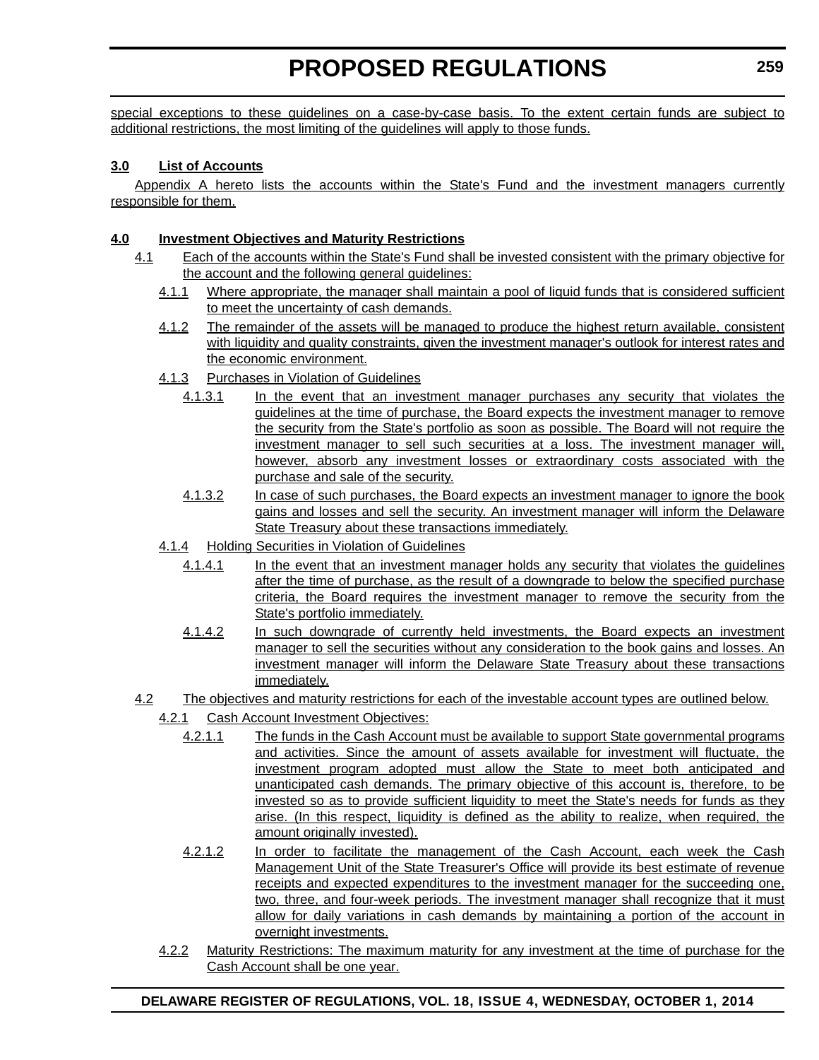special exceptions to these guidelines on a case-by-case basis. To the extent certain funds are subject to additional restrictions, the most limiting of the guidelines will apply to those funds.

**3.0 List of Accounts**

Appendix A hereto lists the accounts within the State's Fund and the investment managers currently responsible for them.

**4.0 Investment Objectives and Maturity Restrictions**

4.1 Each of the accounts within the State's Fund shall be invested consistent with the primary objective for the account and the following general guidelines:

4.1.1 Where appropriate, the manager shall maintain a pool of liquid funds that is considered sufficient to meet the uncertainty of cash demands.

4.1.2 The remainder of the assets will be managed to produce the highest return available, consistent with liquidity and quality constraints, given the investment manager's outlook for interest rates and the economic environment.

4.1.3 Purchases in Violation of Guidelines

4.1.3.1 In the event that an investment manager purchases any security that violates the guidelines at the time of purchase, the Board expects the investment manager to remove the security from the State's portfolio as soon as possible. The Board will not require the investment manager to sell such securities at a loss. The investment manager will, however, absorb any investment losses or extraordinary costs associated with the purchase and sale of the security.

4.1.3.2 In case of such purchases, the Board expects an investment manager to ignore the book gains and losses and sell the security. An investment manager will inform the Delaware State Treasury about these transactions immediately.

4.1.4 Holding Securities in Violation of Guidelines

4.1.4.1 In the event that an investment manager holds any security that violates the guidelines after the time of purchase, as the result of a downgrade to below the specified purchase criteria, the Board requires the investment manager to remove the security from the State's portfolio immediately.

4.1.4.2 In such downgrade of currently held investments, the Board expects an investment manager to sell the securities without any consideration to the book gains and losses. An investment manager will inform the Delaware State Treasury about these transactions immediately.

4.2 The objectives and maturity restrictions for each of the investable account types are outlined below.

4.2.1 Cash Account Investment Objectives:

4.2.1.1 The funds in the Cash Account must be available to support State governmental programs and activities. Since the amount of assets available for investment will fluctuate, the investment program adopted must allow the State to meet both anticipated and unanticipated cash demands. The primary objective of this account is, therefore, to be invested so as to provide sufficient liquidity to meet the State's needs for funds as they arise. (In this respect, liquidity is defined as the ability to realize, when required, the amount originally invested).

4.2.1.2 In order to facilitate the management of the Cash Account, each week the Cash Management Unit of the State Treasurer's Office will provide its best estimate of revenue receipts and expected expenditures to the investment manager for the succeeding one, two, three, and four-week periods. The investment manager shall recognize that it must allow for daily variations in cash demands by maintaining a portion of the account in overnight investments.

4.2.2 Maturity Restrictions: The maximum maturity for any investment at the time of purchase for the Cash Account shall be one year.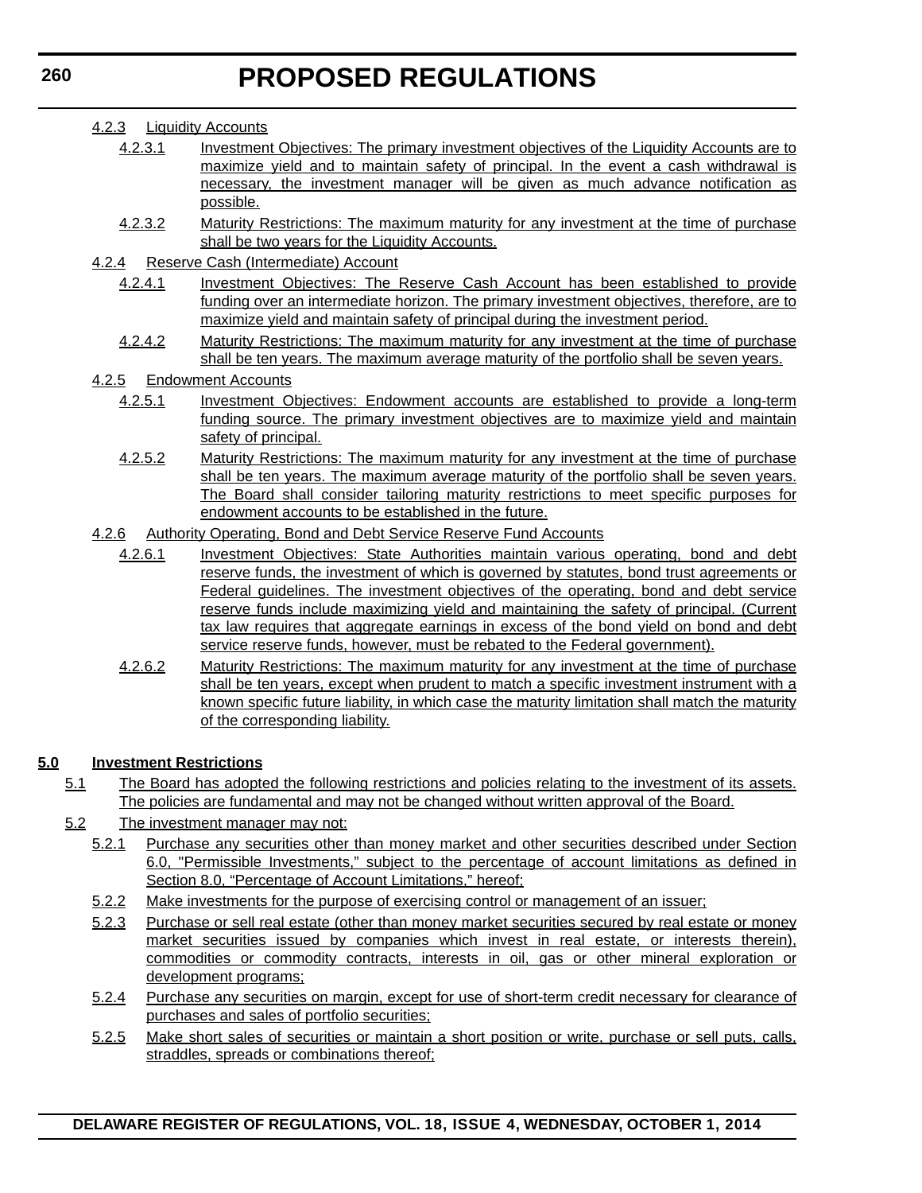4.2.3 Liquidity Accounts

4.2.3.1 Investment Objectives: The primary investment objectives of the Liquidity Accounts are to maximize yield and to maintain safety of principal. In the event a cash withdrawal is necessary, the investment manager will be given as much advance notification as possible.

4.2.3.2 Maturity Restrictions: The maximum maturity for any investment at the time of purchase shall be two years for the Liquidity Accounts.

4.2.4 Reserve Cash (Intermediate) Account

4.2.4.1 Investment Objectives: The Reserve Cash Account has been established to provide funding over an intermediate horizon. The primary investment objectives, therefore, are to maximize yield and maintain safety of principal during the investment period.

4.2.4.2 Maturity Restrictions: The maximum maturity for any investment at the time of purchase shall be ten years. The maximum average maturity of the portfolio shall be seven years.

4.2.5 Endowment Accounts

4.2.5.1 Investment Objectives: Endowment accounts are established to provide a long-term funding source. The primary investment objectives are to maximize yield and maintain safety of principal.

4.2.5.2 Maturity Restrictions: The maximum maturity for any investment at the time of purchase shall be ten years. The maximum average maturity of the portfolio shall be seven years. The Board shall consider tailoring maturity restrictions to meet specific purposes for endowment accounts to be established in the future.

4.2.6 Authority Operating, Bond and Debt Service Reserve Fund Accounts

4.2.6.1 Investment Objectives: State Authorities maintain various operating, bond and debt reserve funds, the investment of which is governed by statutes, bond trust agreements or Federal guidelines. The investment objectives of the operating, bond and debt service reserve funds include maximizing yield and maintaining the safety of principal. (Current tax law requires that aggregate earnings in excess of the bond yield on bond and debt service reserve funds, however, must be rebated to the Federal government).

4.2.6.2 Maturity Restrictions: The maximum maturity for any investment at the time of purchase shall be ten years, except when prudent to match a specific investment instrument with a known specific future liability, in which case the maturity limitation shall match the maturity of the corresponding liability.

**5.0 Investment Restrictions**

5.1 The Board has adopted the following restrictions and policies relating to the investment of its assets. The policies are fundamental and may not be changed without written approval of the Board.

5.2 The investment manager may not:

5.2.1 Purchase any securities other than money market and other securities described under Section 6.0, "Permissible Investments," subject to the percentage of account limitations as defined in Section 8.0, "Percentage of Account Limitations," hereof;

5.2.2 Make investments for the purpose of exercising control or management of an issuer;

5.2.3 Purchase or sell real estate (other than money market securities secured by real estate or money market securities issued by companies which invest in real estate, or interests therein), commodities or commodity contracts, interests in oil, gas or other mineral exploration or development programs;

5.2.4 Purchase any securities on margin, except for use of short-term credit necessary for clearance of purchases and sales of portfolio securities;

5.2.5 Make short sales of securities or maintain a short position or write, purchase or sell puts, calls, straddles, spreads or combinations thereof;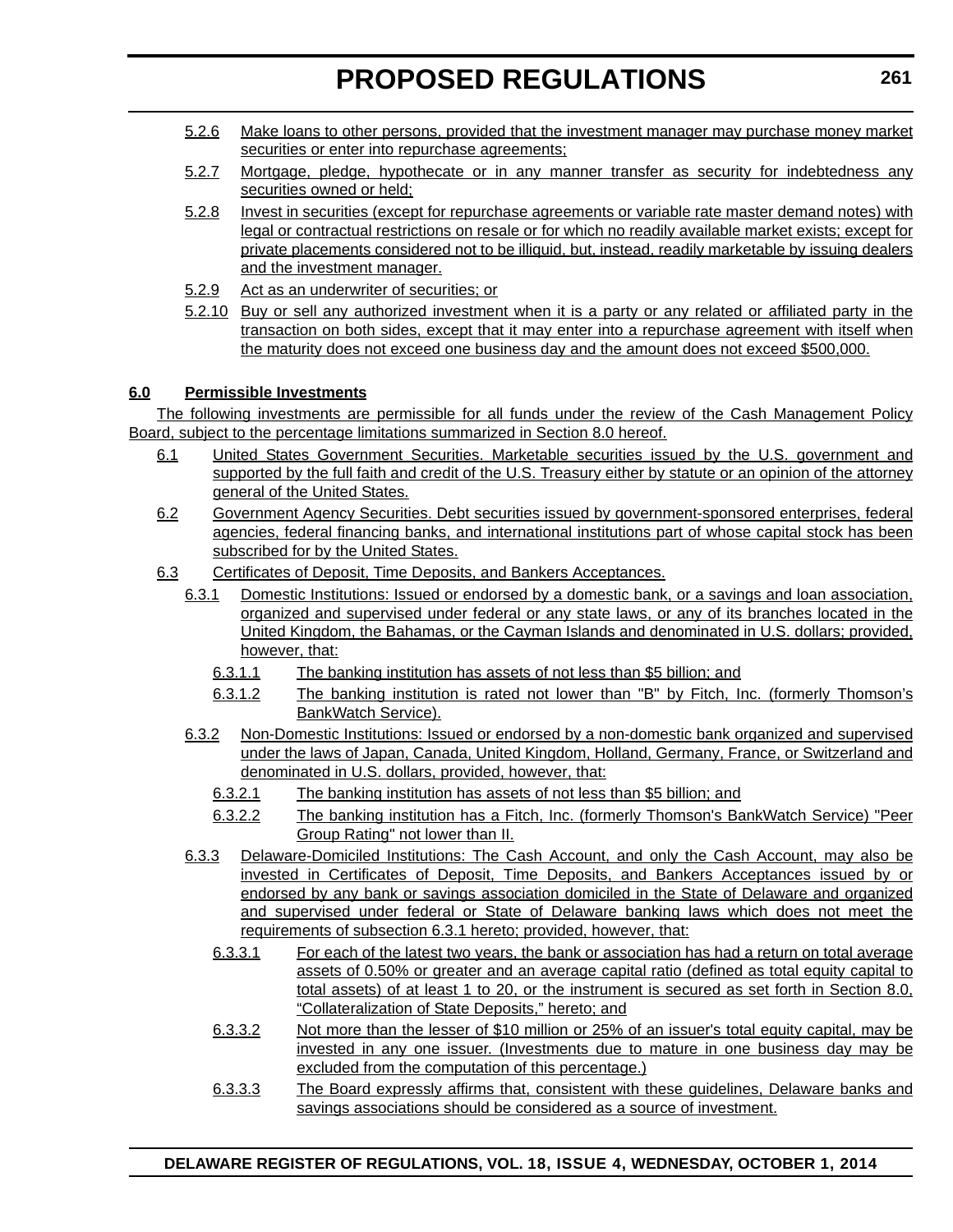5.2.6 Make loans to other persons, provided that the investment manager may purchase money market securities or enter into repurchase agreements;

5.2.7 Mortgage, pledge, hypothecate or in any manner transfer as security for indebtedness any securities owned or held;

5.2.8 Invest in securities (except for repurchase agreements or variable rate master demand notes) with legal or contractual restrictions on resale or for which no readily available market exists; except for private placements considered not to be illiquid, but, instead, readily marketable by issuing dealers and the investment manager.

5.2.9 Act as an underwriter of securities; or

5.2.10 Buy or sell any authorized investment when it is a party or any related or affiliated party in the transaction on both sides, except that it may enter into a repurchase agreement with itself when the maturity does not exceed one business day and the amount does not exceed $500,000.

**6.0 Permissible Investments**

The following investments are permissible for all funds under the review of the Cash Management Policy Board, subject to the percentage limitations summarized in Section 8.0 hereof.

6.1 United States Government Securities. Marketable securities issued by the U.S. government and supported by the full faith and credit of the U.S. Treasury either by statute or an opinion of the attorney general of the United States.

6.2 Government Agency Securities. Debt securities issued by government-sponsored enterprises, federal agencies, federal financing banks, and international institutions part of whose capital stock has been subscribed for by the United States.

6.3 Certificates of Deposit, Time Deposits, and Bankers Acceptances.

6.3.1 Domestic Institutions: Issued or endorsed by a domestic bank, or a savings and loan association, organized and supervised under federal or any state laws, or any of its branches located in the United Kingdom, the Bahamas, or the Cayman Islands and denominated in U.S. dollars; provided, however, that:

6.3.1.1 The banking institution has assets of not less than $5 billion; and

6.3.1.2 The banking institution is rated not lower than "B" by Fitch, Inc. (formerly Thomson's BankWatch Service).

6.3.2 Non-Domestic Institutions: Issued or endorsed by a non-domestic bank organized and supervised under the laws of Japan, Canada, United Kingdom, Holland, Germany, France, or Switzerland and denominated in U.S. dollars, provided, however, that:

6.3.2.1 The banking institution has assets of not less than $5 billion; and

6.3.2.2 The banking institution has a Fitch, Inc. (formerly Thomson's BankWatch Service) "Peer Group Rating" not lower than II.

6.3.3 Delaware-Domiciled Institutions: The Cash Account, and only the Cash Account, may also be invested in Certificates of Deposit, Time Deposits, and Bankers Acceptances issued by or endorsed by any bank or savings association domiciled in the State of Delaware and organized and supervised under federal or State of Delaware banking laws which does not meet the requirements of subsection 6.3.1 hereto; provided, however, that:

6.3.3.1 For each of the latest two years, the bank or association has had a return on total average assets of 0.50% or greater and an average capital ratio (defined as total equity capital to total assets) of at least 1 to 20, or the instrument is secured as set forth in Section 8.0, "Collateralization of State Deposits," hereto; and

6.3.3.2 Not more than the lesser of $10 million or 25% of an issuer's total equity capital, may be invested in any one issuer. (Investments due to mature in one business day may be excluded from the computation of this percentage.)

6.3.3.3 The Board expressly affirms that, consistent with these guidelines, Delaware banks and savings associations should be considered as a source of investment.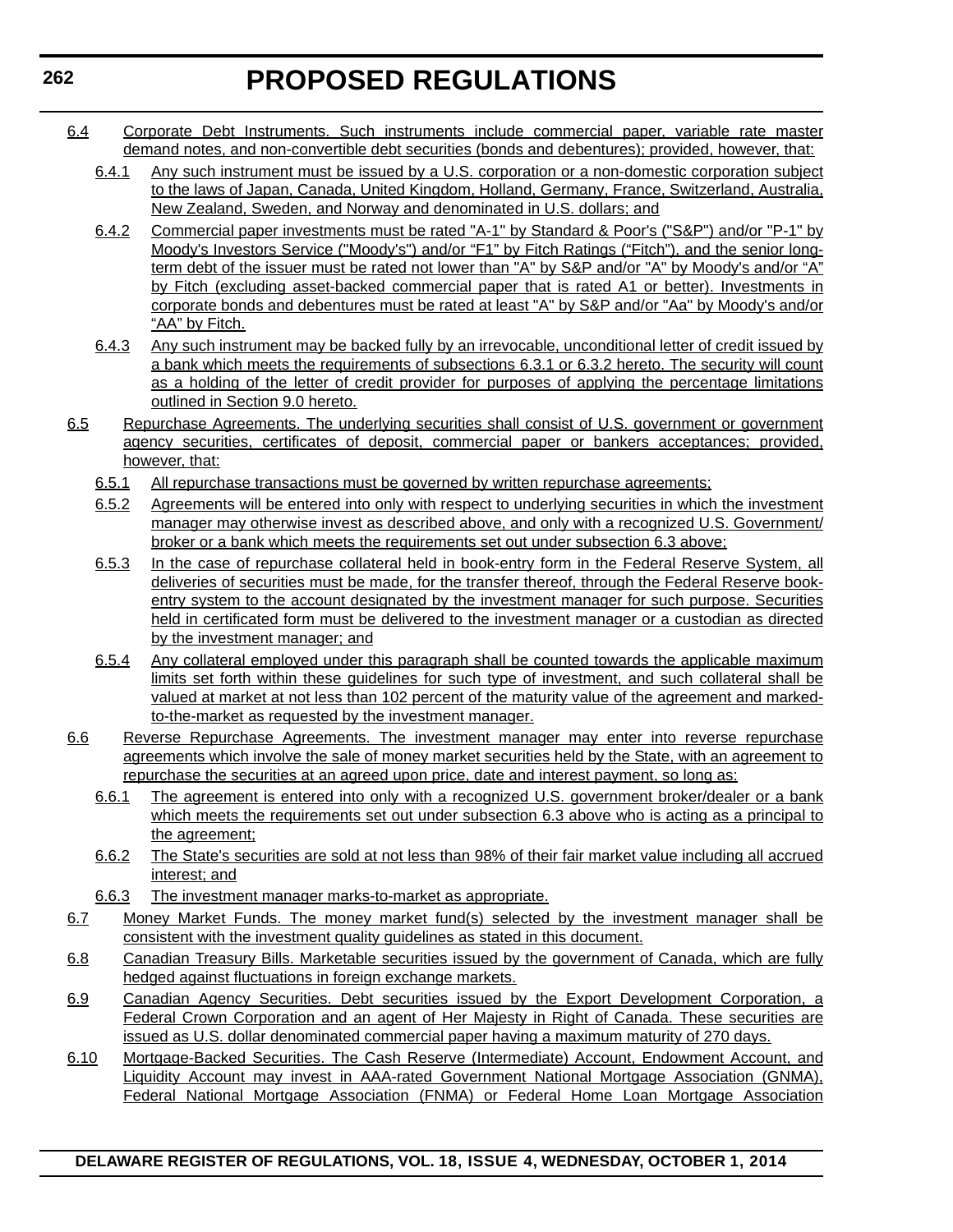6.4 Corporate Debt Instruments. Such instruments include commercial paper, variable rate master demand notes, and non-convertible debt securities (bonds and debentures); provided, however, that:

6.4.1 Any such instrument must be issued by a U.S. corporation or a non-domestic corporation subject to the laws of Japan, Canada, United Kingdom, Holland, Germany, France, Switzerland, Australia, New Zealand, Sweden, and Norway and denominated in U.S. dollars; and

6.4.2 Commercial paper investments must be rated "A-1" by Standard & Poor's ("S&P") and/or "P-1" by Moody's Investors Service ("Moody's") and/or “F1” by Fitch Ratings (“Fitch”), and the senior long-term debt of the issuer must be rated not lower than "A" by S&P and/or "A" by Moody's and/or “A” by Fitch (excluding asset-backed commercial paper that is rated A1 or better). Investments in corporate bonds and debentures must be rated at least "A" by S&P and/or "Aa" by Moody's and/or “AA” by Fitch.

6.4.3 Any such instrument may be backed fully by an irrevocable, unconditional letter of credit issued by a bank which meets the requirements of subsections 6.3.1 or 6.3.2 hereto. The security will count as a holding of the letter of credit provider for purposes of applying the percentage limitations outlined in Section 9.0 hereto.

6.5 Repurchase Agreements. The underlying securities shall consist of U.S. government or government agency securities, certificates of deposit, commercial paper or bankers acceptances; provided, however, that:

6.5.1 All repurchase transactions must be governed by written repurchase agreements;

6.5.2 Agreements will be entered into only with respect to underlying securities in which the investment manager may otherwise invest as described above, and only with a recognized U.S. Government/broker or a bank which meets the requirements set out under subsection 6.3 above;

6.5.3 In the case of repurchase collateral held in book-entry form in the Federal Reserve System, all deliveries of securities must be made, for the transfer thereof, through the Federal Reserve book-entry system to the account designated by the investment manager for such purpose. Securities held in certificated form must be delivered to the investment manager or a custodian as directed by the investment manager; and

6.5.4 Any collateral employed under this paragraph shall be counted towards the applicable maximum limits set forth within these guidelines for such type of investment, and such collateral shall be valued at market at not less than 102 percent of the maturity value of the agreement and marked-to-the-market as requested by the investment manager.

6.6 Reverse Repurchase Agreements. The investment manager may enter into reverse repurchase agreements which involve the sale of money market securities held by the State, with an agreement to repurchase the securities at an agreed upon price, date and interest payment, so long as:

6.6.1 The agreement is entered into only with a recognized U.S. government broker/dealer or a bank which meets the requirements set out under subsection 6.3 above who is acting as a principal to the agreement;

6.6.2 The State's securities are sold at not less than 98% of their fair market value including all accrued interest; and

6.6.3 The investment manager marks-to-market as appropriate.

6.7 Money Market Funds. The money market fund(s) selected by the investment manager shall be consistent with the investment quality guidelines as stated in this document.

6.8 Canadian Treasury Bills. Marketable securities issued by the government of Canada, which are fully hedged against fluctuations in foreign exchange markets.

6.9 Canadian Agency Securities. Debt securities issued by the Export Development Corporation, a Federal Crown Corporation and an agent of Her Majesty in Right of Canada. These securities are issued as U.S. dollar denominated commercial paper having a maximum maturity of 270 days.

6.10 Mortgage-Backed Securities. The Cash Reserve (Intermediate) Account, Endowment Account, and Liquidity Account may invest in AAA-rated Government National Mortgage Association (GNMA), Federal National Mortgage Association (FNMA) or Federal Home Loan Mortgage Association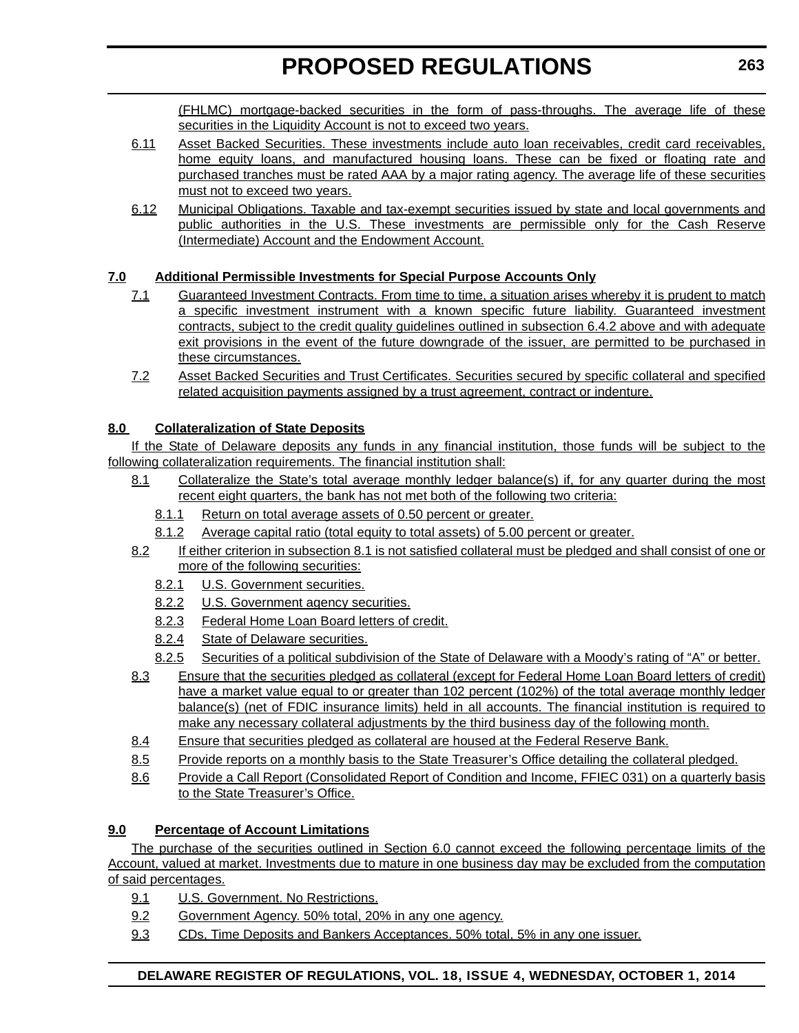(FHLMC) mortgage-backed securities in the form of pass-throughs. The average life of these securities in the Liquidity Account is not to exceed two years.

6.11 Asset Backed Securities. These investments include auto loan receivables, credit card receivables, home equity loans, and manufactured housing loans. These can be fixed or floating rate and purchased tranches must be rated AAA by a major rating agency. The average life of these securities must not to exceed two years.

6.12 Municipal Obligations. Taxable and tax-exempt securities issued by state and local governments and public authorities in the U.S. These investments are permissible only for the Cash Reserve (Intermediate) Account and the Endowment Account.

**7.0 Additional Permissible Investments for Special Purpose Accounts Only**

7.1 Guaranteed Investment Contracts. From time to time, a situation arises whereby it is prudent to match a specific investment instrument with a known specific future liability. Guaranteed investment contracts, subject to the credit quality guidelines outlined in subsection 6.4.2 above and with adequate exit provisions in the event of the future downgrade of the issuer, are permitted to be purchased in these circumstances.

7.2 Asset Backed Securities and Trust Certificates. Securities secured by specific collateral and specified related acquisition payments assigned by a trust agreement, contract or indenture.

**8.0 Collateralization of State Deposits**

If the State of Delaware deposits any funds in any financial institution, those funds will be subject to the following collateralization requirements. The financial institution shall:

8.1 Collateralize the State's total average monthly ledger balance(s) if, for any quarter during the most recent eight quarters, the bank has not met both of the following two criteria:

8.1.1 Return on total average assets of 0.50 percent or greater.

8.1.2 Average capital ratio (total equity to total assets) of 5.00 percent or greater.

8.2 If either criterion in subsection 8.1 is not satisfied collateral must be pledged and shall consist of one or more of the following securities:

8.2.1 U.S. Government securities.

8.2.2 U.S. Government agency securities.

8.2.3 Federal Home Loan Board letters of credit.

8.2.4 State of Delaware securities.

8.2.5 Securities of a political subdivision of the State of Delaware with a Moody's rating of "A" or better.

8.3 Ensure that the securities pledged as collateral (except for Federal Home Loan Board letters of credit) have a market value equal to or greater than 102 percent (102%) of the total average monthly ledger balance(s) (net of FDIC insurance limits) held in all accounts. The financial institution is required to make any necessary collateral adjustments by the third business day of the following month.

8.4 Ensure that securities pledged as collateral are housed at the Federal Reserve Bank.

8.5 Provide reports on a monthly basis to the State Treasurer's Office detailing the collateral pledged.

8.6 Provide a Call Report (Consolidated Report of Condition and Income, FFIEC 031) on a quarterly basis to the State Treasurer's Office.

**9.0 Percentage of Account Limitations**

The purchase of the securities outlined in Section 6.0 cannot exceed the following percentage limits of the Account, valued at market. Investments due to mature in one business day may be excluded from the computation of said percentages.

9.1 U.S. Government. No Restrictions.

9.2 Government Agency. 50% total, 20% in any one agency.

9.3 CDs, Time Deposits and Bankers Acceptances. 50% total, 5% in any one issuer.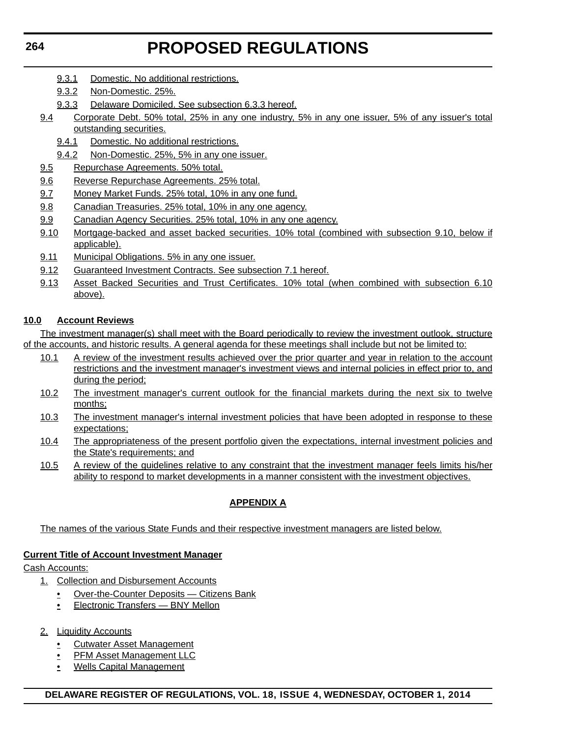9.3.1 Domestic. No additional restrictions.

9.3.2 Non-Domestic. 25%.

9.3.3 Delaware Domiciled. See subsection 6.3.3 hereof.

9.4 Corporate Debt. 50% total, 25% in any one industry, 5% in any one issuer, 5% of any issuer's total outstanding securities.

9.4.1 Domestic. No additional restrictions.

9.4.2 Non-Domestic. 25%, 5% in any one issuer.

9.5 Repurchase Agreements. 50% total.

9.6 Reverse Repurchase Agreements. 25% total.

9.7 Money Market Funds. 25% total, 10% in any one fund.

9.8 Canadian Treasuries. 25% total, 10% in any one agency.

9.9 Canadian Agency Securities. 25% total, 10% in any one agency.

9.10 Mortgage-backed and asset backed securities. 10% total (combined with subsection 9.10, below if applicable).

9.11 Municipal Obligations. 5% in any one issuer.

9.12 Guaranteed Investment Contracts. See subsection 7.1 hereof.

9.13 Asset Backed Securities and Trust Certificates. 10% total (when combined with subsection 6.10 above).

**10.0 Account Reviews**

The investment manager(s) shall meet with the Board periodically to review the investment outlook, structure of the accounts, and historic results. A general agenda for these meetings shall include but not be limited to:

10.1 A review of the investment results achieved over the prior quarter and year in relation to the account restrictions and the investment manager's investment views and internal policies in effect prior to, and during the period;

10.2 The investment manager's current outlook for the financial markets during the next six to twelve months;

10.3 The investment manager's internal investment policies that have been adopted in response to these expectations;

10.4 The appropriateness of the present portfolio given the expectations, internal investment policies and the State's requirements; and

10.5 A review of the guidelines relative to any constraint that the investment manager feels limits his/her ability to respond to market developments in a manner consistent with the investment objectives.

**APPENDIX A**

The names of the various State Funds and their respective investment managers are listed below.

**Current Title of Account Investment Manager**

Cash Accounts:

1. Collection and Disbursement Accounts
   - Over-the-Counter Deposits — Citizens Bank
   - Electronic Transfers — BNY Mellon

2. Liquidity Accounts
   - Cutwater Asset Management
   - PFM Asset Management LLC
   - Wells Capital Management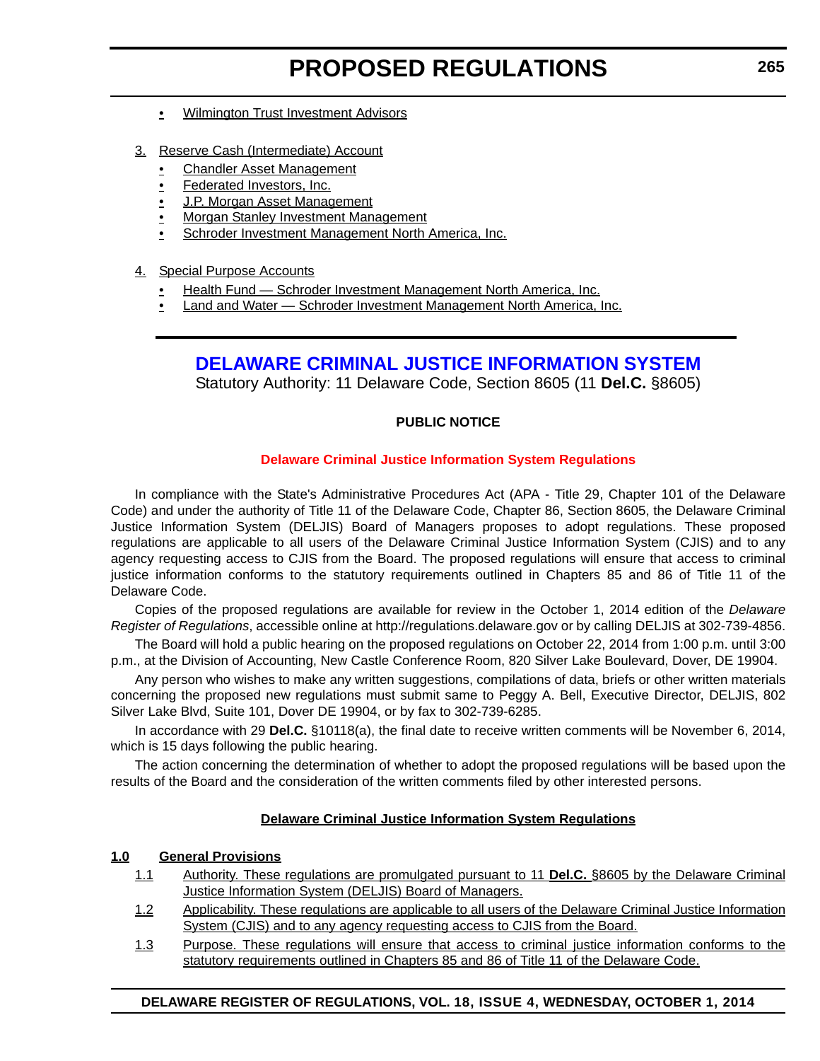- Wilmington Trust Investment Advisors

3. Reserve Cash (Intermediate) Account
   - Chandler Asset Management
   - Federated Investors, Inc.
   - J.P. Morgan Asset Management
   - Morgan Stanley Investment Management
   - Schroder Investment Management North America, Inc.

4. Special Purpose Accounts
   - Health Fund — Schroder Investment Management North America, Inc.
   - Land and Water — Schroder Investment Management North America, Inc.

---

# DELAWARE CRIMINAL JUSTICE INFORMATION SYSTEM

Statutory Authority: 11 Delaware Code, Section 8605 (11 **Del.C.** §8605)

**PUBLIC NOTICE**

**Delaware Criminal Justice Information System Regulations**

In compliance with the State's Administrative Procedures Act (APA - Title 29, Chapter 101 of the Delaware Code) and under the authority of Title 11 of the Delaware Code, Chapter 86, Section 8605, the Delaware Criminal Justice Information System (DELJIS) Board of Managers proposes to adopt regulations. These proposed regulations are applicable to all users of the Delaware Criminal Justice Information System (CJIS) and to any agency requesting access to CJIS from the Board. The proposed regulations will ensure that access to criminal justice information conforms to the statutory requirements outlined in Chapters 85 and 86 of Title 11 of the Delaware Code.

Copies of the proposed regulations are available for review in the October 1, 2014 edition of the *Delaware Register of Regulations*, accessible online at http://regulations.delaware.gov or by calling DELJIS at 302-739-4856.

The Board will hold a public hearing on the proposed regulations on October 22, 2014 from 1:00 p.m. until 3:00 p.m., at the Division of Accounting, New Castle Conference Room, 820 Silver Lake Boulevard, Dover, DE 19904.

Any person who wishes to make any written suggestions, compilations of data, briefs or other written materials concerning the proposed new regulations must submit same to Peggy A. Bell, Executive Director, DELJIS, 802 Silver Lake Blvd, Suite 101, Dover DE 19904, or by fax to 302-739-6285.

In accordance with 29 **Del.C.** §10118(a), the final date to receive written comments will be November 6, 2014, which is 15 days following the public hearing.

The action concerning the determination of whether to adopt the proposed regulations will be based upon the results of the Board and the consideration of the written comments filed by other interested persons.

**Delaware Criminal Justice Information System Regulations**

**1.0 General Provisions**

1.1 Authority. These regulations are promulgated pursuant to 11 **Del.C.** §8605 by the Delaware Criminal Justice Information System (DELJIS) Board of Managers.

1.2 Applicability. These regulations are applicable to all users of the Delaware Criminal Justice Information System (CJIS) and to any agency requesting access to CJIS from the Board.

1.3 Purpose. These regulations will ensure that access to criminal justice information conforms to the statutory requirements outlined in Chapters 85 and 86 of Title 11 of the Delaware Code.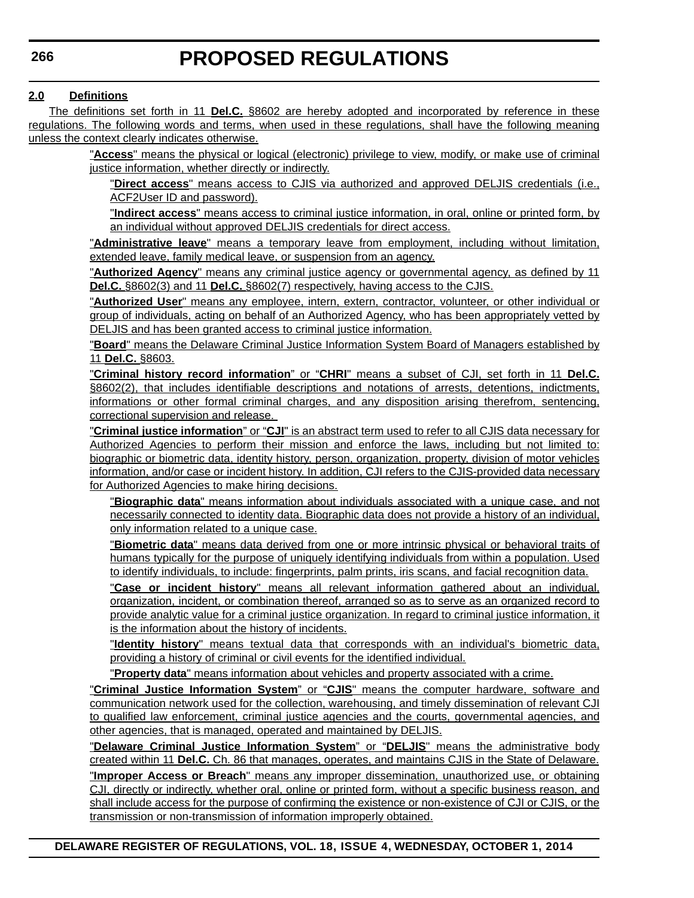### 2.0 Definitions

The definitions set forth in 11 **Del.C.** §8602 are hereby adopted and incorporated by reference in these regulations. The following words and terms, when used in these regulations, shall have the following meaning unless the context clearly indicates otherwise.

"**Access**" means the physical or logical (electronic) privilege to view, modify, or make use of criminal justice information, whether directly or indirectly.

"**Direct access**" means access to CJIS via authorized and approved DELJIS credentials (i.e., ACF2User ID and password).

"**Indirect access**" means access to criminal justice information, in oral, online or printed form, by an individual without approved DELJIS credentials for direct access.

"**Administrative leave**" means a temporary leave from employment, including without limitation, extended leave, family medical leave, or suspension from an agency.

"**Authorized Agency**" means any criminal justice agency or governmental agency, as defined by 11 **Del.C.** §8602(3) and 11 **Del.C.** §8602(7) respectively, having access to the CJIS.

"**Authorized User**" means any employee, intern, extern, contractor, volunteer, or other individual or group of individuals, acting on behalf of an Authorized Agency, who has been appropriately vetted by DELJIS and has been granted access to criminal justice information.

"**Board**" means the Delaware Criminal Justice Information System Board of Managers established by 11 **Del.C.** §8603.

"**Criminal history record information**" or "**CHRI**" means a subset of CJI, set forth in 11 **Del.C.** §8602(2), that includes identifiable descriptions and notations of arrests, detentions, indictments, informations or other formal criminal charges, and any disposition arising therefrom, sentencing, correctional supervision and release.

"**Criminal justice information**" or "**CJI**" is an abstract term used to refer to all CJIS data necessary for Authorized Agencies to perform their mission and enforce the laws, including but not limited to: biographic or biometric data, identity history, person, organization, property, division of motor vehicles information, and/or case or incident history. In addition, CJI refers to the CJIS-provided data necessary for Authorized Agencies to make hiring decisions.

"**Biographic data**" means information about individuals associated with a unique case, and not necessarily connected to identity data. Biographic data does not provide a history of an individual, only information related to a unique case.

"**Biometric data**" means data derived from one or more intrinsic physical or behavioral traits of humans typically for the purpose of uniquely identifying individuals from within a population. Used to identify individuals, to include: fingerprints, palm prints, iris scans, and facial recognition data.

"**Case or incident history**" means all relevant information gathered about an individual, organization, incident, or combination thereof, arranged so as to serve as an organized record to provide analytic value for a criminal justice organization. In regard to criminal justice information, it is the information about the history of incidents.

"**Identity history**" means textual data that corresponds with an individual's biometric data, providing a history of criminal or civil events for the identified individual.

"**Property data**" means information about vehicles and property associated with a crime.

"**Criminal Justice Information System**" or "**CJIS**" means the computer hardware, software and communication network used for the collection, warehousing, and timely dissemination of relevant CJI to qualified law enforcement, criminal justice agencies and the courts, governmental agencies, and other agencies, that is managed, operated and maintained by DELJIS.

"**Delaware Criminal Justice Information System**" or "**DELJIS**" means the administrative body created within 11 **Del.C.** Ch. 86 that manages, operates, and maintains CJIS in the State of Delaware.

"**Improper Access or Breach**" means any improper dissemination, unauthorized use, or obtaining CJI, directly or indirectly, whether oral, online or printed form, without a specific business reason, and shall include access for the purpose of confirming the existence or non-existence of CJI or CJIS, or the transmission or non-transmission of information improperly obtained.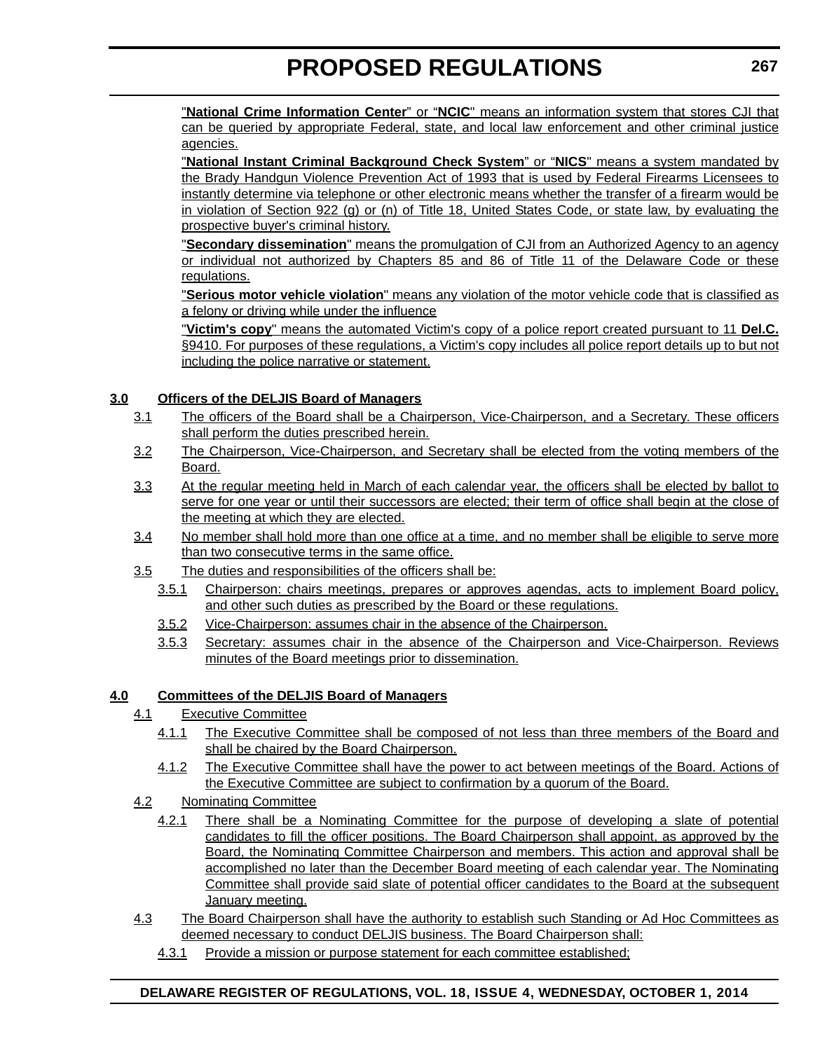"**National Crime Information Center**" or "**NCIC**" means an information system that stores CJI that can be queried by appropriate Federal, state, and local law enforcement and other criminal justice agencies.

"**National Instant Criminal Background Check System**" or "**NICS**" means a system mandated by the Brady Handgun Violence Prevention Act of 1993 that is used by Federal Firearms Licensees to instantly determine via telephone or other electronic means whether the transfer of a firearm would be in violation of Section 922 (g) or (n) of Title 18, United States Code, or state law, by evaluating the prospective buyer's criminal history.

"**Secondary dissemination**" means the promulgation of CJI from an Authorized Agency to an agency or individual not authorized by Chapters 85 and 86 of Title 11 of the Delaware Code or these regulations.

"**Serious motor vehicle violation**" means any violation of the motor vehicle code that is classified as a felony or driving while under the influence

"**Victim's copy**" means the automated Victim's copy of a police report created pursuant to 11 **Del.C.** §9410. For purposes of these regulations, a Victim's copy includes all police report details up to but not including the police narrative or statement.

**3.0 Officers of the DELJIS Board of Managers**

3.1 The officers of the Board shall be a Chairperson, Vice-Chairperson, and a Secretary. These officers shall perform the duties prescribed herein.

3.2 The Chairperson, Vice-Chairperson, and Secretary shall be elected from the voting members of the Board.

3.3 At the regular meeting held in March of each calendar year, the officers shall be elected by ballot to serve for one year or until their successors are elected; their term of office shall begin at the close of the meeting at which they are elected.

3.4 No member shall hold more than one office at a time, and no member shall be eligible to serve more than two consecutive terms in the same office.

3.5 The duties and responsibilities of the officers shall be:

3.5.1 Chairperson: chairs meetings, prepares or approves agendas, acts to implement Board policy, and other such duties as prescribed by the Board or these regulations.

3.5.2 Vice-Chairperson: assumes chair in the absence of the Chairperson.

3.5.3 Secretary: assumes chair in the absence of the Chairperson and Vice-Chairperson. Reviews minutes of the Board meetings prior to dissemination.

**4.0 Committees of the DELJIS Board of Managers**

4.1 Executive Committee

4.1.1 The Executive Committee shall be composed of not less than three members of the Board and shall be chaired by the Board Chairperson.

4.1.2 The Executive Committee shall have the power to act between meetings of the Board. Actions of the Executive Committee are subject to confirmation by a quorum of the Board.

4.2 Nominating Committee

4.2.1 There shall be a Nominating Committee for the purpose of developing a slate of potential candidates to fill the officer positions. The Board Chairperson shall appoint, as approved by the Board, the Nominating Committee Chairperson and members. This action and approval shall be accomplished no later than the December Board meeting of each calendar year. The Nominating Committee shall provide said slate of potential officer candidates to the Board at the subsequent January meeting.

4.3 The Board Chairperson shall have the authority to establish such Standing or Ad Hoc Committees as deemed necessary to conduct DELJIS business. The Board Chairperson shall:

4.3.1 Provide a mission or purpose statement for each committee established;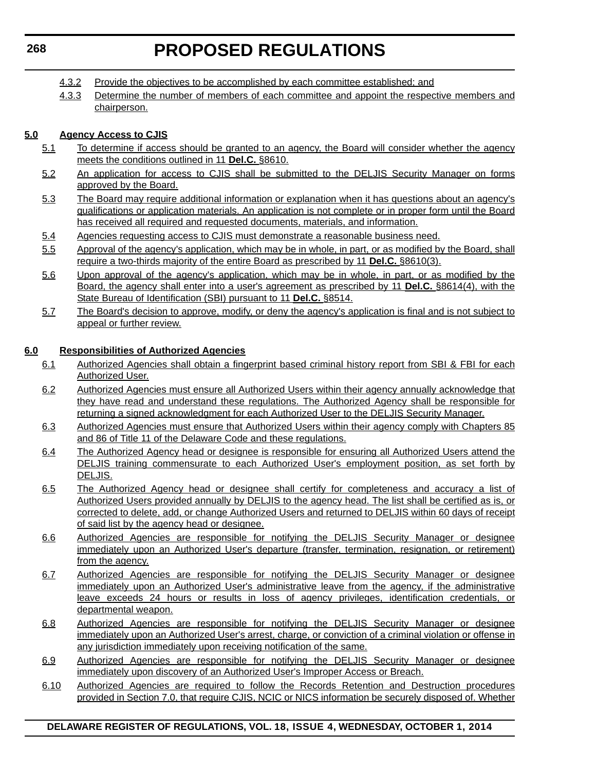4.3.2 Provide the objectives to be accomplished by each committee established; and

4.3.3 Determine the number of members of each committee and appoint the respective members and chairperson.

**5.0 Agency Access to CJIS**

5.1 To determine if access should be granted to an agency, the Board will consider whether the agency meets the conditions outlined in 11 **Del.C.** §8610.

5.2 An application for access to CJIS shall be submitted to the DELJIS Security Manager on forms approved by the Board.

5.3 The Board may require additional information or explanation when it has questions about an agency's qualifications or application materials. An application is not complete or in proper form until the Board has received all required and requested documents, materials, and information.

5.4 Agencies requesting access to CJIS must demonstrate a reasonable business need.

5.5 Approval of the agency's application, which may be in whole, in part, or as modified by the Board, shall require a two-thirds majority of the entire Board as prescribed by 11 **Del.C.** §8610(3).

5.6 Upon approval of the agency's application, which may be in whole, in part, or as modified by the Board, the agency shall enter into a user's agreement as prescribed by 11 **Del.C.** §8614(4), with the State Bureau of Identification (SBI) pursuant to 11 **Del.C.** §8514.

5.7 The Board's decision to approve, modify, or deny the agency's application is final and is not subject to appeal or further review.

**6.0 Responsibilities of Authorized Agencies**

6.1 Authorized Agencies shall obtain a fingerprint based criminal history report from SBI & FBI for each Authorized User.

6.2 Authorized Agencies must ensure all Authorized Users within their agency annually acknowledge that they have read and understand these regulations. The Authorized Agency shall be responsible for returning a signed acknowledgment for each Authorized User to the DELJIS Security Manager.

6.3 Authorized Agencies must ensure that Authorized Users within their agency comply with Chapters 85 and 86 of Title 11 of the Delaware Code and these regulations.

6.4 The Authorized Agency head or designee is responsible for ensuring all Authorized Users attend the DELJIS training commensurate to each Authorized User's employment position, as set forth by DELJIS.

6.5 The Authorized Agency head or designee shall certify for completeness and accuracy a list of Authorized Users provided annually by DELJIS to the agency head. The list shall be certified as is, or corrected to delete, add, or change Authorized Users and returned to DELJIS within 60 days of receipt of said list by the agency head or designee.

6.6 Authorized Agencies are responsible for notifying the DELJIS Security Manager or designee immediately upon an Authorized User's departure (transfer, termination, resignation, or retirement) from the agency.

6.7 Authorized Agencies are responsible for notifying the DELJIS Security Manager or designee immediately upon an Authorized User's administrative leave from the agency, if the administrative leave exceeds 24 hours or results in loss of agency privileges, identification credentials, or departmental weapon.

6.8 Authorized Agencies are responsible for notifying the DELJIS Security Manager or designee immediately upon an Authorized User's arrest, charge, or conviction of a criminal violation or offense in any jurisdiction immediately upon receiving notification of the same.

6.9 Authorized Agencies are responsible for notifying the DELJIS Security Manager or designee immediately upon discovery of an Authorized User's Improper Access or Breach.

6.10 Authorized Agencies are required to follow the Records Retention and Destruction procedures provided in Section 7.0, that require CJIS, NCIC or NICS information be securely disposed of. Whether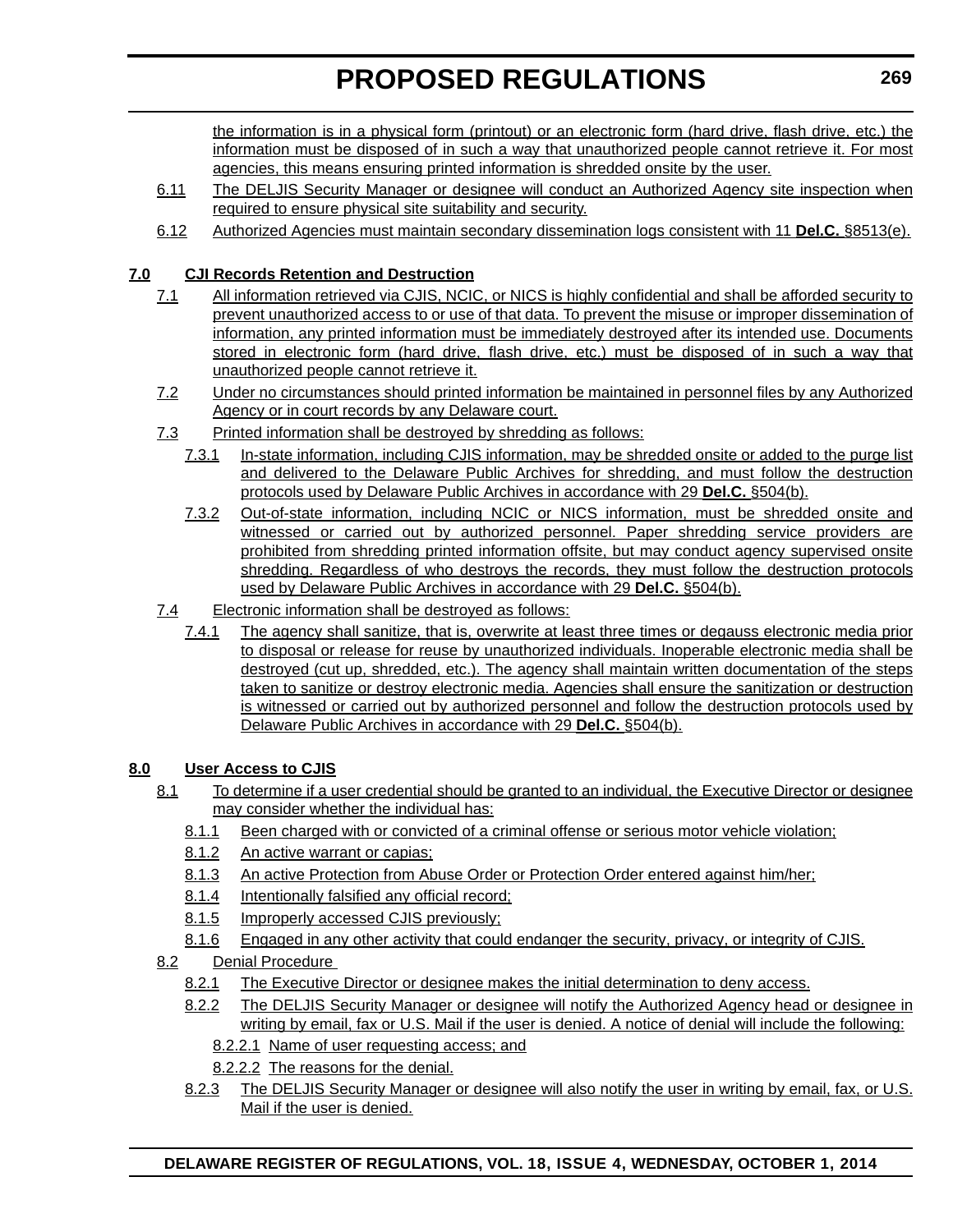the information is in a physical form (printout) or an electronic form (hard drive, flash drive, etc.) the information must be disposed of in such a way that unauthorized people cannot retrieve it. For most agencies, this means ensuring printed information is shredded onsite by the user.

6.11 The DELJIS Security Manager or designee will conduct an Authorized Agency site inspection when required to ensure physical site suitability and security.

6.12 Authorized Agencies must maintain secondary dissemination logs consistent with 11 **Del.C.** §8513(e).

**7.0 CJI Records Retention and Destruction**

7.1 All information retrieved via CJIS, NCIC, or NICS is highly confidential and shall be afforded security to prevent unauthorized access to or use of that data. To prevent the misuse or improper dissemination of information, any printed information must be immediately destroyed after its intended use. Documents stored in electronic form (hard drive, flash drive, etc.) must be disposed of in such a way that unauthorized people cannot retrieve it.

7.2 Under no circumstances should printed information be maintained in personnel files by any Authorized Agency or in court records by any Delaware court.

7.3 Printed information shall be destroyed by shredding as follows:

7.3.1 In-state information, including CJIS information, may be shredded onsite or added to the purge list and delivered to the Delaware Public Archives for shredding, and must follow the destruction protocols used by Delaware Public Archives in accordance with 29 **Del.C.** §504(b).

7.3.2 Out-of-state information, including NCIC or NICS information, must be shredded onsite and witnessed or carried out by authorized personnel. Paper shredding service providers are prohibited from shredding printed information offsite, but may conduct agency supervised onsite shredding. Regardless of who destroys the records, they must follow the destruction protocols used by Delaware Public Archives in accordance with 29 **Del.C.** §504(b).

7.4 Electronic information shall be destroyed as follows:

7.4.1 The agency shall sanitize, that is, overwrite at least three times or degauss electronic media prior to disposal or release for reuse by unauthorized individuals. Inoperable electronic media shall be destroyed (cut up, shredded, etc.). The agency shall maintain written documentation of the steps taken to sanitize or destroy electronic media. Agencies shall ensure the sanitization or destruction is witnessed or carried out by authorized personnel and follow the destruction protocols used by Delaware Public Archives in accordance with 29 **Del.C.** §504(b).

**8.0 User Access to CJIS**

8.1 To determine if a user credential should be granted to an individual, the Executive Director or designee may consider whether the individual has:

8.1.1 Been charged with or convicted of a criminal offense or serious motor vehicle violation;

8.1.2 An active warrant or capias;

8.1.3 An active Protection from Abuse Order or Protection Order entered against him/her;

8.1.4 Intentionally falsified any official record;

8.1.5 Improperly accessed CJIS previously;

8.1.6 Engaged in any other activity that could endanger the security, privacy, or integrity of CJIS.

8.2 Denial Procedure

8.2.1 The Executive Director or designee makes the initial determination to deny access.

8.2.2 The DELJIS Security Manager or designee will notify the Authorized Agency head or designee in writing by email, fax or U.S. Mail if the user is denied. A notice of denial will include the following:

8.2.2.1 Name of user requesting access; and

8.2.2.2 The reasons for the denial.

8.2.3 The DELJIS Security Manager or designee will also notify the user in writing by email, fax, or U.S. Mail if the user is denied.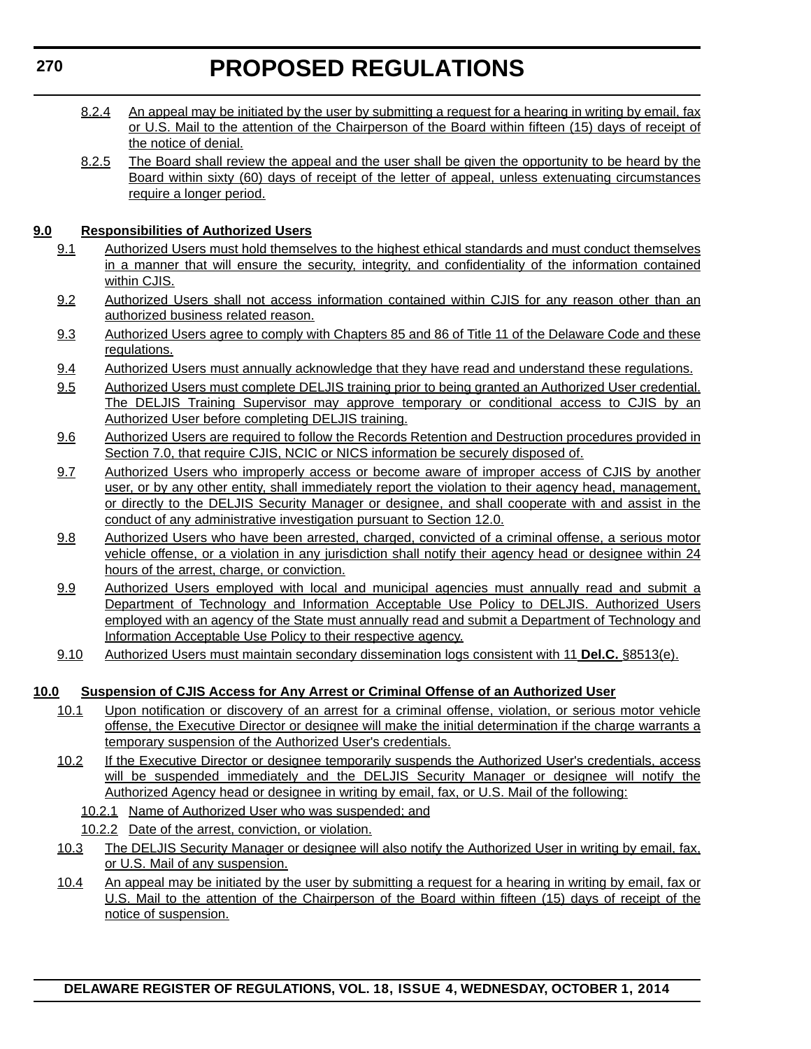8.2.4 An appeal may be initiated by the user by submitting a request for a hearing in writing by email, fax or U.S. Mail to the attention of the Chairperson of the Board within fifteen (15) days of receipt of the notice of denial.

8.2.5 The Board shall review the appeal and the user shall be given the opportunity to be heard by the Board within sixty (60) days of receipt of the letter of appeal, unless extenuating circumstances require a longer period.

**9.0 Responsibilities of Authorized Users**

9.1 Authorized Users must hold themselves to the highest ethical standards and must conduct themselves in a manner that will ensure the security, integrity, and confidentiality of the information contained within CJIS.

9.2 Authorized Users shall not access information contained within CJIS for any reason other than an authorized business related reason.

9.3 Authorized Users agree to comply with Chapters 85 and 86 of Title 11 of the Delaware Code and these regulations.

9.4 Authorized Users must annually acknowledge that they have read and understand these regulations.

9.5 Authorized Users must complete DELJIS training prior to being granted an Authorized User credential. The DELJIS Training Supervisor may approve temporary or conditional access to CJIS by an Authorized User before completing DELJIS training.

9.6 Authorized Users are required to follow the Records Retention and Destruction procedures provided in Section 7.0, that require CJIS, NCIC or NICS information be securely disposed of.

9.7 Authorized Users who improperly access or become aware of improper access of CJIS by another user, or by any other entity, shall immediately report the violation to their agency head, management, or directly to the DELJIS Security Manager or designee, and shall cooperate with and assist in the conduct of any administrative investigation pursuant to Section 12.0.

9.8 Authorized Users who have been arrested, charged, convicted of a criminal offense, a serious motor vehicle offense, or a violation in any jurisdiction shall notify their agency head or designee within 24 hours of the arrest, charge, or conviction.

9.9 Authorized Users employed with local and municipal agencies must annually read and submit a Department of Technology and Information Acceptable Use Policy to DELJIS. Authorized Users employed with an agency of the State must annually read and submit a Department of Technology and Information Acceptable Use Policy to their respective agency.

9.10 Authorized Users must maintain secondary dissemination logs consistent with 11 **Del.C.** §8513(e).

**10.0 Suspension of CJIS Access for Any Arrest or Criminal Offense of an Authorized User**

10.1 Upon notification or discovery of an arrest for a criminal offense, violation, or serious motor vehicle offense, the Executive Director or designee will make the initial determination if the charge warrants a temporary suspension of the Authorized User's credentials.

10.2 If the Executive Director or designee temporarily suspends the Authorized User's credentials, access will be suspended immediately and the DELJIS Security Manager or designee will notify the Authorized Agency head or designee in writing by email, fax, or U.S. Mail of the following:

10.2.1 Name of Authorized User who was suspended; and

10.2.2 Date of the arrest, conviction, or violation.

10.3 The DELJIS Security Manager or designee will also notify the Authorized User in writing by email, fax, or U.S. Mail of any suspension.

10.4 An appeal may be initiated by the user by submitting a request for a hearing in writing by email, fax or U.S. Mail to the attention of the Chairperson of the Board within fifteen (15) days of receipt of the notice of suspension.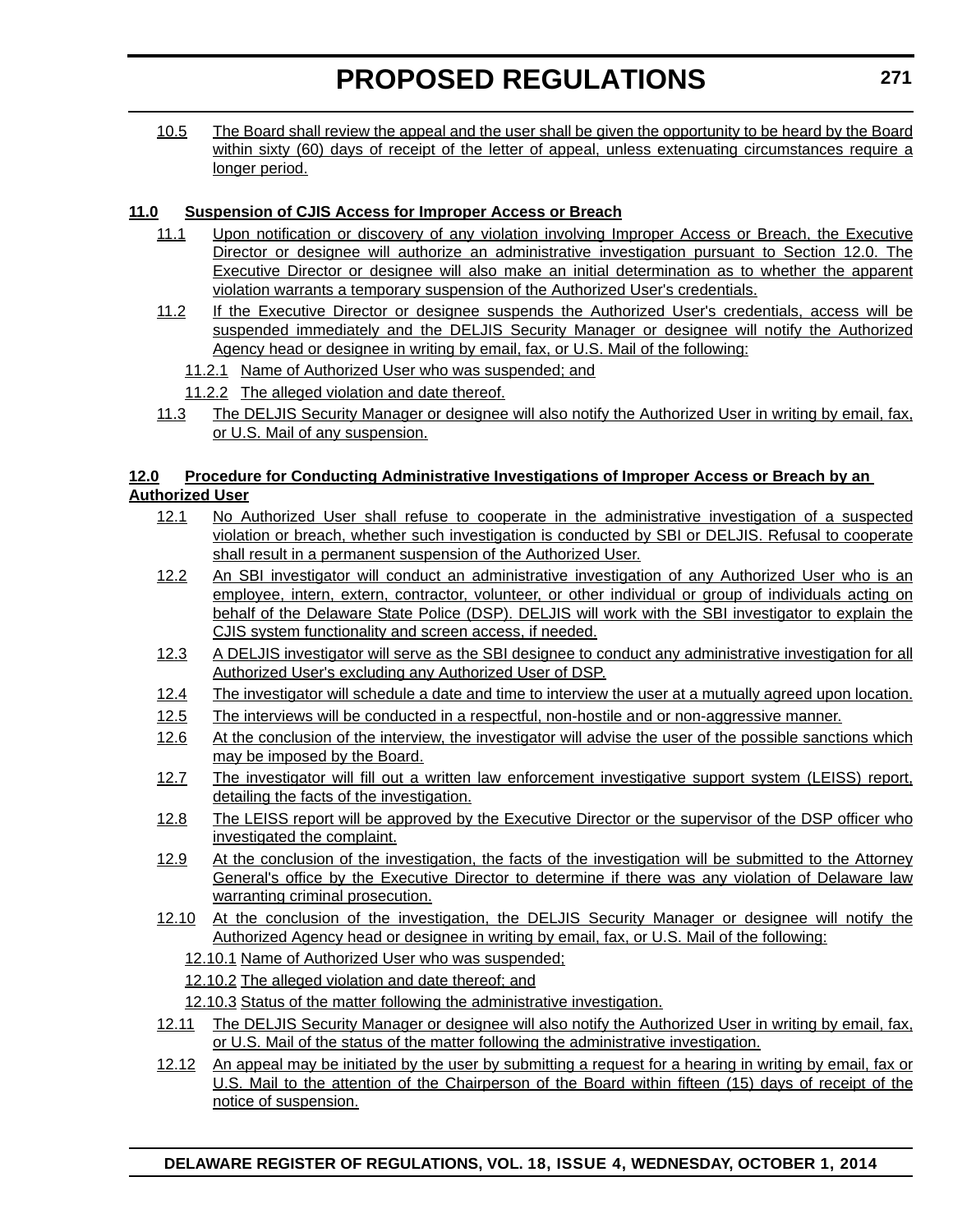10.5 The Board shall review the appeal and the user shall be given the opportunity to be heard by the Board within sixty (60) days of receipt of the letter of appeal, unless extenuating circumstances require a longer period.

**11.0 Suspension of CJIS Access for Improper Access or Breach**

11.1 Upon notification or discovery of any violation involving Improper Access or Breach, the Executive Director or designee will authorize an administrative investigation pursuant to Section 12.0. The Executive Director or designee will also make an initial determination as to whether the apparent violation warrants a temporary suspension of the Authorized User's credentials.

11.2 If the Executive Director or designee suspends the Authorized User's credentials, access will be suspended immediately and the DELJIS Security Manager or designee will notify the Authorized Agency head or designee in writing by email, fax, or U.S. Mail of the following:

11.2.1 Name of Authorized User who was suspended; and

11.2.2 The alleged violation and date thereof.

11.3 The DELJIS Security Manager or designee will also notify the Authorized User in writing by email, fax, or U.S. Mail of any suspension.

**12.0 Procedure for Conducting Administrative Investigations of Improper Access or Breach by an Authorized User**

12.1 No Authorized User shall refuse to cooperate in the administrative investigation of a suspected violation or breach, whether such investigation is conducted by SBI or DELJIS. Refusal to cooperate shall result in a permanent suspension of the Authorized User.

12.2 An SBI investigator will conduct an administrative investigation of any Authorized User who is an employee, intern, extern, contractor, volunteer, or other individual or group of individuals acting on behalf of the Delaware State Police (DSP). DELJIS will work with the SBI investigator to explain the CJIS system functionality and screen access, if needed.

12.3 A DELJIS investigator will serve as the SBI designee to conduct any administrative investigation for all Authorized User's excluding any Authorized User of DSP.

12.4 The investigator will schedule a date and time to interview the user at a mutually agreed upon location.

12.5 The interviews will be conducted in a respectful, non-hostile and or non-aggressive manner.

12.6 At the conclusion of the interview, the investigator will advise the user of the possible sanctions which may be imposed by the Board.

12.7 The investigator will fill out a written law enforcement investigative support system (LEISS) report, detailing the facts of the investigation.

12.8 The LEISS report will be approved by the Executive Director or the supervisor of the DSP officer who investigated the complaint.

12.9 At the conclusion of the investigation, the facts of the investigation will be submitted to the Attorney General's office by the Executive Director to determine if there was any violation of Delaware law warranting criminal prosecution.

12.10 At the conclusion of the investigation, the DELJIS Security Manager or designee will notify the Authorized Agency head or designee in writing by email, fax, or U.S. Mail of the following:

12.10.1 Name of Authorized User who was suspended;

12.10.2 The alleged violation and date thereof; and

12.10.3 Status of the matter following the administrative investigation.

12.11 The DELJIS Security Manager or designee will also notify the Authorized User in writing by email, fax, or U.S. Mail of the status of the matter following the administrative investigation.

12.12 An appeal may be initiated by the user by submitting a request for a hearing in writing by email, fax or U.S. Mail to the attention of the Chairperson of the Board within fifteen (15) days of receipt of the notice of suspension.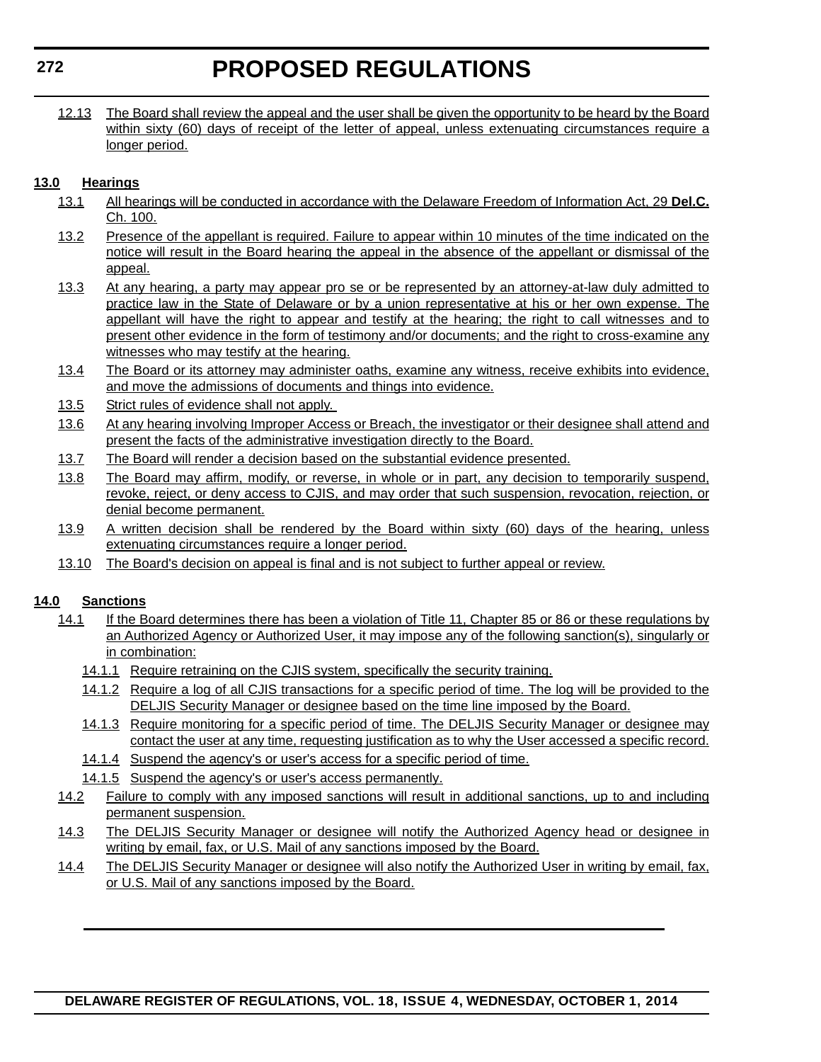12.13 The Board shall review the appeal and the user shall be given the opportunity to be heard by the Board within sixty (60) days of receipt of the letter of appeal, unless extenuating circumstances require a longer period.

**13.0 Hearings**

13.1 All hearings will be conducted in accordance with the Delaware Freedom of Information Act, 29 **Del.C.** Ch. 100.

13.2 Presence of the appellant is required. Failure to appear within 10 minutes of the time indicated on the notice will result in the Board hearing the appeal in the absence of the appellant or dismissal of the appeal.

13.3 At any hearing, a party may appear pro se or be represented by an attorney-at-law duly admitted to practice law in the State of Delaware or by a union representative at his or her own expense. The appellant will have the right to appear and testify at the hearing; the right to call witnesses and to present other evidence in the form of testimony and/or documents; and the right to cross-examine any witnesses who may testify at the hearing.

13.4 The Board or its attorney may administer oaths, examine any witness, receive exhibits into evidence, and move the admissions of documents and things into evidence.

13.5 Strict rules of evidence shall not apply.

13.6 At any hearing involving Improper Access or Breach, the investigator or their designee shall attend and present the facts of the administrative investigation directly to the Board.

13.7 The Board will render a decision based on the substantial evidence presented.

13.8 The Board may affirm, modify, or reverse, in whole or in part, any decision to temporarily suspend, revoke, reject, or deny access to CJIS, and may order that such suspension, revocation, rejection, or denial become permanent.

13.9 A written decision shall be rendered by the Board within sixty (60) days of the hearing, unless extenuating circumstances require a longer period.

13.10 The Board's decision on appeal is final and is not subject to further appeal or review.

**14.0 Sanctions**

14.1 If the Board determines there has been a violation of Title 11, Chapter 85 or 86 or these regulations by an Authorized Agency or Authorized User, it may impose any of the following sanction(s), singularly or in combination:

14.1.1 Require retraining on the CJIS system, specifically the security training.

14.1.2 Require a log of all CJIS transactions for a specific period of time. The log will be provided to the DELJIS Security Manager or designee based on the time line imposed by the Board.

14.1.3 Require monitoring for a specific period of time. The DELJIS Security Manager or designee may contact the user at any time, requesting justification as to why the User accessed a specific record.

14.1.4 Suspend the agency's or user's access for a specific period of time.

14.1.5 Suspend the agency's or user's access permanently.

14.2 Failure to comply with any imposed sanctions will result in additional sanctions, up to and including permanent suspension.

14.3 The DELJIS Security Manager or designee will notify the Authorized Agency head or designee in writing by email, fax, or U.S. Mail of any sanctions imposed by the Board.

14.4 The DELJIS Security Manager or designee will also notify the Authorized User in writing by email, fax, or U.S. Mail of any sanctions imposed by the Board.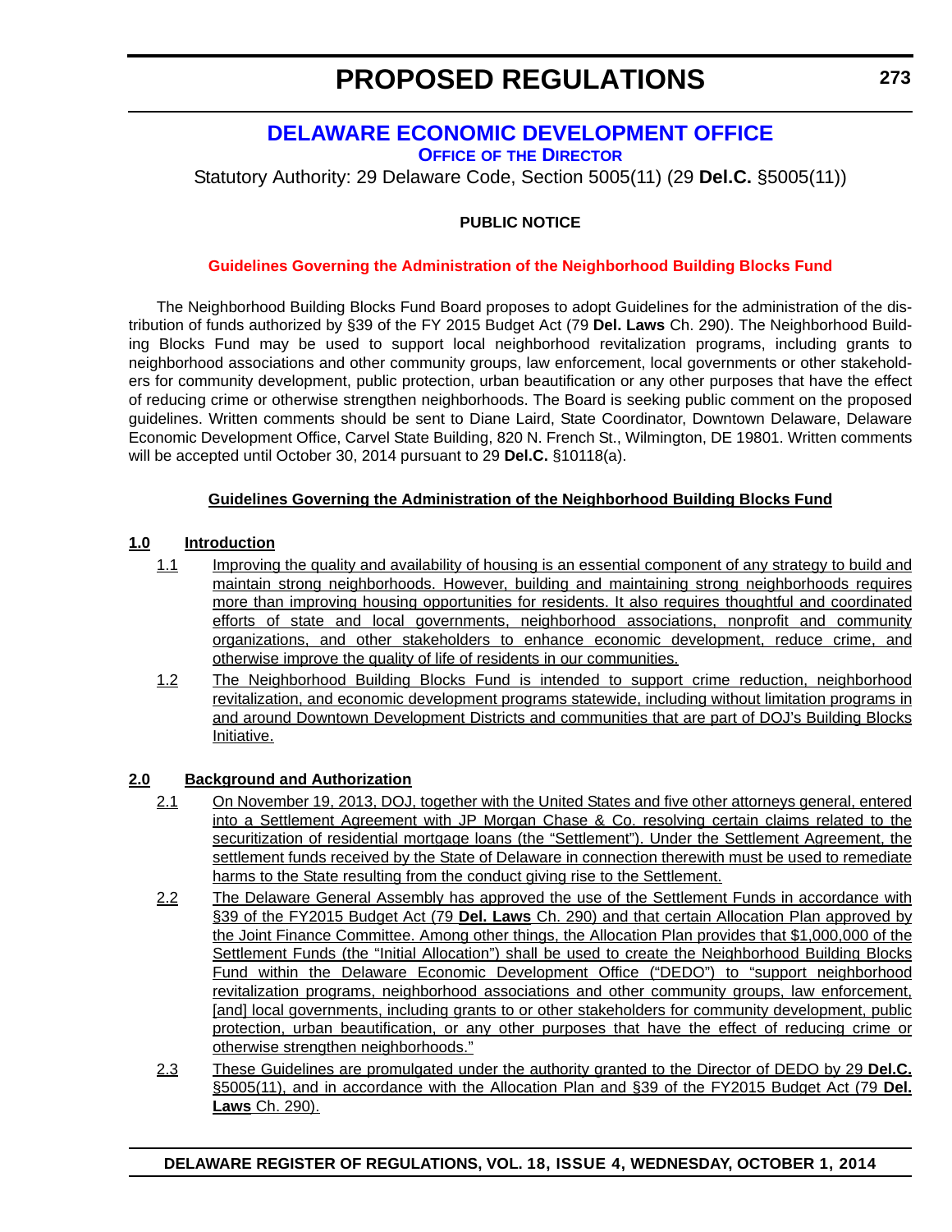# PROPOSED REGULATIONS

## DELAWARE ECONOMIC DEVELOPMENT OFFICE

### OFFICE OF THE DIRECTOR

Statutory Authority: 29 Delaware Code, Section 5005(11) (29 **Del.C.** §5005(11))

**PUBLIC NOTICE**

**Guidelines Governing the Administration of the Neighborhood Building Blocks Fund**

The Neighborhood Building Blocks Fund Board proposes to adopt Guidelines for the administration of the distribution of funds authorized by §39 of the FY 2015 Budget Act (79 **Del. Laws** Ch. 290). The Neighborhood Building Blocks Fund may be used to support local neighborhood revitalization programs, including grants to neighborhood associations and other community groups, law enforcement, local governments or other stakeholders for community development, public protection, urban beautification or any other purposes that have the effect of reducing crime or otherwise strengthen neighborhoods. The Board is seeking public comment on the proposed guidelines. Written comments should be sent to Diane Laird, State Coordinator, Downtown Delaware, Delaware Economic Development Office, Carvel State Building, 820 N. French St., Wilmington, DE 19801. Written comments will be accepted until October 30, 2014 pursuant to 29 **Del.C.** §10118(a).

**Guidelines Governing the Administration of the Neighborhood Building Blocks Fund**

**1.0 Introduction**

1.1 Improving the quality and availability of housing is an essential component of any strategy to build and maintain strong neighborhoods. However, building and maintaining strong neighborhoods requires more than improving housing opportunities for residents. It also requires thoughtful and coordinated efforts of state and local governments, neighborhood associations, nonprofit and community organizations, and other stakeholders to enhance economic development, reduce crime, and otherwise improve the quality of life of residents in our communities.

1.2 The Neighborhood Building Blocks Fund is intended to support crime reduction, neighborhood revitalization, and economic development programs statewide, including without limitation programs in and around Downtown Development Districts and communities that are part of DOJ's Building Blocks Initiative.

**2.0 Background and Authorization**

2.1 On November 19, 2013, DOJ, together with the United States and five other attorneys general, entered into a Settlement Agreement with JP Morgan Chase & Co. resolving certain claims related to the securitization of residential mortgage loans (the "Settlement"). Under the Settlement Agreement, the settlement funds received by the State of Delaware in connection therewith must be used to remediate harms to the State resulting from the conduct giving rise to the Settlement.

2.2 The Delaware General Assembly has approved the use of the Settlement Funds in accordance with §39 of the FY2015 Budget Act (79 **Del. Laws** Ch. 290) and that certain Allocation Plan approved by the Joint Finance Committee. Among other things, the Allocation Plan provides that $1,000,000 of the Settlement Funds (the "Initial Allocation") shall be used to create the Neighborhood Building Blocks Fund within the Delaware Economic Development Office ("DEDO") to "support neighborhood revitalization programs, neighborhood associations and other community groups, law enforcement, [and] local governments, including grants to or other stakeholders for community development, public protection, urban beautification, or any other purposes that have the effect of reducing crime or otherwise strengthen neighborhoods."

2.3 These Guidelines are promulgated under the authority granted to the Director of DEDO by 29 **Del.C.** §5005(11), and in accordance with the Allocation Plan and §39 of the FY2015 Budget Act (79 **Del. Laws** Ch. 290).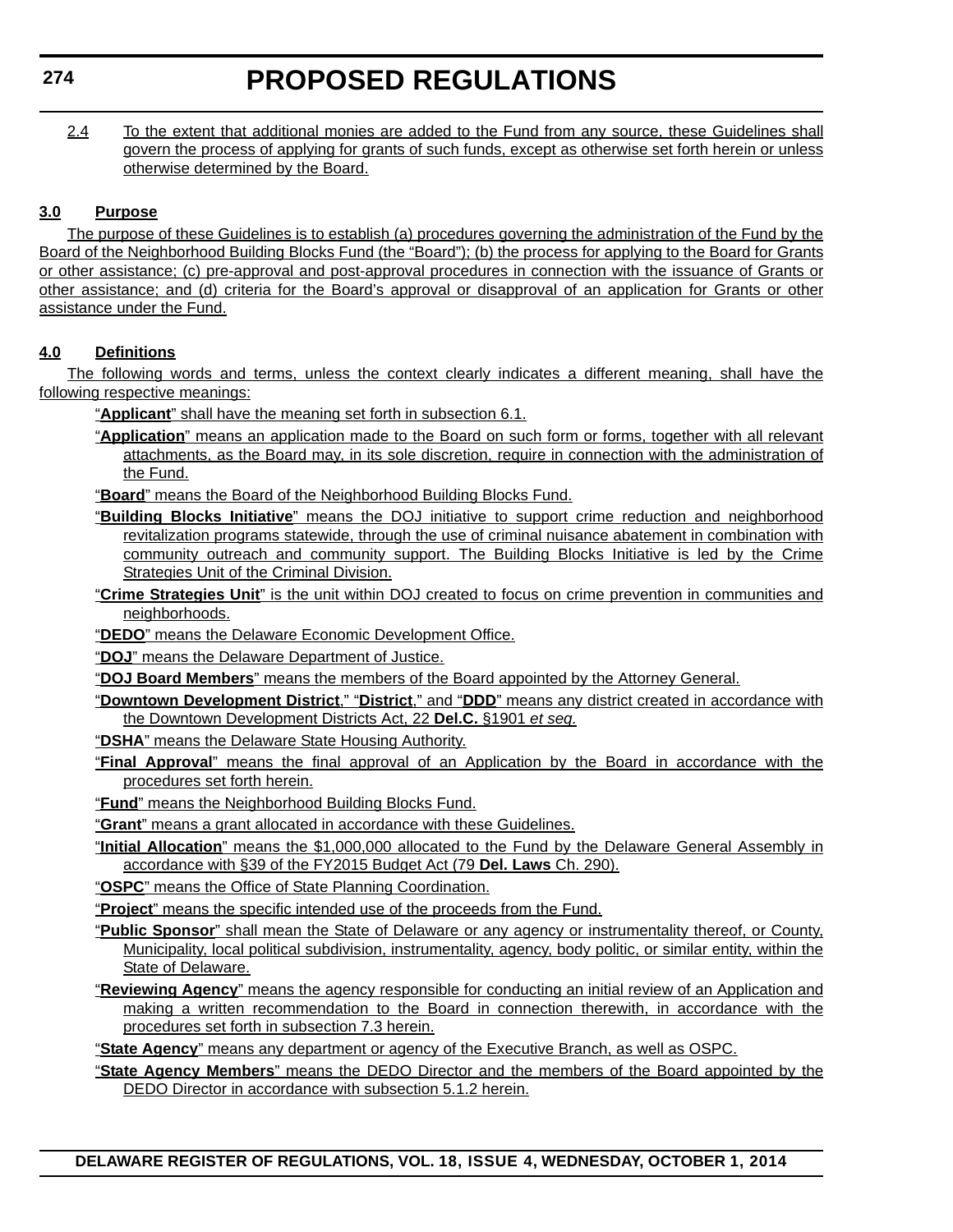2.4 To the extent that additional monies are added to the Fund from any source, these Guidelines shall govern the process of applying for grants of such funds, except as otherwise set forth herein or unless otherwise determined by the Board.

**3.0 Purpose**

The purpose of these Guidelines is to establish (a) procedures governing the administration of the Fund by the Board of the Neighborhood Building Blocks Fund (the "Board"); (b) the process for applying to the Board for Grants or other assistance; (c) pre-approval and post-approval procedures in connection with the issuance of Grants or other assistance; and (d) criteria for the Board's approval or disapproval of an application for Grants or other assistance under the Fund.

**4.0 Definitions**

The following words and terms, unless the context clearly indicates a different meaning, shall have the following respective meanings:

"**Applicant**" shall have the meaning set forth in subsection 6.1.

"**Application**" means an application made to the Board on such form or forms, together with all relevant attachments, as the Board may, in its sole discretion, require in connection with the administration of the Fund.

"**Board**" means the Board of the Neighborhood Building Blocks Fund.

"**Building Blocks Initiative**" means the DOJ initiative to support crime reduction and neighborhood revitalization programs statewide, through the use of criminal nuisance abatement in combination with community outreach and community support. The Building Blocks Initiative is led by the Crime Strategies Unit of the Criminal Division.

"**Crime Strategies Unit**" is the unit within DOJ created to focus on crime prevention in communities and neighborhoods.

"**DEDO**" means the Delaware Economic Development Office.

"**DOJ**" means the Delaware Department of Justice.

"**DOJ Board Members**" means the members of the Board appointed by the Attorney General.

"**Downtown Development District**," "**District**," and "**DDD**" means any district created in accordance with the Downtown Development Districts Act, 22 **Del.C.** §1901 *et seq.*

"**DSHA**" means the Delaware State Housing Authority.

"**Final Approval**" means the final approval of an Application by the Board in accordance with the procedures set forth herein.

"**Fund**" means the Neighborhood Building Blocks Fund.

"**Grant**" means a grant allocated in accordance with these Guidelines.

"**Initial Allocation**" means the $1,000,000 allocated to the Fund by the Delaware General Assembly in accordance with §39 of the FY2015 Budget Act (79 **Del. Laws** Ch. 290).

"**OSPC**" means the Office of State Planning Coordination.

"**Project**" means the specific intended use of the proceeds from the Fund.

"**Public Sponsor**" shall mean the State of Delaware or any agency or instrumentality thereof, or County, Municipality, local political subdivision, instrumentality, agency, body politic, or similar entity, within the State of Delaware.

"**Reviewing Agency**" means the agency responsible for conducting an initial review of an Application and making a written recommendation to the Board in connection therewith, in accordance with the procedures set forth in subsection 7.3 herein.

"**State Agency**" means any department or agency of the Executive Branch, as well as OSPC.

"**State Agency Members**" means the DEDO Director and the members of the Board appointed by the DEDO Director in accordance with subsection 5.1.2 herein.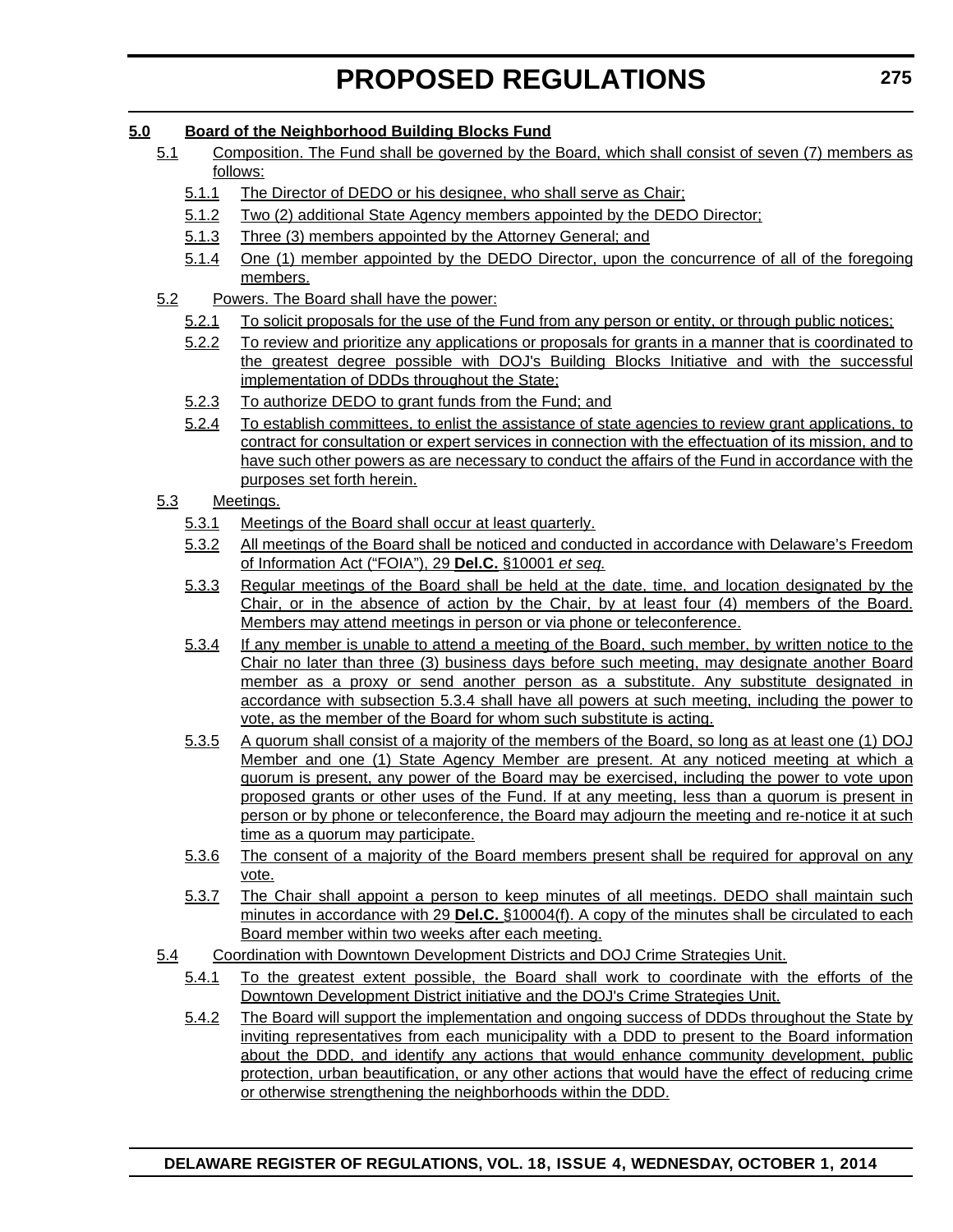**5.0 Board of the Neighborhood Building Blocks Fund**

5.1 Composition. The Fund shall be governed by the Board, which shall consist of seven (7) members as follows:

5.1.1 The Director of DEDO or his designee, who shall serve as Chair;

5.1.2 Two (2) additional State Agency members appointed by the DEDO Director;

5.1.3 Three (3) members appointed by the Attorney General; and

5.1.4 One (1) member appointed by the DEDO Director, upon the concurrence of all of the foregoing members.

5.2 Powers. The Board shall have the power:

5.2.1 To solicit proposals for the use of the Fund from any person or entity, or through public notices;

5.2.2 To review and prioritize any applications or proposals for grants in a manner that is coordinated to the greatest degree possible with DOJ's Building Blocks Initiative and with the successful implementation of DDDs throughout the State;

5.2.3 To authorize DEDO to grant funds from the Fund; and

5.2.4 To establish committees, to enlist the assistance of state agencies to review grant applications, to contract for consultation or expert services in connection with the effectuation of its mission, and to have such other powers as are necessary to conduct the affairs of the Fund in accordance with the purposes set forth herein.

5.3 Meetings.

5.3.1 Meetings of the Board shall occur at least quarterly.

5.3.2 All meetings of the Board shall be noticed and conducted in accordance with Delaware's Freedom of Information Act ("FOIA"), 29 **Del.C.** §10001 *et seq.*

5.3.3 Regular meetings of the Board shall be held at the date, time, and location designated by the Chair, or in the absence of action by the Chair, by at least four (4) members of the Board. Members may attend meetings in person or via phone or teleconference.

5.3.4 If any member is unable to attend a meeting of the Board, such member, by written notice to the Chair no later than three (3) business days before such meeting, may designate another Board member as a proxy or send another person as a substitute. Any substitute designated in accordance with subsection 5.3.4 shall have all powers at such meeting, including the power to vote, as the member of the Board for whom such substitute is acting.

5.3.5 A quorum shall consist of a majority of the members of the Board, so long as at least one (1) DOJ Member and one (1) State Agency Member are present. At any noticed meeting at which a quorum is present, any power of the Board may be exercised, including the power to vote upon proposed grants or other uses of the Fund. If at any meeting, less than a quorum is present in person or by phone or teleconference, the Board may adjourn the meeting and re-notice it at such time as a quorum may participate.

5.3.6 The consent of a majority of the Board members present shall be required for approval on any vote.

5.3.7 The Chair shall appoint a person to keep minutes of all meetings. DEDO shall maintain such minutes in accordance with 29 **Del.C.** §10004(f). A copy of the minutes shall be circulated to each Board member within two weeks after each meeting.

5.4 Coordination with Downtown Development Districts and DOJ Crime Strategies Unit.

5.4.1 To the greatest extent possible, the Board shall work to coordinate with the efforts of the Downtown Development District initiative and the DOJ's Crime Strategies Unit.

5.4.2 The Board will support the implementation and ongoing success of DDDs throughout the State by inviting representatives from each municipality with a DDD to present to the Board information about the DDD, and identify any actions that would enhance community development, public protection, urban beautification, or any other actions that would have the effect of reducing crime or otherwise strengthening the neighborhoods within the DDD.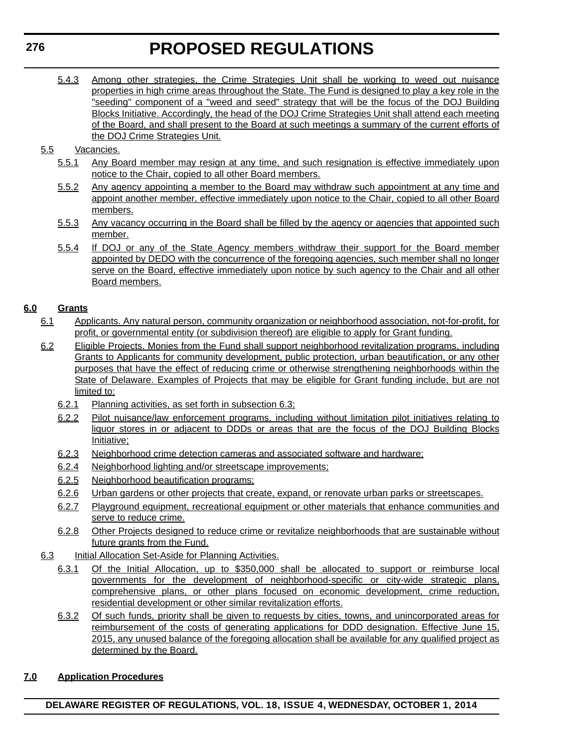5.4.3 Among other strategies, the Crime Strategies Unit shall be working to weed out nuisance properties in high crime areas throughout the State. The Fund is designed to play a key role in the "seeding" component of a "weed and seed" strategy that will be the focus of the DOJ Building Blocks Initiative. Accordingly, the head of the DOJ Crime Strategies Unit shall attend each meeting of the Board, and shall present to the Board at such meetings a summary of the current efforts of the DOJ Crime Strategies Unit.

5.5 Vacancies.

5.5.1 Any Board member may resign at any time, and such resignation is effective immediately upon notice to the Chair, copied to all other Board members.

5.5.2 Any agency appointing a member to the Board may withdraw such appointment at any time and appoint another member, effective immediately upon notice to the Chair, copied to all other Board members.

5.5.3 Any vacancy occurring in the Board shall be filled by the agency or agencies that appointed such member.

5.5.4 If DOJ or any of the State Agency members withdraw their support for the Board member appointed by DEDO with the concurrence of the foregoing agencies, such member shall no longer serve on the Board, effective immediately upon notice by such agency to the Chair and all other Board members.

**6.0 Grants**

6.1 Applicants. Any natural person, community organization or neighborhood association, not-for-profit, for profit, or governmental entity (or subdivision thereof) are eligible to apply for Grant funding.

6.2 Eligible Projects. Monies from the Fund shall support neighborhood revitalization programs, including Grants to Applicants for community development, public protection, urban beautification, or any other purposes that have the effect of reducing crime or otherwise strengthening neighborhoods within the State of Delaware. Examples of Projects that may be eligible for Grant funding include, but are not limited to:

6.2.1 Planning activities, as set forth in subsection 6.3;

6.2.2 Pilot nuisance/law enforcement programs, including without limitation pilot initiatives relating to liquor stores in or adjacent to DDDs or areas that are the focus of the DOJ Building Blocks Initiative;

6.2.3 Neighborhood crime detection cameras and associated software and hardware;

6.2.4 Neighborhood lighting and/or streetscape improvements;

6.2.5 Neighborhood beautification programs;

6.2.6 Urban gardens or other projects that create, expand, or renovate urban parks or streetscapes.

6.2.7 Playground equipment, recreational equipment or other materials that enhance communities and serve to reduce crime.

6.2.8 Other Projects designed to reduce crime or revitalize neighborhoods that are sustainable without future grants from the Fund.

6.3 Initial Allocation Set-Aside for Planning Activities.

6.3.1 Of the Initial Allocation, up to $350,000 shall be allocated to support or reimburse local governments for the development of neighborhood-specific or city-wide strategic plans, comprehensive plans, or other plans focused on economic development, crime reduction, residential development or other similar revitalization efforts.

6.3.2 Of such funds, priority shall be given to requests by cities, towns, and unincorporated areas for reimbursement of the costs of generating applications for DDD designation. Effective June 15, 2015, any unused balance of the foregoing allocation shall be available for any qualified project as determined by the Board.

**7.0 Application Procedures**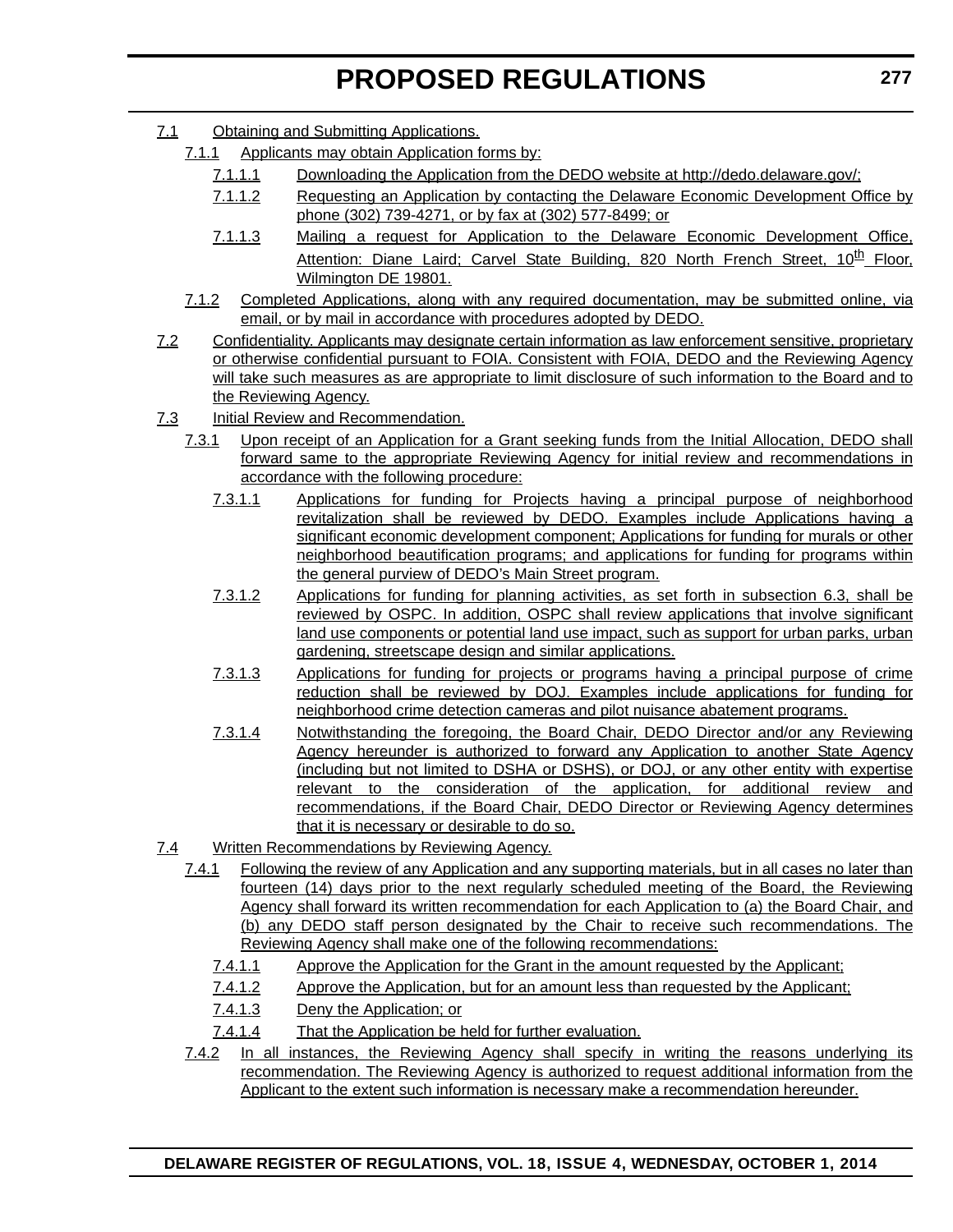7.1 Obtaining and Submitting Applications.

7.1.1 Applicants may obtain Application forms by:

7.1.1.1 Downloading the Application from the DEDO website at http://dedo.delaware.gov/;

7.1.1.2 Requesting an Application by contacting the Delaware Economic Development Office by phone (302) 739-4271, or by fax at (302) 577-8499; or

7.1.1.3 Mailing a request for Application to the Delaware Economic Development Office, Attention: Diane Laird; Carvel State Building, 820 North French Street, 10th Floor, Wilmington DE 19801.

7.1.2 Completed Applications, along with any required documentation, may be submitted online, via email, or by mail in accordance with procedures adopted by DEDO.

7.2 Confidentiality. Applicants may designate certain information as law enforcement sensitive, proprietary or otherwise confidential pursuant to FOIA. Consistent with FOIA, DEDO and the Reviewing Agency will take such measures as are appropriate to limit disclosure of such information to the Board and to the Reviewing Agency.

7.3 Initial Review and Recommendation.

7.3.1 Upon receipt of an Application for a Grant seeking funds from the Initial Allocation, DEDO shall forward same to the appropriate Reviewing Agency for initial review and recommendations in accordance with the following procedure:

7.3.1.1 Applications for funding for Projects having a principal purpose of neighborhood revitalization shall be reviewed by DEDO. Examples include Applications having a significant economic development component; Applications for funding for murals or other neighborhood beautification programs; and applications for funding for programs within the general purview of DEDO's Main Street program.

7.3.1.2 Applications for funding for planning activities, as set forth in subsection 6.3, shall be reviewed by OSPC. In addition, OSPC shall review applications that involve significant land use components or potential land use impact, such as support for urban parks, urban gardening, streetscape design and similar applications.

7.3.1.3 Applications for funding for projects or programs having a principal purpose of crime reduction shall be reviewed by DOJ. Examples include applications for funding for neighborhood crime detection cameras and pilot nuisance abatement programs.

7.3.1.4 Notwithstanding the foregoing, the Board Chair, DEDO Director and/or any Reviewing Agency hereunder is authorized to forward any Application to another State Agency (including but not limited to DSHA or DSHS), or DOJ, or any other entity with expertise relevant to the consideration of the application, for additional review and recommendations, if the Board Chair, DEDO Director or Reviewing Agency determines that it is necessary or desirable to do so.

7.4 Written Recommendations by Reviewing Agency.

7.4.1 Following the review of any Application and any supporting materials, but in all cases no later than fourteen (14) days prior to the next regularly scheduled meeting of the Board, the Reviewing Agency shall forward its written recommendation for each Application to (a) the Board Chair, and (b) any DEDO staff person designated by the Chair to receive such recommendations. The Reviewing Agency shall make one of the following recommendations:

7.4.1.1 Approve the Application for the Grant in the amount requested by the Applicant;

7.4.1.2 Approve the Application, but for an amount less than requested by the Applicant;

7.4.1.3 Deny the Application; or

7.4.1.4 That the Application be held for further evaluation.

7.4.2 In all instances, the Reviewing Agency shall specify in writing the reasons underlying its recommendation. The Reviewing Agency is authorized to request additional information from the Applicant to the extent such information is necessary make a recommendation hereunder.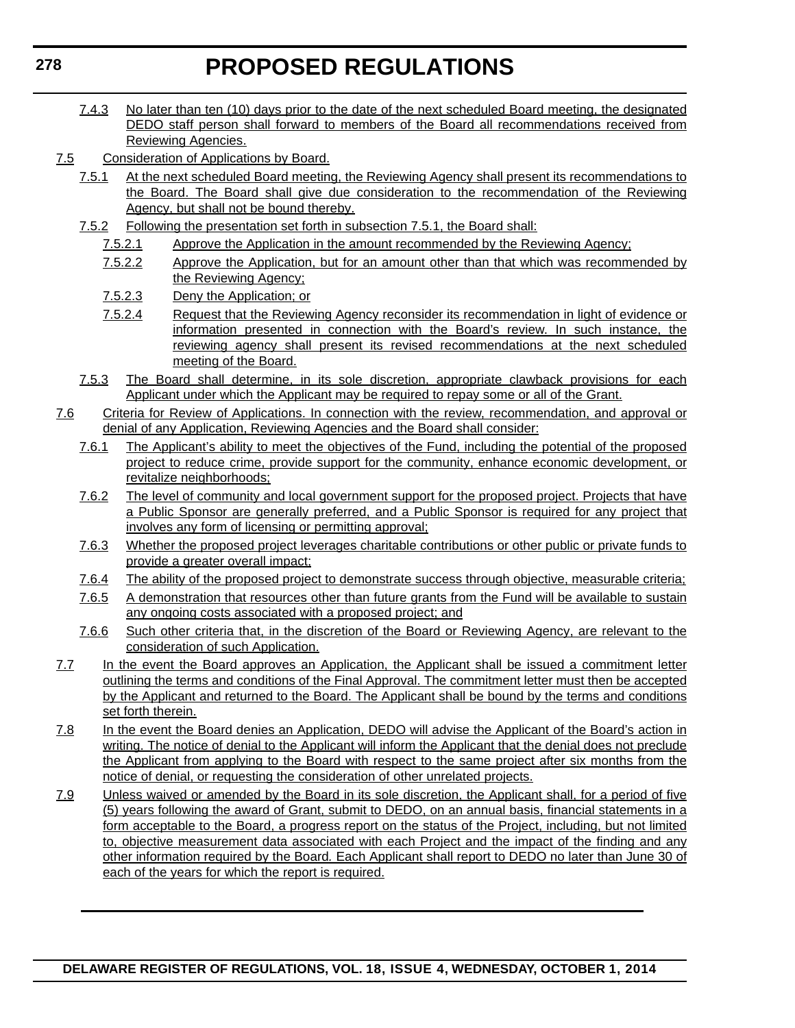7.4.3 No later than ten (10) days prior to the date of the next scheduled Board meeting, the designated DEDO staff person shall forward to members of the Board all recommendations received from Reviewing Agencies.

7.5 Consideration of Applications by Board.

7.5.1 At the next scheduled Board meeting, the Reviewing Agency shall present its recommendations to the Board. The Board shall give due consideration to the recommendation of the Reviewing Agency, but shall not be bound thereby.

7.5.2 Following the presentation set forth in subsection 7.5.1, the Board shall:

7.5.2.1 Approve the Application in the amount recommended by the Reviewing Agency;

7.5.2.2 Approve the Application, but for an amount other than that which was recommended by the Reviewing Agency;

7.5.2.3 Deny the Application; or

7.5.2.4 Request that the Reviewing Agency reconsider its recommendation in light of evidence or information presented in connection with the Board's review. In such instance, the reviewing agency shall present its revised recommendations at the next scheduled meeting of the Board.

7.5.3 The Board shall determine, in its sole discretion, appropriate clawback provisions for each Applicant under which the Applicant may be required to repay some or all of the Grant.

7.6 Criteria for Review of Applications. In connection with the review, recommendation, and approval or denial of any Application, Reviewing Agencies and the Board shall consider:

7.6.1 The Applicant's ability to meet the objectives of the Fund, including the potential of the proposed project to reduce crime, provide support for the community, enhance economic development, or revitalize neighborhoods;

7.6.2 The level of community and local government support for the proposed project. Projects that have a Public Sponsor are generally preferred, and a Public Sponsor is required for any project that involves any form of licensing or permitting approval;

7.6.3 Whether the proposed project leverages charitable contributions or other public or private funds to provide a greater overall impact;

7.6.4 The ability of the proposed project to demonstrate success through objective, measurable criteria;

7.6.5 A demonstration that resources other than future grants from the Fund will be available to sustain any ongoing costs associated with a proposed project; and

7.6.6 Such other criteria that, in the discretion of the Board or Reviewing Agency, are relevant to the consideration of such Application.

7.7 In the event the Board approves an Application, the Applicant shall be issued a commitment letter outlining the terms and conditions of the Final Approval. The commitment letter must then be accepted by the Applicant and returned to the Board. The Applicant shall be bound by the terms and conditions set forth therein.

7.8 In the event the Board denies an Application, DEDO will advise the Applicant of the Board's action in writing. The notice of denial to the Applicant will inform the Applicant that the denial does not preclude the Applicant from applying to the Board with respect to the same project after six months from the notice of denial, or requesting the consideration of other unrelated projects.

7.9 Unless waived or amended by the Board in its sole discretion, the Applicant shall, for a period of five (5) years following the award of Grant, submit to DEDO, on an annual basis, financial statements in a form acceptable to the Board, a progress report on the status of the Project, including, but not limited to, objective measurement data associated with each Project and the impact of the finding and any other information required by the Board. Each Applicant shall report to DEDO no later than June 30 of each of the years for which the report is required.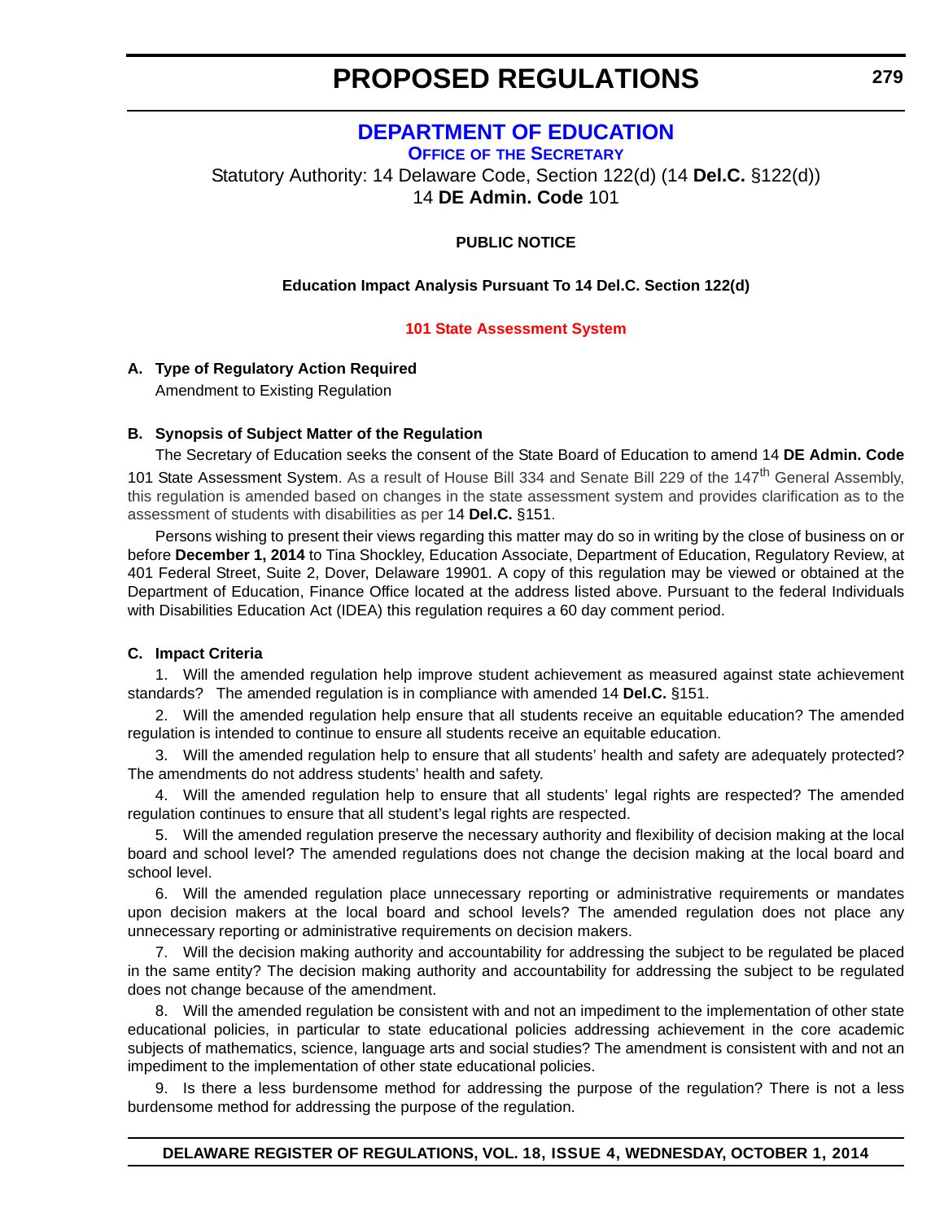# PROPOSED REGULATIONS

## DEPARTMENT OF EDUCATION

### OFFICE OF THE SECRETARY

Statutory Authority: 14 Delaware Code, Section 122(d) (14 **Del.C.** §122(d))
14 **DE Admin. Code** 101

**PUBLIC NOTICE**

**Education Impact Analysis Pursuant To 14 Del.C. Section 122(d)**

**101 State Assessment System**

**A. Type of Regulatory Action Required**

Amendment to Existing Regulation

**B. Synopsis of Subject Matter of the Regulation**

The Secretary of Education seeks the consent of the State Board of Education to amend 14 **DE Admin. Code** 101 State Assessment System. As a result of House Bill 334 and Senate Bill 229 of the 147th General Assembly, this regulation is amended based on changes in the state assessment system and provides clarification as to the assessment of students with disabilities as per 14 **Del.C.** §151.

Persons wishing to present their views regarding this matter may do so in writing by the close of business on or before **December 1, 2014** to Tina Shockley, Education Associate, Department of Education, Regulatory Review, at 401 Federal Street, Suite 2, Dover, Delaware 19901. A copy of this regulation may be viewed or obtained at the Department of Education, Finance Office located at the address listed above. Pursuant to the federal Individuals with Disabilities Education Act (IDEA) this regulation requires a 60 day comment period.

**C. Impact Criteria**

1. Will the amended regulation help improve student achievement as measured against state achievement standards? The amended regulation is in compliance with amended 14 **Del.C.** §151.

2. Will the amended regulation help ensure that all students receive an equitable education? The amended regulation is intended to continue to ensure all students receive an equitable education.

3. Will the amended regulation help to ensure that all students' health and safety are adequately protected? The amendments do not address students' health and safety.

4. Will the amended regulation help to ensure that all students' legal rights are respected? The amended regulation continues to ensure that all student's legal rights are respected.

5. Will the amended regulation preserve the necessary authority and flexibility of decision making at the local board and school level? The amended regulations does not change the decision making at the local board and school level.

6. Will the amended regulation place unnecessary reporting or administrative requirements or mandates upon decision makers at the local board and school levels? The amended regulation does not place any unnecessary reporting or administrative requirements on decision makers.

7. Will the decision making authority and accountability for addressing the subject to be regulated be placed in the same entity? The decision making authority and accountability for addressing the subject to be regulated does not change because of the amendment.

8. Will the amended regulation be consistent with and not an impediment to the implementation of other state educational policies, in particular to state educational policies addressing achievement in the core academic subjects of mathematics, science, language arts and social studies? The amendment is consistent with and not an impediment to the implementation of other state educational policies.

9. Is there a less burdensome method for addressing the purpose of the regulation? There is not a less burdensome method for addressing the purpose of the regulation.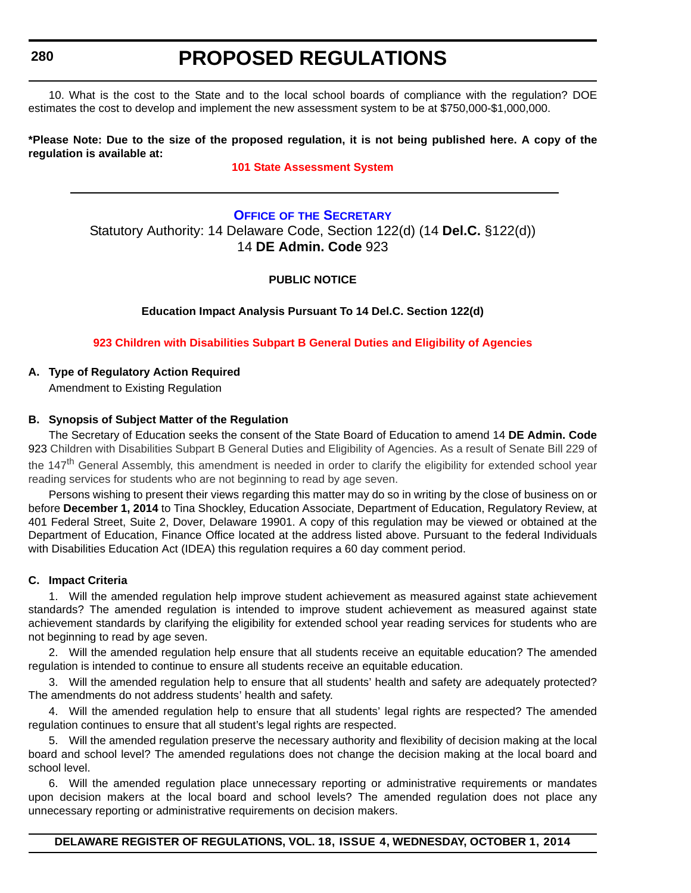10. What is the cost to the State and to the local school boards of compliance with the regulation? DOE estimates the cost to develop and implement the new assessment system to be at $750,000-$1,000,000.

**\*Please Note: Due to the size of the proposed regulation, it is not being published here. A copy of the regulation is available at:**

**101 State Assessment System**

---

## Office of the Secretary

Statutory Authority: 14 Delaware Code, Section 122(d) (14 **Del.C.** §122(d))
14 **DE Admin. Code** 923

**PUBLIC NOTICE**

**Education Impact Analysis Pursuant To 14 Del.C. Section 122(d)**

**923 Children with Disabilities Subpart B General Duties and Eligibility of Agencies**

**A. Type of Regulatory Action Required**

Amendment to Existing Regulation

**B. Synopsis of Subject Matter of the Regulation**

The Secretary of Education seeks the consent of the State Board of Education to amend 14 **DE Admin. Code** 923 Children with Disabilities Subpart B General Duties and Eligibility of Agencies. As a result of Senate Bill 229 of the 147th General Assembly, this amendment is needed in order to clarify the eligibility for extended school year reading services for students who are not beginning to read by age seven.

Persons wishing to present their views regarding this matter may do so in writing by the close of business on or before **December 1, 2014** to Tina Shockley, Education Associate, Department of Education, Regulatory Review, at 401 Federal Street, Suite 2, Dover, Delaware 19901. A copy of this regulation may be viewed or obtained at the Department of Education, Finance Office located at the address listed above. Pursuant to the federal Individuals with Disabilities Education Act (IDEA) this regulation requires a 60 day comment period.

**C. Impact Criteria**

1. Will the amended regulation help improve student achievement as measured against state achievement standards? The amended regulation is intended to improve student achievement as measured against state achievement standards by clarifying the eligibility for extended school year reading services for students who are not beginning to read by age seven.

2. Will the amended regulation help ensure that all students receive an equitable education? The amended regulation is intended to continue to ensure all students receive an equitable education.

3. Will the amended regulation help to ensure that all students' health and safety are adequately protected? The amendments do not address students' health and safety.

4. Will the amended regulation help to ensure that all students' legal rights are respected? The amended regulation continues to ensure that all student's legal rights are respected.

5. Will the amended regulation preserve the necessary authority and flexibility of decision making at the local board and school level? The amended regulations does not change the decision making at the local board and school level.

6. Will the amended regulation place unnecessary reporting or administrative requirements or mandates upon decision makers at the local board and school levels? The amended regulation does not place any unnecessary reporting or administrative requirements on decision makers.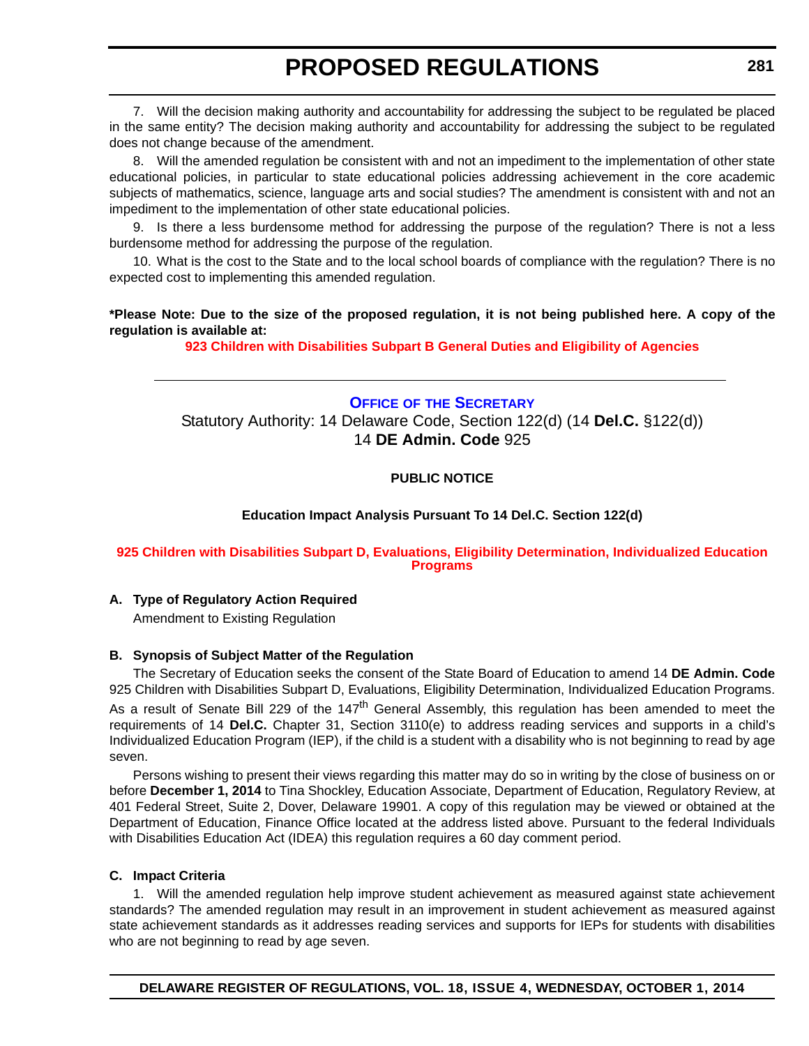7. Will the decision making authority and accountability for addressing the subject to be regulated be placed in the same entity? The decision making authority and accountability for addressing the subject to be regulated does not change because of the amendment.

8. Will the amended regulation be consistent with and not an impediment to the implementation of other state educational policies, in particular to state educational policies addressing achievement in the core academic subjects of mathematics, science, language arts and social studies? The amendment is consistent with and not an impediment to the implementation of other state educational policies.

9. Is there a less burdensome method for addressing the purpose of the regulation? There is not a less burdensome method for addressing the purpose of the regulation.

10. What is the cost to the State and to the local school boards of compliance with the regulation? There is no expected cost to implementing this amended regulation.

**\*Please Note: Due to the size of the proposed regulation, it is not being published here. A copy of the regulation is available at:**

**923 Children with Disabilities Subpart B General Duties and Eligibility of Agencies**

---

## Office of the Secretary

Statutory Authority: 14 Delaware Code, Section 122(d) (14 **Del.C.** §122(d))
14 **DE Admin. Code** 925

**PUBLIC NOTICE**

**Education Impact Analysis Pursuant To 14 Del.C. Section 122(d)**

**925 Children with Disabilities Subpart D, Evaluations, Eligibility Determination, Individualized Education Programs**

### A. Type of Regulatory Action Required

Amendment to Existing Regulation

### B. Synopsis of Subject Matter of the Regulation

The Secretary of Education seeks the consent of the State Board of Education to amend 14 **DE Admin. Code** 925 Children with Disabilities Subpart D, Evaluations, Eligibility Determination, Individualized Education Programs. As a result of Senate Bill 229 of the 147th General Assembly, this regulation has been amended to meet the requirements of 14 **Del.C.** Chapter 31, Section 3110(e) to address reading services and supports in a child's Individualized Education Program (IEP), if the child is a student with a disability who is not beginning to read by age seven.

Persons wishing to present their views regarding this matter may do so in writing by the close of business on or before **December 1, 2014** to Tina Shockley, Education Associate, Department of Education, Regulatory Review, at 401 Federal Street, Suite 2, Dover, Delaware 19901. A copy of this regulation may be viewed or obtained at the Department of Education, Finance Office located at the address listed above. Pursuant to the federal Individuals with Disabilities Education Act (IDEA) this regulation requires a 60 day comment period.

### C. Impact Criteria

1. Will the amended regulation help improve student achievement as measured against state achievement standards? The amended regulation may result in an improvement in student achievement as measured against state achievement standards as it addresses reading services and supports for IEPs for students with disabilities who are not beginning to read by age seven.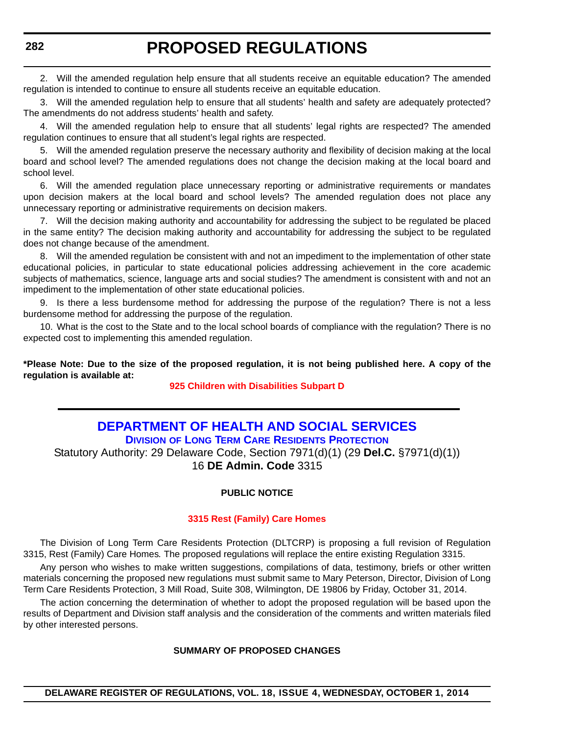2. Will the amended regulation help ensure that all students receive an equitable education? The amended regulation is intended to continue to ensure all students receive an equitable education.

3. Will the amended regulation help to ensure that all students' health and safety are adequately protected? The amendments do not address students' health and safety.

4. Will the amended regulation help to ensure that all students' legal rights are respected? The amended regulation continues to ensure that all student's legal rights are respected.

5. Will the amended regulation preserve the necessary authority and flexibility of decision making at the local board and school level? The amended regulations does not change the decision making at the local board and school level.

6. Will the amended regulation place unnecessary reporting or administrative requirements or mandates upon decision makers at the local board and school levels? The amended regulation does not place any unnecessary reporting or administrative requirements on decision makers.

7. Will the decision making authority and accountability for addressing the subject to be regulated be placed in the same entity? The decision making authority and accountability for addressing the subject to be regulated does not change because of the amendment.

8. Will the amended regulation be consistent with and not an impediment to the implementation of other state educational policies, in particular to state educational policies addressing achievement in the core academic subjects of mathematics, science, language arts and social studies? The amendment is consistent with and not an impediment to the implementation of other state educational policies.

9. Is there a less burdensome method for addressing the purpose of the regulation? There is not a less burdensome method for addressing the purpose of the regulation.

10. What is the cost to the State and to the local school boards of compliance with the regulation? There is no expected cost to implementing this amended regulation.

**\*Please Note: Due to the size of the proposed regulation, it is not being published here. A copy of the regulation is available at:**

**925 Children with Disabilities Subpart D**

---

## DEPARTMENT OF HEALTH AND SOCIAL SERVICES

### DIVISION OF LONG TERM CARE RESIDENTS PROTECTION

Statutory Authority: 29 Delaware Code, Section 7971(d)(1) (29 **Del.C.** §7971(d)(1))
16 **DE Admin. Code** 3315

**PUBLIC NOTICE**

**3315 Rest (Family) Care Homes**

The Division of Long Term Care Residents Protection (DLTCRP) is proposing a full revision of Regulation 3315, Rest (Family) Care Homes. The proposed regulations will replace the entire existing Regulation 3315.

Any person who wishes to make written suggestions, compilations of data, testimony, briefs or other written materials concerning the proposed new regulations must submit same to Mary Peterson, Director, Division of Long Term Care Residents Protection, 3 Mill Road, Suite 308, Wilmington, DE 19806 by Friday, October 31, 2014.

The action concerning the determination of whether to adopt the proposed regulation will be based upon the results of Department and Division staff analysis and the consideration of the comments and written materials filed by other interested persons.

**SUMMARY OF PROPOSED CHANGES**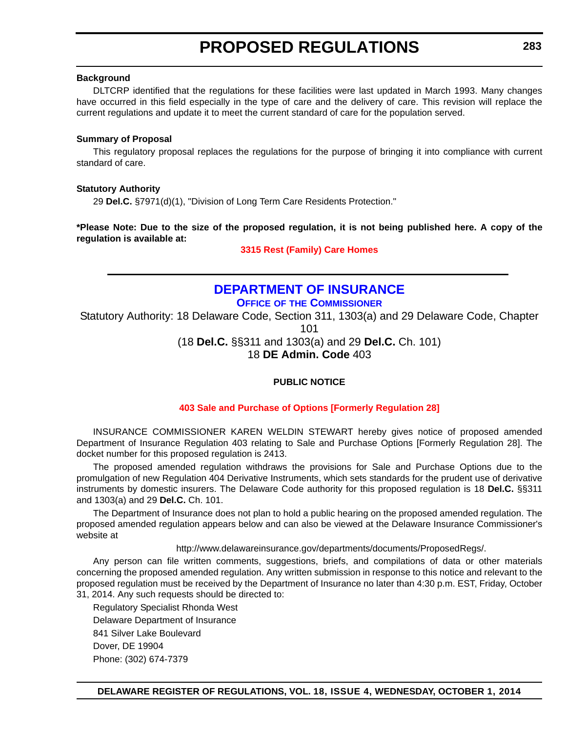**Background**

DLTCRP identified that the regulations for these facilities were last updated in March 1993. Many changes have occurred in this field especially in the type of care and the delivery of care. This revision will replace the current regulations and update it to meet the current standard of care for the population served.

**Summary of Proposal**

This regulatory proposal replaces the regulations for the purpose of bringing it into compliance with current standard of care.

**Statutory Authority**

29 **Del.C.** §7971(d)(1), "Division of Long Term Care Residents Protection."

**\*Please Note: Due to the size of the proposed regulation, it is not being published here. A copy of the regulation is available at:**

**3315 Rest (Family) Care Homes**

## DEPARTMENT OF INSURANCE

### OFFICE OF THE COMMISSIONER

Statutory Authority: 18 Delaware Code, Section 311, 1303(a) and 29 Delaware Code, Chapter 101

(18 **Del.C.** §§311 and 1303(a) and 29 **Del.C.** Ch. 101)

18 **DE Admin. Code** 403

**PUBLIC NOTICE**

**403 Sale and Purchase of Options [Formerly Regulation 28]**

INSURANCE COMMISSIONER KAREN WELDIN STEWART hereby gives notice of proposed amended Department of Insurance Regulation 403 relating to Sale and Purchase Options [Formerly Regulation 28]. The docket number for this proposed regulation is 2413.

The proposed amended regulation withdraws the provisions for Sale and Purchase Options due to the promulgation of new Regulation 404 Derivative Instruments, which sets standards for the prudent use of derivative instruments by domestic insurers. The Delaware Code authority for this proposed regulation is 18 **Del.C.** §§311 and 1303(a) and 29 **Del.C.** Ch. 101.

The Department of Insurance does not plan to hold a public hearing on the proposed amended regulation. The proposed amended regulation appears below and can also be viewed at the Delaware Insurance Commissioner's website at

http://www.delawareinsurance.gov/departments/documents/ProposedRegs/.

Any person can file written comments, suggestions, briefs, and compilations of data or other materials concerning the proposed amended regulation. Any written submission in response to this notice and relevant to the proposed regulation must be received by the Department of Insurance no later than 4:30 p.m. EST, Friday, October 31, 2014. Any such requests should be directed to:

Regulatory Specialist Rhonda West

Delaware Department of Insurance

841 Silver Lake Boulevard

Dover, DE 19904

Phone: (302) 674-7379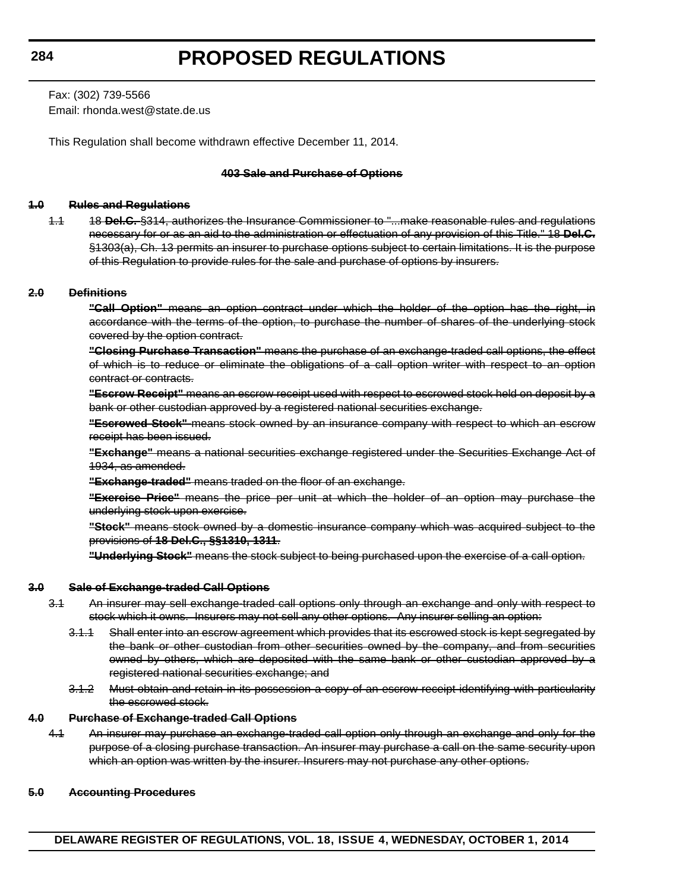Fax: (302) 739-5566
Email: rhonda.west@state.de.us

This Regulation shall become withdrawn effective December 11, 2014.

~~**403 Sale and Purchase of Options**~~

~~**1.0 Rules and Regulations**~~

~~1.1 18 **Del.C.** §314, authorizes the Insurance Commissioner to "...make reasonable rules and regulations necessary for or as an aid to the administration or effectuation of any provision of this Title." 18 **Del.C.** §1303(a), Ch. 13 permits an insurer to purchase options subject to certain limitations. It is the purpose of this Regulation to provide rules for the sale and purchase of options by insurers.~~

~~**2.0 Definitions**~~

~~**"Call Option"** means an option contract under which the holder of the option has the right, in accordance with the terms of the option, to purchase the number of shares of the underlying stock covered by the option contract.~~

~~**"Closing Purchase Transaction"** means the purchase of an exchange-traded call options, the effect of which is to reduce or eliminate the obligations of a call option writer with respect to an option contract or contracts.~~

~~**"Escrow Receipt"** means an escrow receipt used with respect to escrowed stock held on deposit by a bank or other custodian approved by a registered national securities exchange.~~

~~**"Escrowed Stock"** means stock owned by an insurance company with respect to which an escrow receipt has been issued.~~

~~**"Exchange"** means a national securities exchange registered under the Securities Exchange Act of 1934, as amended.~~

~~**"Exchange-traded"** means traded on the floor of an exchange.~~

~~**"Exercise Price"** means the price per unit at which the holder of an option may purchase the underlying stock upon exercise.~~

~~**"Stock"** means stock owned by a domestic insurance company which was acquired subject to the provisions of **18 Del.C., §§1310, 1311**.~~

~~**"Underlying Stock"** means the stock subject to being purchased upon the exercise of a call option.~~

~~**3.0 Sale of Exchange-traded Call Options**~~

~~3.1 An insurer may sell exchange-traded call options only through an exchange and only with respect to stock which it owns. Insurers may not sell any other options. Any insurer selling an option:~~

~~3.1.1 Shall enter into an escrow agreement which provides that its escrowed stock is kept segregated by the bank or other custodian from other securities owned by the company, and from securities owned by others, which are deposited with the same bank or other custodian approved by a registered national securities exchange; and~~

~~3.1.2 Must obtain and retain in its possession a copy of an escrow receipt identifying with particularity the escrowed stock.~~

~~**4.0 Purchase of Exchange-traded Call Options**~~

~~4.1 An insurer may purchase an exchange-traded call option only through an exchange and only for the purpose of a closing purchase transaction. An insurer may purchase a call on the same security upon which an option was written by the insurer. Insurers may not purchase any other options.~~

~~**5.0 Accounting Procedures**~~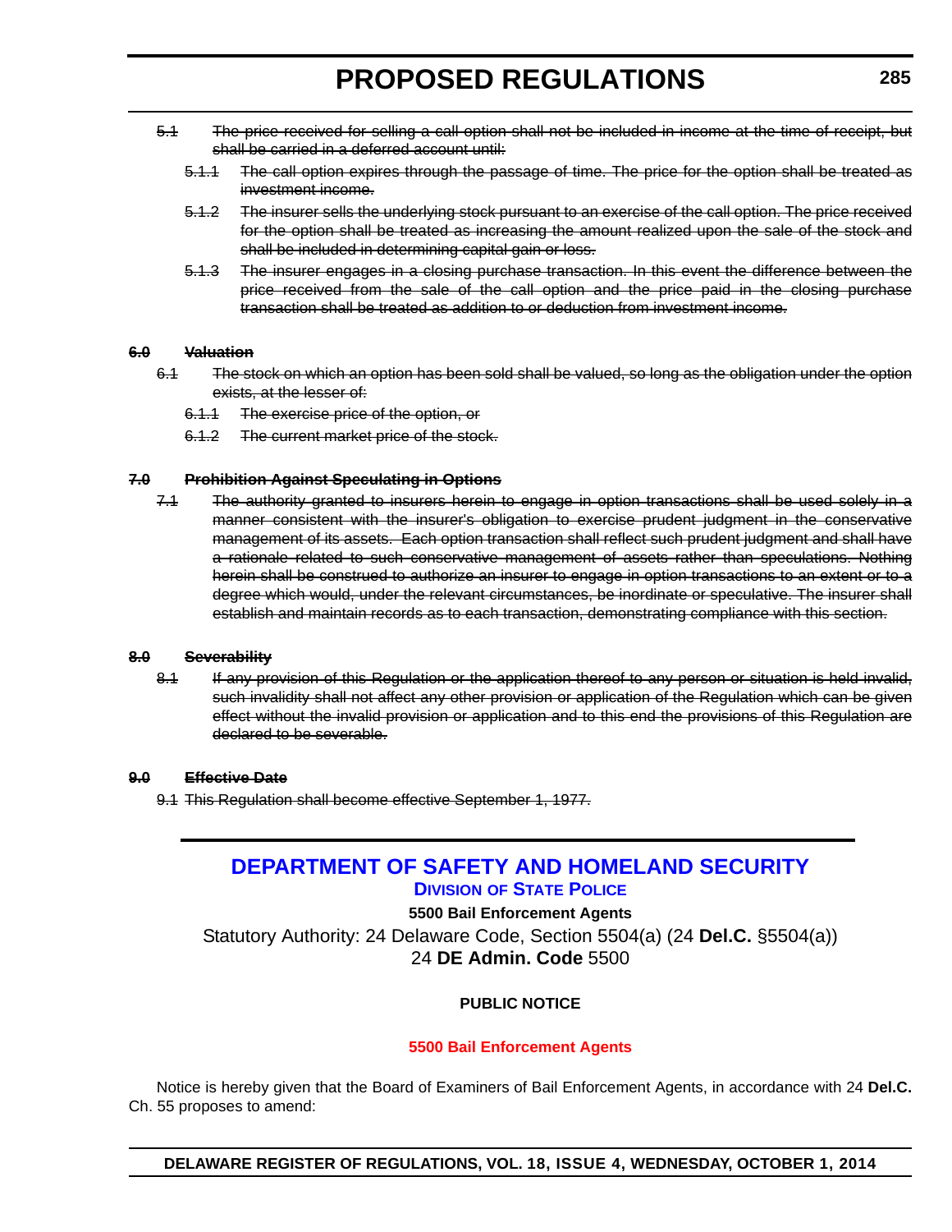~~5.1 The price received for selling a call option shall not be included in income at the time of receipt, but shall be carried in a deferred account until:~~

~~5.1.1 The call option expires through the passage of time. The price for the option shall be treated as investment income.~~

~~5.1.2 The insurer sells the underlying stock pursuant to an exercise of the call option. The price received for the option shall be treated as increasing the amount realized upon the sale of the stock and shall be included in determining capital gain or loss.~~

~~5.1.3 The insurer engages in a closing purchase transaction. In this event the difference between the price received from the sale of the call option and the price paid in the closing purchase transaction shall be treated as addition to or deduction from investment income.~~

~~**6.0 Valuation**~~

~~6.1 The stock on which an option has been sold shall be valued, so long as the obligation under the option exists, at the lesser of:~~

~~6.1.1 The exercise price of the option, or~~

~~6.1.2 The current market price of the stock.~~

~~**7.0 Prohibition Against Speculating in Options**~~

~~7.1 The authority granted to insurers herein to engage in option transactions shall be used solely in a manner consistent with the insurer's obligation to exercise prudent judgment in the conservative management of its assets. Each option transaction shall reflect such prudent judgment and shall have a rationale related to such conservative management of assets rather than speculations. Nothing herein shall be construed to authorize an insurer to engage in option transactions to an extent or to a degree which would, under the relevant circumstances, be inordinate or speculative. The insurer shall establish and maintain records as to each transaction, demonstrating compliance with this section.~~

~~**8.0 Severability**~~

~~8.1 If any provision of this Regulation or the application thereof to any person or situation is held invalid, such invalidity shall not affect any other provision or application of the Regulation which can be given effect without the invalid provision or application and to this end the provisions of this Regulation are declared to be severable.~~

~~**9.0 Effective Date**~~

~~9.1 This Regulation shall become effective September 1, 1977.~~

---

## DEPARTMENT OF SAFETY AND HOMELAND SECURITY

### DIVISION OF STATE POLICE

**5500 Bail Enforcement Agents**

Statutory Authority: 24 Delaware Code, Section 5504(a) (24 **Del.C.** §5504(a))
24 **DE Admin. Code** 5500

**PUBLIC NOTICE**

**5500 Bail Enforcement Agents**

Notice is hereby given that the Board of Examiners of Bail Enforcement Agents, in accordance with 24 **Del.C.** Ch. 55 proposes to amend: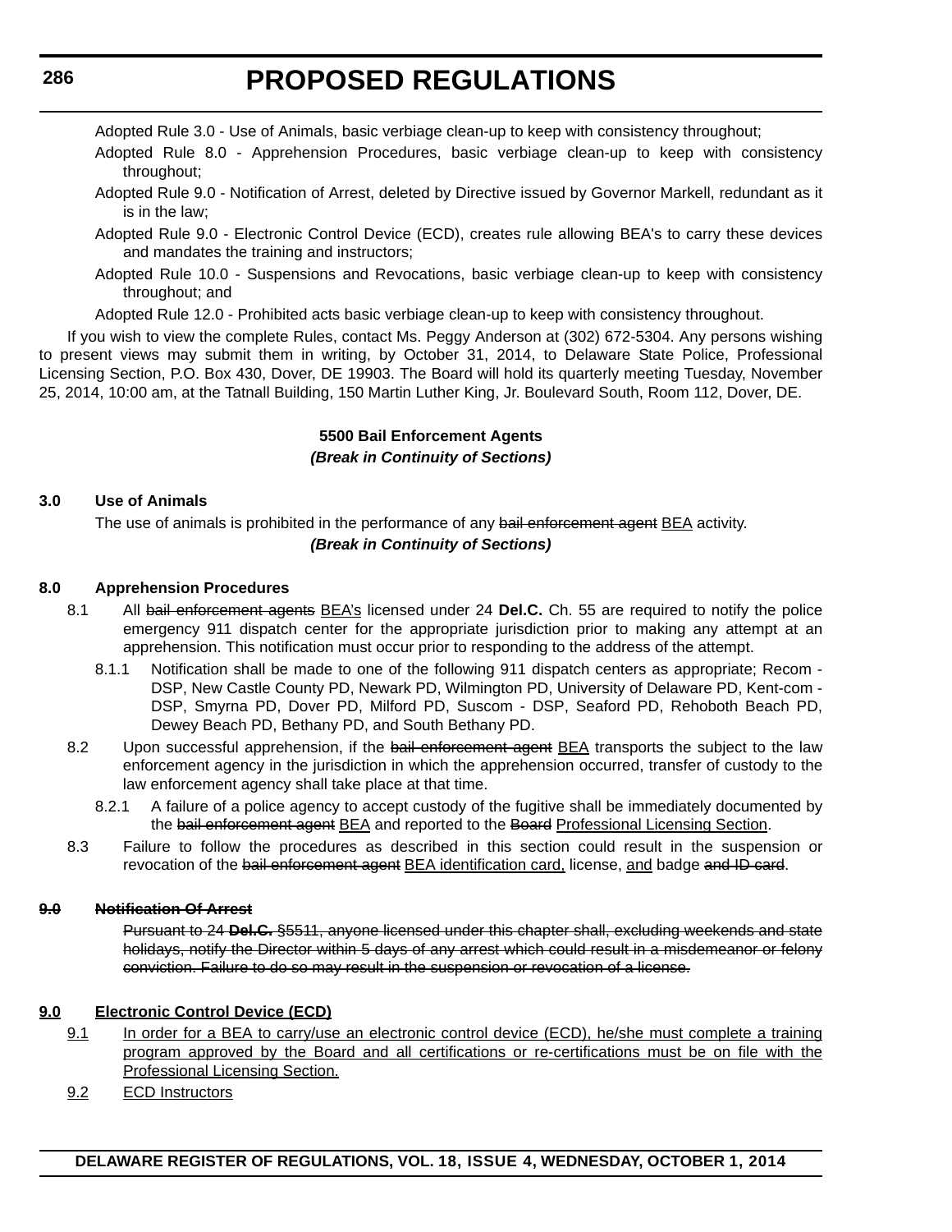Adopted Rule 3.0 - Use of Animals, basic verbiage clean-up to keep with consistency throughout;

Adopted Rule 8.0 - Apprehension Procedures, basic verbiage clean-up to keep with consistency throughout;

Adopted Rule 9.0 - Notification of Arrest, deleted by Directive issued by Governor Markell, redundant as it is in the law;

Adopted Rule 9.0 - Electronic Control Device (ECD), creates rule allowing BEA's to carry these devices and mandates the training and instructors;

Adopted Rule 10.0 - Suspensions and Revocations, basic verbiage clean-up to keep with consistency throughout; and

Adopted Rule 12.0 - Prohibited acts basic verbiage clean-up to keep with consistency throughout.

If you wish to view the complete Rules, contact Ms. Peggy Anderson at (302) 672-5304. Any persons wishing to present views may submit them in writing, by October 31, 2014, to Delaware State Police, Professional Licensing Section, P.O. Box 430, Dover, DE 19903. The Board will hold its quarterly meeting Tuesday, November 25, 2014, 10:00 am, at the Tatnall Building, 150 Martin Luther King, Jr. Boulevard South, Room 112, Dover, DE.

**5500 Bail Enforcement Agents**

***(Break in Continuity of Sections)***

**3.0 Use of Animals**

The use of animals is prohibited in the performance of any ~~bail enforcement agent~~ <u>BEA</u> activity.

***(Break in Continuity of Sections)***

**8.0 Apprehension Procedures**

8.1 All ~~bail enforcement agents~~ <u>BEA's</u> licensed under 24 **Del.C.** Ch. 55 are required to notify the police emergency 911 dispatch center for the appropriate jurisdiction prior to making any attempt at an apprehension. This notification must occur prior to responding to the address of the attempt.

8.1.1 Notification shall be made to one of the following 911 dispatch centers as appropriate; Recom - DSP, New Castle County PD, Newark PD, Wilmington PD, University of Delaware PD, Kent-com - DSP, Smyrna PD, Dover PD, Milford PD, Suscom - DSP, Seaford PD, Rehoboth Beach PD, Dewey Beach PD, Bethany PD, and South Bethany PD.

8.2 Upon successful apprehension, if the ~~bail enforcement agent~~ <u>BEA</u> transports the subject to the law enforcement agency in the jurisdiction in which the apprehension occurred, transfer of custody to the law enforcement agency shall take place at that time.

8.2.1 A failure of a police agency to accept custody of the fugitive shall be immediately documented by the ~~bail enforcement agent~~ <u>BEA</u> and reported to the ~~Board~~ <u>Professional Licensing Section</u>.

8.3 Failure to follow the procedures as described in this section could result in the suspension or revocation of the ~~bail enforcement agent~~ <u>BEA identification card,</u> license, <u>and</u> badge ~~and ID card~~.

~~**9.0 Notification Of Arrest**~~

~~Pursuant to 24 **Del.C.** §5511, anyone licensed under this chapter shall, excluding weekends and state holidays, notify the Director within 5 days of any arrest which could result in a misdemeanor or felony conviction. Failure to do so may result in the suspension or revocation of a license.~~

<u>**9.0 Electronic Control Device (ECD)**</u>

<u>9.1 In order for a BEA to carry/use an electronic control device (ECD), he/she must complete a training program approved by the Board and all certifications or re-certifications must be on file with the Professional Licensing Section.</u>

<u>9.2 ECD Instructors</u>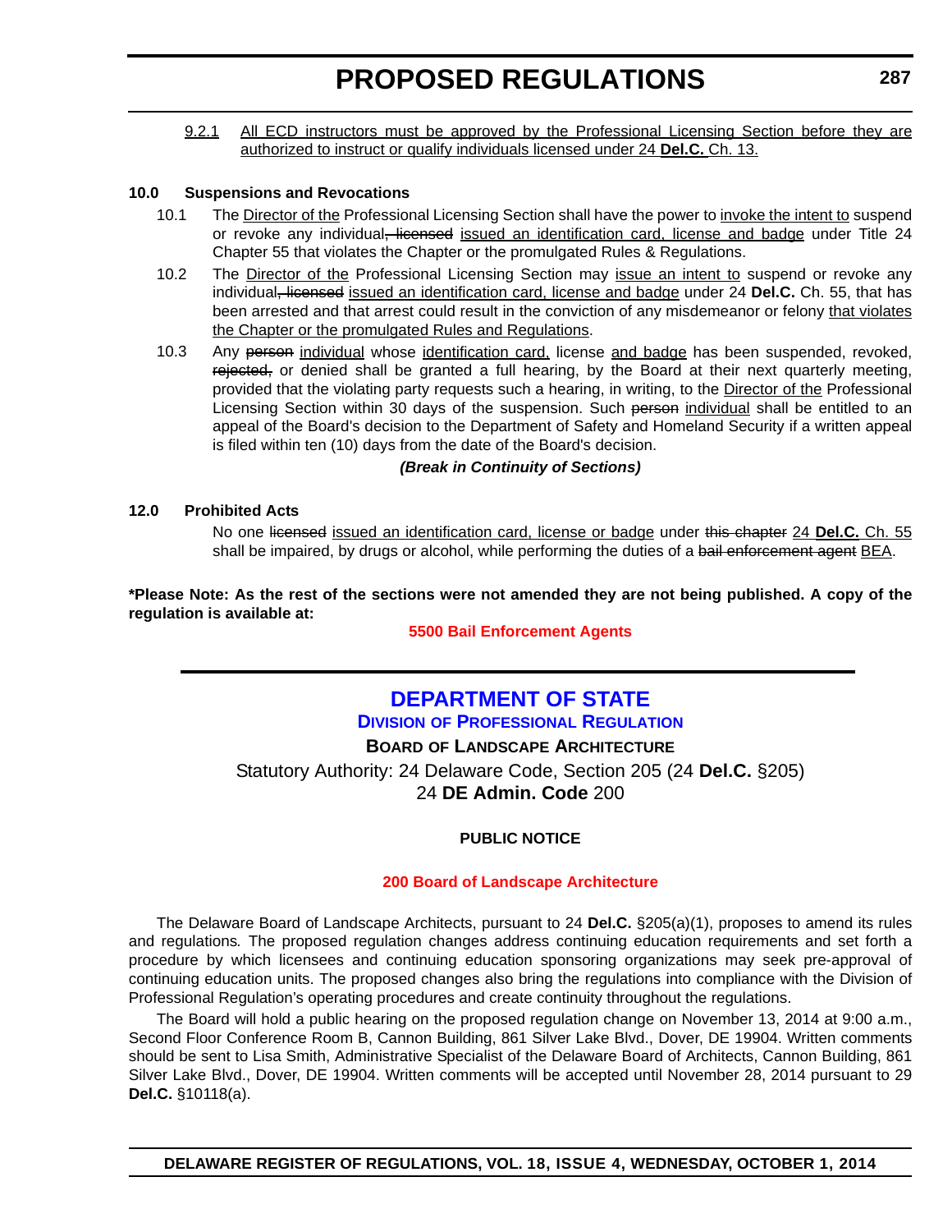9.2.1 All ECD instructors must be approved by the Professional Licensing Section before they are authorized to instruct or qualify individuals licensed under 24 **Del.C.** Ch. 13.

**10.0 Suspensions and Revocations**

10.1 The Director of the Professional Licensing Section shall have the power to invoke the intent to suspend or revoke any individual, licensed issued an identification card, license and badge under Title 24 Chapter 55 that violates the Chapter or the promulgated Rules & Regulations.

10.2 The Director of the Professional Licensing Section may issue an intent to suspend or revoke any individual, licensed issued an identification card, license and badge under 24 **Del.C.** Ch. 55, that has been arrested and that arrest could result in the conviction of any misdemeanor or felony that violates the Chapter or the promulgated Rules and Regulations.

10.3 Any person individual whose identification card, license and badge has been suspended, revoked, rejected, or denied shall be granted a full hearing, by the Board at their next quarterly meeting, provided that the violating party requests such a hearing, in writing, to the Director of the Professional Licensing Section within 30 days of the suspension. Such person individual shall be entitled to an appeal of the Board's decision to the Department of Safety and Homeland Security if a written appeal is filed within ten (10) days from the date of the Board's decision.

***(Break in Continuity of Sections)***

**12.0 Prohibited Acts**

No one licensed issued an identification card, license or badge under this chapter 24 **Del.C.** Ch. 55 shall be impaired, by drugs or alcohol, while performing the duties of a bail enforcement agent BEA.

**\*Please Note: As the rest of the sections were not amended they are not being published. A copy of the regulation is available at:**

**5500 Bail Enforcement Agents**

---

# DEPARTMENT OF STATE

## DIVISION OF PROFESSIONAL REGULATION

### BOARD OF LANDSCAPE ARCHITECTURE

Statutory Authority: 24 Delaware Code, Section 205 (24 **Del.C.** §205)
24 **DE Admin. Code** 200

**PUBLIC NOTICE**

**200 Board of Landscape Architecture**

The Delaware Board of Landscape Architects, pursuant to 24 **Del.C.** §205(a)(1), proposes to amend its rules and regulations*.* The proposed regulation changes address continuing education requirements and set forth a procedure by which licensees and continuing education sponsoring organizations may seek pre-approval of continuing education units. The proposed changes also bring the regulations into compliance with the Division of Professional Regulation's operating procedures and create continuity throughout the regulations.

The Board will hold a public hearing on the proposed regulation change on November 13, 2014 at 9:00 a.m., Second Floor Conference Room B, Cannon Building, 861 Silver Lake Blvd., Dover, DE 19904. Written comments should be sent to Lisa Smith, Administrative Specialist of the Delaware Board of Architects, Cannon Building, 861 Silver Lake Blvd., Dover, DE 19904. Written comments will be accepted until November 28, 2014 pursuant to 29 **Del.C.** §10118(a).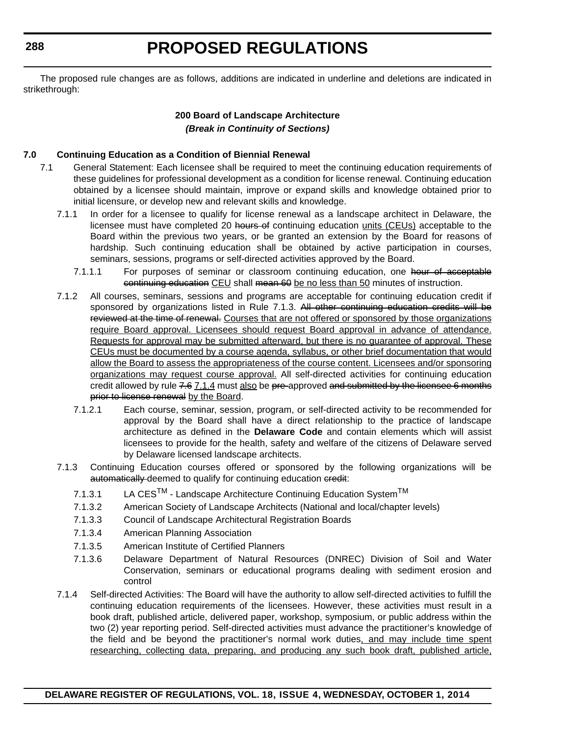The proposed rule changes are as follows, additions are indicated in underline and deletions are indicated in strikethrough:

**200 Board of Landscape Architecture**

***(Break in Continuity of Sections)***

**7.0 Continuing Education as a Condition of Biennial Renewal**

7.1 General Statement: Each licensee shall be required to meet the continuing education requirements of these guidelines for professional development as a condition for license renewal. Continuing education obtained by a licensee should maintain, improve or expand skills and knowledge obtained prior to initial licensure, or develop new and relevant skills and knowledge.

7.1.1 In order for a licensee to qualify for license renewal as a landscape architect in Delaware, the licensee must have completed 20 ~~hours of~~ continuing education <u>units (CEUs)</u> acceptable to the Board within the previous two years, or be granted an extension by the Board for reasons of hardship. Such continuing education shall be obtained by active participation in courses, seminars, sessions, programs or self-directed activities approved by the Board.

7.1.1.1 For purposes of seminar or classroom continuing education, one ~~hour of acceptable continuing education~~ <u>CEU</u> shall ~~mean 60~~ <u>be no less than 50</u> minutes of instruction.

7.1.2 All courses, seminars, sessions and programs are acceptable for continuing education credit if sponsored by organizations listed in Rule 7.1.3. ~~All other continuing education credits will be reviewed at the time of renewal.~~ <u>Courses that are not offered or sponsored by those organizations require Board approval. Licensees should request Board approval in advance of attendance. Requests for approval may be submitted afterward, but there is no guarantee of approval. These CEUs must be documented by a course agenda, syllabus, or other brief documentation that would allow the Board to assess the appropriateness of the course content. Licensees and/or sponsoring organizations may request course approval.</u> All self-directed activities for continuing education credit allowed by rule ~~7.6~~ <u>7.1.4</u> must <u>also</u> be ~~pre-~~approved ~~and submitted by the licensee 6 months prior to license renewal~~ <u>by the Board</u>.

7.1.2.1 Each course, seminar, session, program, or self-directed activity to be recommended for approval by the Board shall have a direct relationship to the practice of landscape architecture as defined in the **Delaware Code** and contain elements which will assist licensees to provide for the health, safety and welfare of the citizens of Delaware served by Delaware licensed landscape architects.

7.1.3 Continuing Education courses offered or sponsored by the following organizations will be ~~automatically~~ deemed to qualify for continuing education ~~credit~~:

7.1.3.1 LA CES™ - Landscape Architecture Continuing Education System™

7.1.3.2 American Society of Landscape Architects (National and local/chapter levels)

7.1.3.3 Council of Landscape Architectural Registration Boards

7.1.3.4 American Planning Association

7.1.3.5 American Institute of Certified Planners

7.1.3.6 Delaware Department of Natural Resources (DNREC) Division of Soil and Water Conservation, seminars or educational programs dealing with sediment erosion and control

7.1.4 Self-directed Activities: The Board will have the authority to allow self-directed activities to fulfill the continuing education requirements of the licensees. However, these activities must result in a book draft, published article, delivered paper, workshop, symposium, or public address within the two (2) year reporting period. Self-directed activities must advance the practitioner's knowledge of the field and be beyond the practitioner's normal work duties<u>, and may include time spent researching, collecting data, preparing, and producing any such book draft, published article,</u>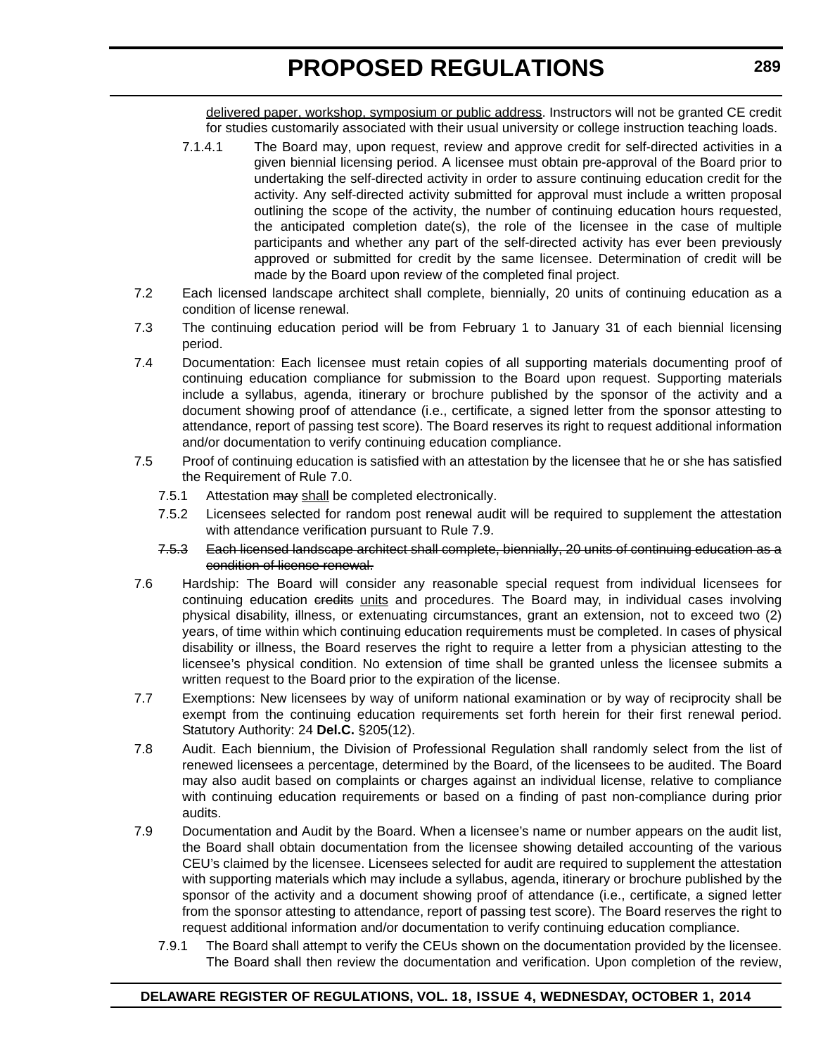<u>delivered paper, workshop, symposium or public address</u>. Instructors will not be granted CE credit for studies customarily associated with their usual university or college instruction teaching loads.

7.1.4.1 The Board may, upon request, review and approve credit for self-directed activities in a given biennial licensing period. A licensee must obtain pre-approval of the Board prior to undertaking the self-directed activity in order to assure continuing education credit for the activity. Any self-directed activity submitted for approval must include a written proposal outlining the scope of the activity, the number of continuing education hours requested, the anticipated completion date(s), the role of the licensee in the case of multiple participants and whether any part of the self-directed activity has ever been previously approved or submitted for credit by the same licensee. Determination of credit will be made by the Board upon review of the completed final project.

7.2 Each licensed landscape architect shall complete, biennially, 20 units of continuing education as a condition of license renewal.

7.3 The continuing education period will be from February 1 to January 31 of each biennial licensing period.

7.4 Documentation: Each licensee must retain copies of all supporting materials documenting proof of continuing education compliance for submission to the Board upon request. Supporting materials include a syllabus, agenda, itinerary or brochure published by the sponsor of the activity and a document showing proof of attendance (i.e., certificate, a signed letter from the sponsor attesting to attendance, report of passing test score). The Board reserves its right to request additional information and/or documentation to verify continuing education compliance.

7.5 Proof of continuing education is satisfied with an attestation by the licensee that he or she has satisfied the Requirement of Rule 7.0.

7.5.1 Attestation ~~may~~ <u>shall</u> be completed electronically.

7.5.2 Licensees selected for random post renewal audit will be required to supplement the attestation with attendance verification pursuant to Rule 7.9.

~~7.5.3 Each licensed landscape architect shall complete, biennially, 20 units of continuing education as a condition of license renewal.~~

7.6 Hardship: The Board will consider any reasonable special request from individual licensees for continuing education ~~credits~~ <u>units</u> and procedures. The Board may, in individual cases involving physical disability, illness, or extenuating circumstances, grant an extension, not to exceed two (2) years, of time within which continuing education requirements must be completed. In cases of physical disability or illness, the Board reserves the right to require a letter from a physician attesting to the licensee's physical condition. No extension of time shall be granted unless the licensee submits a written request to the Board prior to the expiration of the license.

7.7 Exemptions: New licensees by way of uniform national examination or by way of reciprocity shall be exempt from the continuing education requirements set forth herein for their first renewal period. Statutory Authority: 24 **Del.C.** §205(12).

7.8 Audit. Each biennium, the Division of Professional Regulation shall randomly select from the list of renewed licensees a percentage, determined by the Board, of the licensees to be audited. The Board may also audit based on complaints or charges against an individual license, relative to compliance with continuing education requirements or based on a finding of past non-compliance during prior audits.

7.9 Documentation and Audit by the Board. When a licensee's name or number appears on the audit list, the Board shall obtain documentation from the licensee showing detailed accounting of the various CEU's claimed by the licensee. Licensees selected for audit are required to supplement the attestation with supporting materials which may include a syllabus, agenda, itinerary or brochure published by the sponsor of the activity and a document showing proof of attendance (i.e., certificate, a signed letter from the sponsor attesting to attendance, report of passing test score). The Board reserves the right to request additional information and/or documentation to verify continuing education compliance.

7.9.1 The Board shall attempt to verify the CEUs shown on the documentation provided by the licensee. The Board shall then review the documentation and verification. Upon completion of the review,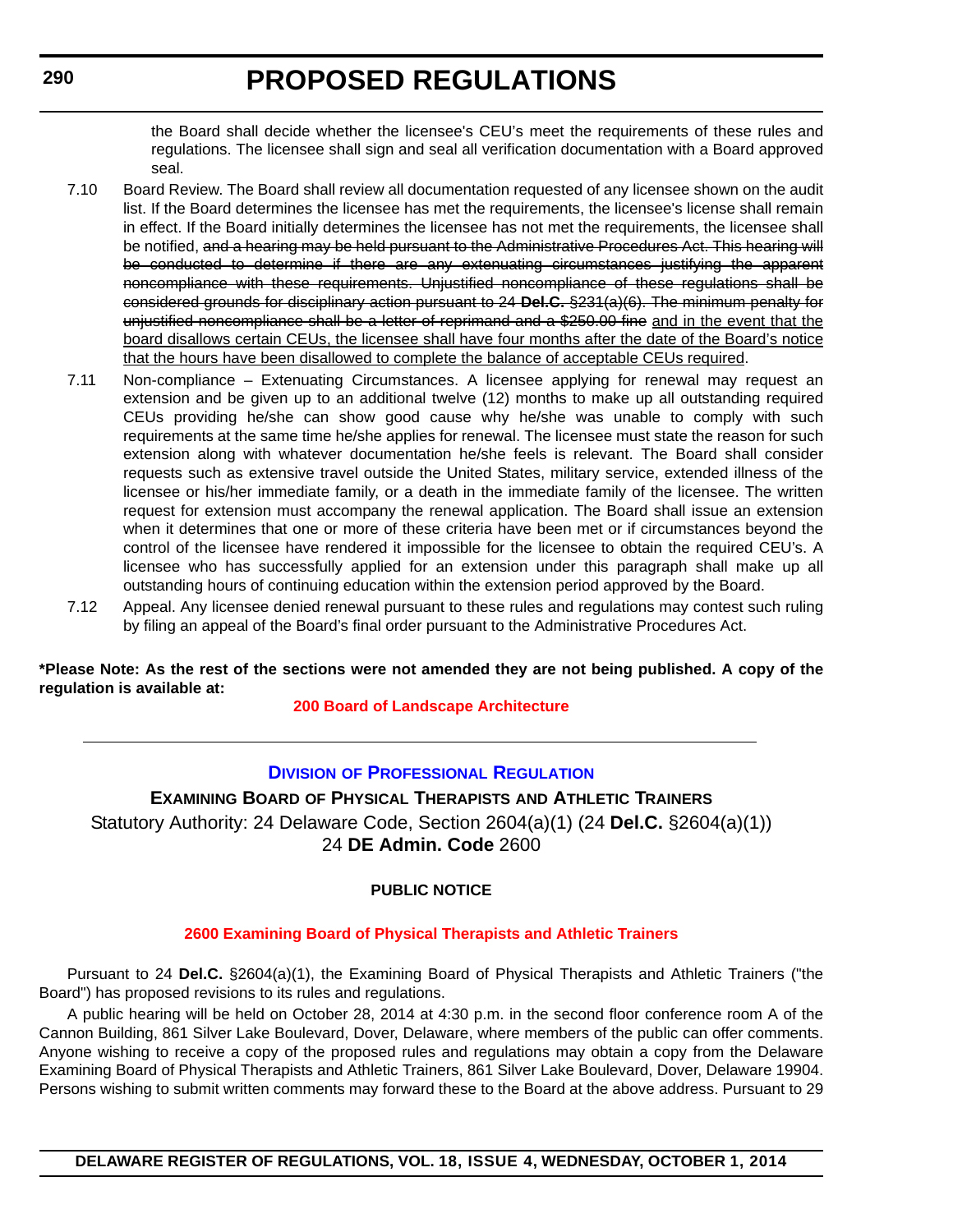the Board shall decide whether the licensee's CEU's meet the requirements of these rules and regulations. The licensee shall sign and seal all verification documentation with a Board approved seal.

7.10 Board Review. The Board shall review all documentation requested of any licensee shown on the audit list. If the Board determines the licensee has met the requirements, the licensee's license shall remain in effect. If the Board initially determines the licensee has not met the requirements, the licensee shall be notified, ~~and a hearing may be held pursuant to the Administrative Procedures Act. This hearing will be conducted to determine if there are any extenuating circumstances justifying the apparent noncompliance with these requirements. Unjustified noncompliance of these regulations shall be considered grounds for disciplinary action pursuant to 24 **Del.C.** §231(a)(6). The minimum penalty for unjustified noncompliance shall be a letter of reprimand and a $250.00 fine~~ <u>and in the event that the board disallows certain CEUs, the licensee shall have four months after the date of the Board's notice that the hours have been disallowed to complete the balance of acceptable CEUs required</u>.

7.11 Non-compliance – Extenuating Circumstances. A licensee applying for renewal may request an extension and be given up to an additional twelve (12) months to make up all outstanding required CEUs providing he/she can show good cause why he/she was unable to comply with such requirements at the same time he/she applies for renewal. The licensee must state the reason for such extension along with whatever documentation he/she feels is relevant. The Board shall consider requests such as extensive travel outside the United States, military service, extended illness of the licensee or his/her immediate family, or a death in the immediate family of the licensee. The written request for extension must accompany the renewal application. The Board shall issue an extension when it determines that one or more of these criteria have been met or if circumstances beyond the control of the licensee have rendered it impossible for the licensee to obtain the required CEU's. A licensee who has successfully applied for an extension under this paragraph shall make up all outstanding hours of continuing education within the extension period approved by the Board.

7.12 Appeal. Any licensee denied renewal pursuant to these rules and regulations may contest such ruling by filing an appeal of the Board's final order pursuant to the Administrative Procedures Act.

**\*Please Note: As the rest of the sections were not amended they are not being published. A copy of the regulation is available at:**

**200 Board of Landscape Architecture**

---

## Division of Professional Regulation

### Examining Board of Physical Therapists and Athletic Trainers

Statutory Authority: 24 Delaware Code, Section 2604(a)(1) (24 **Del.C.** §2604(a)(1))
24 **DE Admin. Code** 2600

#### PUBLIC NOTICE

**2600 Examining Board of Physical Therapists and Athletic Trainers**

Pursuant to 24 **Del.C.** §2604(a)(1), the Examining Board of Physical Therapists and Athletic Trainers ("the Board") has proposed revisions to its rules and regulations.

A public hearing will be held on October 28, 2014 at 4:30 p.m. in the second floor conference room A of the Cannon Building, 861 Silver Lake Boulevard, Dover, Delaware, where members of the public can offer comments. Anyone wishing to receive a copy of the proposed rules and regulations may obtain a copy from the Delaware Examining Board of Physical Therapists and Athletic Trainers, 861 Silver Lake Boulevard, Dover, Delaware 19904. Persons wishing to submit written comments may forward these to the Board at the above address. Pursuant to 29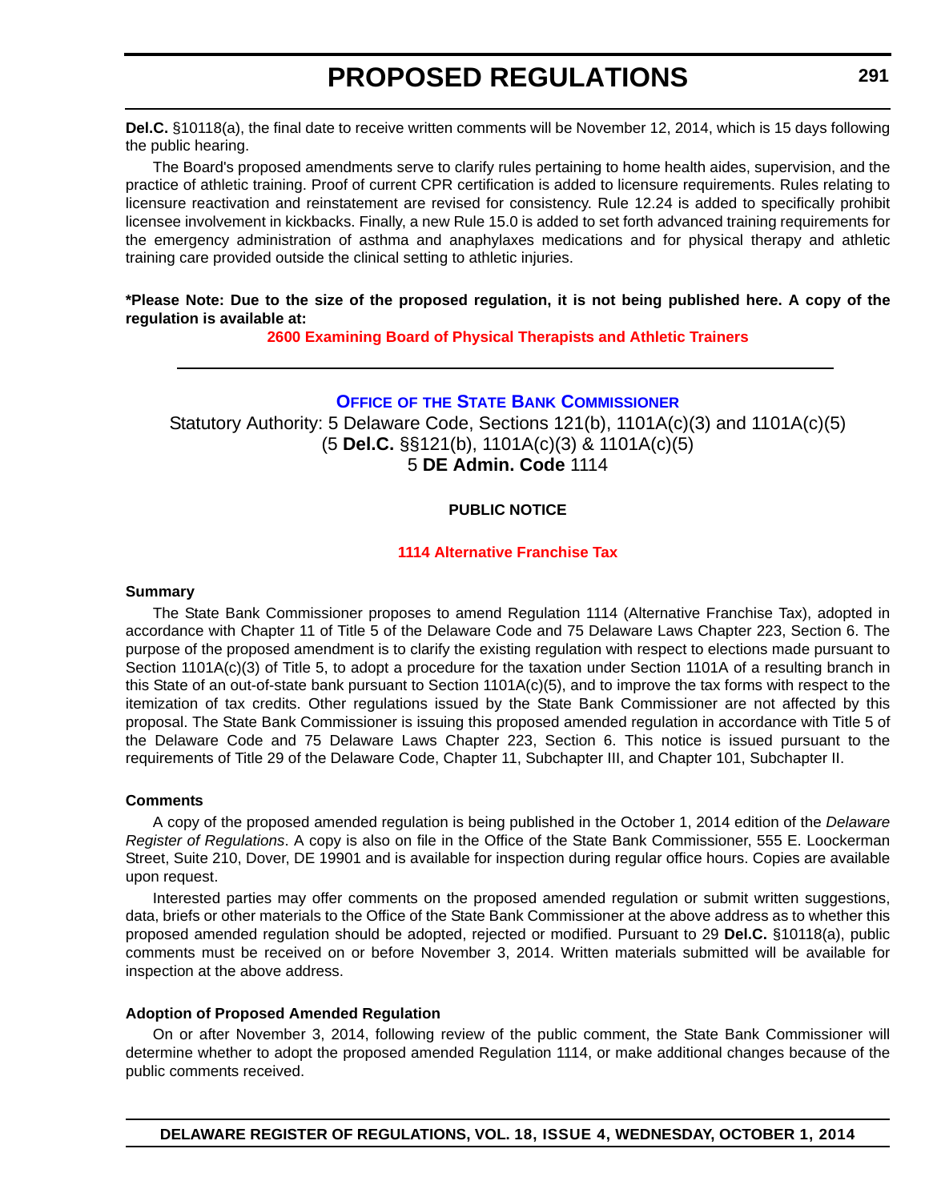**Del.C.** §10118(a), the final date to receive written comments will be November 12, 2014, which is 15 days following the public hearing.

The Board's proposed amendments serve to clarify rules pertaining to home health aides, supervision, and the practice of athletic training. Proof of current CPR certification is added to licensure requirements. Rules relating to licensure reactivation and reinstatement are revised for consistency. Rule 12.24 is added to specifically prohibit licensee involvement in kickbacks. Finally, a new Rule 15.0 is added to set forth advanced training requirements for the emergency administration of asthma and anaphylaxes medications and for physical therapy and athletic training care provided outside the clinical setting to athletic injuries.

**\*Please Note: Due to the size of the proposed regulation, it is not being published here. A copy of the regulation is available at:**

**2600 Examining Board of Physical Therapists and Athletic Trainers**

---

## OFFICE OF THE STATE BANK COMMISSIONER

Statutory Authority: 5 Delaware Code, Sections 121(b), 1101A(c)(3) and 1101A(c)(5) (5 **Del.C.** §§121(b), 1101A(c)(3) & 1101A(c)(5)
5 **DE Admin. Code** 1114

**PUBLIC NOTICE**

**1114 Alternative Franchise Tax**

### Summary

The State Bank Commissioner proposes to amend Regulation 1114 (Alternative Franchise Tax), adopted in accordance with Chapter 11 of Title 5 of the Delaware Code and 75 Delaware Laws Chapter 223, Section 6. The purpose of the proposed amendment is to clarify the existing regulation with respect to elections made pursuant to Section 1101A(c)(3) of Title 5, to adopt a procedure for the taxation under Section 1101A of a resulting branch in this State of an out-of-state bank pursuant to Section 1101A(c)(5), and to improve the tax forms with respect to the itemization of tax credits. Other regulations issued by the State Bank Commissioner are not affected by this proposal. The State Bank Commissioner is issuing this proposed amended regulation in accordance with Title 5 of the Delaware Code and 75 Delaware Laws Chapter 223, Section 6. This notice is issued pursuant to the requirements of Title 29 of the Delaware Code, Chapter 11, Subchapter III, and Chapter 101, Subchapter II.

### Comments

A copy of the proposed amended regulation is being published in the October 1, 2014 edition of the *Delaware Register of Regulations*. A copy is also on file in the Office of the State Bank Commissioner, 555 E. Loockerman Street, Suite 210, Dover, DE 19901 and is available for inspection during regular office hours. Copies are available upon request.

Interested parties may offer comments on the proposed amended regulation or submit written suggestions, data, briefs or other materials to the Office of the State Bank Commissioner at the above address as to whether this proposed amended regulation should be adopted, rejected or modified. Pursuant to 29 **Del.C.** §10118(a), public comments must be received on or before November 3, 2014. Written materials submitted will be available for inspection at the above address.

### Adoption of Proposed Amended Regulation

On or after November 3, 2014, following review of the public comment, the State Bank Commissioner will determine whether to adopt the proposed amended Regulation 1114, or make additional changes because of the public comments received.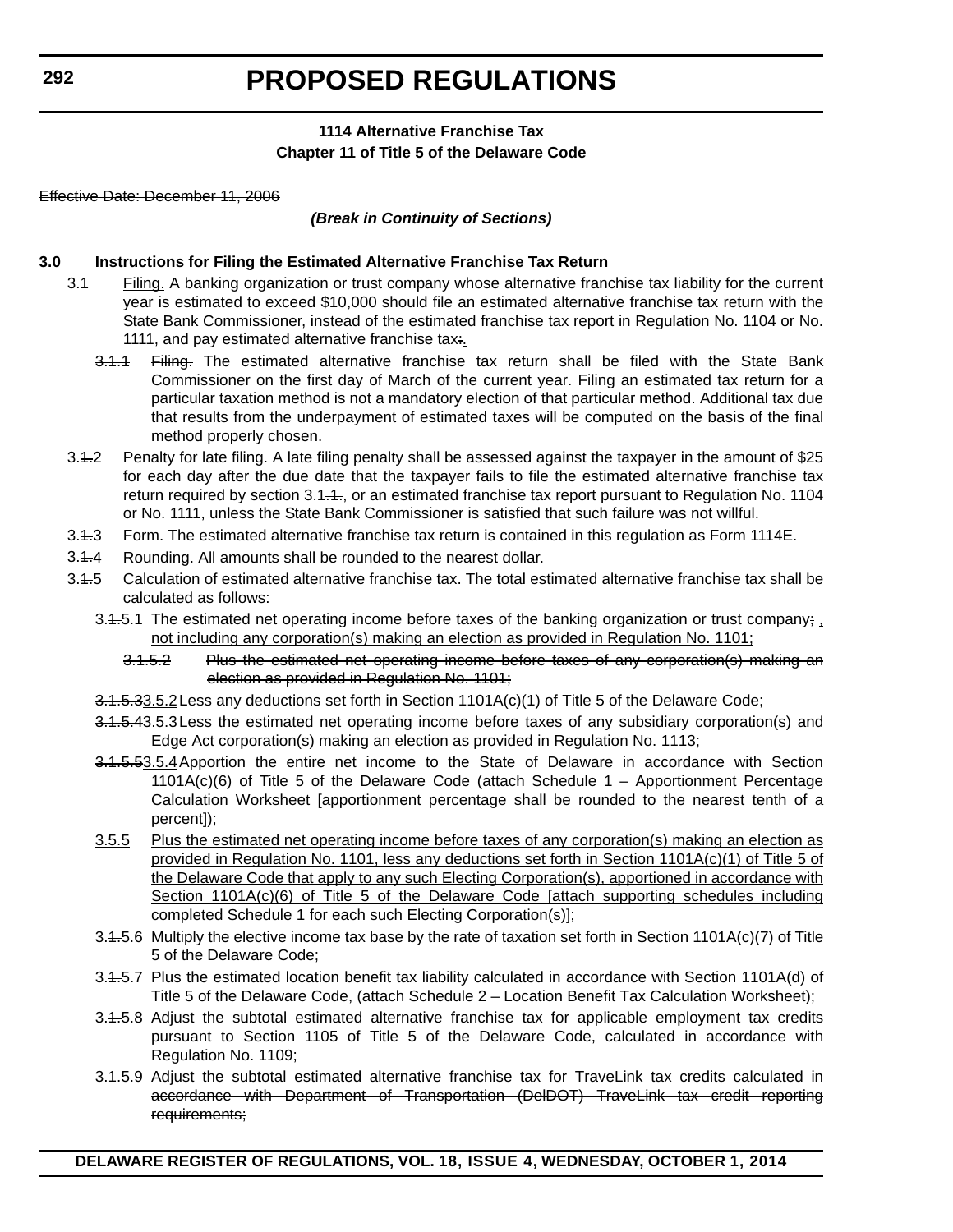# PROPOSED REGULATIONS

**1114 Alternative Franchise Tax**
**Chapter 11 of Title 5 of the Delaware Code**

~~Effective Date: December 11, 2006~~

***(Break in Continuity of Sections)***

**3.0 Instructions for Filing the Estimated Alternative Franchise Tax Return**

3.1 Filing. A banking organization or trust company whose alternative franchise tax liability for the current year is estimated to exceed $10,000 should file an estimated alternative franchise tax return with the State Bank Commissioner, instead of the estimated franchise tax report in Regulation No. 1104 or No. 1111, and pay estimated alternative franchise tax~~:~~.

~~3.1.1~~ ~~Filing.~~ The estimated alternative franchise tax return shall be filed with the State Bank Commissioner on the first day of March of the current year. Filing an estimated tax return for a particular taxation method is not a mandatory election of that particular method. Additional tax due that results from the underpayment of estimated taxes will be computed on the basis of the final method properly chosen.

3.~~1.~~2 Penalty for late filing. A late filing penalty shall be assessed against the taxpayer in the amount of $25 for each day after the due date that the taxpayer fails to file the estimated alternative franchise tax return required by section 3.1~~.1.~~, or an estimated franchise tax report pursuant to Regulation No. 1104 or No. 1111, unless the State Bank Commissioner is satisfied that such failure was not willful.

3.~~1.~~3 Form. The estimated alternative franchise tax return is contained in this regulation as Form 1114E.

3.~~1.~~4 Rounding. All amounts shall be rounded to the nearest dollar.

3.~~1.~~5 Calculation of estimated alternative franchise tax. The total estimated alternative franchise tax shall be calculated as follows:

3.~~1.~~5.1 The estimated net operating income before taxes of the banking organization or trust company~~;~~ , not including any corporation(s) making an election as provided in Regulation No. 1101;

~~3.1.5.2 Plus the estimated net operating income before taxes of any corporation(s) making an election as provided in Regulation No. 1101;~~

~~3.1.5.3~~3.5.2 Less any deductions set forth in Section 1101A(c)(1) of Title 5 of the Delaware Code;

~~3.1.5.4~~3.5.3 Less the estimated net operating income before taxes of any subsidiary corporation(s) and Edge Act corporation(s) making an election as provided in Regulation No. 1113;

~~3.1.5.5~~3.5.4 Apportion the entire net income to the State of Delaware in accordance with Section 1101A(c)(6) of Title 5 of the Delaware Code (attach Schedule 1 – Apportionment Percentage Calculation Worksheet [apportionment percentage shall be rounded to the nearest tenth of a percent]);

3.5.5 Plus the estimated net operating income before taxes of any corporation(s) making an election as provided in Regulation No. 1101, less any deductions set forth in Section 1101A(c)(1) of Title 5 of the Delaware Code that apply to any such Electing Corporation(s), apportioned in accordance with Section 1101A(c)(6) of Title 5 of the Delaware Code [attach supporting schedules including completed Schedule 1 for each such Electing Corporation(s)];

3.~~1.~~5.6 Multiply the elective income tax base by the rate of taxation set forth in Section 1101A(c)(7) of Title 5 of the Delaware Code;

3.~~1.~~5.7 Plus the estimated location benefit tax liability calculated in accordance with Section 1101A(d) of Title 5 of the Delaware Code, (attach Schedule 2 – Location Benefit Tax Calculation Worksheet);

3.~~1.~~5.8 Adjust the subtotal estimated alternative franchise tax for applicable employment tax credits pursuant to Section 1105 of Title 5 of the Delaware Code, calculated in accordance with Regulation No. 1109;

~~3.1.5.9 Adjust the subtotal estimated alternative franchise tax for TraveLink tax credits calculated in accordance with Department of Transportation (DelDOT) TraveLink tax credit reporting requirements;~~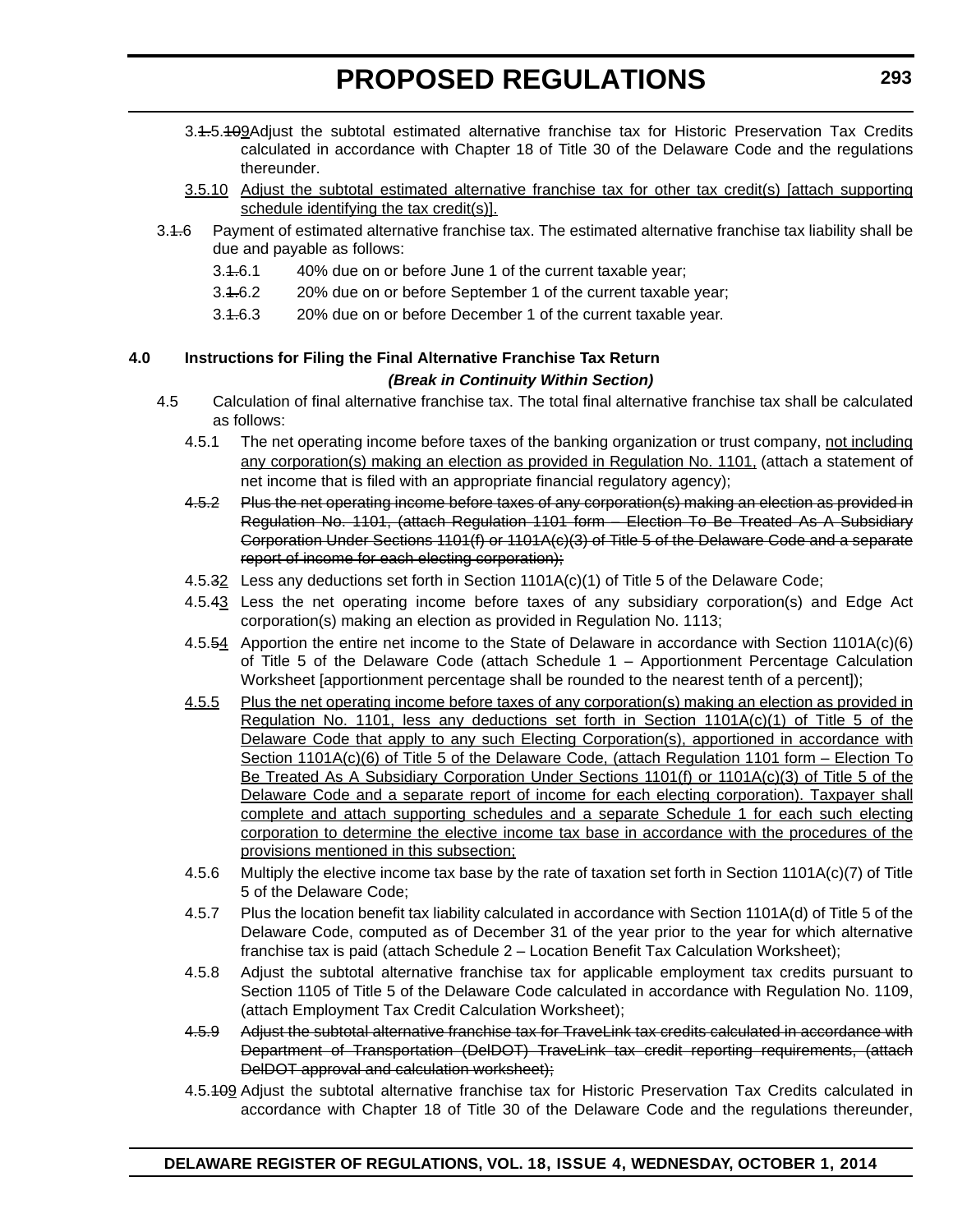3.~~1.~~5.~~10~~<u>9</u>Adjust the subtotal estimated alternative franchise tax for Historic Preservation Tax Credits calculated in accordance with Chapter 18 of Title 30 of the Delaware Code and the regulations thereunder.

<u>3.5.10 Adjust the subtotal estimated alternative franchise tax for other tax credit(s) [attach supporting schedule identifying the tax credit(s)].</u>

3.~~1.~~6 Payment of estimated alternative franchise tax. The estimated alternative franchise tax liability shall be due and payable as follows:

3.~~1.~~6.1 40% due on or before June 1 of the current taxable year;

3.~~1.~~6.2 20% due on or before September 1 of the current taxable year;

3.~~1.~~6.3 20% due on or before December 1 of the current taxable year.

## 4.0 Instructions for Filing the Final Alternative Franchise Tax Return

***(Break in Continuity Within Section)***

4.5 Calculation of final alternative franchise tax. The total final alternative franchise tax shall be calculated as follows:

4.5.1 The net operating income before taxes of the banking organization or trust company, <u>not including any corporation(s) making an election as provided in Regulation No. 1101,</u> (attach a statement of net income that is filed with an appropriate financial regulatory agency);

~~4.5.2 Plus the net operating income before taxes of any corporation(s) making an election as provided in Regulation No. 1101, (attach Regulation 1101 form – Election To Be Treated As A Subsidiary Corporation Under Sections 1101(f) or 1101A(c)(3) of Title 5 of the Delaware Code and a separate report of income for each electing corporation);~~

4.5.~~3~~<u>2</u> Less any deductions set forth in Section 1101A(c)(1) of Title 5 of the Delaware Code;

4.5.~~4~~<u>3</u> Less the net operating income before taxes of any subsidiary corporation(s) and Edge Act corporation(s) making an election as provided in Regulation No. 1113;

4.5.~~5~~<u>4</u> Apportion the entire net income to the State of Delaware in accordance with Section 1101A(c)(6) of Title 5 of the Delaware Code (attach Schedule 1 – Apportionment Percentage Calculation Worksheet [apportionment percentage shall be rounded to the nearest tenth of a percent]);

<u>4.5.5 Plus the net operating income before taxes of any corporation(s) making an election as provided in Regulation No. 1101, less any deductions set forth in Section 1101A(c)(1) of Title 5 of the Delaware Code that apply to any such Electing Corporation(s), apportioned in accordance with Section 1101A(c)(6) of Title 5 of the Delaware Code, (attach Regulation 1101 form – Election To Be Treated As A Subsidiary Corporation Under Sections 1101(f) or 1101A(c)(3) of Title 5 of the Delaware Code and a separate report of income for each electing corporation). Taxpayer shall complete and attach supporting schedules and a separate Schedule 1 for each such electing corporation to determine the elective income tax base in accordance with the procedures of the provisions mentioned in this subsection;</u>

4.5.6 Multiply the elective income tax base by the rate of taxation set forth in Section 1101A(c)(7) of Title 5 of the Delaware Code;

4.5.7 Plus the location benefit tax liability calculated in accordance with Section 1101A(d) of Title 5 of the Delaware Code, computed as of December 31 of the year prior to the year for which alternative franchise tax is paid (attach Schedule 2 – Location Benefit Tax Calculation Worksheet);

4.5.8 Adjust the subtotal alternative franchise tax for applicable employment tax credits pursuant to Section 1105 of Title 5 of the Delaware Code calculated in accordance with Regulation No. 1109, (attach Employment Tax Credit Calculation Worksheet);

~~4.5.9 Adjust the subtotal alternative franchise tax for TraveLink tax credits calculated in accordance with Department of Transportation (DelDOT) TraveLink tax credit reporting requirements, (attach DelDOT approval and calculation worksheet);~~

4.5.~~10~~<u>9</u> Adjust the subtotal alternative franchise tax for Historic Preservation Tax Credits calculated in accordance with Chapter 18 of Title 30 of the Delaware Code and the regulations thereunder,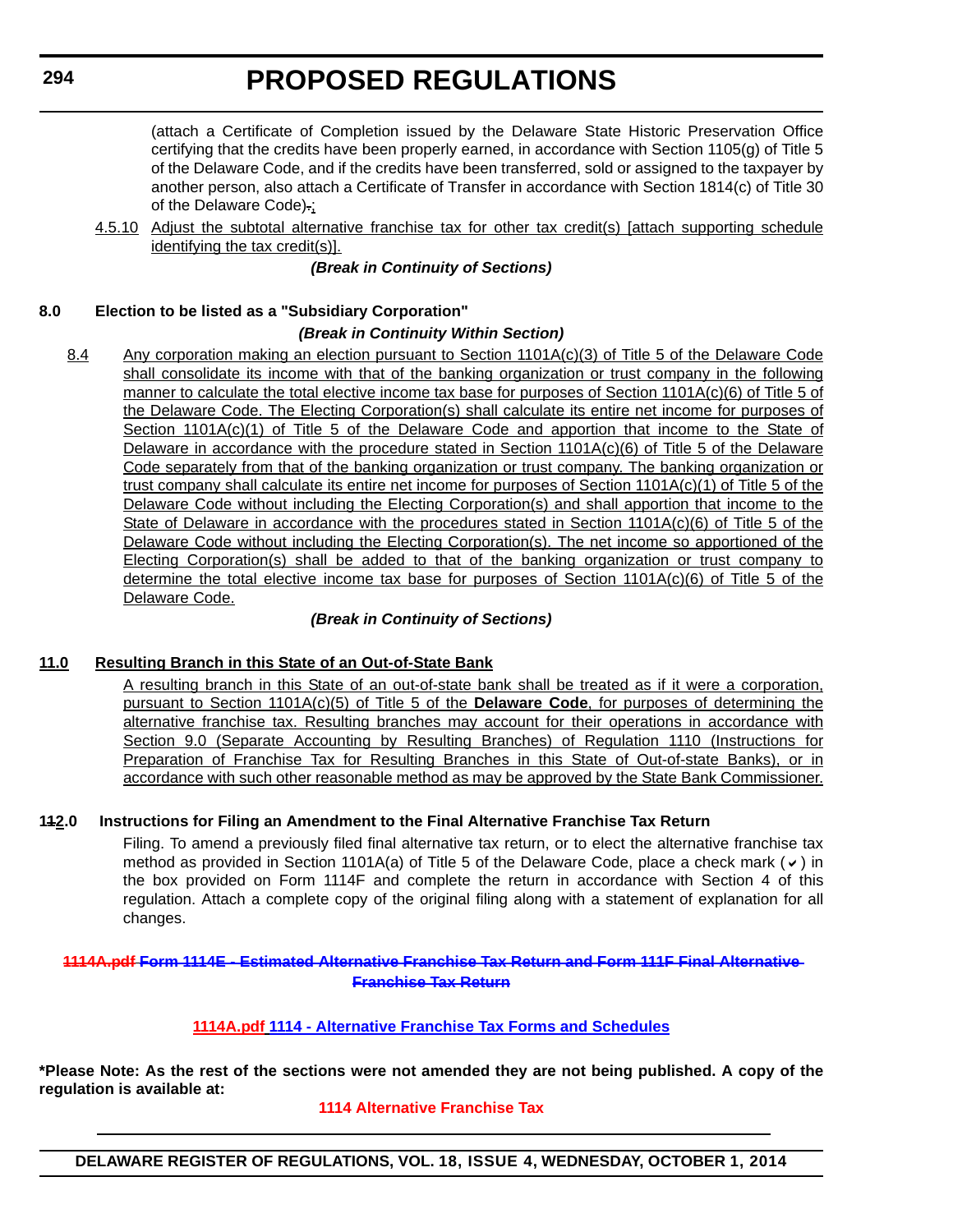(attach a Certificate of Completion issued by the Delaware State Historic Preservation Office certifying that the credits have been properly earned, in accordance with Section 1105(g) of Title 5 of the Delaware Code, and if the credits have been transferred, sold or assigned to the taxpayer by another person, also attach a Certificate of Transfer in accordance with Section 1814(c) of Title 30 of the Delaware Code).;

4.5.10 Adjust the subtotal alternative franchise tax for other tax credit(s) [attach supporting schedule identifying the tax credit(s)].

*(Break in Continuity of Sections)*

**8.0 Election to be listed as a "Subsidiary Corporation"**

*(Break in Continuity Within Section)*

8.4 Any corporation making an election pursuant to Section 1101A(c)(3) of Title 5 of the Delaware Code shall consolidate its income with that of the banking organization or trust company in the following manner to calculate the total elective income tax base for purposes of Section 1101A(c)(6) of Title 5 of the Delaware Code. The Electing Corporation(s) shall calculate its entire net income for purposes of Section 1101A(c)(1) of Title 5 of the Delaware Code and apportion that income to the State of Delaware in accordance with the procedure stated in Section 1101A(c)(6) of Title 5 of the Delaware Code separately from that of the banking organization or trust company. The banking organization or trust company shall calculate its entire net income for purposes of Section 1101A(c)(1) of Title 5 of the Delaware Code without including the Electing Corporation(s) and shall apportion that income to the State of Delaware in accordance with the procedures stated in Section 1101A(c)(6) of Title 5 of the Delaware Code without including the Electing Corporation(s). The net income so apportioned of the Electing Corporation(s) shall be added to that of the banking organization or trust company to determine the total elective income tax base for purposes of Section 1101A(c)(6) of Title 5 of the Delaware Code.

*(Break in Continuity of Sections)*

**11.0 Resulting Branch in this State of an Out-of-State Bank**

A resulting branch in this State of an out-of-state bank shall be treated as if it were a corporation, pursuant to Section 1101A(c)(5) of Title 5 of the **Delaware Code**, for purposes of determining the alternative franchise tax. Resulting branches may account for their operations in accordance with Section 9.0 (Separate Accounting by Resulting Branches) of Regulation 1110 (Instructions for Preparation of Franchise Tax for Resulting Branches in this State of Out-of-state Banks), or in accordance with such other reasonable method as may be approved by the State Bank Commissioner.

**~~11~~12.0 Instructions for Filing an Amendment to the Final Alternative Franchise Tax Return**

Filing. To amend a previously filed final alternative tax return, or to elect the alternative franchise tax method as provided in Section 1101A(a) of Title 5 of the Delaware Code, place a check mark (✔) in the box provided on Form 1114F and complete the return in accordance with Section 4 of this regulation. Attach a complete copy of the original filing along with a statement of explanation for all changes.

~~**1114A.pdf Form 1114E - Estimated Alternative Franchise Tax Return and Form 111F Final Alternative Franchise Tax Return**~~

**1114A.pdf 1114 - Alternative Franchise Tax Forms and Schedules**

**\*Please Note: As the rest of the sections were not amended they are not being published. A copy of the regulation is available at:**

**1114 Alternative Franchise Tax**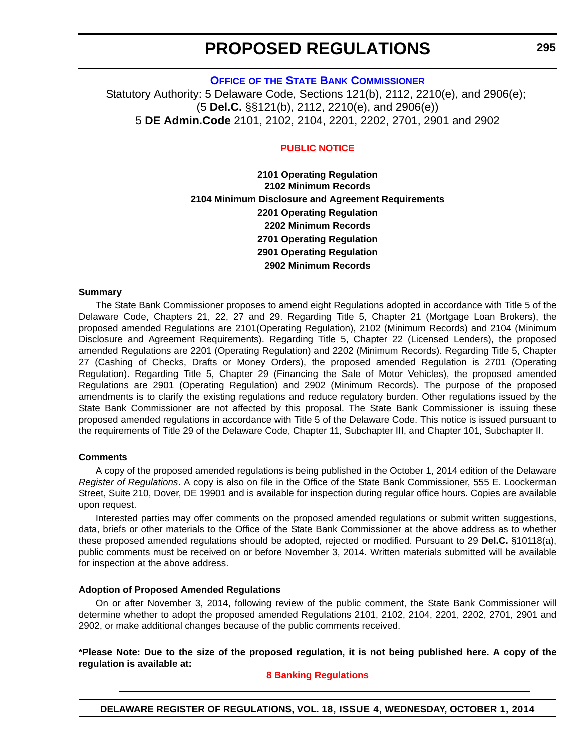## OFFICE OF THE STATE BANK COMMISSIONER

Statutory Authority: 5 Delaware Code, Sections 121(b), 2112, 2210(e), and 2906(e); (5 **Del.C.** §§121(b), 2112, 2210(e), and 2906(e))
5 **DE Admin.Code** 2101, 2102, 2104, 2201, 2202, 2701, 2901 and 2902

### PUBLIC NOTICE

**2101 Operating Regulation**
**2102 Minimum Records**
**2104 Minimum Disclosure and Agreement Requirements**
**2201 Operating Regulation**
**2202 Minimum Records**
**2701 Operating Regulation**
**2901 Operating Regulation**
**2902 Minimum Records**

**Summary**

The State Bank Commissioner proposes to amend eight Regulations adopted in accordance with Title 5 of the Delaware Code, Chapters 21, 22, 27 and 29. Regarding Title 5, Chapter 21 (Mortgage Loan Brokers), the proposed amended Regulations are 2101(Operating Regulation), 2102 (Minimum Records) and 2104 (Minimum Disclosure and Agreement Requirements). Regarding Title 5, Chapter 22 (Licensed Lenders), the proposed amended Regulations are 2201 (Operating Regulation) and 2202 (Minimum Records). Regarding Title 5, Chapter 27 (Cashing of Checks, Drafts or Money Orders), the proposed amended Regulation is 2701 (Operating Regulation). Regarding Title 5, Chapter 29 (Financing the Sale of Motor Vehicles), the proposed amended Regulations are 2901 (Operating Regulation) and 2902 (Minimum Records). The purpose of the proposed amendments is to clarify the existing regulations and reduce regulatory burden. Other regulations issued by the State Bank Commissioner are not affected by this proposal. The State Bank Commissioner is issuing these proposed amended regulations in accordance with Title 5 of the Delaware Code. This notice is issued pursuant to the requirements of Title 29 of the Delaware Code, Chapter 11, Subchapter III, and Chapter 101, Subchapter II.

**Comments**

A copy of the proposed amended regulations is being published in the October 1, 2014 edition of the Delaware *Register of Regulations*. A copy is also on file in the Office of the State Bank Commissioner, 555 E. Loockerman Street, Suite 210, Dover, DE 19901 and is available for inspection during regular office hours. Copies are available upon request.

Interested parties may offer comments on the proposed amended regulations or submit written suggestions, data, briefs or other materials to the Office of the State Bank Commissioner at the above address as to whether these proposed amended regulations should be adopted, rejected or modified. Pursuant to 29 **Del.C.** §10118(a), public comments must be received on or before November 3, 2014. Written materials submitted will be available for inspection at the above address.

**Adoption of Proposed Amended Regulations**

On or after November 3, 2014, following review of the public comment, the State Bank Commissioner will determine whether to adopt the proposed amended Regulations 2101, 2102, 2104, 2201, 2202, 2701, 2901 and 2902, or make additional changes because of the public comments received.

**\*Please Note: Due to the size of the proposed regulation, it is not being published here. A copy of the regulation is available at:**

**8 Banking Regulations**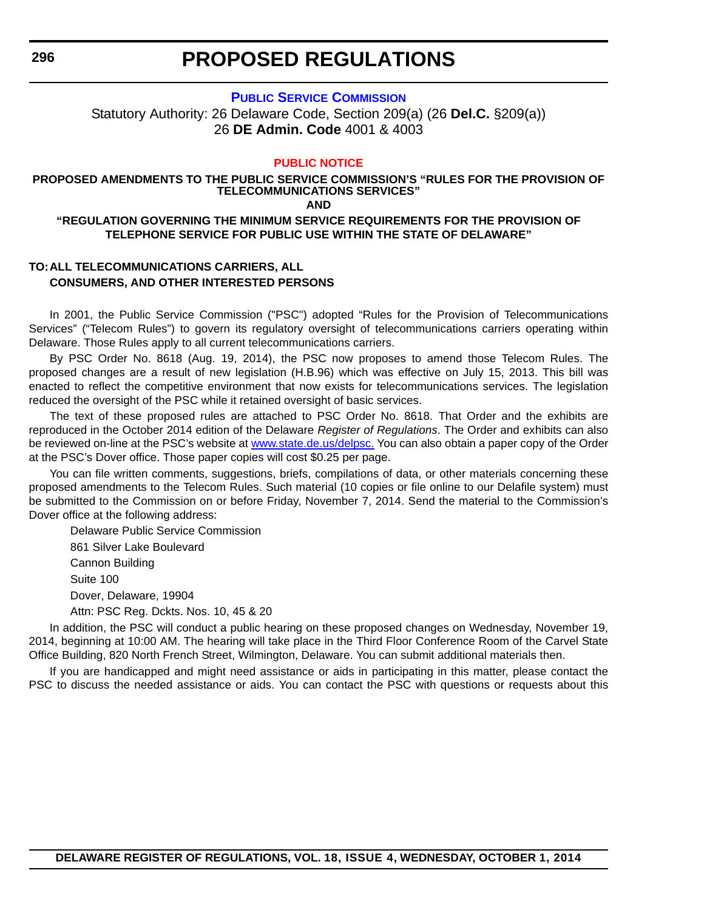# PROPOSED REGULATIONS

## PUBLIC SERVICE COMMISSION

Statutory Authority: 26 Delaware Code, Section 209(a) (26 **Del.C.** §209(a))
26 **DE Admin. Code** 4001 & 4003

### PUBLIC NOTICE

**PROPOSED AMENDMENTS TO THE PUBLIC SERVICE COMMISSION'S "RULES FOR THE PROVISION OF TELECOMMUNICATIONS SERVICES"**

**AND**

**"REGULATION GOVERNING THE MINIMUM SERVICE REQUIREMENTS FOR THE PROVISION OF TELEPHONE SERVICE FOR PUBLIC USE WITHIN THE STATE OF DELAWARE"**

**TO: ALL TELECOMMUNICATIONS CARRIERS, ALL CONSUMERS, AND OTHER INTERESTED PERSONS**

In 2001, the Public Service Commission ("PSC") adopted "Rules for the Provision of Telecommunications Services" ("Telecom Rules") to govern its regulatory oversight of telecommunications carriers operating within Delaware. Those Rules apply to all current telecommunications carriers.

By PSC Order No. 8618 (Aug. 19, 2014), the PSC now proposes to amend those Telecom Rules. The proposed changes are a result of new legislation (H.B.96) which was effective on July 15, 2013. This bill was enacted to reflect the competitive environment that now exists for telecommunications services. The legislation reduced the oversight of the PSC while it retained oversight of basic services.

The text of these proposed rules are attached to PSC Order No. 8618. That Order and the exhibits are reproduced in the October 2014 edition of the Delaware *Register of Regulations*. The Order and exhibits can also be reviewed on-line at the PSC's website at www.state.de.us/delpsc. You can also obtain a paper copy of the Order at the PSC's Dover office. Those paper copies will cost $0.25 per page.

You can file written comments, suggestions, briefs, compilations of data, or other materials concerning these proposed amendments to the Telecom Rules. Such material (10 copies or file online to our Delafile system) must be submitted to the Commission on or before Friday, November 7, 2014. Send the material to the Commission's Dover office at the following address:

Delaware Public Service Commission
861 Silver Lake Boulevard
Cannon Building
Suite 100
Dover, Delaware, 19904
Attn: PSC Reg. Dckts. Nos. 10, 45 & 20

In addition, the PSC will conduct a public hearing on these proposed changes on Wednesday, November 19, 2014, beginning at 10:00 AM. The hearing will take place in the Third Floor Conference Room of the Carvel State Office Building, 820 North French Street, Wilmington, Delaware. You can submit additional materials then.

If you are handicapped and might need assistance or aids in participating in this matter, please contact the PSC to discuss the needed assistance or aids. You can contact the PSC with questions or requests about this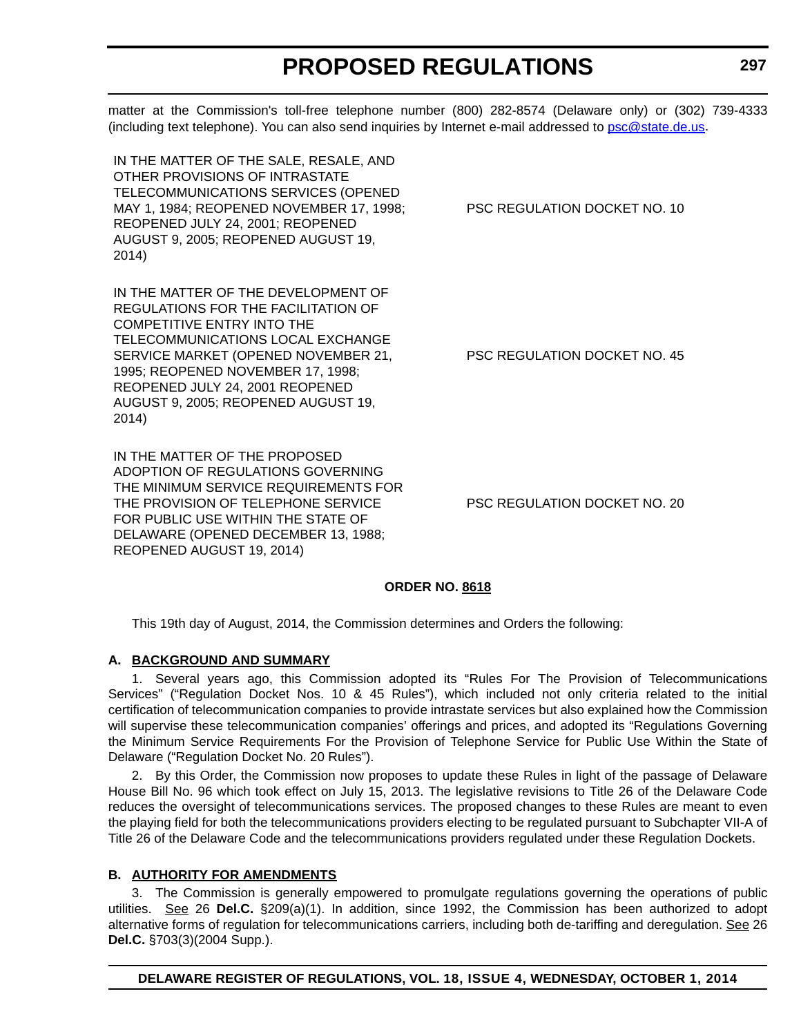matter at the Commission's toll-free telephone number (800) 282-8574 (Delaware only) or (302) 739-4333 (including text telephone). You can also send inquiries by Internet e-mail addressed to [psc@state.de.us](mailto:psc@state.de.us).

| | |
|---|---|
| IN THE MATTER OF THE SALE, RESALE, AND OTHER PROVISIONS OF INTRASTATE TELECOMMUNICATIONS SERVICES (OPENED MAY 1, 1984; REOPENED NOVEMBER 17, 1998; REOPENED JULY 24, 2001; REOPENED AUGUST 9, 2005; REOPENED AUGUST 19, 2014) | PSC REGULATION DOCKET NO. 10 |
| IN THE MATTER OF THE DEVELOPMENT OF REGULATIONS FOR THE FACILITATION OF COMPETITIVE ENTRY INTO THE TELECOMMUNICATIONS LOCAL EXCHANGE SERVICE MARKET (OPENED NOVEMBER 21, 1995; REOPENED NOVEMBER 17, 1998; REOPENED JULY 24, 2001 REOPENED AUGUST 9, 2005; REOPENED AUGUST 19, 2014) | PSC REGULATION DOCKET NO. 45 |
| IN THE MATTER OF THE PROPOSED ADOPTION OF REGULATIONS GOVERNING THE MINIMUM SERVICE REQUIREMENTS FOR THE PROVISION OF TELEPHONE SERVICE FOR PUBLIC USE WITHIN THE STATE OF DELAWARE (OPENED DECEMBER 13, 1988; REOPENED AUGUST 19, 2014) | PSC REGULATION DOCKET NO. 20 |

**ORDER NO. 8618**

This 19th day of August, 2014, the Commission determines and Orders the following:

**A. BACKGROUND AND SUMMARY**

1. Several years ago, this Commission adopted its "Rules For The Provision of Telecommunications Services" ("Regulation Docket Nos. 10 & 45 Rules"), which included not only criteria related to the initial certification of telecommunication companies to provide intrastate services but also explained how the Commission will supervise these telecommunication companies' offerings and prices, and adopted its "Regulations Governing the Minimum Service Requirements For the Provision of Telephone Service for Public Use Within the State of Delaware ("Regulation Docket No. 20 Rules").

2. By this Order, the Commission now proposes to update these Rules in light of the passage of Delaware House Bill No. 96 which took effect on July 15, 2013. The legislative revisions to Title 26 of the Delaware Code reduces the oversight of telecommunications services. The proposed changes to these Rules are meant to even the playing field for both the telecommunications providers electing to be regulated pursuant to Subchapter VII-A of Title 26 of the Delaware Code and the telecommunications providers regulated under these Regulation Dockets.

**B. AUTHORITY FOR AMENDMENTS**

3. The Commission is generally empowered to promulgate regulations governing the operations of public utilities. See 26 **Del.C.** §209(a)(1). In addition, since 1992, the Commission has been authorized to adopt alternative forms of regulation for telecommunications carriers, including both de-tariffing and deregulation. See 26 **Del.C.** §703(3)(2004 Supp.).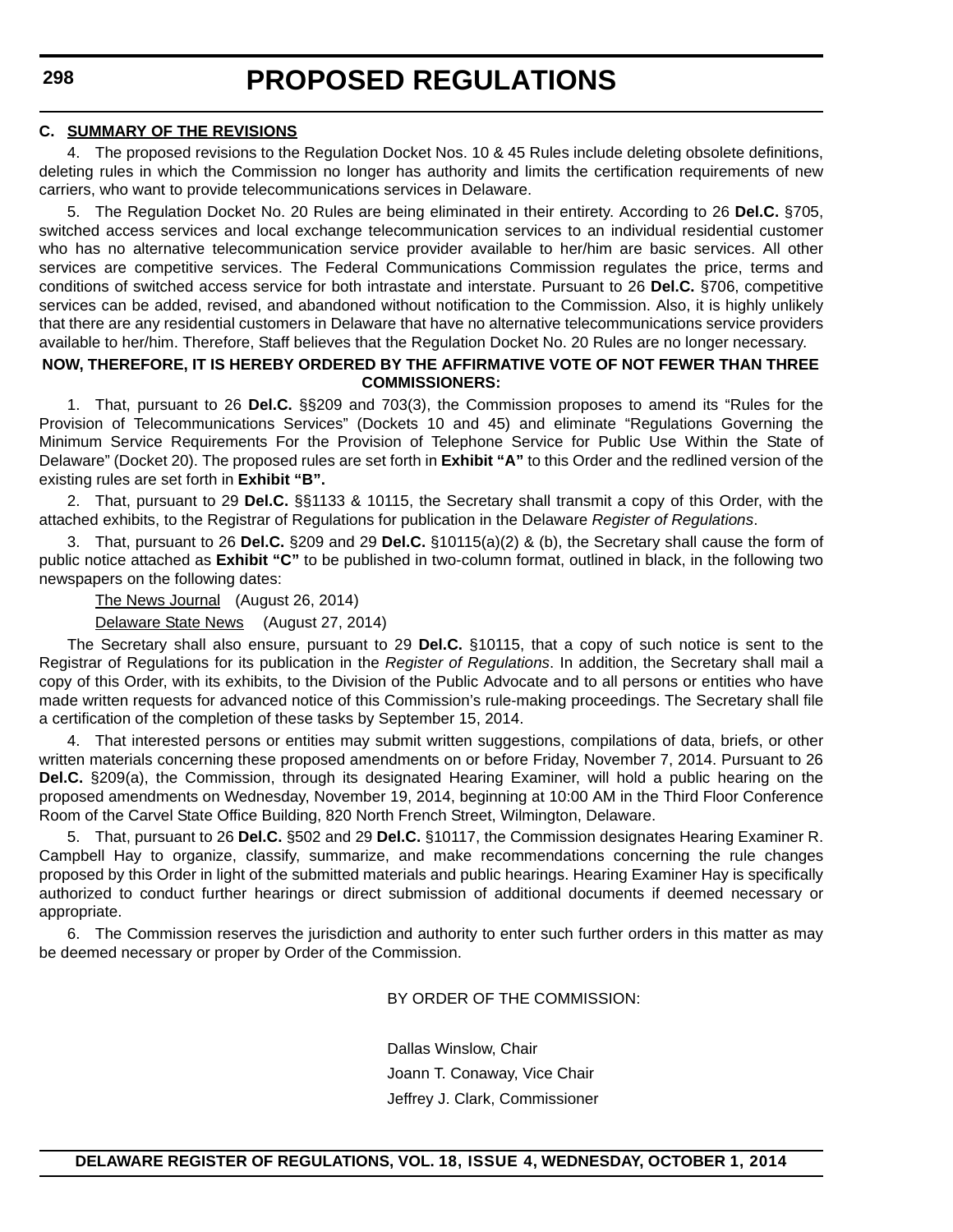### C. SUMMARY OF THE REVISIONS

4. The proposed revisions to the Regulation Docket Nos. 10 & 45 Rules include deleting obsolete definitions, deleting rules in which the Commission no longer has authority and limits the certification requirements of new carriers, who want to provide telecommunications services in Delaware.

5. The Regulation Docket No. 20 Rules are being eliminated in their entirety. According to 26 **Del.C.** §705, switched access services and local exchange telecommunication services to an individual residential customer who has no alternative telecommunication service provider available to her/him are basic services. All other services are competitive services. The Federal Communications Commission regulates the price, terms and conditions of switched access service for both intrastate and interstate. Pursuant to 26 **Del.C.** §706, competitive services can be added, revised, and abandoned without notification to the Commission. Also, it is highly unlikely that there are any residential customers in Delaware that have no alternative telecommunications service providers available to her/him. Therefore, Staff believes that the Regulation Docket No. 20 Rules are no longer necessary.

**NOW, THEREFORE, IT IS HEREBY ORDERED BY THE AFFIRMATIVE VOTE OF NOT FEWER THAN THREE COMMISSIONERS:**

1. That, pursuant to 26 **Del.C.** §§209 and 703(3), the Commission proposes to amend its "Rules for the Provision of Telecommunications Services" (Dockets 10 and 45) and eliminate "Regulations Governing the Minimum Service Requirements For the Provision of Telephone Service for Public Use Within the State of Delaware" (Docket 20). The proposed rules are set forth in **Exhibit "A"** to this Order and the redlined version of the existing rules are set forth in **Exhibit "B".**

2. That, pursuant to 29 **Del.C.** §§1133 & 10115, the Secretary shall transmit a copy of this Order, with the attached exhibits, to the Registrar of Regulations for publication in the Delaware *Register of Regulations*.

3. That, pursuant to 26 **Del.C.** §209 and 29 **Del.C.** §10115(a)(2) & (b), the Secretary shall cause the form of public notice attached as **Exhibit "C"** to be published in two-column format, outlined in black, in the following two newspapers on the following dates:

The News Journal (August 26, 2014)

Delaware State News (August 27, 2014)

The Secretary shall also ensure, pursuant to 29 **Del.C.** §10115, that a copy of such notice is sent to the Registrar of Regulations for its publication in the *Register of Regulations*. In addition, the Secretary shall mail a copy of this Order, with its exhibits, to the Division of the Public Advocate and to all persons or entities who have made written requests for advanced notice of this Commission's rule-making proceedings. The Secretary shall file a certification of the completion of these tasks by September 15, 2014.

4. That interested persons or entities may submit written suggestions, compilations of data, briefs, or other written materials concerning these proposed amendments on or before Friday, November 7, 2014. Pursuant to 26 **Del.C.** §209(a), the Commission, through its designated Hearing Examiner, will hold a public hearing on the proposed amendments on Wednesday, November 19, 2014, beginning at 10:00 AM in the Third Floor Conference Room of the Carvel State Office Building, 820 North French Street, Wilmington, Delaware.

5. That, pursuant to 26 **Del.C.** §502 and 29 **Del.C.** §10117, the Commission designates Hearing Examiner R. Campbell Hay to organize, classify, summarize, and make recommendations concerning the rule changes proposed by this Order in light of the submitted materials and public hearings. Hearing Examiner Hay is specifically authorized to conduct further hearings or direct submission of additional documents if deemed necessary or appropriate.

6. The Commission reserves the jurisdiction and authority to enter such further orders in this matter as may be deemed necessary or proper by Order of the Commission.

BY ORDER OF THE COMMISSION:

Dallas Winslow, Chair

Joann T. Conaway, Vice Chair

Jeffrey J. Clark, Commissioner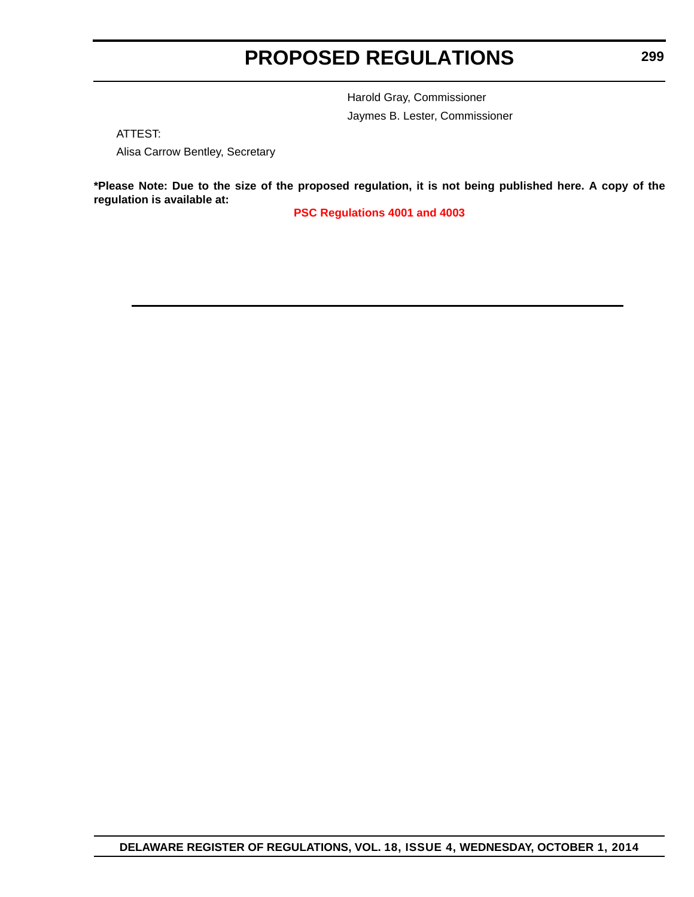Harold Gray, Commissioner

Jaymes B. Lester, Commissioner

ATTEST:

Alisa Carrow Bentley, Secretary

**\*Please Note: Due to the size of the proposed regulation, it is not being published here. A copy of the regulation is available at:**

**PSC Regulations 4001 and 4003**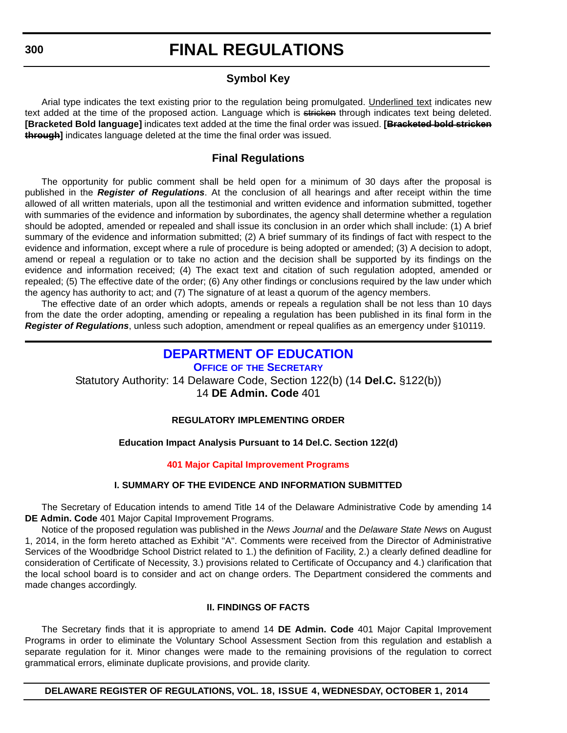# FINAL REGULATIONS

## Symbol Key

Arial type indicates the text existing prior to the regulation being promulgated. Underlined text indicates new text added at the time of the proposed action. Language which is ~~stricken~~ through indicates text being deleted. **[Bracketed Bold language]** indicates text added at the time the final order was issued. **[~~Bracketed bold stricken through~~]** indicates language deleted at the time the final order was issued.

## Final Regulations

The opportunity for public comment shall be held open for a minimum of 30 days after the proposal is published in the ***Register of Regulations***. At the conclusion of all hearings and after receipt within the time allowed of all written materials, upon all the testimonial and written evidence and information submitted, together with summaries of the evidence and information by subordinates, the agency shall determine whether a regulation should be adopted, amended or repealed and shall issue its conclusion in an order which shall include: (1) A brief summary of the evidence and information submitted; (2) A brief summary of its findings of fact with respect to the evidence and information, except where a rule of procedure is being adopted or amended; (3) A decision to adopt, amend or repeal a regulation or to take no action and the decision shall be supported by its findings on the evidence and information received; (4) The exact text and citation of such regulation adopted, amended or repealed; (5) The effective date of the order; (6) Any other findings or conclusions required by the law under which the agency has authority to act; and (7) The signature of at least a quorum of the agency members.

The effective date of an order which adopts, amends or repeals a regulation shall be not less than 10 days from the date the order adopting, amending or repealing a regulation has been published in its final form in the ***Register of Regulations***, unless such adoption, amendment or repeal qualifies as an emergency under §10119.

## DEPARTMENT OF EDUCATION

### Office of the Secretary

Statutory Authority: 14 Delaware Code, Section 122(b) (14 **Del.C.** §122(b))
14 **DE Admin. Code** 401

**REGULATORY IMPLEMENTING ORDER**

**Education Impact Analysis Pursuant to 14 Del.C. Section 122(d)**

**401 Major Capital Improvement Programs**

**I. SUMMARY OF THE EVIDENCE AND INFORMATION SUBMITTED**

The Secretary of Education intends to amend Title 14 of the Delaware Administrative Code by amending 14 **DE Admin. Code** 401 Major Capital Improvement Programs.

Notice of the proposed regulation was published in the *News Journal* and the *Delaware State News* on August 1, 2014, in the form hereto attached as Exhibit "A". Comments were received from the Director of Administrative Services of the Woodbridge School District related to 1.) the definition of Facility, 2.) a clearly defined deadline for consideration of Certificate of Necessity, 3.) provisions related to Certificate of Occupancy and 4.) clarification that the local school board is to consider and act on change orders. The Department considered the comments and made changes accordingly.

**II. FINDINGS OF FACTS**

The Secretary finds that it is appropriate to amend 14 **DE Admin. Code** 401 Major Capital Improvement Programs in order to eliminate the Voluntary School Assessment Section from this regulation and establish a separate regulation for it. Minor changes were made to the remaining provisions of the regulation to correct grammatical errors, eliminate duplicate provisions, and provide clarity.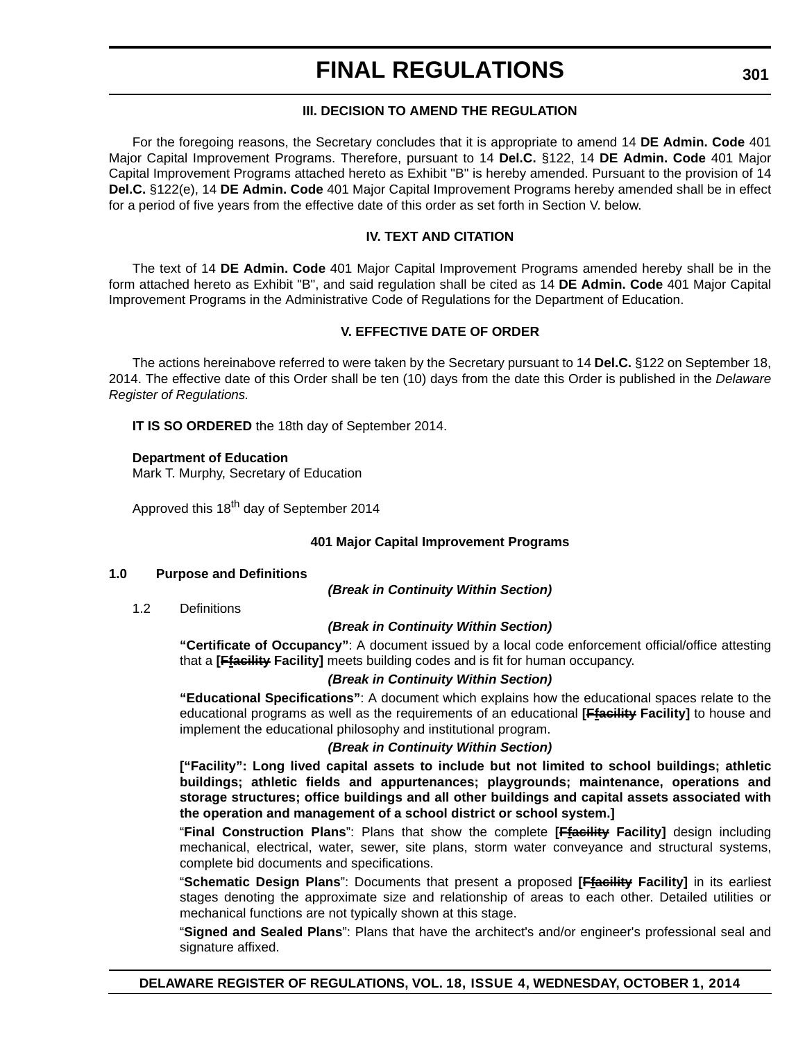### III. DECISION TO AMEND THE REGULATION

For the foregoing reasons, the Secretary concludes that it is appropriate to amend 14 **DE Admin. Code** 401 Major Capital Improvement Programs. Therefore, pursuant to 14 **Del.C.** §122, 14 **DE Admin. Code** 401 Major Capital Improvement Programs attached hereto as Exhibit "B" is hereby amended. Pursuant to the provision of 14 **Del.C.** §122(e), 14 **DE Admin. Code** 401 Major Capital Improvement Programs hereby amended shall be in effect for a period of five years from the effective date of this order as set forth in Section V. below.

### IV. TEXT AND CITATION

The text of 14 **DE Admin. Code** 401 Major Capital Improvement Programs amended hereby shall be in the form attached hereto as Exhibit "B", and said regulation shall be cited as 14 **DE Admin. Code** 401 Major Capital Improvement Programs in the Administrative Code of Regulations for the Department of Education.

### V. EFFECTIVE DATE OF ORDER

The actions hereinabove referred to were taken by the Secretary pursuant to 14 **Del.C.** §122 on September 18, 2014. The effective date of this Order shall be ten (10) days from the date this Order is published in the *Delaware Register of Regulations.*

**IT IS SO ORDERED** the 18th day of September 2014.

**Department of Education**
Mark T. Murphy, Secretary of Education

Approved this 18th day of September 2014

### 401 Major Capital Improvement Programs

**1.0 Purpose and Definitions**

***(Break in Continuity Within Section)***

1.2 Definitions

***(Break in Continuity Within Section)***

**"Certificate of Occupancy"**: A document issued by a local code enforcement official/office attesting that a **[~~F~~f~~acility~~ Facility]** meets building codes and is fit for human occupancy.

***(Break in Continuity Within Section)***

**"Educational Specifications"**: A document which explains how the educational spaces relate to the educational programs as well as the requirements of an educational **[~~F~~f~~acility~~ Facility]** to house and implement the educational philosophy and institutional program.

***(Break in Continuity Within Section)***

**["Facility": Long lived capital assets to include but not limited to school buildings; athletic buildings; athletic fields and appurtenances; playgrounds; maintenance, operations and storage structures; office buildings and all other buildings and capital assets associated with the operation and management of a school district or school system.]**

"**Final Construction Plans**": Plans that show the complete **[~~F~~f~~acility~~ Facility]** design including mechanical, electrical, water, sewer, site plans, storm water conveyance and structural systems, complete bid documents and specifications.

"**Schematic Design Plans**": Documents that present a proposed **[~~F~~f~~acility~~ Facility]** in its earliest stages denoting the approximate size and relationship of areas to each other. Detailed utilities or mechanical functions are not typically shown at this stage.

"**Signed and Sealed Plans**": Plans that have the architect's and/or engineer's professional seal and signature affixed.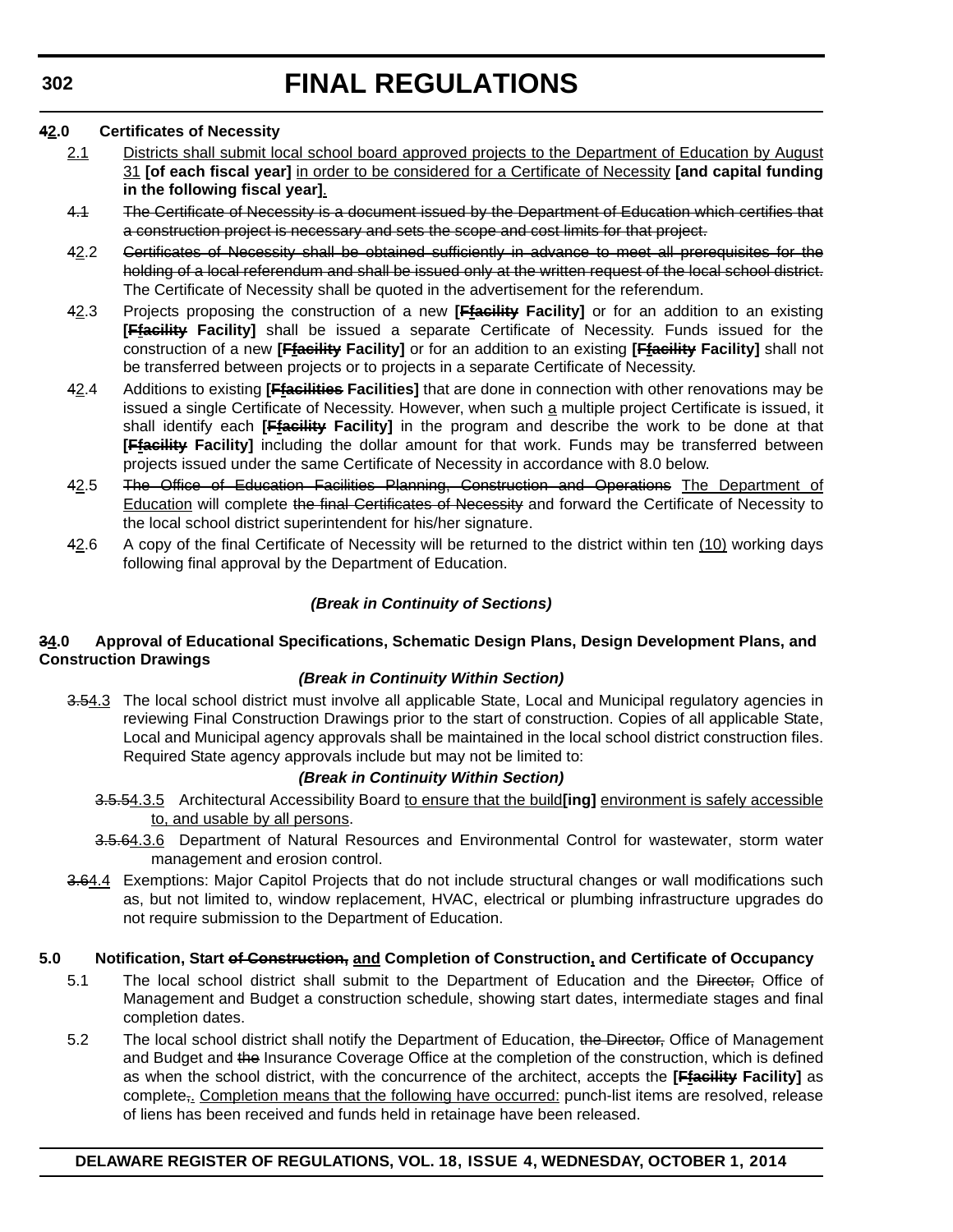**42.0 Certificates of Necessity**

2.1 Districts shall submit local school board approved projects to the Department of Education by August 31 **[of each fiscal year]** in order to be considered for a Certificate of Necessity **[and capital funding in the following fiscal year]**.

4.1 The Certificate of Necessity is a document issued by the Department of Education which certifies that a construction project is necessary and sets the scope and cost limits for that project.

42.2 Certificates of Necessity shall be obtained sufficiently in advance to meet all prerequisites for the holding of a local referendum and shall be issued only at the written request of the local school district. The Certificate of Necessity shall be quoted in the advertisement for the referendum.

42.3 Projects proposing the construction of a new **[Ffacility Facility]** or for an addition to an existing **[Ffacility Facility]** shall be issued a separate Certificate of Necessity. Funds issued for the construction of a new **[Ffacility Facility]** or for an addition to an existing **[Ffacility Facility]** shall not be transferred between projects or to projects in a separate Certificate of Necessity.

42.4 Additions to existing **[Ffacilities Facilities]** that are done in connection with other renovations may be issued a single Certificate of Necessity. However, when such a multiple project Certificate is issued, it shall identify each **[Ffacility Facility]** in the program and describe the work to be done at that **[Ffacility Facility]** including the dollar amount for that work. Funds may be transferred between projects issued under the same Certificate of Necessity in accordance with 8.0 below.

42.5 The Office of Education Facilities Planning, Construction and Operations The Department of Education will complete the final Certificates of Necessity and forward the Certificate of Necessity to the local school district superintendent for his/her signature.

42.6 A copy of the final Certificate of Necessity will be returned to the district within ten (10) working days following final approval by the Department of Education.

***(Break in Continuity of Sections)***

**34.0 Approval of Educational Specifications, Schematic Design Plans, Design Development Plans, and Construction Drawings**

***(Break in Continuity Within Section)***

3.54.3 The local school district must involve all applicable State, Local and Municipal regulatory agencies in reviewing Final Construction Drawings prior to the start of construction. Copies of all applicable State, Local and Municipal agency approvals shall be maintained in the local school district construction files. Required State agency approvals include but may not be limited to:

***(Break in Continuity Within Section)***

3.5.54.3.5 Architectural Accessibility Board to ensure that the build**[ing]** environment is safely accessible to, and usable by all persons.

3.5.64.3.6 Department of Natural Resources and Environmental Control for wastewater, storm water management and erosion control.

3.64.4 Exemptions: Major Capitol Projects that do not include structural changes or wall modifications such as, but not limited to, window replacement, HVAC, electrical or plumbing infrastructure upgrades do not require submission to the Department of Education.

**5.0 Notification, Start of Construction, and Completion of Construction, and Certificate of Occupancy**

5.1 The local school district shall submit to the Department of Education and the Director, Office of Management and Budget a construction schedule, showing start dates, intermediate stages and final completion dates.

5.2 The local school district shall notify the Department of Education, the Director, Office of Management and Budget and the Insurance Coverage Office at the completion of the construction, which is defined as when the school district, with the concurrence of the architect, accepts the **[Ffacility Facility]** as complete,. Completion means that the following have occurred: punch-list items are resolved, release of liens has been received and funds held in retainage have been released.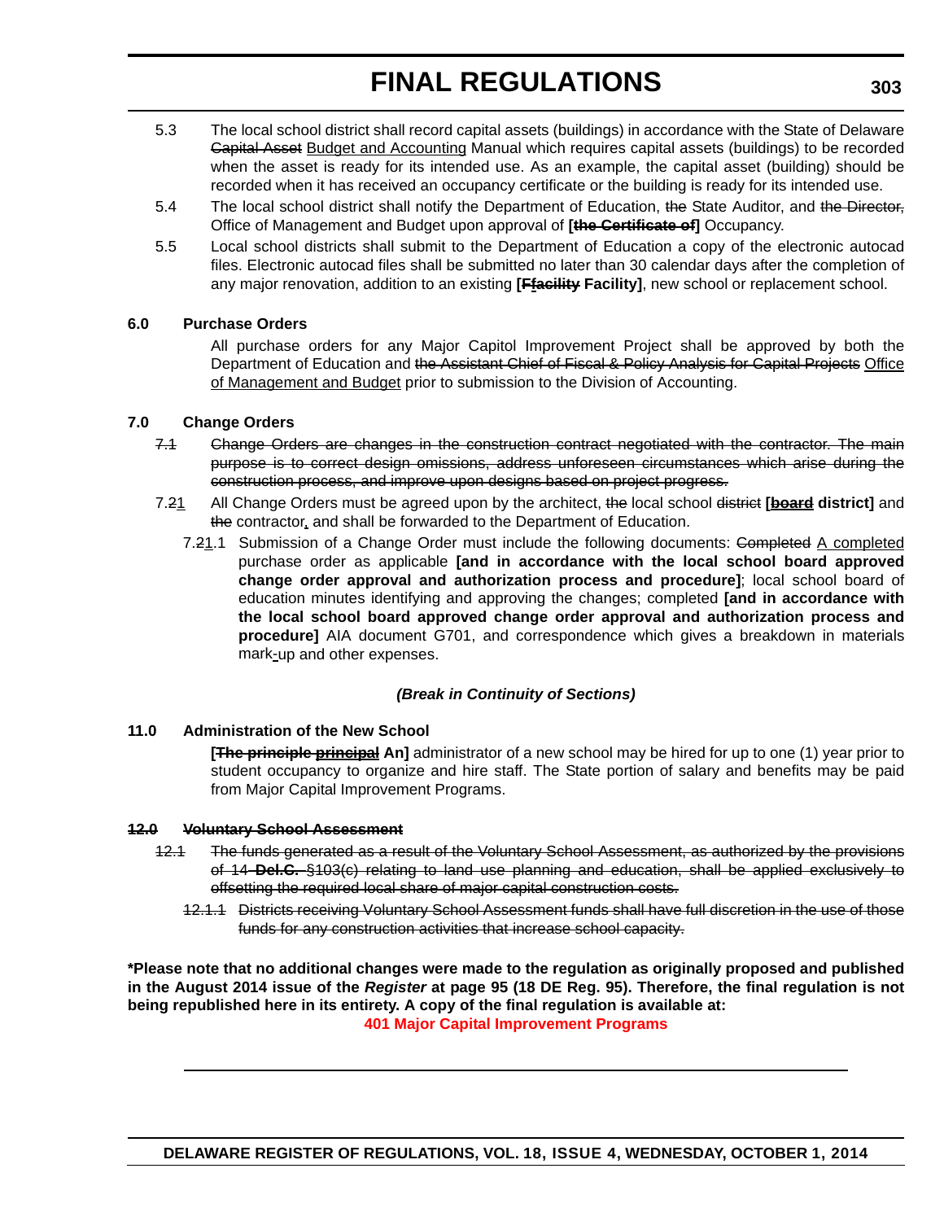5.3 The local school district shall record capital assets (buildings) in accordance with the State of Delaware ~~Capital Asset~~ <u>Budget and Accounting</u> Manual which requires capital assets (buildings) to be recorded when the asset is ready for its intended use. As an example, the capital asset (building) should be recorded when it has received an occupancy certificate or the building is ready for its intended use.

5.4 The local school district shall notify the Department of Education, ~~the~~ State Auditor, and ~~the Director,~~ Office of Management and Budget upon approval of **[~~the Certificate of~~]** Occupancy.

5.5 Local school districts shall submit to the Department of Education a copy of the electronic autocad files. Electronic autocad files shall be submitted no later than 30 calendar days after the completion of any major renovation, addition to an existing **[~~F~~<u>f</u>~~acility~~ Facility]**, new school or replacement school.

**6.0 Purchase Orders**

All purchase orders for any Major Capitol Improvement Project shall be approved by both the Department of Education and ~~the Assistant Chief of Fiscal & Policy Analysis for Capital Projects~~ <u>Office of Management and Budget</u> prior to submission to the Division of Accounting.

**7.0 Change Orders**

~~7.1 Change Orders are changes in the construction contract negotiated with the contractor. The main purpose is to correct design omissions, address unforeseen circumstances which arise during the construction process, and improve upon designs based on project progress.~~

7.~~2~~<u>1</u> All Change Orders must be agreed upon by the architect, ~~the~~ local school ~~district~~ **[<u>~~board~~</u> district]** and ~~the~~ contractor<u>,</u> and shall be forwarded to the Department of Education.

7.~~2~~<u>1</u>.1 Submission of a Change Order must include the following documents: ~~Completed~~ <u>A completed</u> purchase order as applicable **[and in accordance with the local school board approved change order approval and authorization process and procedure]**; local school board of education minutes identifying and approving the changes; completed **[and in accordance with the local school board approved change order approval and authorization process and procedure]** AIA document G701, and correspondence which gives a breakdown in materials mark<u>-</u>up and other expenses.

***(Break in Continuity of Sections)***

**11.0 Administration of the New School**

**[~~The principle~~ <u>~~principal~~</u> An]** administrator of a new school may be hired for up to one (1) year prior to student occupancy to organize and hire staff. The State portion of salary and benefits may be paid from Major Capital Improvement Programs.

~~**12.0 Voluntary School Assessment**~~

~~12.1 The funds generated as a result of the Voluntary School Assessment, as authorized by the provisions of 14 **Del.C.** §103(c) relating to land use planning and education, shall be applied exclusively to offsetting the required local share of major capital construction costs.~~

~~12.1.1 Districts receiving Voluntary School Assessment funds shall have full discretion in the use of those funds for any construction activities that increase school capacity.~~

**\*Please note that no additional changes were made to the regulation as originally proposed and published in the August 2014 issue of the *Register* at page 95 (18 DE Reg. 95). Therefore, the final regulation is not being republished here in its entirety. A copy of the final regulation is available at:**

**401 Major Capital Improvement Programs**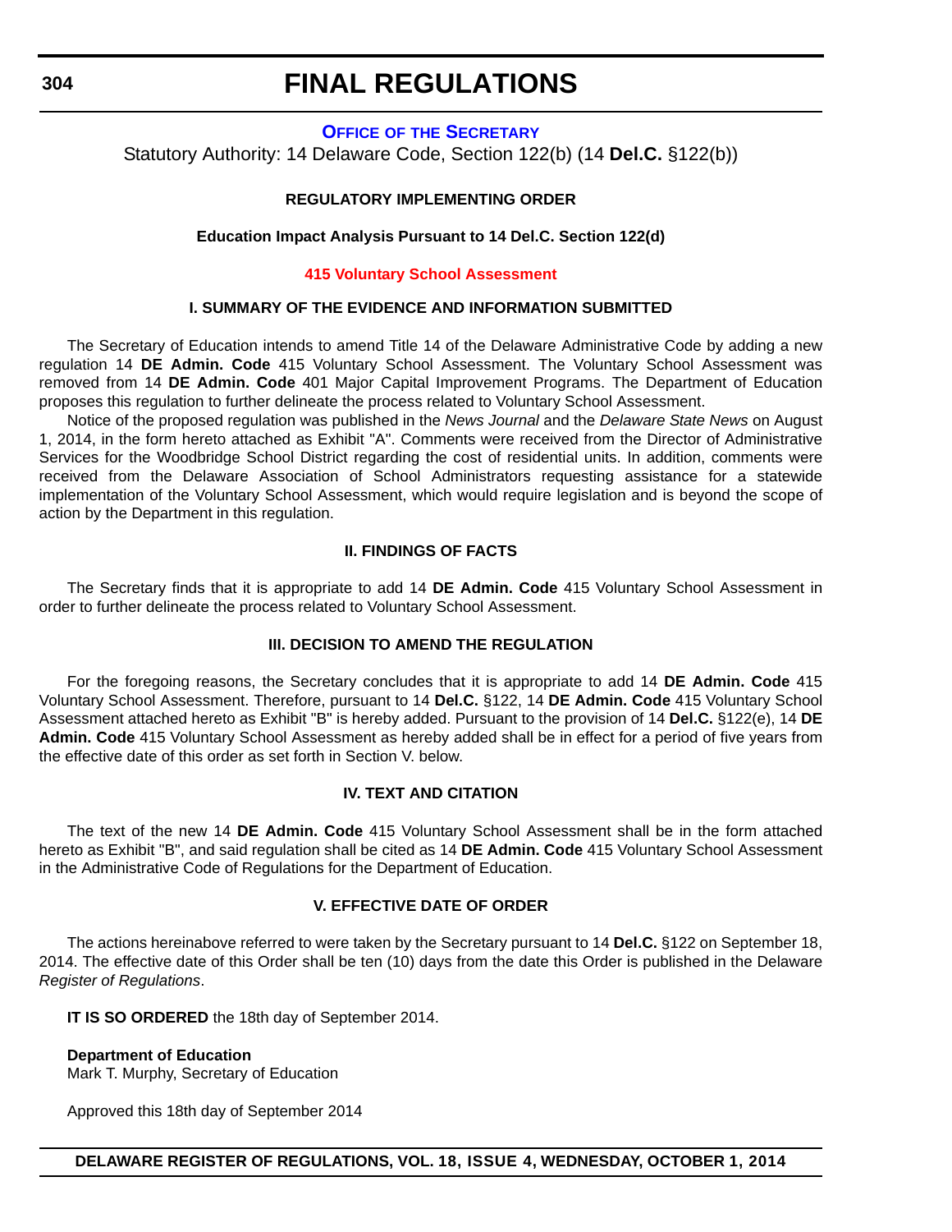# FINAL REGULATIONS

**OFFICE OF THE SECRETARY**

Statutory Authority: 14 Delaware Code, Section 122(b) (14 **Del.C.** §122(b))

**REGULATORY IMPLEMENTING ORDER**

**Education Impact Analysis Pursuant to 14 Del.C. Section 122(d)**

**415 Voluntary School Assessment**

**I. SUMMARY OF THE EVIDENCE AND INFORMATION SUBMITTED**

The Secretary of Education intends to amend Title 14 of the Delaware Administrative Code by adding a new regulation 14 **DE Admin. Code** 415 Voluntary School Assessment. The Voluntary School Assessment was removed from 14 **DE Admin. Code** 401 Major Capital Improvement Programs. The Department of Education proposes this regulation to further delineate the process related to Voluntary School Assessment.

Notice of the proposed regulation was published in the *News Journal* and the *Delaware State News* on August 1, 2014, in the form hereto attached as Exhibit "A". Comments were received from the Director of Administrative Services for the Woodbridge School District regarding the cost of residential units. In addition, comments were received from the Delaware Association of School Administrators requesting assistance for a statewide implementation of the Voluntary School Assessment, which would require legislation and is beyond the scope of action by the Department in this regulation.

**II. FINDINGS OF FACTS**

The Secretary finds that it is appropriate to add 14 **DE Admin. Code** 415 Voluntary School Assessment in order to further delineate the process related to Voluntary School Assessment.

**III. DECISION TO AMEND THE REGULATION**

For the foregoing reasons, the Secretary concludes that it is appropriate to add 14 **DE Admin. Code** 415 Voluntary School Assessment. Therefore, pursuant to 14 **Del.C.** §122, 14 **DE Admin. Code** 415 Voluntary School Assessment attached hereto as Exhibit "B" is hereby added. Pursuant to the provision of 14 **Del.C.** §122(e), 14 **DE Admin. Code** 415 Voluntary School Assessment as hereby added shall be in effect for a period of five years from the effective date of this order as set forth in Section V. below.

**IV. TEXT AND CITATION**

The text of the new 14 **DE Admin. Code** 415 Voluntary School Assessment shall be in the form attached hereto as Exhibit "B", and said regulation shall be cited as 14 **DE Admin. Code** 415 Voluntary School Assessment in the Administrative Code of Regulations for the Department of Education.

**V. EFFECTIVE DATE OF ORDER**

The actions hereinabove referred to were taken by the Secretary pursuant to 14 **Del.C.** §122 on September 18, 2014. The effective date of this Order shall be ten (10) days from the date this Order is published in the Delaware *Register of Regulations*.

**IT IS SO ORDERED** the 18th day of September 2014.

**Department of Education**
Mark T. Murphy, Secretary of Education

Approved this 18th day of September 2014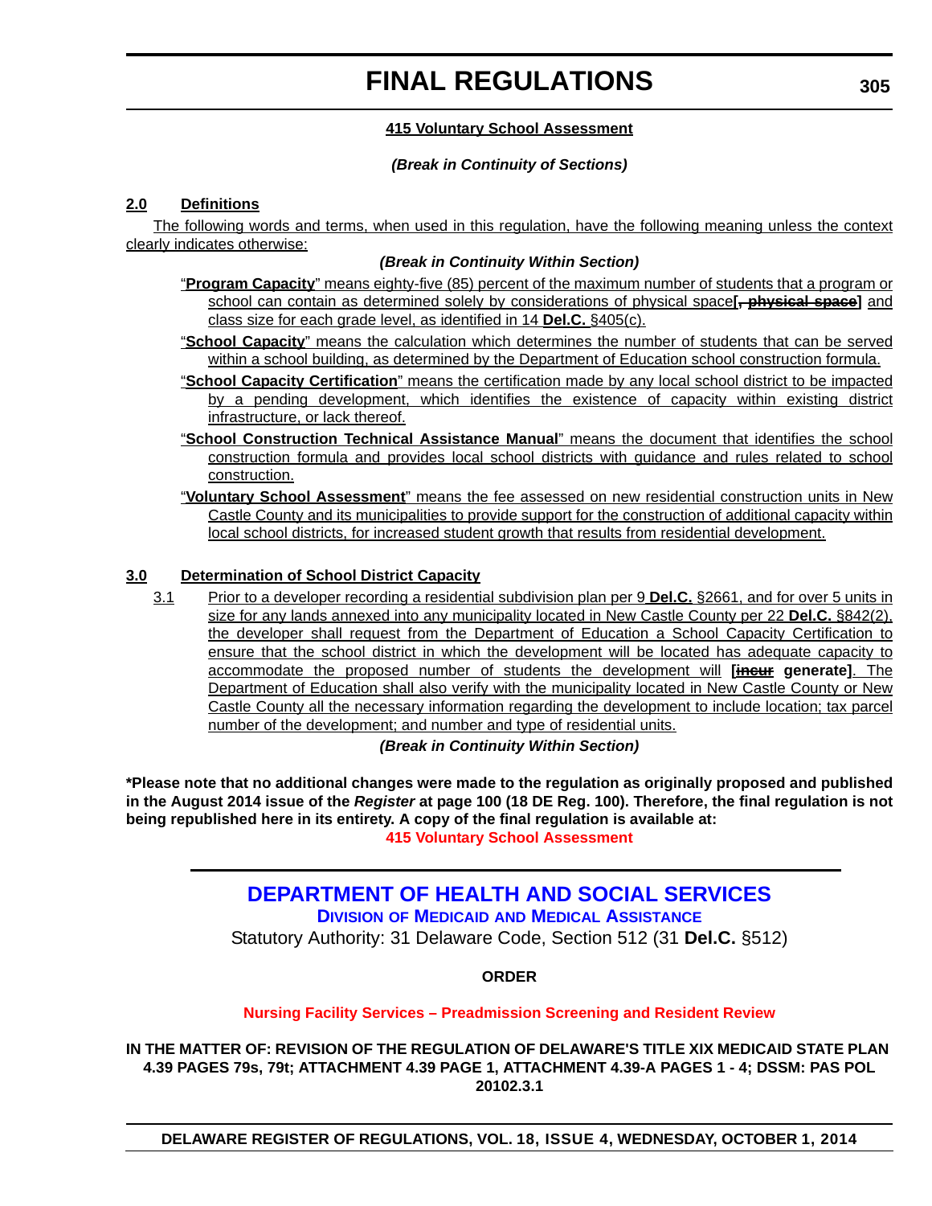**415 Voluntary School Assessment**

***(Break in Continuity of Sections)***

**2.0 Definitions**

The following words and terms, when used in this regulation, have the following meaning unless the context clearly indicates otherwise:

***(Break in Continuity Within Section)***

"**Program Capacity**" means eighty-five (85) percent of the maximum number of students that a program or school can contain as determined solely by considerations of physical space**[~~, physical space~~]** and class size for each grade level, as identified in 14 **Del.C.** §405(c).

"**School Capacity**" means the calculation which determines the number of students that can be served within a school building, as determined by the Department of Education school construction formula.

"**School Capacity Certification**" means the certification made by any local school district to be impacted by a pending development, which identifies the existence of capacity within existing district infrastructure, or lack thereof.

"**School Construction Technical Assistance Manual**" means the document that identifies the school construction formula and provides local school districts with guidance and rules related to school construction.

"**Voluntary School Assessment**" means the fee assessed on new residential construction units in New Castle County and its municipalities to provide support for the construction of additional capacity within local school districts, for increased student growth that results from residential development.

**3.0 Determination of School District Capacity**

3.1 Prior to a developer recording a residential subdivision plan per 9 **Del.C.** §2661, and for over 5 units in size for any lands annexed into any municipality located in New Castle County per 22 **Del.C.** §842(2), the developer shall request from the Department of Education a School Capacity Certification to ensure that the school district in which the development will be located has adequate capacity to accommodate the proposed number of students the development will **[~~incur~~ generate]**. The Department of Education shall also verify with the municipality located in New Castle County or New Castle County all the necessary information regarding the development to include location; tax parcel number of the development; and number and type of residential units.

***(Break in Continuity Within Section)***

**\*Please note that no additional changes were made to the regulation as originally proposed and published in the August 2014 issue of the *Register* at page 100 (18 DE Reg. 100). Therefore, the final regulation is not being republished here in its entirety. A copy of the final regulation is available at:**

**415 Voluntary School Assessment**

---

# DEPARTMENT OF HEALTH AND SOCIAL SERVICES

## DIVISION OF MEDICAID AND MEDICAL ASSISTANCE

Statutory Authority: 31 Delaware Code, Section 512 (31 **Del.C.** §512)

**ORDER**

**Nursing Facility Services – Preadmission Screening and Resident Review**

**IN THE MATTER OF: REVISION OF THE REGULATION OF DELAWARE'S TITLE XIX MEDICAID STATE PLAN 4.39 PAGES 79s, 79t; ATTACHMENT 4.39 PAGE 1, ATTACHMENT 4.39-A PAGES 1 - 4; DSSM: PAS POL 20102.3.1**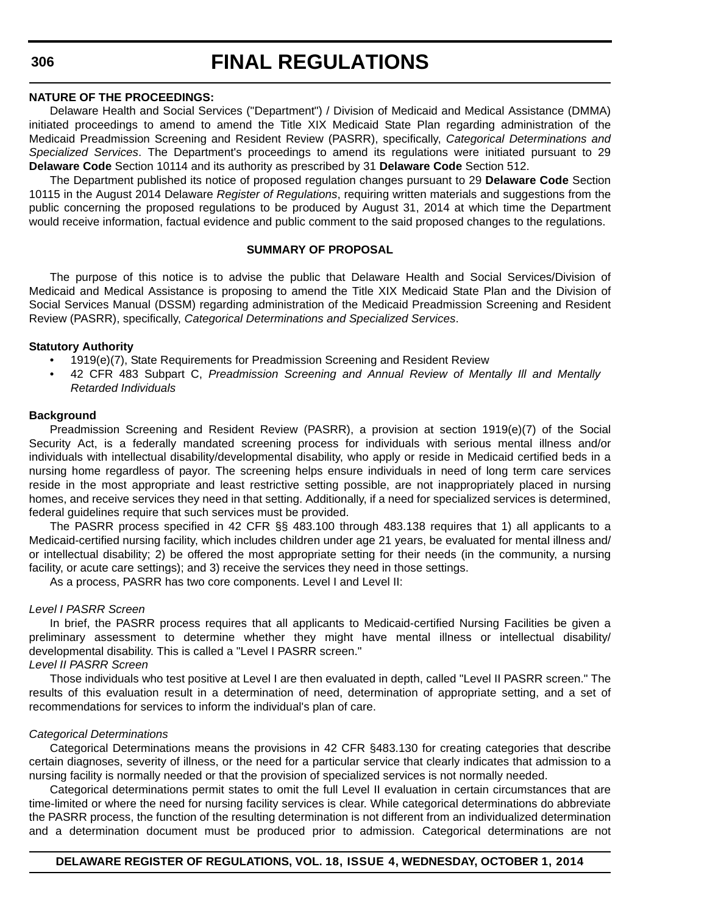**NATURE OF THE PROCEEDINGS:**

Delaware Health and Social Services ("Department") / Division of Medicaid and Medical Assistance (DMMA) initiated proceedings to amend the Title XIX Medicaid State Plan regarding administration of the Medicaid Preadmission Screening and Resident Review (PASRR), specifically, *Categorical Determinations and Specialized Services*. The Department's proceedings to amend its regulations were initiated pursuant to 29 **Delaware Code** Section 10114 and its authority as prescribed by 31 **Delaware Code** Section 512.

The Department published its notice of proposed regulation changes pursuant to 29 **Delaware Code** Section 10115 in the August 2014 Delaware *Register of Regulations*, requiring written materials and suggestions from the public concerning the proposed regulations to be produced by August 31, 2014 at which time the Department would receive information, factual evidence and public comment to the said proposed changes to the regulations.

**SUMMARY OF PROPOSAL**

The purpose of this notice is to advise the public that Delaware Health and Social Services/Division of Medicaid and Medical Assistance is proposing to amend the Title XIX Medicaid State Plan and the Division of Social Services Manual (DSSM) regarding administration of the Medicaid Preadmission Screening and Resident Review (PASRR), specifically, *Categorical Determinations and Specialized Services*.

**Statutory Authority**

- 1919(e)(7), State Requirements for Preadmission Screening and Resident Review
- 42 CFR 483 Subpart C, *Preadmission Screening and Annual Review of Mentally Ill and Mentally Retarded Individuals*

**Background**

Preadmission Screening and Resident Review (PASRR), a provision at section 1919(e)(7) of the Social Security Act, is a federally mandated screening process for individuals with serious mental illness and/or individuals with intellectual disability/developmental disability, who apply or reside in Medicaid certified beds in a nursing home regardless of payor. The screening helps ensure individuals in need of long term care services reside in the most appropriate and least restrictive setting possible, are not inappropriately placed in nursing homes, and receive services they need in that setting. Additionally, if a need for specialized services is determined, federal guidelines require that such services must be provided.

The PASRR process specified in 42 CFR §§ 483.100 through 483.138 requires that 1) all applicants to a Medicaid-certified nursing facility, which includes children under age 21 years, be evaluated for mental illness and/ or intellectual disability; 2) be offered the most appropriate setting for their needs (in the community, a nursing facility, or acute care settings); and 3) receive the services they need in those settings.

As a process, PASRR has two core components. Level I and Level II:

*Level I PASRR Screen*

In brief, the PASRR process requires that all applicants to Medicaid-certified Nursing Facilities be given a preliminary assessment to determine whether they might have mental illness or intellectual disability/ developmental disability. This is called a "Level I PASRR screen."

*Level II PASRR Screen*

Those individuals who test positive at Level I are then evaluated in depth, called "Level II PASRR screen." The results of this evaluation result in a determination of need, determination of appropriate setting, and a set of recommendations for services to inform the individual's plan of care.

*Categorical Determinations*

Categorical Determinations means the provisions in 42 CFR §483.130 for creating categories that describe certain diagnoses, severity of illness, or the need for a particular service that clearly indicates that admission to a nursing facility is normally needed or that the provision of specialized services is not normally needed.

Categorical determinations permit states to omit the full Level II evaluation in certain circumstances that are time-limited or where the need for nursing facility services is clear. While categorical determinations do abbreviate the PASRR process, the function of the resulting determination is not different from an individualized determination and a determination document must be produced prior to admission. Categorical determinations are not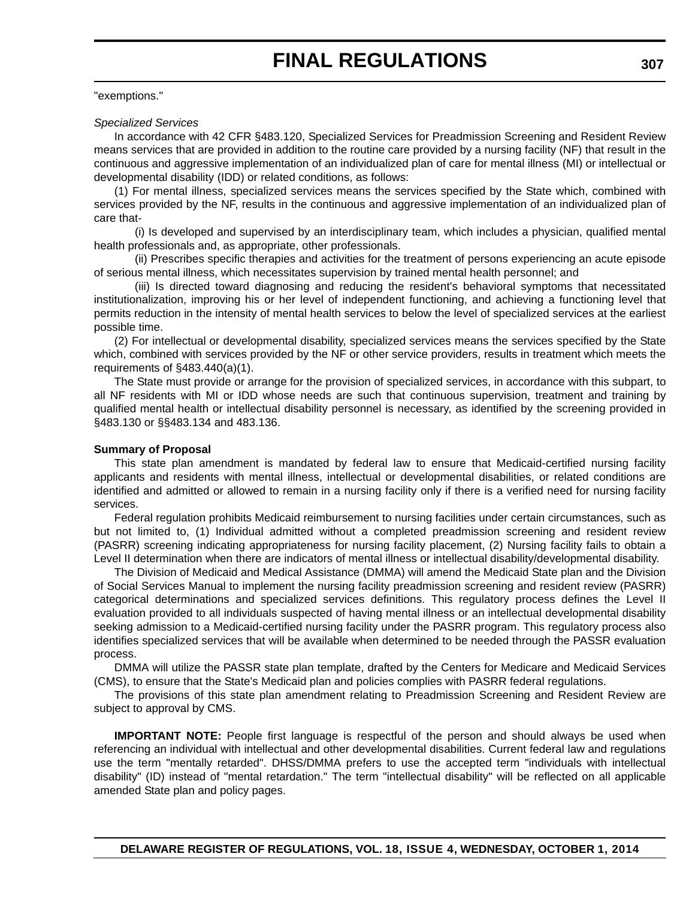"exemptions."

*Specialized Services*

In accordance with 42 CFR §483.120, Specialized Services for Preadmission Screening and Resident Review means services that are provided in addition to the routine care provided by a nursing facility (NF) that result in the continuous and aggressive implementation of an individualized plan of care for mental illness (MI) or intellectual or developmental disability (IDD) or related conditions, as follows:

(1) For mental illness, specialized services means the services specified by the State which, combined with services provided by the NF, results in the continuous and aggressive implementation of an individualized plan of care that-

(i) Is developed and supervised by an interdisciplinary team, which includes a physician, qualified mental health professionals and, as appropriate, other professionals.

(ii) Prescribes specific therapies and activities for the treatment of persons experiencing an acute episode of serious mental illness, which necessitates supervision by trained mental health personnel; and

(iii) Is directed toward diagnosing and reducing the resident's behavioral symptoms that necessitated institutionalization, improving his or her level of independent functioning, and achieving a functioning level that permits reduction in the intensity of mental health services to below the level of specialized services at the earliest possible time.

(2) For intellectual or developmental disability, specialized services means the services specified by the State which, combined with services provided by the NF or other service providers, results in treatment which meets the requirements of §483.440(a)(1).

The State must provide or arrange for the provision of specialized services, in accordance with this subpart, to all NF residents with MI or IDD whose needs are such that continuous supervision, treatment and training by qualified mental health or intellectual disability personnel is necessary, as identified by the screening provided in §483.130 or §§483.134 and 483.136.

**Summary of Proposal**

This state plan amendment is mandated by federal law to ensure that Medicaid-certified nursing facility applicants and residents with mental illness, intellectual or developmental disabilities, or related conditions are identified and admitted or allowed to remain in a nursing facility only if there is a verified need for nursing facility services.

Federal regulation prohibits Medicaid reimbursement to nursing facilities under certain circumstances, such as but not limited to, (1) Individual admitted without a completed preadmission screening and resident review (PASRR) screening indicating appropriateness for nursing facility placement, (2) Nursing facility fails to obtain a Level II determination when there are indicators of mental illness or intellectual disability/developmental disability.

The Division of Medicaid and Medical Assistance (DMMA) will amend the Medicaid State plan and the Division of Social Services Manual to implement the nursing facility preadmission screening and resident review (PASRR) categorical determinations and specialized services definitions. This regulatory process defines the Level II evaluation provided to all individuals suspected of having mental illness or an intellectual developmental disability seeking admission to a Medicaid-certified nursing facility under the PASRR program. This regulatory process also identifies specialized services that will be available when determined to be needed through the PASSR evaluation process.

DMMA will utilize the PASSR state plan template, drafted by the Centers for Medicare and Medicaid Services (CMS), to ensure that the State's Medicaid plan and policies complies with PASRR federal regulations.

The provisions of this state plan amendment relating to Preadmission Screening and Resident Review are subject to approval by CMS.

**IMPORTANT NOTE:** People first language is respectful of the person and should always be used when referencing an individual with intellectual and other developmental disabilities. Current federal law and regulations use the term "mentally retarded". DHSS/DMMA prefers to use the accepted term "individuals with intellectual disability" (ID) instead of "mental retardation." The term "intellectual disability" will be reflected on all applicable amended State plan and policy pages.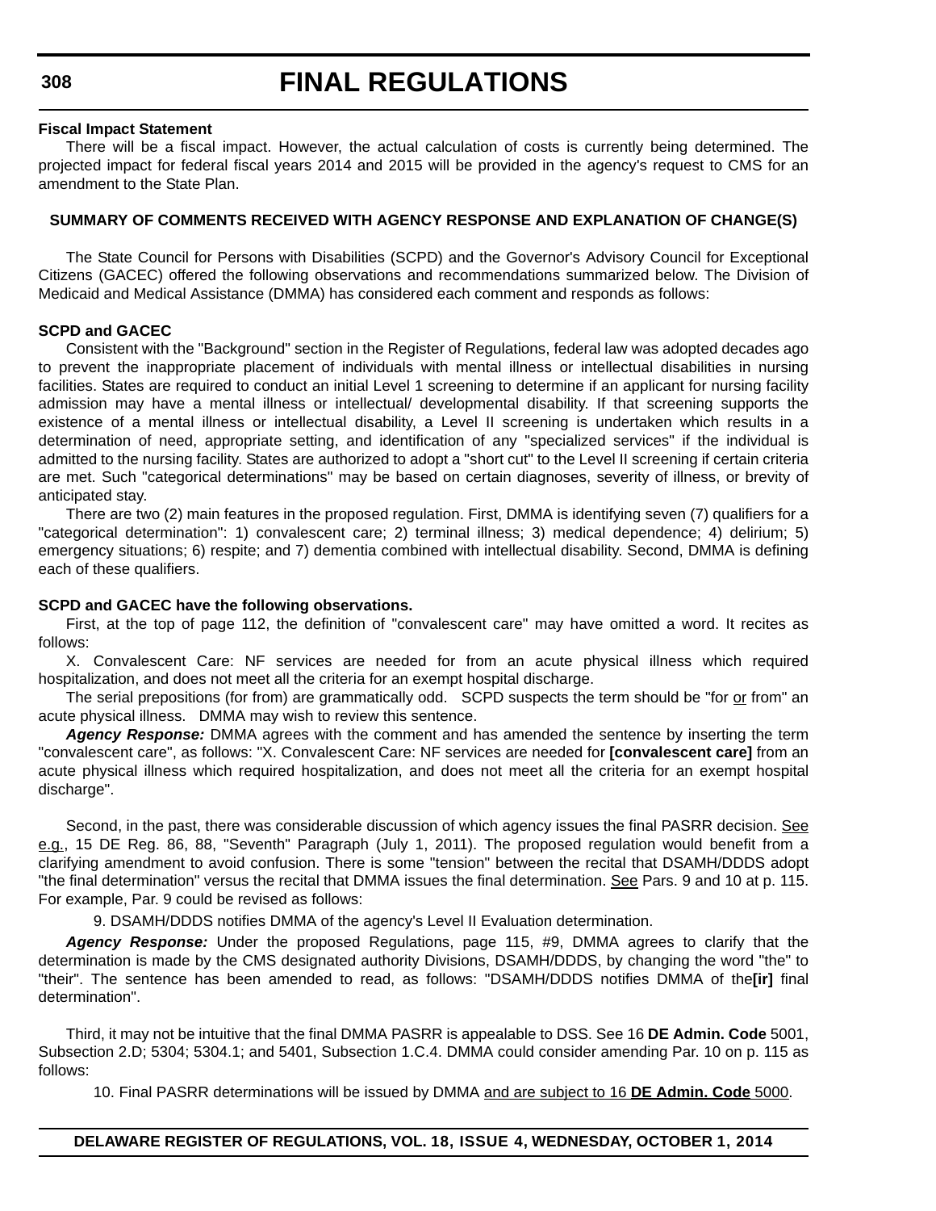**Fiscal Impact Statement**

There will be a fiscal impact. However, the actual calculation of costs is currently being determined. The projected impact for federal fiscal years 2014 and 2015 will be provided in the agency's request to CMS for an amendment to the State Plan.

**SUMMARY OF COMMENTS RECEIVED WITH AGENCY RESPONSE AND EXPLANATION OF CHANGE(S)**

The State Council for Persons with Disabilities (SCPD) and the Governor's Advisory Council for Exceptional Citizens (GACEC) offered the following observations and recommendations summarized below. The Division of Medicaid and Medical Assistance (DMMA) has considered each comment and responds as follows:

**SCPD and GACEC**

Consistent with the "Background" section in the Register of Regulations, federal law was adopted decades ago to prevent the inappropriate placement of individuals with mental illness or intellectual disabilities in nursing facilities. States are required to conduct an initial Level 1 screening to determine if an applicant for nursing facility admission may have a mental illness or intellectual/ developmental disability. If that screening supports the existence of a mental illness or intellectual disability, a Level II screening is undertaken which results in a determination of need, appropriate setting, and identification of any "specialized services" if the individual is admitted to the nursing facility. States are authorized to adopt a "short cut" to the Level II screening if certain criteria are met. Such "categorical determinations" may be based on certain diagnoses, severity of illness, or brevity of anticipated stay.

There are two (2) main features in the proposed regulation. First, DMMA is identifying seven (7) qualifiers for a "categorical determination": 1) convalescent care; 2) terminal illness; 3) medical dependence; 4) delirium; 5) emergency situations; 6) respite; and 7) dementia combined with intellectual disability. Second, DMMA is defining each of these qualifiers.

**SCPD and GACEC have the following observations.**

First, at the top of page 112, the definition of "convalescent care" may have omitted a word. It recites as follows:

X. Convalescent Care: NF services are needed for from an acute physical illness which required hospitalization, and does not meet all the criteria for an exempt hospital discharge.

The serial prepositions (for from) are grammatically odd. SCPD suspects the term should be "for <u>or</u> from" an acute physical illness. DMMA may wish to review this sentence.

***Agency Response:*** DMMA agrees with the comment and has amended the sentence by inserting the term "convalescent care", as follows: "X. Convalescent Care: NF services are needed for **[convalescent care]** from an acute physical illness which required hospitalization, and does not meet all the criteria for an exempt hospital discharge".

Second, in the past, there was considerable discussion of which agency issues the final PASRR decision. <u>See e.g.</u>, 15 DE Reg. 86, 88, "Seventh" Paragraph (July 1, 2011). The proposed regulation would benefit from a clarifying amendment to avoid confusion. There is some "tension" between the recital that DSAMH/DDDS adopt "the final determination" versus the recital that DMMA issues the final determination. <u>See</u> Pars. 9 and 10 at p. 115. For example, Par. 9 could be revised as follows:

9. DSAMH/DDDS notifies DMMA of the agency's Level II Evaluation determination.

***Agency Response:*** Under the proposed Regulations, page 115, #9, DMMA agrees to clarify that the determination is made by the CMS designated authority Divisions, DSAMH/DDDS, by changing the word "the" to "their". The sentence has been amended to read, as follows: "DSAMH/DDDS notifies DMMA of the**[ir]** final determination".

Third, it may not be intuitive that the final DMMA PASRR is appealable to DSS. See 16 **DE Admin. Code** 5001, Subsection 2.D; 5304; 5304.1; and 5401, Subsection 1.C.4. DMMA could consider amending Par. 10 on p. 115 as follows:

10. Final PASRR determinations will be issued by DMMA <u>and are subject to 16 **DE Admin. Code** 5000</u>.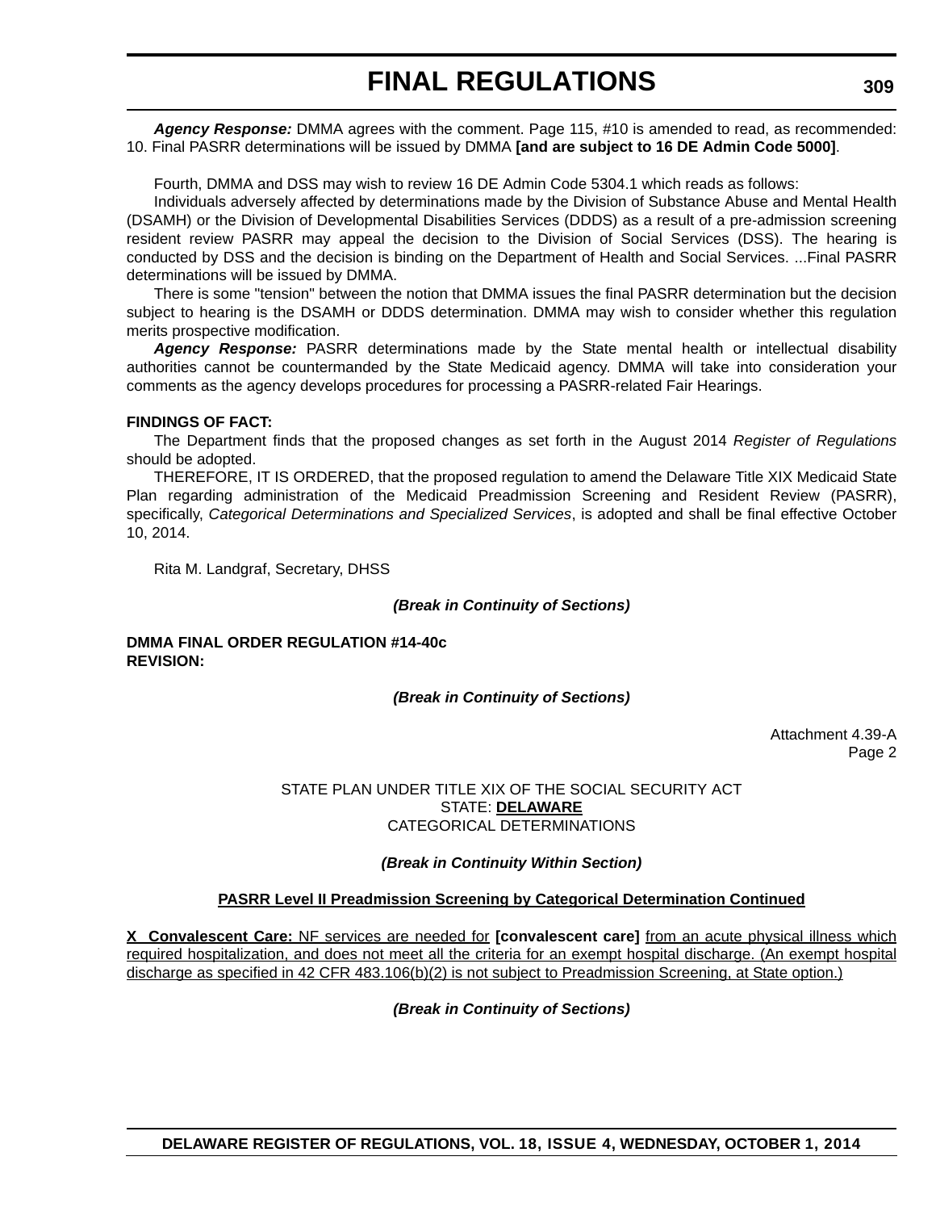***Agency Response:*** DMMA agrees with the comment. Page 115, #10 is amended to read, as recommended: 10. Final PASRR determinations will be issued by DMMA **[and are subject to 16 DE Admin Code 5000]**.

Fourth, DMMA and DSS may wish to review 16 DE Admin Code 5304.1 which reads as follows:

Individuals adversely affected by determinations made by the Division of Substance Abuse and Mental Health (DSAMH) or the Division of Developmental Disabilities Services (DDDS) as a result of a pre-admission screening resident review PASRR may appeal the decision to the Division of Social Services (DSS). The hearing is conducted by DSS and the decision is binding on the Department of Health and Social Services. ...Final PASRR determinations will be issued by DMMA.

There is some "tension" between the notion that DMMA issues the final PASRR determination but the decision subject to hearing is the DSAMH or DDDS determination. DMMA may wish to consider whether this regulation merits prospective modification.

***Agency Response:*** PASRR determinations made by the State mental health or intellectual disability authorities cannot be countermanded by the State Medicaid agency. DMMA will take into consideration your comments as the agency develops procedures for processing a PASRR-related Fair Hearings.

**FINDINGS OF FACT:**

The Department finds that the proposed changes as set forth in the August 2014 *Register of Regulations* should be adopted.

THEREFORE, IT IS ORDERED, that the proposed regulation to amend the Delaware Title XIX Medicaid State Plan regarding administration of the Medicaid Preadmission Screening and Resident Review (PASRR), specifically, *Categorical Determinations and Specialized Services*, is adopted and shall be final effective October 10, 2014.

Rita M. Landgraf, Secretary, DHSS

***(Break in Continuity of Sections)***

**DMMA FINAL ORDER REGULATION #14-40c**
**REVISION:**

***(Break in Continuity of Sections)***

Attachment 4.39-A
Page 2

STATE PLAN UNDER TITLE XIX OF THE SOCIAL SECURITY ACT
STATE: **DELAWARE**
CATEGORICAL DETERMINATIONS

***(Break in Continuity Within Section)***

**PASRR Level II Preadmission Screening by Categorical Determination Continued**

**X Convalescent Care:** NF services are needed for **[convalescent care]** from an acute physical illness which required hospitalization, and does not meet all the criteria for an exempt hospital discharge. (An exempt hospital discharge as specified in 42 CFR 483.106(b)(2) is not subject to Preadmission Screening, at State option.)

***(Break in Continuity of Sections)***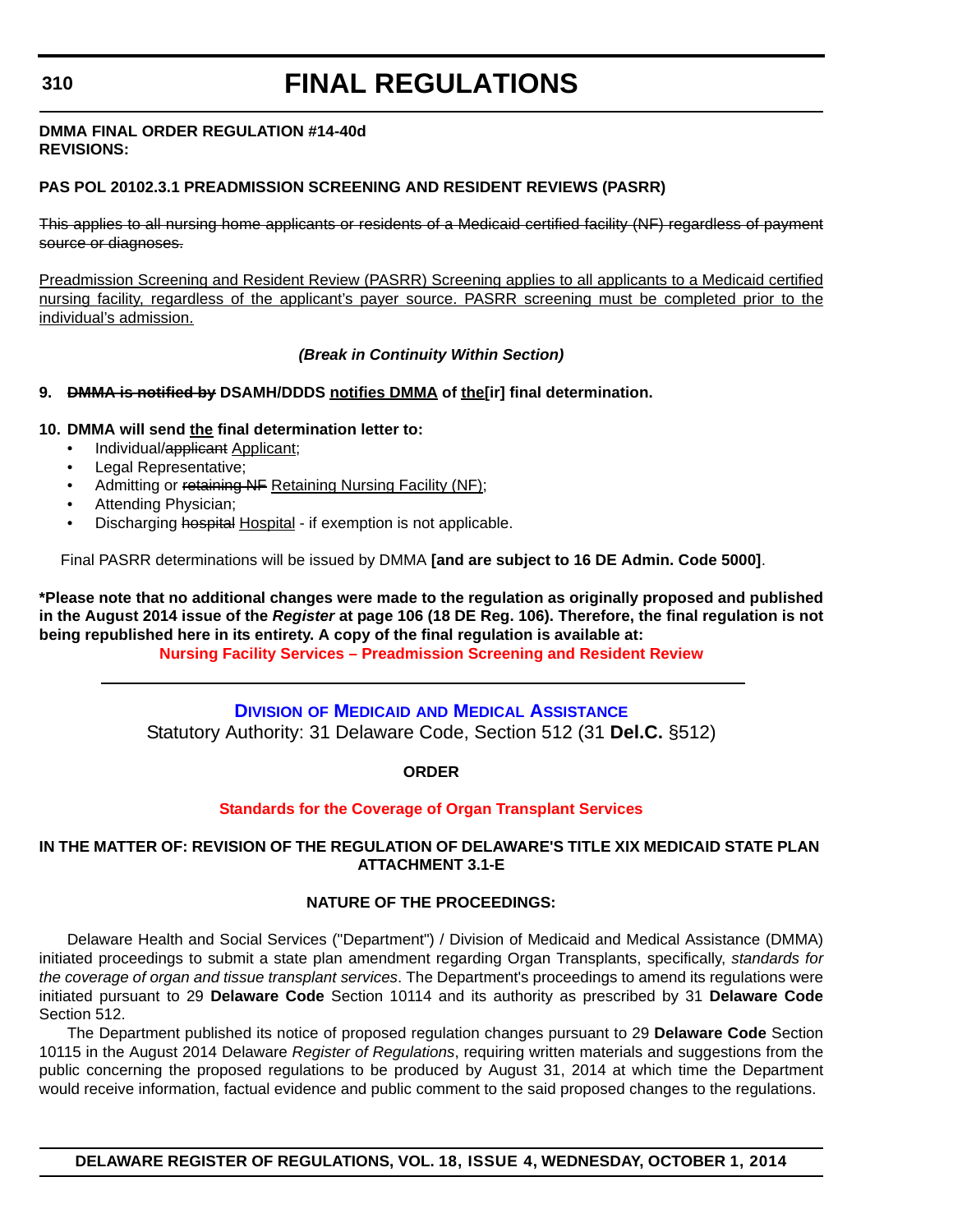**DMMA FINAL ORDER REGULATION #14-40d**
**REVISIONS:**

**PAS POL 20102.3.1 PREADMISSION SCREENING AND RESIDENT REVIEWS (PASRR)**

~~This applies to all nursing home applicants or residents of a Medicaid certified facility (NF) regardless of payment source or diagnoses.~~

<u>Preadmission Screening and Resident Review (PASRR) Screening applies to all applicants to a Medicaid certified nursing facility, regardless of the applicant's payer source. PASRR screening must be completed prior to the individual's admission.</u>

***(Break in Continuity Within Section)***

**9. ~~DMMA is notified by~~ DSAMH/DDDS <u>notifies DMMA</u> of <u>the</u>[ir] final determination.**

**10. DMMA will send <u>the</u> final determination letter to:**

- Individual/~~applicant~~ <u>Applicant</u>;
- Legal Representative;
- Admitting or ~~retaining NF~~ <u>Retaining Nursing Facility (NF)</u>;
- Attending Physician;
- Discharging ~~hospital~~ <u>Hospital</u> - if exemption is not applicable.

Final PASRR determinations will be issued by DMMA **[and are subject to 16 DE Admin. Code 5000]**.

**\*Please note that no additional changes were made to the regulation as originally proposed and published in the August 2014 issue of the *Register* at page 106 (18 DE Reg. 106). Therefore, the final regulation is not being republished here in its entirety. A copy of the final regulation is available at:**

**Nursing Facility Services – Preadmission Screening and Resident Review**

---

## DIVISION OF MEDICAID AND MEDICAL ASSISTANCE

Statutory Authority: 31 Delaware Code, Section 512 (31 **Del.C.** §512)

**ORDER**

**Standards for the Coverage of Organ Transplant Services**

**IN THE MATTER OF: REVISION OF THE REGULATION OF DELAWARE'S TITLE XIX MEDICAID STATE PLAN ATTACHMENT 3.1-E**

**NATURE OF THE PROCEEDINGS:**

Delaware Health and Social Services ("Department") / Division of Medicaid and Medical Assistance (DMMA) initiated proceedings to submit a state plan amendment regarding Organ Transplants, specifically, *standards for the coverage of organ and tissue transplant services*. The Department's proceedings to amend its regulations were initiated pursuant to 29 **Delaware Code** Section 10114 and its authority as prescribed by 31 **Delaware Code** Section 512.

The Department published its notice of proposed regulation changes pursuant to 29 **Delaware Code** Section 10115 in the August 2014 Delaware *Register of Regulations*, requiring written materials and suggestions from the public concerning the proposed regulations to be produced by August 31, 2014 at which time the Department would receive information, factual evidence and public comment to the said proposed changes to the regulations.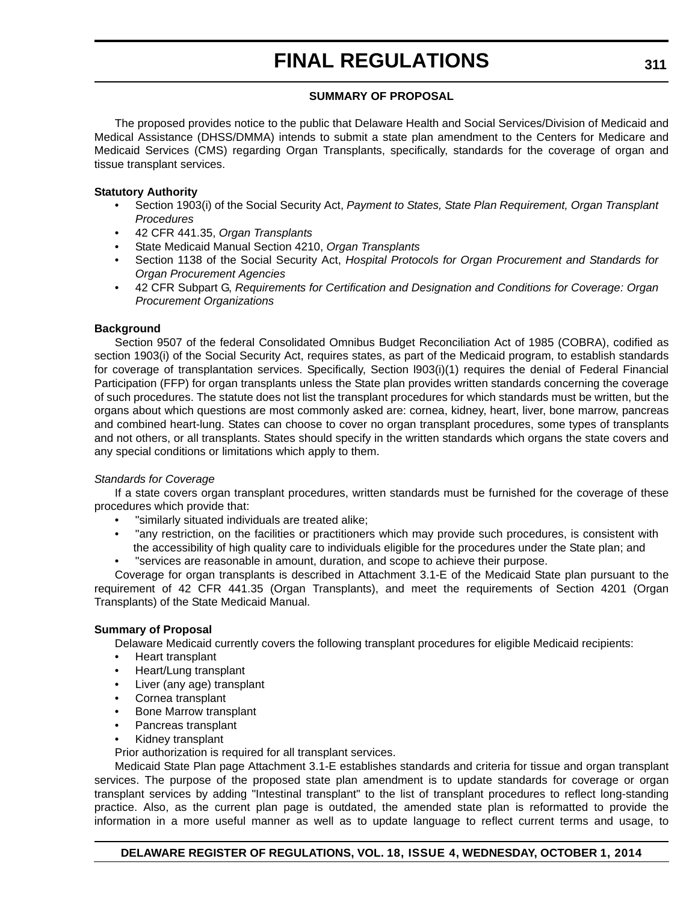**SUMMARY OF PROPOSAL**

The proposed provides notice to the public that Delaware Health and Social Services/Division of Medicaid and Medical Assistance (DHSS/DMMA) intends to submit a state plan amendment to the Centers for Medicare and Medicaid Services (CMS) regarding Organ Transplants, specifically, standards for the coverage of organ and tissue transplant services.

**Statutory Authority**

- Section 1903(i) of the Social Security Act, *Payment to States, State Plan Requirement, Organ Transplant Procedures*
- 42 CFR 441.35, *Organ Transplants*
- State Medicaid Manual Section 4210, *Organ Transplants*
- Section 1138 of the Social Security Act, *Hospital Protocols for Organ Procurement and Standards for Organ Procurement Agencies*
- 42 CFR Subpart G, *Requirements for Certification and Designation and Conditions for Coverage: Organ Procurement Organizations*

**Background**

Section 9507 of the federal Consolidated Omnibus Budget Reconciliation Act of 1985 (COBRA), codified as section 1903(i) of the Social Security Act, requires states, as part of the Medicaid program, to establish standards for coverage of transplantation services. Specifically, Section l903(i)(1) requires the denial of Federal Financial Participation (FFP) for organ transplants unless the State plan provides written standards concerning the coverage of such procedures. The statute does not list the transplant procedures for which standards must be written, but the organs about which questions are most commonly asked are: cornea, kidney, heart, liver, bone marrow, pancreas and combined heart-lung. States can choose to cover no organ transplant procedures, some types of transplants and not others, or all transplants. States should specify in the written standards which organs the state covers and any special conditions or limitations which apply to them.

*Standards for Coverage*

If a state covers organ transplant procedures, written standards must be furnished for the coverage of these procedures which provide that:

- "similarly situated individuals are treated alike;
- "any restriction, on the facilities or practitioners which may provide such procedures, is consistent with the accessibility of high quality care to individuals eligible for the procedures under the State plan; and
- "services are reasonable in amount, duration, and scope to achieve their purpose.

Coverage for organ transplants is described in Attachment 3.1-E of the Medicaid State plan pursuant to the requirement of 42 CFR 441.35 (Organ Transplants), and meet the requirements of Section 4201 (Organ Transplants) of the State Medicaid Manual.

**Summary of Proposal**

Delaware Medicaid currently covers the following transplant procedures for eligible Medicaid recipients:

- Heart transplant
- Heart/Lung transplant
- Liver (any age) transplant
- Cornea transplant
- Bone Marrow transplant
- Pancreas transplant
- Kidney transplant

Prior authorization is required for all transplant services.

Medicaid State Plan page Attachment 3.1-E establishes standards and criteria for tissue and organ transplant services. The purpose of the proposed state plan amendment is to update standards for coverage or organ transplant services by adding "Intestinal transplant" to the list of transplant procedures to reflect long-standing practice. Also, as the current plan page is outdated, the amended state plan is reformatted to provide the information in a more useful manner as well as to update language to reflect current terms and usage, to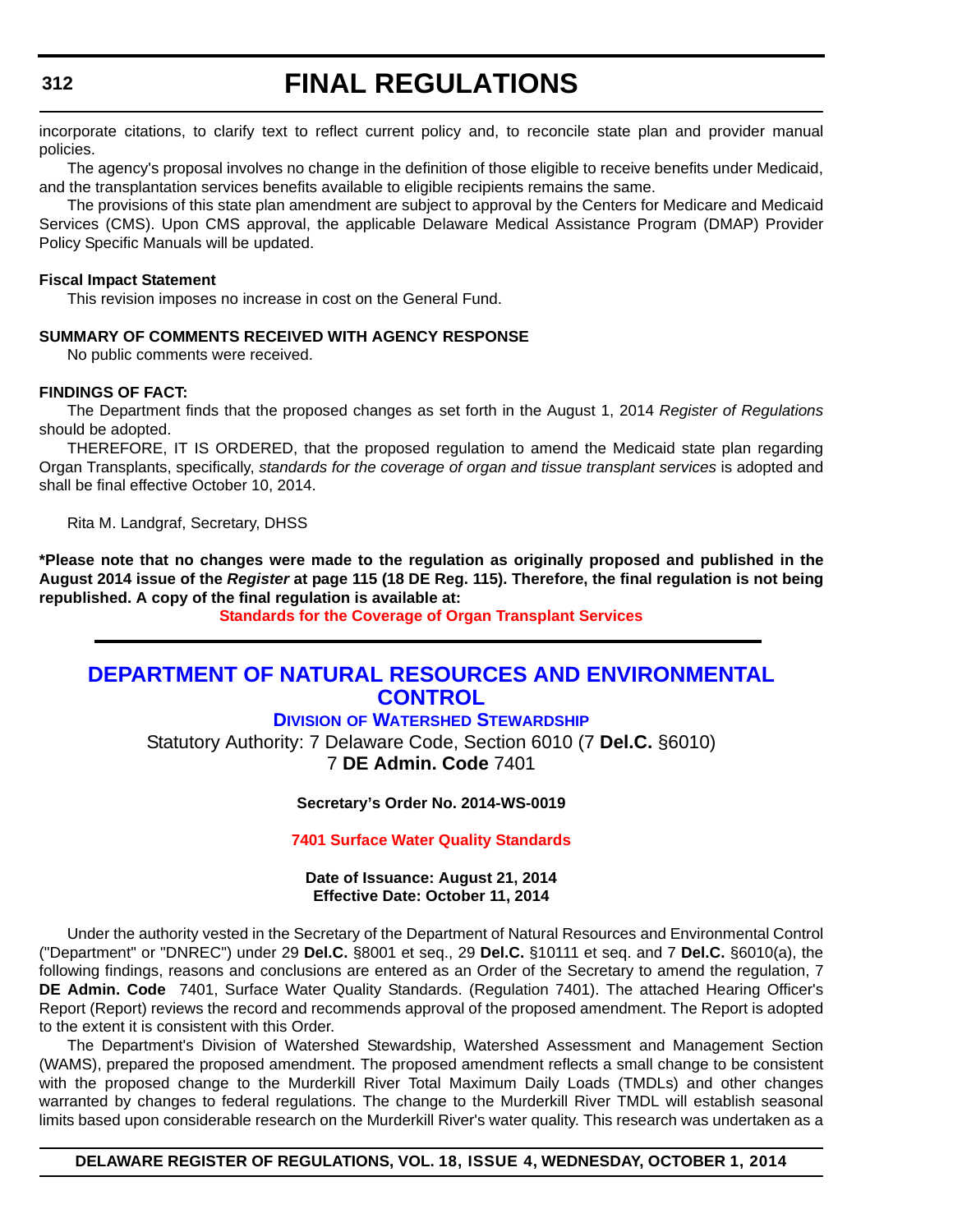incorporate citations, to clarify text to reflect current policy and, to reconcile state plan and provider manual policies.

The agency's proposal involves no change in the definition of those eligible to receive benefits under Medicaid, and the transplantation services benefits available to eligible recipients remains the same.

The provisions of this state plan amendment are subject to approval by the Centers for Medicare and Medicaid Services (CMS). Upon CMS approval, the applicable Delaware Medical Assistance Program (DMAP) Provider Policy Specific Manuals will be updated.

**Fiscal Impact Statement**

This revision imposes no increase in cost on the General Fund.

**SUMMARY OF COMMENTS RECEIVED WITH AGENCY RESPONSE**

No public comments were received.

**FINDINGS OF FACT:**

The Department finds that the proposed changes as set forth in the August 1, 2014 *Register of Regulations* should be adopted.

THEREFORE, IT IS ORDERED, that the proposed regulation to amend the Medicaid state plan regarding Organ Transplants, specifically, *standards for the coverage of organ and tissue transplant services* is adopted and shall be final effective October 10, 2014.

Rita M. Landgraf, Secretary, DHSS

**\*Please note that no changes were made to the regulation as originally proposed and published in the August 2014 issue of the *Register* at page 115 (18 DE Reg. 115). Therefore, the final regulation is not being republished. A copy of the final regulation is available at:**

**Standards for the Coverage of Organ Transplant Services**

---

## DEPARTMENT OF NATURAL RESOURCES AND ENVIRONMENTAL CONTROL

### DIVISION OF WATERSHED STEWARDSHIP

Statutory Authority: 7 Delaware Code, Section 6010 (7 **Del.C.** §6010)
7 **DE Admin. Code** 7401

**Secretary's Order No. 2014-WS-0019**

**7401 Surface Water Quality Standards**

**Date of Issuance: August 21, 2014**
**Effective Date: October 11, 2014**

Under the authority vested in the Secretary of the Department of Natural Resources and Environmental Control ("Department" or "DNREC") under 29 **Del.C.** §8001 et seq., 29 **Del.C.** §10111 et seq. and 7 **Del.C.** §6010(a), the following findings, reasons and conclusions are entered as an Order of the Secretary to amend the regulation, 7 **DE Admin. Code** 7401, Surface Water Quality Standards. (Regulation 7401). The attached Hearing Officer's Report (Report) reviews the record and recommends approval of the proposed amendment. The Report is adopted to the extent it is consistent with this Order.

The Department's Division of Watershed Stewardship, Watershed Assessment and Management Section (WAMS), prepared the proposed amendment. The proposed amendment reflects a small change to be consistent with the proposed change to the Murderkill River Total Maximum Daily Loads (TMDLs) and other changes warranted by changes to federal regulations. The change to the Murderkill River TMDL will establish seasonal limits based upon considerable research on the Murderkill River's water quality. This research was undertaken as a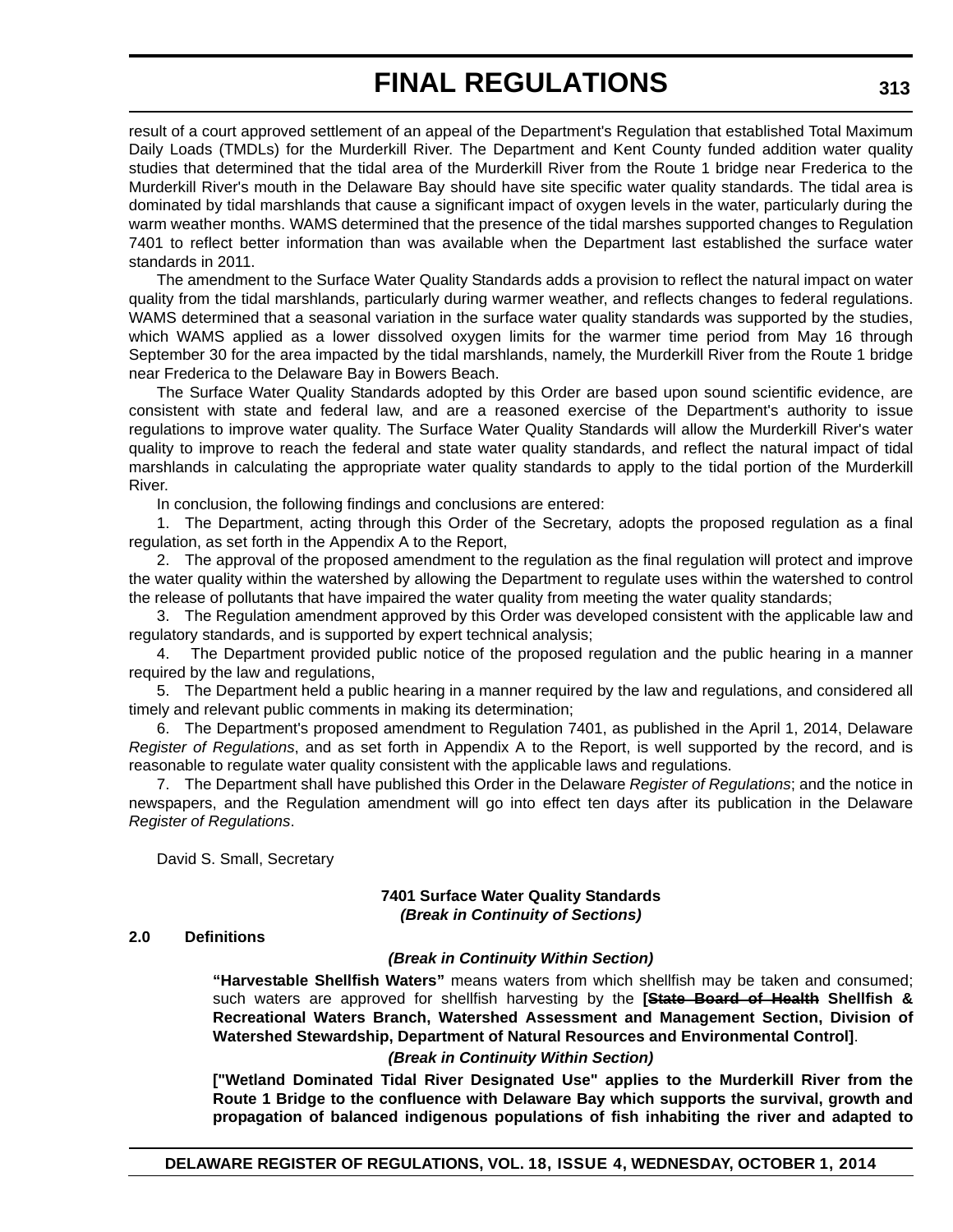result of a court approved settlement of an appeal of the Department's Regulation that established Total Maximum Daily Loads (TMDLs) for the Murderkill River. The Department and Kent County funded addition water quality studies that determined that the tidal area of the Murderkill River from the Route 1 bridge near Frederica to the Murderkill River's mouth in the Delaware Bay should have site specific water quality standards. The tidal area is dominated by tidal marshlands that cause a significant impact of oxygen levels in the water, particularly during the warm weather months. WAMS determined that the presence of the tidal marshes supported changes to Regulation 7401 to reflect better information than was available when the Department last established the surface water standards in 2011.

The amendment to the Surface Water Quality Standards adds a provision to reflect the natural impact on water quality from the tidal marshlands, particularly during warmer weather, and reflects changes to federal regulations. WAMS determined that a seasonal variation in the surface water quality standards was supported by the studies, which WAMS applied as a lower dissolved oxygen limits for the warmer time period from May 16 through September 30 for the area impacted by the tidal marshlands, namely, the Murderkill River from the Route 1 bridge near Frederica to the Delaware Bay in Bowers Beach.

The Surface Water Quality Standards adopted by this Order are based upon sound scientific evidence, are consistent with state and federal law, and are a reasoned exercise of the Department's authority to issue regulations to improve water quality. The Surface Water Quality Standards will allow the Murderkill River's water quality to improve to reach the federal and state water quality standards, and reflect the natural impact of tidal marshlands in calculating the appropriate water quality standards to apply to the tidal portion of the Murderkill River.

In conclusion, the following findings and conclusions are entered:

1. The Department, acting through this Order of the Secretary, adopts the proposed regulation as a final regulation, as set forth in the Appendix A to the Report,

2. The approval of the proposed amendment to the regulation as the final regulation will protect and improve the water quality within the watershed by allowing the Department to regulate uses within the watershed to control the release of pollutants that have impaired the water quality from meeting the water quality standards;

3. The Regulation amendment approved by this Order was developed consistent with the applicable law and regulatory standards, and is supported by expert technical analysis;

4. The Department provided public notice of the proposed regulation and the public hearing in a manner required by the law and regulations,

5. The Department held a public hearing in a manner required by the law and regulations, and considered all timely and relevant public comments in making its determination;

6. The Department's proposed amendment to Regulation 7401, as published in the April 1, 2014, Delaware *Register of Regulations*, and as set forth in Appendix A to the Report, is well supported by the record, and is reasonable to regulate water quality consistent with the applicable laws and regulations.

7. The Department shall have published this Order in the Delaware *Register of Regulations*; and the notice in newspapers, and the Regulation amendment will go into effect ten days after its publication in the Delaware *Register of Regulations*.

David S. Small, Secretary

**7401 Surface Water Quality Standards**
***(Break in Continuity of Sections)***

**2.0 Definitions**

***(Break in Continuity Within Section)***

**"Harvestable Shellfish Waters"** means waters from which shellfish may be taken and consumed; such waters are approved for shellfish harvesting by the **[~~State Board of Health~~ Shellfish & Recreational Waters Branch, Watershed Assessment and Management Section, Division of Watershed Stewardship, Department of Natural Resources and Environmental Control]**.

***(Break in Continuity Within Section)***

**["Wetland Dominated Tidal River Designated Use" applies to the Murderkill River from the Route 1 Bridge to the confluence with Delaware Bay which supports the survival, growth and propagation of balanced indigenous populations of fish inhabiting the river and adapted to**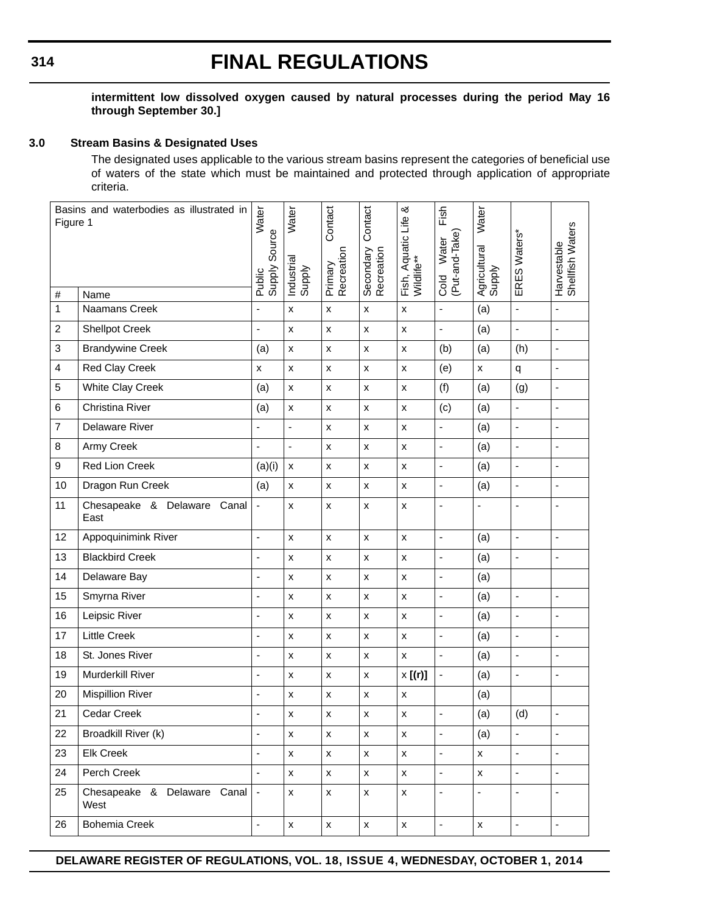**intermittent low dissolved oxygen caused by natural processes during the period May 16 through September 30.]**

**3.0 Stream Basins & Designated Uses**

The designated uses applicable to the various stream basins represent the categories of beneficial use of waters of the state which must be maintained and protected through application of appropriate criteria.

| Basins and waterbodies as illustrated in Figure 1 | | Public Water Supply Source | Industrial Water Supply | Primary Contact Recreation | Secondary Contact Recreation | Fish, Aquatic Life & Wildlife** | Cold Water Fish (Put-and-Take) | Agricultural Water Supply | ERES Waters* | Harvestable Shellfish Waters |
|---|---|---|---|---|---|---|---|---|---|---|
| # | Name | | | | | | | | | |
| 1 | Naamans Creek | - | x | x | x | x | - | (a) | - | - |
| 2 | Shellpot Creek | - | x | x | x | x | - | (a) | - | - |
| 3 | Brandywine Creek | (a) | x | x | x | x | (b) | (a) | (h) | - |
| 4 | Red Clay Creek | x | x | x | x | x | (e) | x | q | - |
| 5 | White Clay Creek | (a) | x | x | x | x | (f) | (a) | (g) | - |
| 6 | Christina River | (a) | x | x | x | x | (c) | (a) | - | - |
| 7 | Delaware River | - | - | x | x | x | - | (a) | - | - |
| 8 | Army Creek | - | - | x | x | x | - | (a) | - | - |
| 9 | Red Lion Creek | (a)(i) | x | x | x | x | - | (a) | - | - |
| 10 | Dragon Run Creek | (a) | x | x | x | x | - | (a) | - | - |
| 11 | Chesapeake & Delaware Canal East | - | x | x | x | x | - | - | - | - |
| 12 | Appoquinimink River | - | x | x | x | x | - | (a) | - | - |
| 13 | Blackbird Creek | - | x | x | x | x | - | (a) | - | - |
| 14 | Delaware Bay | - | x | x | x | x | - | (a) | | |
| 15 | Smyrna River | - | x | x | x | x | - | (a) | - | - |
| 16 | Leipsic River | - | x | x | x | x | - | (a) | - | - |
| 17 | Little Creek | - | x | x | x | x | - | (a) | - | - |
| 18 | St. Jones River | - | x | x | x | x | - | (a) | - | - |
| 19 | Murderkill River | - | x | x | x | x **[(r)]** | - | (a) | - | - |
| 20 | Mispillion River | - | x | x | x | x | | (a) | | |
| 21 | Cedar Creek | - | x | x | x | x | - | (a) | (d) | - |
| 22 | Broadkill River (k) | - | x | x | x | x | - | (a) | - | - |
| 23 | Elk Creek | - | x | x | x | x | - | x | - | - |
| 24 | Perch Creek | - | x | x | x | x | - | x | - | - |
| 25 | Chesapeake & Delaware Canal West | - | x | x | x | x | - | - | - | - |
| 26 | Bohemia Creek | - | x | x | x | x | - | x | - | - |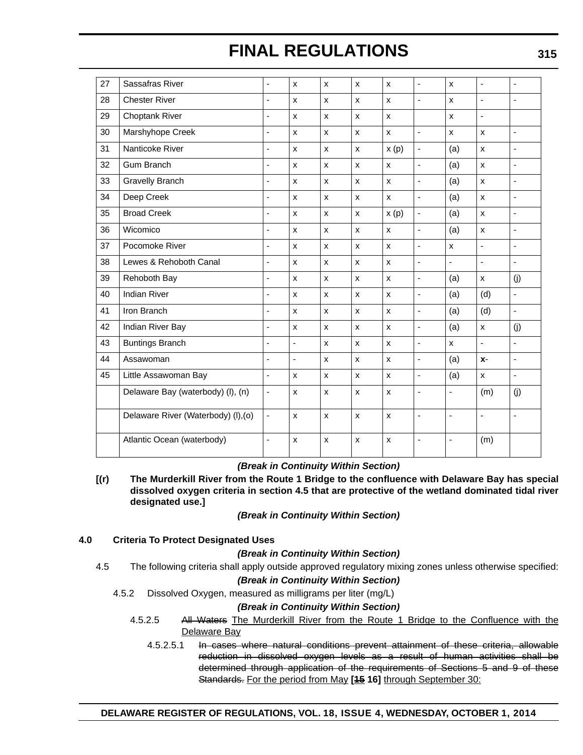| 27 | Sassafras River | - | x | x | x | x | - | x | - | - |
|---|---|---|---|---|---|---|---|---|---|---|
| 28 | Chester River | - | x | x | x | x | - | x | - | - |
| 29 | Choptank River | - | x | x | x | x | | x | - | |
| 30 | Marshyhope Creek | - | x | x | x | x | - | x | x | - |
| 31 | Nanticoke River | - | x | x | x | x (p) | - | (a) | x | - |
| 32 | Gum Branch | - | x | x | x | x | - | (a) | x | - |
| 33 | Gravelly Branch | - | x | x | x | x | - | (a) | x | - |
| 34 | Deep Creek | - | x | x | x | x | - | (a) | x | - |
| 35 | Broad Creek | - | x | x | x | x (p) | - | (a) | x | - |
| 36 | Wicomico | - | x | x | x | x | - | (a) | x | - |
| 37 | Pocomoke River | - | x | x | x | x | - | x | - | - |
| 38 | Lewes & Rehoboth Canal | - | x | x | x | x | - | - | - | - |
| 39 | Rehoboth Bay | - | x | x | x | x | - | (a) | x | (j) |
| 40 | Indian River | - | x | x | x | x | - | (a) | (d) | - |
| 41 | Iron Branch | - | x | x | x | x | - | (a) | (d) | - |
| 42 | Indian River Bay | - | x | x | x | x | - | (a) | x | (j) |
| 43 | Buntings Branch | - | - | x | x | x | - | x | - | - |
| 44 | Assawoman | - | - | x | x | x | - | (a) | **x**- | - |
| 45 | Little Assawoman Bay | - | x | x | x | x | - | (a) | x | - |
| | Delaware Bay (waterbody) (l), (n) | - | x | x | x | x | - | - | (m) | (j) |
| | Delaware River (Waterbody) (l),(o) | - | x | x | x | x | - | - | - | - |
| | Atlantic Ocean (waterbody) | - | x | x | x | x | - | - | (m) | |

***(Break in Continuity Within Section)***

**[(r) The Murderkill River from the Route 1 Bridge to the confluence with Delaware Bay has special dissolved oxygen criteria in section 4.5 that are protective of the wetland dominated tidal river designated use.]**

***(Break in Continuity Within Section)***

**4.0 Criteria To Protect Designated Uses**

***(Break in Continuity Within Section)***

4.5 The following criteria shall apply outside approved regulatory mixing zones unless otherwise specified:

***(Break in Continuity Within Section)***

4.5.2 Dissolved Oxygen, measured as milligrams per liter (mg/L)

***(Break in Continuity Within Section)***

4.5.2.5 ~~All Waters~~ The Murderkill River from the Route 1 Bridge to the Confluence with the Delaware Bay

4.5.2.5.1 ~~In cases where natural conditions prevent attainment of these criteria, allowable reduction in dissolved oxygen levels as a result of human activities shall be determined through application of the requirements of Sections 5 and 9 of these Standards.~~ For the period from May **[~~15~~ 16]** through September 30: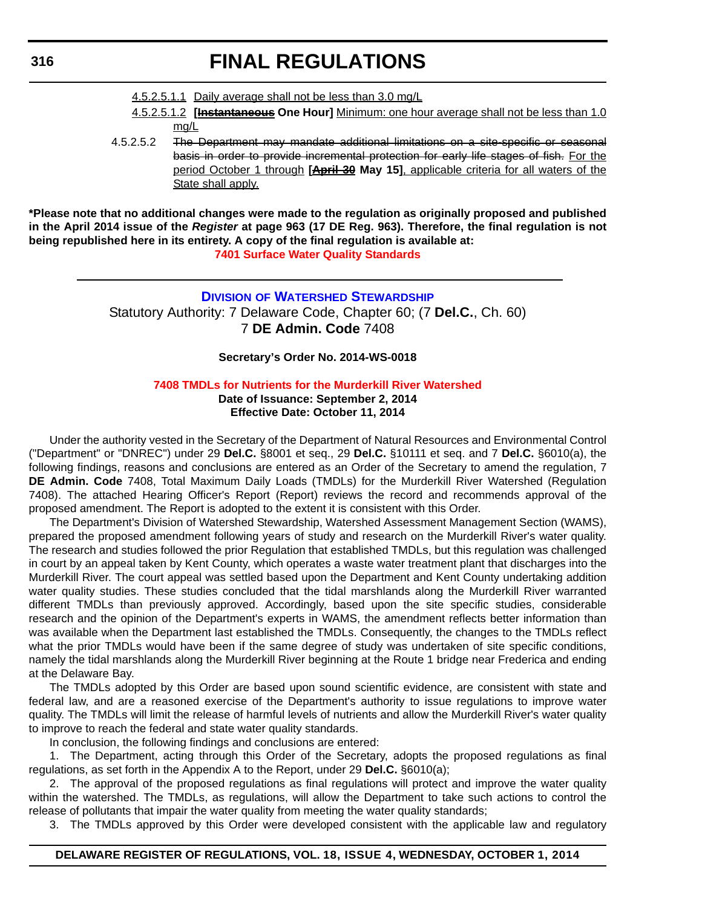4.5.2.5.1.1 Daily average shall not be less than 3.0 mg/L

4.5.2.5.1.2 **[~~Instantaneous~~ One Hour]** Minimum: one hour average shall not be less than 1.0 mg/L

4.5.2.5.2 ~~The Department may mandate additional limitations on a site-specific or seasonal basis in order to provide incremental protection for early life stages of fish.~~ For the period October 1 through **[~~April 30~~ May 15]**, applicable criteria for all waters of the State shall apply.

**\*Please note that no additional changes were made to the regulation as originally proposed and published in the April 2014 issue of the *Register* at page 963 (17 DE Reg. 963). Therefore, the final regulation is not being republished here in its entirety. A copy of the final regulation is available at:**

**7401 Surface Water Quality Standards**

---

## Division of Watershed Stewardship

Statutory Authority: 7 Delaware Code, Chapter 60; (7 **Del.C.**, Ch. 60)
7 **DE Admin. Code** 7408

**Secretary's Order No. 2014-WS-0018**

### 7408 TMDLs for Nutrients for the Murderkill River Watershed

**Date of Issuance: September 2, 2014**
**Effective Date: October 11, 2014**

Under the authority vested in the Secretary of the Department of Natural Resources and Environmental Control ("Department" or "DNREC") under 29 **Del.C.** §8001 et seq., 29 **Del.C.** §10111 et seq. and 7 **Del.C.** §6010(a), the following findings, reasons and conclusions are entered as an Order of the Secretary to amend the regulation, 7 **DE Admin. Code** 7408, Total Maximum Daily Loads (TMDLs) for the Murderkill River Watershed (Regulation 7408). The attached Hearing Officer's Report (Report) reviews the record and recommends approval of the proposed amendment. The Report is adopted to the extent it is consistent with this Order.

The Department's Division of Watershed Stewardship, Watershed Assessment Management Section (WAMS), prepared the proposed amendment following years of study and research on the Murderkill River's water quality. The research and studies followed the prior Regulation that established TMDLs, but this regulation was challenged in court by an appeal taken by Kent County, which operates a waste water treatment plant that discharges into the Murderkill River. The court appeal was settled based upon the Department and Kent County undertaking addition water quality studies. These studies concluded that the tidal marshlands along the Murderkill River warranted different TMDLs than previously approved. Accordingly, based upon the site specific studies, considerable research and the opinion of the Department's experts in WAMS, the amendment reflects better information than was available when the Department last established the TMDLs. Consequently, the changes to the TMDLs reflect what the prior TMDLs would have been if the same degree of study was undertaken of site specific conditions, namely the tidal marshlands along the Murderkill River beginning at the Route 1 bridge near Frederica and ending at the Delaware Bay.

The TMDLs adopted by this Order are based upon sound scientific evidence, are consistent with state and federal law, and are a reasoned exercise of the Department's authority to issue regulations to improve water quality. The TMDLs will limit the release of harmful levels of nutrients and allow the Murderkill River's water quality to improve to reach the federal and state water quality standards.

In conclusion, the following findings and conclusions are entered:

1. The Department, acting through this Order of the Secretary, adopts the proposed regulations as final regulations, as set forth in the Appendix A to the Report, under 29 **Del.C.** §6010(a);

2. The approval of the proposed regulations as final regulations will protect and improve the water quality within the watershed. The TMDLs, as regulations, will allow the Department to take such actions to control the release of pollutants that impair the water quality from meeting the water quality standards;

3. The TMDLs approved by this Order were developed consistent with the applicable law and regulatory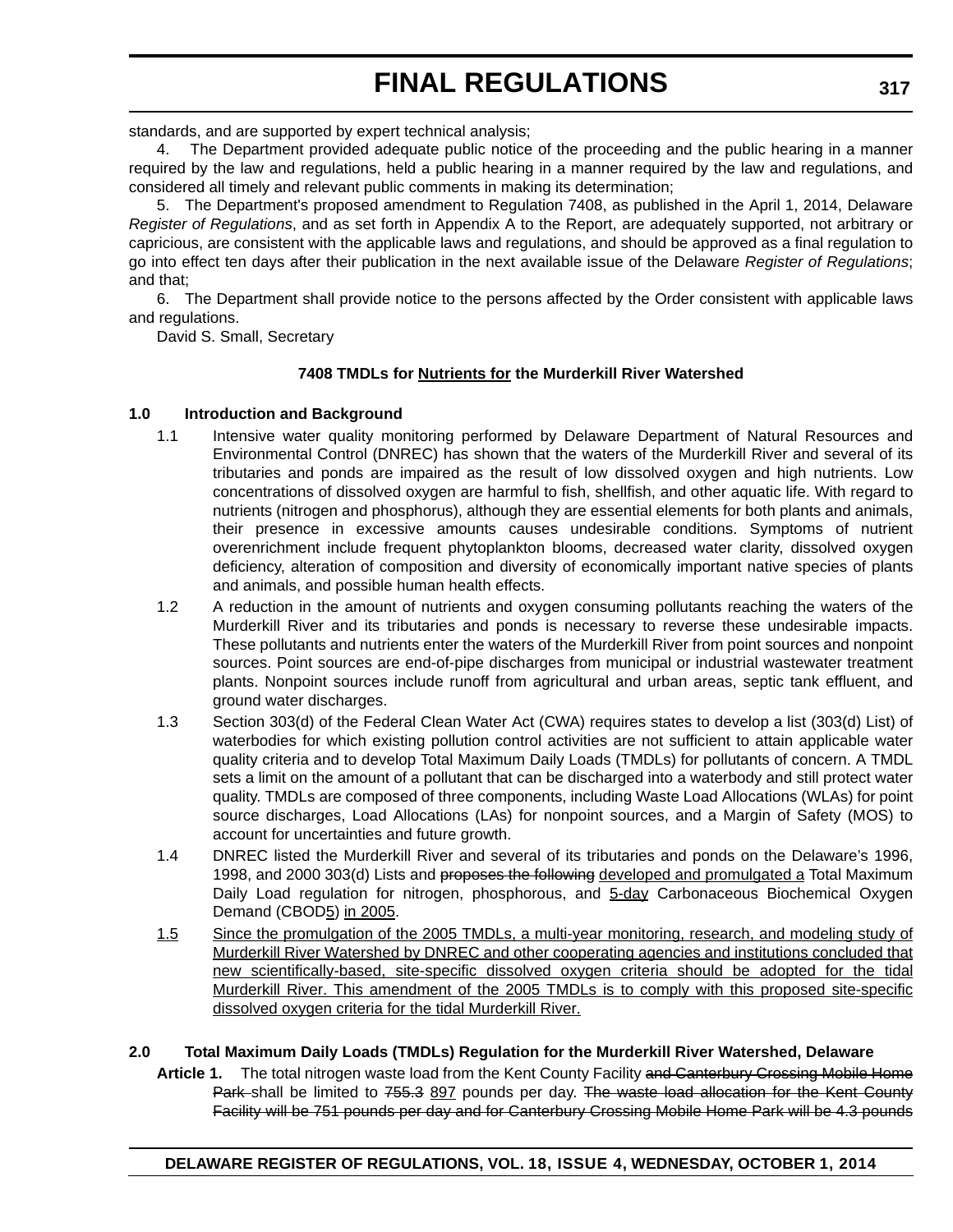standards, and are supported by expert technical analysis;

4. The Department provided adequate public notice of the proceeding and the public hearing in a manner required by the law and regulations, held a public hearing in a manner required by the law and regulations, and considered all timely and relevant public comments in making its determination;

5. The Department's proposed amendment to Regulation 7408, as published in the April 1, 2014, Delaware *Register of Regulations*, and as set forth in Appendix A to the Report, are adequately supported, not arbitrary or capricious, are consistent with the applicable laws and regulations, and should be approved as a final regulation to go into effect ten days after their publication in the next available issue of the Delaware *Register of Regulations*; and that;

6. The Department shall provide notice to the persons affected by the Order consistent with applicable laws and regulations.

David S. Small, Secretary

**7408 TMDLs for <u>Nutrients for</u> the Murderkill River Watershed**

**1.0 Introduction and Background**

1.1 Intensive water quality monitoring performed by Delaware Department of Natural Resources and Environmental Control (DNREC) has shown that the waters of the Murderkill River and several of its tributaries and ponds are impaired as the result of low dissolved oxygen and high nutrients. Low concentrations of dissolved oxygen are harmful to fish, shellfish, and other aquatic life. With regard to nutrients (nitrogen and phosphorus), although they are essential elements for both plants and animals, their presence in excessive amounts causes undesirable conditions. Symptoms of nutrient overenrichment include frequent phytoplankton blooms, decreased water clarity, dissolved oxygen deficiency, alteration of composition and diversity of economically important native species of plants and animals, and possible human health effects.

1.2 A reduction in the amount of nutrients and oxygen consuming pollutants reaching the waters of the Murderkill River and its tributaries and ponds is necessary to reverse these undesirable impacts. These pollutants and nutrients enter the waters of the Murderkill River from point sources and nonpoint sources. Point sources are end-of-pipe discharges from municipal or industrial wastewater treatment plants. Nonpoint sources include runoff from agricultural and urban areas, septic tank effluent, and ground water discharges.

1.3 Section 303(d) of the Federal Clean Water Act (CWA) requires states to develop a list (303(d) List) of waterbodies for which existing pollution control activities are not sufficient to attain applicable water quality criteria and to develop Total Maximum Daily Loads (TMDLs) for pollutants of concern. A TMDL sets a limit on the amount of a pollutant that can be discharged into a waterbody and still protect water quality. TMDLs are composed of three components, including Waste Load Allocations (WLAs) for point source discharges, Load Allocations (LAs) for nonpoint sources, and a Margin of Safety (MOS) to account for uncertainties and future growth.

1.4 DNREC listed the Murderkill River and several of its tributaries and ponds on the Delaware's 1996, 1998, and 2000 303(d) Lists and ~~proposes the following~~ <u>developed and promulgated a</u> Total Maximum Daily Load regulation for nitrogen, phosphorous, and <u>5-day</u> Carbonaceous Biochemical Oxygen Demand (CBOD<u>5</u>) <u>in 2005</u>.

<u>1.5</u> <u>Since the promulgation of the 2005 TMDLs, a multi-year monitoring, research, and modeling study of Murderkill River Watershed by DNREC and other cooperating agencies and institutions concluded that new scientifically-based, site-specific dissolved oxygen criteria should be adopted for the tidal Murderkill River. This amendment of the 2005 TMDLs is to comply with this proposed site-specific dissolved oxygen criteria for the tidal Murderkill River.</u>

**2.0 Total Maximum Daily Loads (TMDLs) Regulation for the Murderkill River Watershed, Delaware**

**Article 1.** The total nitrogen waste load from the Kent County Facility ~~and Canterbury Crossing Mobile Home Park~~ shall be limited to ~~755.3~~ <u>897</u> pounds per day. ~~The waste load allocation for the Kent County Facility will be 751 pounds per day and for Canterbury Crossing Mobile Home Park will be 4.3 pounds~~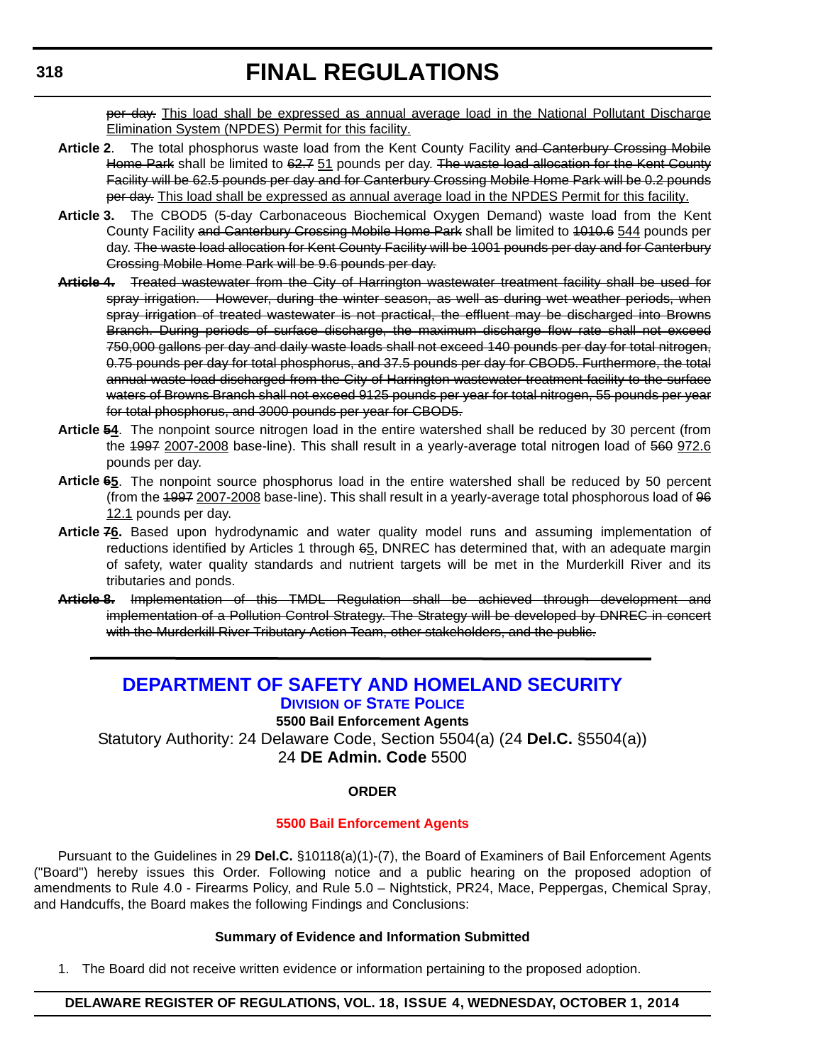~~per day.~~ This load shall be expressed as annual average load in the National Pollutant Discharge Elimination System (NPDES) Permit for this facility.

**Article 2**. The total phosphorus waste load from the Kent County Facility ~~and Canterbury Crossing Mobile Home Park~~ shall be limited to ~~62.7~~ 51 pounds per day. ~~The waste load allocation for the Kent County Facility will be 62.5 pounds per day and for Canterbury Crossing Mobile Home Park will be 0.2 pounds per day.~~ This load shall be expressed as annual average load in the NPDES Permit for this facility.

**Article 3.** The CBOD5 (5-day Carbonaceous Biochemical Oxygen Demand) waste load from the Kent County Facility ~~and Canterbury Crossing Mobile Home Park~~ shall be limited to ~~1010.6~~ 544 pounds per day. ~~The waste load allocation for Kent County Facility will be 1001 pounds per day and for Canterbury Crossing Mobile Home Park will be 9.6 pounds per day.~~

~~**Article 4.** Treated wastewater from the City of Harrington wastewater treatment facility shall be used for spray irrigation. However, during the winter season, as well as during wet weather periods, when spray irrigation of treated wastewater is not practical, the effluent may be discharged into Browns Branch. During periods of surface discharge, the maximum discharge flow rate shall not exceed 750,000 gallons per day and daily waste loads shall not exceed 140 pounds per day for total nitrogen, 0.75 pounds per day for total phosphorus, and 37.5 pounds per day for CBOD5. Furthermore, the total annual waste load discharged from the City of Harrington wastewater treatment facility to the surface waters of Browns Branch shall not exceed 9125 pounds per year for total nitrogen, 55 pounds per year for total phosphorus, and 3000 pounds per year for CBOD5.~~

**Article ~~5~~4**. The nonpoint source nitrogen load in the entire watershed shall be reduced by 30 percent (from the ~~1997~~ 2007-2008 base-line). This shall result in a yearly-average total nitrogen load of ~~560~~ 972.6 pounds per day.

**Article ~~6~~5**. The nonpoint source phosphorus load in the entire watershed shall be reduced by 50 percent (from the ~~1997~~ 2007-2008 base-line). This shall result in a yearly-average total phosphorous load of ~~96~~ 12.1 pounds per day.

**Article ~~7~~6.** Based upon hydrodynamic and water quality model runs and assuming implementation of reductions identified by Articles 1 through ~~6~~5, DNREC has determined that, with an adequate margin of safety, water quality standards and nutrient targets will be met in the Murderkill River and its tributaries and ponds.

~~**Article 8.** Implementation of this TMDL Regulation shall be achieved through development and implementation of a Pollution Control Strategy. The Strategy will be developed by DNREC in concert with the Murderkill River Tributary Action Team, other stakeholders, and the public.~~

---

## DEPARTMENT OF SAFETY AND HOMELAND SECURITY

### Division of State Police

**5500 Bail Enforcement Agents**

Statutory Authority: 24 Delaware Code, Section 5504(a) (24 **Del.C.** §5504(a))

24 **DE Admin. Code** 5500

**ORDER**

**5500 Bail Enforcement Agents**

Pursuant to the Guidelines in 29 **Del.C.** §10118(a)(1)-(7), the Board of Examiners of Bail Enforcement Agents ("Board") hereby issues this Order. Following notice and a public hearing on the proposed adoption of amendments to Rule 4.0 - Firearms Policy, and Rule 5.0 – Nightstick, PR24, Mace, Peppergas, Chemical Spray, and Handcuffs, the Board makes the following Findings and Conclusions:

**Summary of Evidence and Information Submitted**

1. The Board did not receive written evidence or information pertaining to the proposed adoption.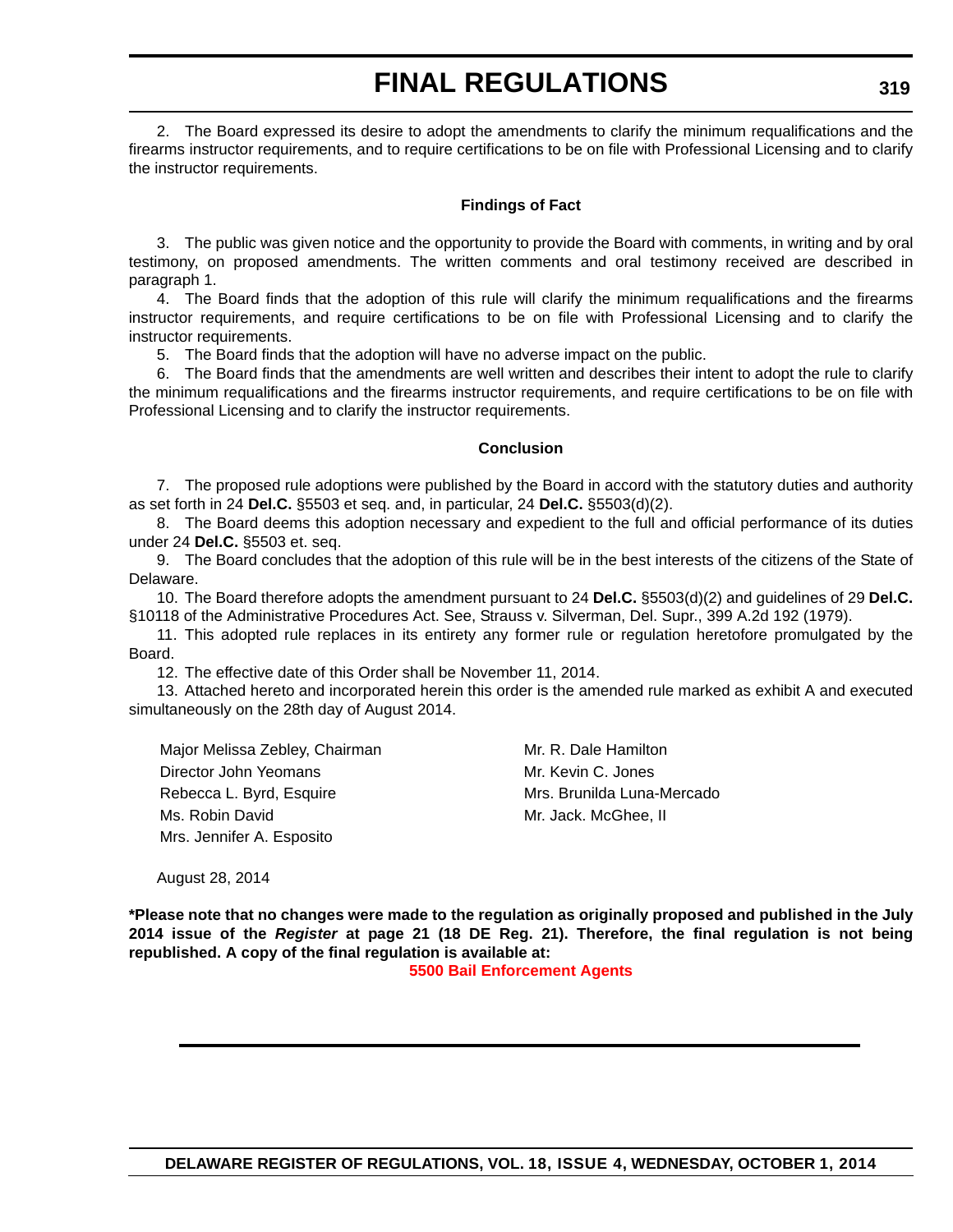2. The Board expressed its desire to adopt the amendments to clarify the minimum requalifications and the firearms instructor requirements, and to require certifications to be on file with Professional Licensing and to clarify the instructor requirements.

### Findings of Fact

3. The public was given notice and the opportunity to provide the Board with comments, in writing and by oral testimony, on proposed amendments. The written comments and oral testimony received are described in paragraph 1.

4. The Board finds that the adoption of this rule will clarify the minimum requalifications and the firearms instructor requirements, and require certifications to be on file with Professional Licensing and to clarify the instructor requirements.

5. The Board finds that the adoption will have no adverse impact on the public.

6. The Board finds that the amendments are well written and describes their intent to adopt the rule to clarify the minimum requalifications and the firearms instructor requirements, and require certifications to be on file with Professional Licensing and to clarify the instructor requirements.

### Conclusion

7. The proposed rule adoptions were published by the Board in accord with the statutory duties and authority as set forth in 24 **Del.C.** §5503 et seq. and, in particular, 24 **Del.C.** §5503(d)(2).

8. The Board deems this adoption necessary and expedient to the full and official performance of its duties under 24 **Del.C.** §5503 et. seq.

9. The Board concludes that the adoption of this rule will be in the best interests of the citizens of the State of Delaware.

10. The Board therefore adopts the amendment pursuant to 24 **Del.C.** §5503(d)(2) and guidelines of 29 **Del.C.** §10118 of the Administrative Procedures Act. See, Strauss v. Silverman, Del. Supr., 399 A.2d 192 (1979).

11. This adopted rule replaces in its entirety any former rule or regulation heretofore promulgated by the Board.

12. The effective date of this Order shall be November 11, 2014.

13. Attached hereto and incorporated herein this order is the amended rule marked as exhibit A and executed simultaneously on the 28th day of August 2014.

Major Melissa Zebley, Chairman
Director John Yeomans
Rebecca L. Byrd, Esquire
Ms. Robin David
Mrs. Jennifer A. Esposito
Mr. R. Dale Hamilton
Mr. Kevin C. Jones
Mrs. Brunilda Luna-Mercado
Mr. Jack. McGhee, II

August 28, 2014

**\*Please note that no changes were made to the regulation as originally proposed and published in the July 2014 issue of the *Register* at page 21 (18 DE Reg. 21). Therefore, the final regulation is not being republished. A copy of the final regulation is available at:**

**5500 Bail Enforcement Agents**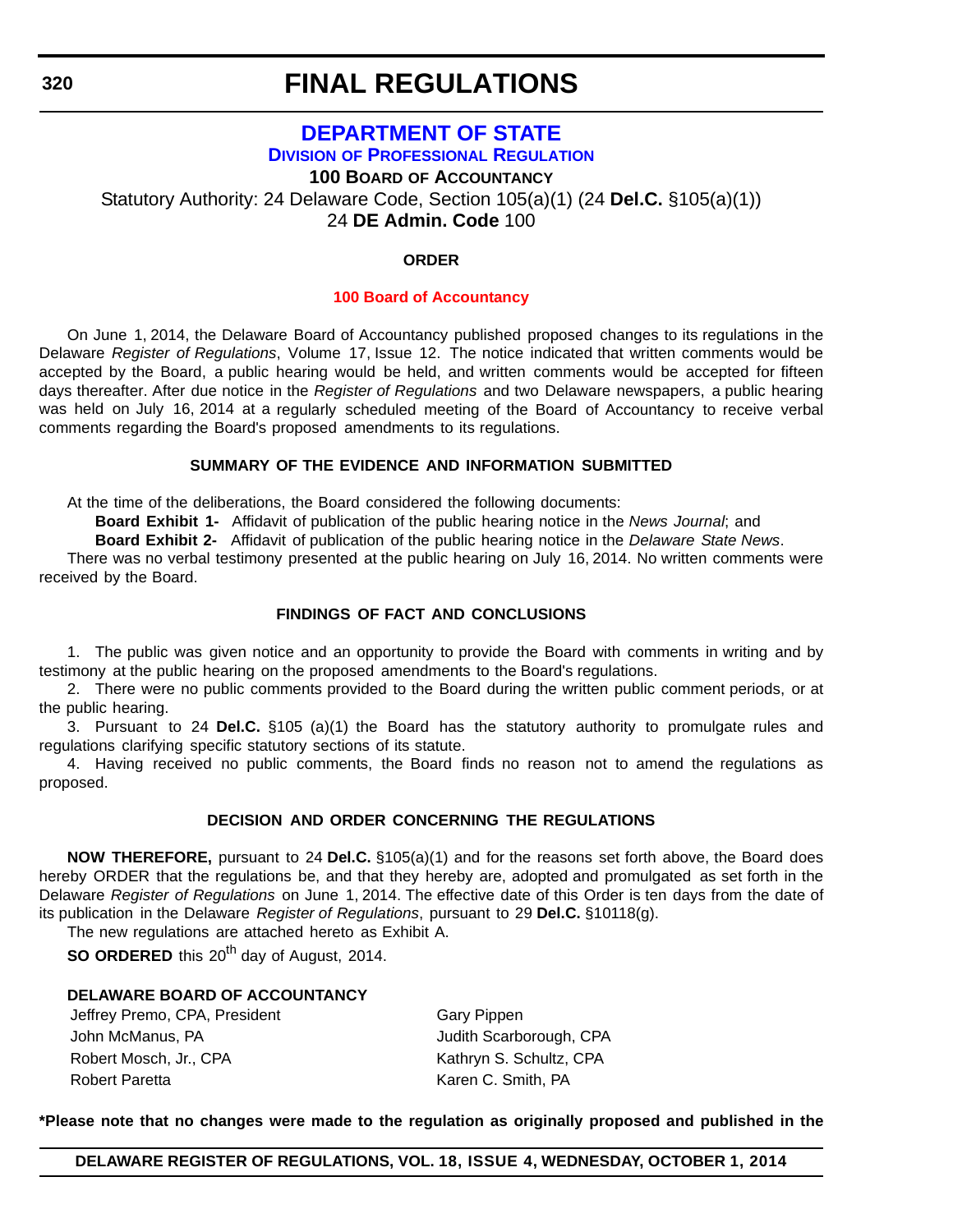# FINAL REGULATIONS

## DEPARTMENT OF STATE

### DIVISION OF PROFESSIONAL REGULATION

**100 BOARD OF ACCOUNTANCY**

Statutory Authority: 24 Delaware Code, Section 105(a)(1) (24 **Del.C.** §105(a)(1))

24 **DE Admin. Code** 100

**ORDER**

**100 Board of Accountancy**

On June 1, 2014, the Delaware Board of Accountancy published proposed changes to its regulations in the Delaware *Register of Regulations*, Volume 17, Issue 12. The notice indicated that written comments would be accepted by the Board, a public hearing would be held, and written comments would be accepted for fifteen days thereafter. After due notice in the *Register of Regulations* and two Delaware newspapers, a public hearing was held on July 16, 2014 at a regularly scheduled meeting of the Board of Accountancy to receive verbal comments regarding the Board's proposed amendments to its regulations.

**SUMMARY OF THE EVIDENCE AND INFORMATION SUBMITTED**

At the time of the deliberations, the Board considered the following documents:

**Board Exhibit 1-** Affidavit of publication of the public hearing notice in the *News Journal*; and

**Board Exhibit 2-** Affidavit of publication of the public hearing notice in the *Delaware State News*.

There was no verbal testimony presented at the public hearing on July 16, 2014. No written comments were received by the Board.

**FINDINGS OF FACT AND CONCLUSIONS**

1. The public was given notice and an opportunity to provide the Board with comments in writing and by testimony at the public hearing on the proposed amendments to the Board's regulations.

2. There were no public comments provided to the Board during the written public comment periods, or at the public hearing.

3. Pursuant to 24 **Del.C.** §105 (a)(1) the Board has the statutory authority to promulgate rules and regulations clarifying specific statutory sections of its statute.

4. Having received no public comments, the Board finds no reason not to amend the regulations as proposed.

**DECISION AND ORDER CONCERNING THE REGULATIONS**

**NOW THEREFORE,** pursuant to 24 **Del.C.** §105(a)(1) and for the reasons set forth above, the Board does hereby ORDER that the regulations be, and that they hereby are, adopted and promulgated as set forth in the Delaware *Register of Regulations* on June 1, 2014. The effective date of this Order is ten days from the date of its publication in the Delaware *Register of Regulations*, pursuant to 29 **Del.C.** §10118(g).

The new regulations are attached hereto as Exhibit A.

**SO ORDERED** this 20th day of August, 2014.

**DELAWARE BOARD OF ACCOUNTANCY**

Jeffrey Premo, CPA, President
John McManus, PA
Robert Mosch, Jr., CPA
Robert Paretta
Gary Pippen
Judith Scarborough, CPA
Kathryn S. Schultz, CPA
Karen C. Smith, PA

**\*Please note that no changes were made to the regulation as originally proposed and published in the**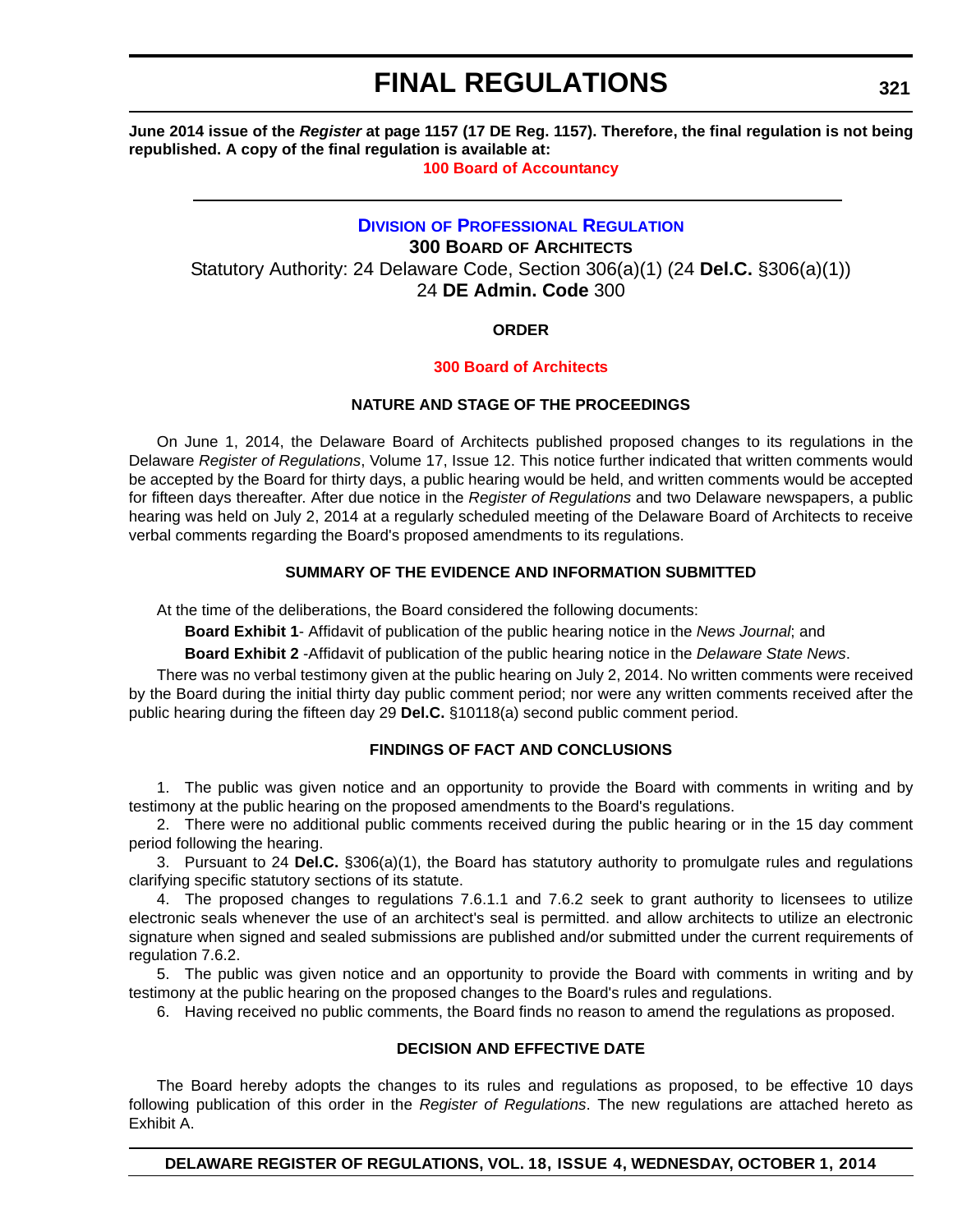**June 2014 issue of the *Register* at page 1157 (17 DE Reg. 1157). Therefore, the final regulation is not being republished. A copy of the final regulation is available at:**

**100 Board of Accountancy**

---

## DIVISION OF PROFESSIONAL REGULATION

### 300 BOARD OF ARCHITECTS

Statutory Authority: 24 Delaware Code, Section 306(a)(1) (24 **Del.C.** §306(a)(1))
24 **DE Admin. Code** 300

**ORDER**

**300 Board of Architects**

**NATURE AND STAGE OF THE PROCEEDINGS**

On June 1, 2014, the Delaware Board of Architects published proposed changes to its regulations in the Delaware *Register of Regulations*, Volume 17, Issue 12. This notice further indicated that written comments would be accepted by the Board for thirty days, a public hearing would be held, and written comments would be accepted for fifteen days thereafter. After due notice in the *Register of Regulations* and two Delaware newspapers, a public hearing was held on July 2, 2014 at a regularly scheduled meeting of the Delaware Board of Architects to receive verbal comments regarding the Board's proposed amendments to its regulations.

**SUMMARY OF THE EVIDENCE AND INFORMATION SUBMITTED**

At the time of the deliberations, the Board considered the following documents:

**Board Exhibit 1**- Affidavit of publication of the public hearing notice in the *News Journal*; and

**Board Exhibit 2** -Affidavit of publication of the public hearing notice in the *Delaware State News*.

There was no verbal testimony given at the public hearing on July 2, 2014. No written comments were received by the Board during the initial thirty day public comment period; nor were any written comments received after the public hearing during the fifteen day 29 **Del.C.** §10118(a) second public comment period.

**FINDINGS OF FACT AND CONCLUSIONS**

1. The public was given notice and an opportunity to provide the Board with comments in writing and by testimony at the public hearing on the proposed amendments to the Board's regulations.

2. There were no additional public comments received during the public hearing or in the 15 day comment period following the hearing.

3. Pursuant to 24 **Del.C.** §306(a)(1), the Board has statutory authority to promulgate rules and regulations clarifying specific statutory sections of its statute.

4. The proposed changes to regulations 7.6.1.1 and 7.6.2 seek to grant authority to licensees to utilize electronic seals whenever the use of an architect's seal is permitted. and allow architects to utilize an electronic signature when signed and sealed submissions are published and/or submitted under the current requirements of regulation 7.6.2.

5. The public was given notice and an opportunity to provide the Board with comments in writing and by testimony at the public hearing on the proposed changes to the Board's rules and regulations.

6. Having received no public comments, the Board finds no reason to amend the regulations as proposed.

**DECISION AND EFFECTIVE DATE**

The Board hereby adopts the changes to its rules and regulations as proposed, to be effective 10 days following publication of this order in the *Register of Regulations*. The new regulations are attached hereto as Exhibit A.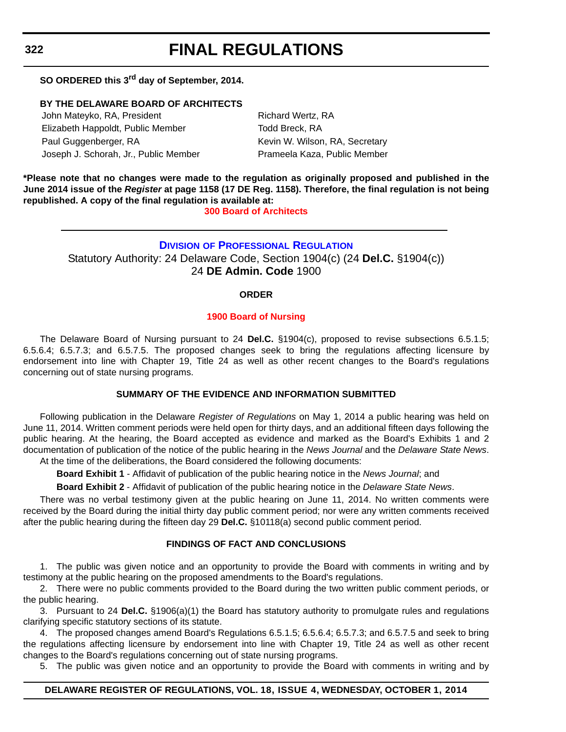**SO ORDERED this 3rd day of September, 2014.**

**BY THE DELAWARE BOARD OF ARCHITECTS**

John Mateyko, RA, President
Elizabeth Happoldt, Public Member
Paul Guggenberger, RA
Joseph J. Schorah, Jr., Public Member
Richard Wertz, RA
Todd Breck, RA
Kevin W. Wilson, RA, Secretary
Prameela Kaza, Public Member

**\*Please note that no changes were made to the regulation as originally proposed and published in the June 2014 issue of the *Register* at page 1158 (17 DE Reg. 1158). Therefore, the final regulation is not being republished. A copy of the final regulation is available at:**

**300 Board of Architects**

---

## Division of Professional Regulation

Statutory Authority: 24 Delaware Code, Section 1904(c) (24 **Del.C.** §1904(c))
24 **DE Admin. Code** 1900

### ORDER

### 1900 Board of Nursing

The Delaware Board of Nursing pursuant to 24 **Del.C.** §1904(c), proposed to revise subsections 6.5.1.5; 6.5.6.4; 6.5.7.3; and 6.5.7.5. The proposed changes seek to bring the regulations affecting licensure by endorsement into line with Chapter 19, Title 24 as well as other recent changes to the Board's regulations concerning out of state nursing programs.

### SUMMARY OF THE EVIDENCE AND INFORMATION SUBMITTED

Following publication in the Delaware *Register of Regulations* on May 1, 2014 a public hearing was held on June 11, 2014. Written comment periods were held open for thirty days, and an additional fifteen days following the public hearing. At the hearing, the Board accepted as evidence and marked as the Board's Exhibits 1 and 2 documentation of publication of the notice of the public hearing in the *News Journal* and the *Delaware State News*.

At the time of the deliberations, the Board considered the following documents:

**Board Exhibit 1** - Affidavit of publication of the public hearing notice in the *News Journal*; and

**Board Exhibit 2** - Affidavit of publication of the public hearing notice in the *Delaware State News*.

There was no verbal testimony given at the public hearing on June 11, 2014. No written comments were received by the Board during the initial thirty day public comment period; nor were any written comments received after the public hearing during the fifteen day 29 **Del.C.** §10118(a) second public comment period.

### FINDINGS OF FACT AND CONCLUSIONS

1. The public was given notice and an opportunity to provide the Board with comments in writing and by testimony at the public hearing on the proposed amendments to the Board's regulations.
2. There were no public comments provided to the Board during the two written public comment periods, or the public hearing.
3. Pursuant to 24 **Del.C.** §1906(a)(1) the Board has statutory authority to promulgate rules and regulations clarifying specific statutory sections of its statute.
4. The proposed changes amend Board's Regulations 6.5.1.5; 6.5.6.4; 6.5.7.3; and 6.5.7.5 and seek to bring the regulations affecting licensure by endorsement into line with Chapter 19, Title 24 as well as other recent changes to the Board's regulations concerning out of state nursing programs.
5. The public was given notice and an opportunity to provide the Board with comments in writing and by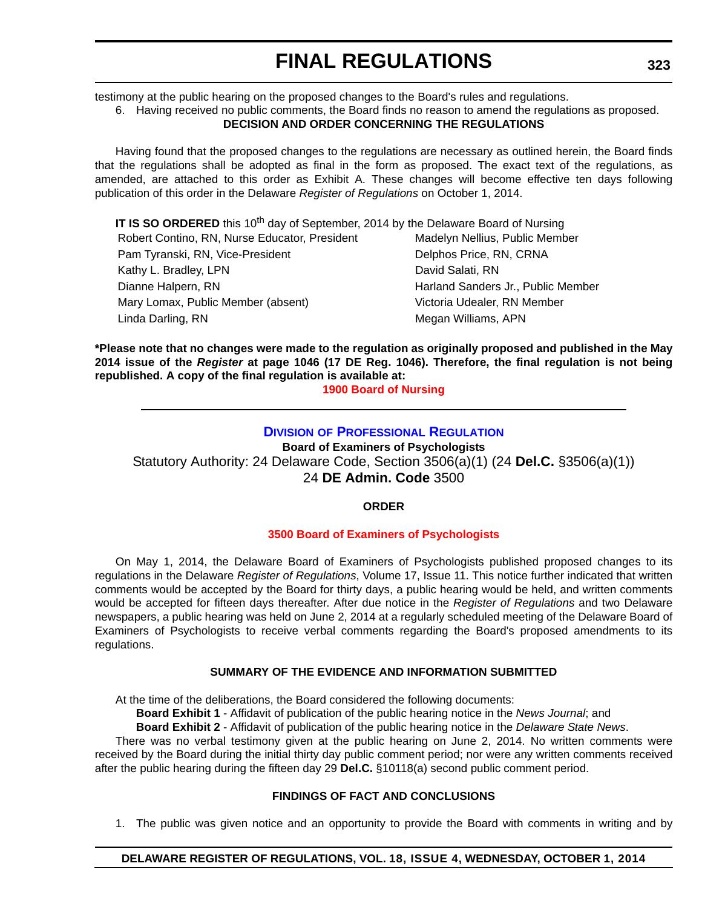testimony at the public hearing on the proposed changes to the Board's rules and regulations.

6. Having received no public comments, the Board finds no reason to amend the regulations as proposed.

**DECISION AND ORDER CONCERNING THE REGULATIONS**

Having found that the proposed changes to the regulations are necessary as outlined herein, the Board finds that the regulations shall be adopted as final in the form as proposed. The exact text of the regulations, as amended, are attached to this order as Exhibit A. These changes will become effective ten days following publication of this order in the Delaware *Register of Regulations* on October 1, 2014.

**IT IS SO ORDERED** this 10th day of September, 2014 by the Delaware Board of Nursing

Robert Contino, RN, Nurse Educator, President
Pam Tyranski, RN, Vice-President
Kathy L. Bradley, LPN
Dianne Halpern, RN
Mary Lomax, Public Member (absent)
Linda Darling, RN
Madelyn Nellius, Public Member
Delphos Price, RN, CRNA
David Salati, RN
Harland Sanders Jr., Public Member
Victoria Udealer, RN Member
Megan Williams, APN

**\*Please note that no changes were made to the regulation as originally proposed and published in the May 2014 issue of the *Register* at page 1046 (17 DE Reg. 1046). Therefore, the final regulation is not being republished. A copy of the final regulation is available at:**

**1900 Board of Nursing**

---

## DIVISION OF PROFESSIONAL REGULATION

**Board of Examiners of Psychologists**

Statutory Authority: 24 Delaware Code, Section 3506(a)(1) (24 **Del.C.** §3506(a)(1))
24 **DE Admin. Code** 3500

**ORDER**

**3500 Board of Examiners of Psychologists**

On May 1, 2014, the Delaware Board of Examiners of Psychologists published proposed changes to its regulations in the Delaware *Register of Regulations*, Volume 17, Issue 11. This notice further indicated that written comments would be accepted by the Board for thirty days, a public hearing would be held, and written comments would be accepted for fifteen days thereafter. After due notice in the *Register of Regulations* and two Delaware newspapers, a public hearing was held on June 2, 2014 at a regularly scheduled meeting of the Delaware Board of Examiners of Psychologists to receive verbal comments regarding the Board's proposed amendments to its regulations.

**SUMMARY OF THE EVIDENCE AND INFORMATION SUBMITTED**

At the time of the deliberations, the Board considered the following documents:

**Board Exhibit 1** - Affidavit of publication of the public hearing notice in the *News Journal*; and

**Board Exhibit 2** - Affidavit of publication of the public hearing notice in the *Delaware State News*.

There was no verbal testimony given at the public hearing on June 2, 2014. No written comments were received by the Board during the initial thirty day public comment period; nor were any written comments received after the public hearing during the fifteen day 29 **Del.C.** §10118(a) second public comment period.

**FINDINGS OF FACT AND CONCLUSIONS**

1. The public was given notice and an opportunity to provide the Board with comments in writing and by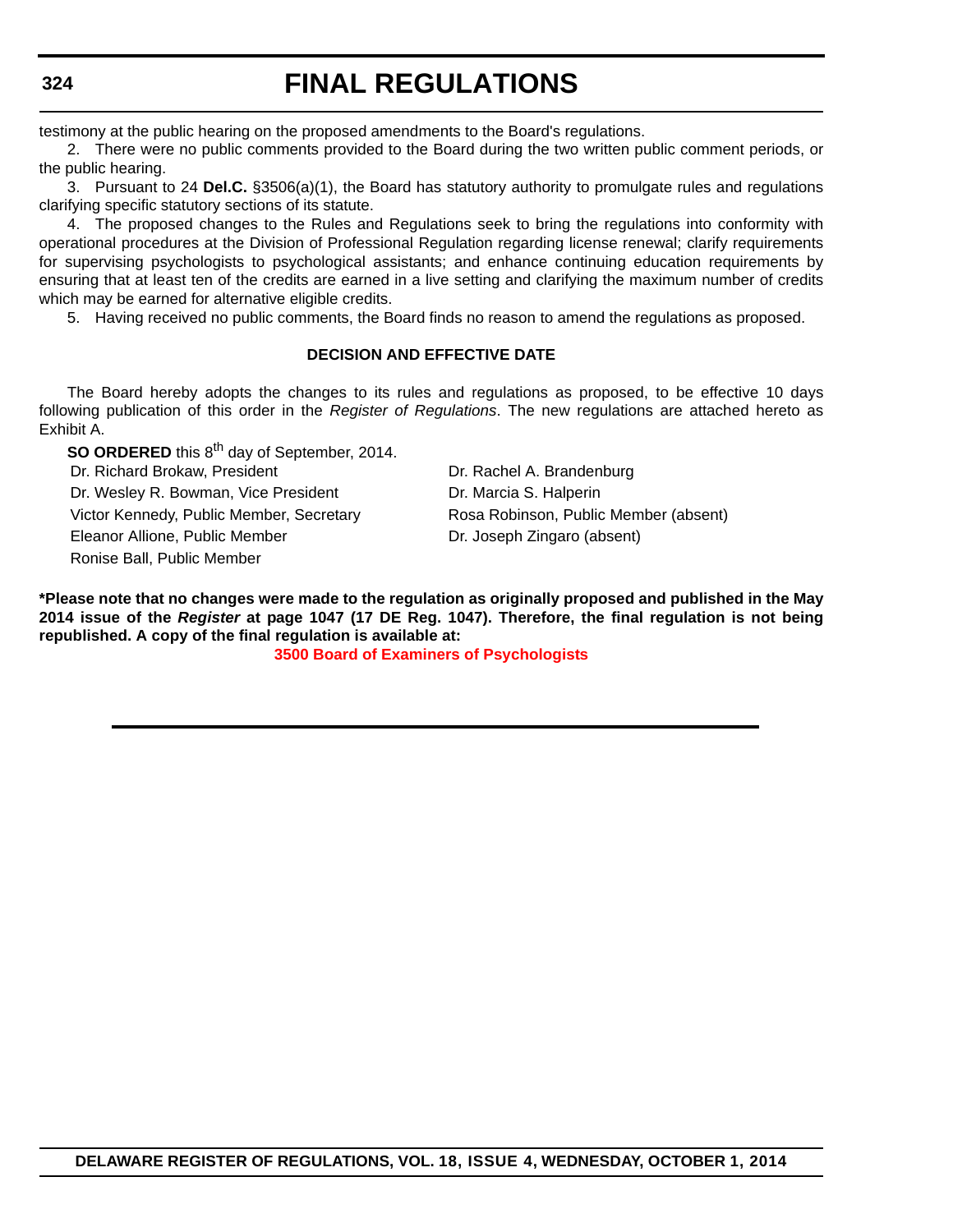testimony at the public hearing on the proposed amendments to the Board's regulations.

2. There were no public comments provided to the Board during the two written public comment periods, or the public hearing.

3. Pursuant to 24 **Del.C.** §3506(a)(1), the Board has statutory authority to promulgate rules and regulations clarifying specific statutory sections of its statute.

4. The proposed changes to the Rules and Regulations seek to bring the regulations into conformity with operational procedures at the Division of Professional Regulation regarding license renewal; clarify requirements for supervising psychologists to psychological assistants; and enhance continuing education requirements by ensuring that at least ten of the credits are earned in a live setting and clarifying the maximum number of credits which may be earned for alternative eligible credits.

5. Having received no public comments, the Board finds no reason to amend the regulations as proposed.

**DECISION AND EFFECTIVE DATE**

The Board hereby adopts the changes to its rules and regulations as proposed, to be effective 10 days following publication of this order in the *Register of Regulations*. The new regulations are attached hereto as Exhibit A.

**SO ORDERED** this 8th day of September, 2014.

Dr. Richard Brokaw, President
Dr. Wesley R. Bowman, Vice President
Victor Kennedy, Public Member, Secretary
Eleanor Allione, Public Member
Ronise Ball, Public Member
Dr. Rachel A. Brandenburg
Dr. Marcia S. Halperin
Rosa Robinson, Public Member (absent)
Dr. Joseph Zingaro (absent)

**\*Please note that no changes were made to the regulation as originally proposed and published in the May 2014 issue of the *Register* at page 1047 (17 DE Reg. 1047). Therefore, the final regulation is not being republished. A copy of the final regulation is available at:**

**3500 Board of Examiners of Psychologists**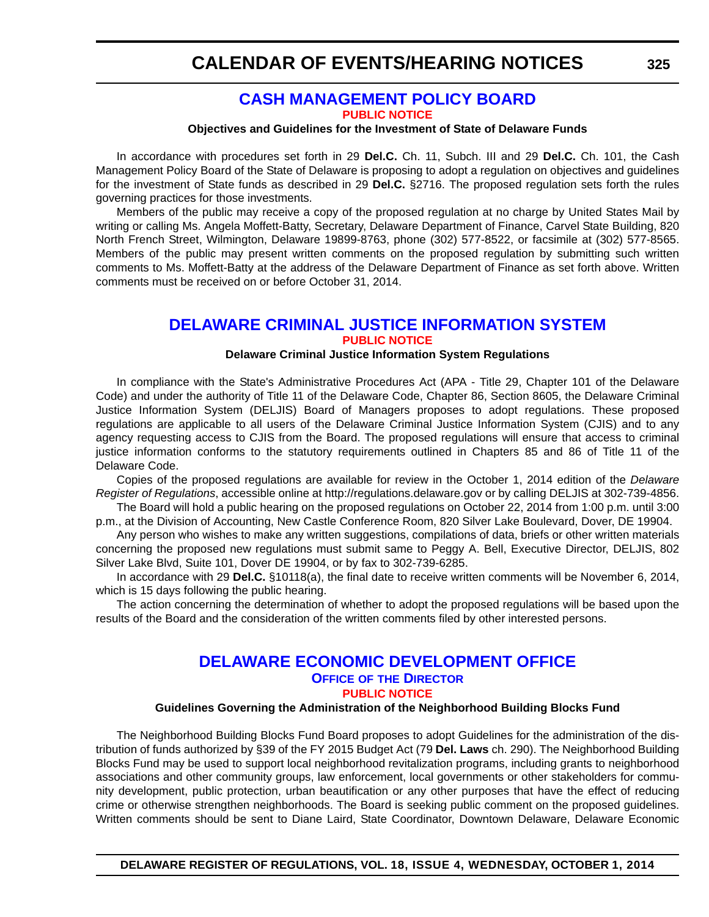## CASH MANAGEMENT POLICY BOARD

**PUBLIC NOTICE**

**Objectives and Guidelines for the Investment of State of Delaware Funds**

In accordance with procedures set forth in 29 **Del.C.** Ch. 11, Subch. III and 29 **Del.C.** Ch. 101, the Cash Management Policy Board of the State of Delaware is proposing to adopt a regulation on objectives and guidelines for the investment of State funds as described in 29 **Del.C.** §2716. The proposed regulation sets forth the rules governing practices for those investments.

Members of the public may receive a copy of the proposed regulation at no charge by United States Mail by writing or calling Ms. Angela Moffett-Batty, Secretary, Delaware Department of Finance, Carvel State Building, 820 North French Street, Wilmington, Delaware 19899-8763, phone (302) 577-8522, or facsimile at (302) 577-8565. Members of the public may present written comments on the proposed regulation by submitting such written comments to Ms. Moffett-Batty at the address of the Delaware Department of Finance as set forth above. Written comments must be received on or before October 31, 2014.

## DELAWARE CRIMINAL JUSTICE INFORMATION SYSTEM

**PUBLIC NOTICE**

**Delaware Criminal Justice Information System Regulations**

In compliance with the State's Administrative Procedures Act (APA - Title 29, Chapter 101 of the Delaware Code) and under the authority of Title 11 of the Delaware Code, Chapter 86, Section 8605, the Delaware Criminal Justice Information System (DELJIS) Board of Managers proposes to adopt regulations. These proposed regulations are applicable to all users of the Delaware Criminal Justice Information System (CJIS) and to any agency requesting access to CJIS from the Board. The proposed regulations will ensure that access to criminal justice information conforms to the statutory requirements outlined in Chapters 85 and 86 of Title 11 of the Delaware Code.

Copies of the proposed regulations are available for review in the October 1, 2014 edition of the *Delaware Register of Regulations*, accessible online at http://regulations.delaware.gov or by calling DELJIS at 302-739-4856.

The Board will hold a public hearing on the proposed regulations on October 22, 2014 from 1:00 p.m. until 3:00 p.m., at the Division of Accounting, New Castle Conference Room, 820 Silver Lake Boulevard, Dover, DE 19904.

Any person who wishes to make any written suggestions, compilations of data, briefs or other written materials concerning the proposed new regulations must submit same to Peggy A. Bell, Executive Director, DELJIS, 802 Silver Lake Blvd, Suite 101, Dover DE 19904, or by fax to 302-739-6285.

In accordance with 29 **Del.C.** §10118(a), the final date to receive written comments will be November 6, 2014, which is 15 days following the public hearing.

The action concerning the determination of whether to adopt the proposed regulations will be based upon the results of the Board and the consideration of the written comments filed by other interested persons.

## DELAWARE ECONOMIC DEVELOPMENT OFFICE

**OFFICE OF THE DIRECTOR**

**PUBLIC NOTICE**

**Guidelines Governing the Administration of the Neighborhood Building Blocks Fund**

The Neighborhood Building Blocks Fund Board proposes to adopt Guidelines for the administration of the distribution of funds authorized by §39 of the FY 2015 Budget Act (79 **Del. Laws** ch. 290). The Neighborhood Building Blocks Fund may be used to support local neighborhood revitalization programs, including grants to neighborhood associations and other community groups, law enforcement, local governments or other stakeholders for community development, public protection, urban beautification or any other purposes that have the effect of reducing crime or otherwise strengthen neighborhoods. The Board is seeking public comment on the proposed guidelines. Written comments should be sent to Diane Laird, State Coordinator, Downtown Delaware, Delaware Economic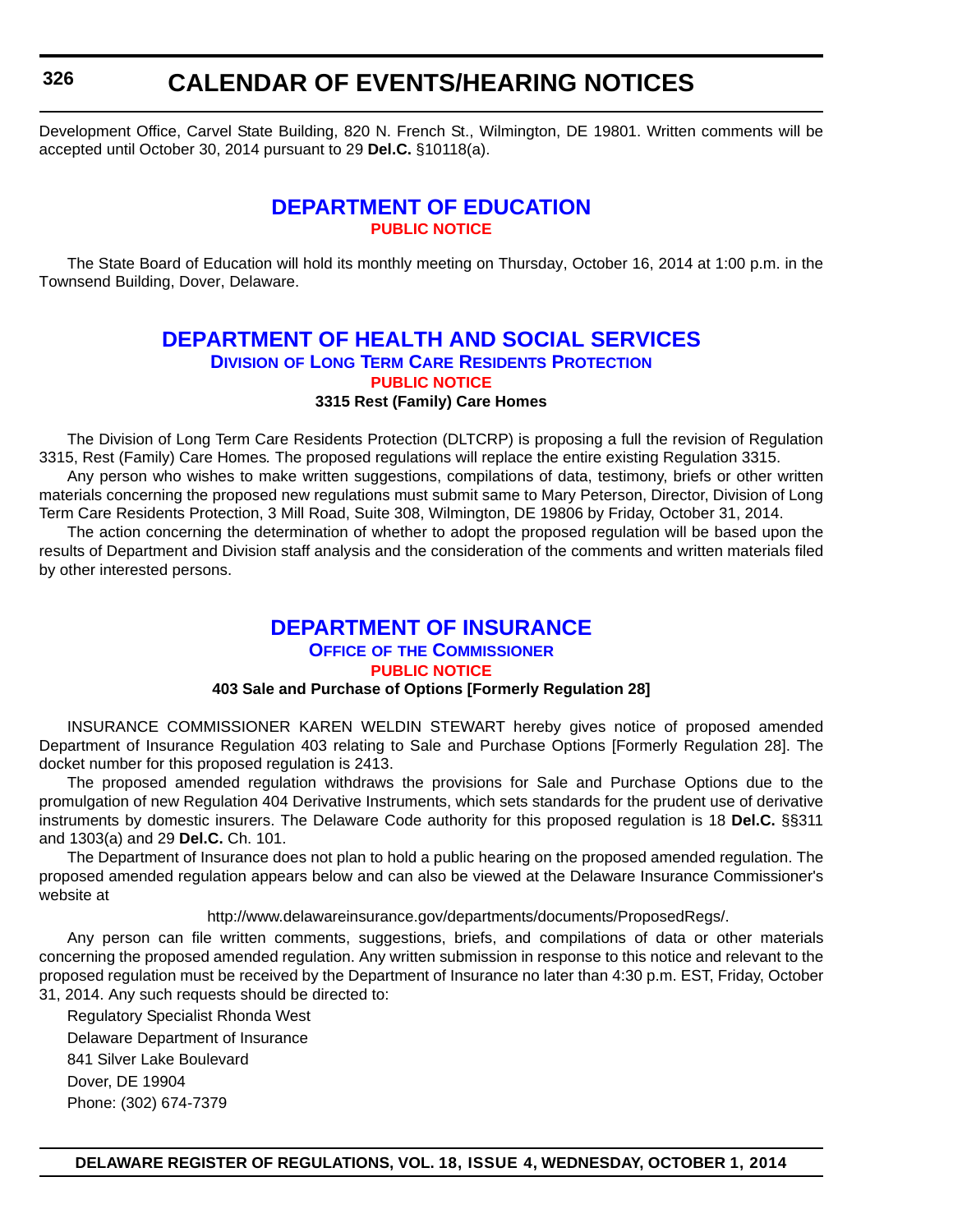Development Office, Carvel State Building, 820 N. French St., Wilmington, DE 19801. Written comments will be accepted until October 30, 2014 pursuant to 29 **Del.C.** §10118(a).

## DEPARTMENT OF EDUCATION

### PUBLIC NOTICE

The State Board of Education will hold its monthly meeting on Thursday, October 16, 2014 at 1:00 p.m. in the Townsend Building, Dover, Delaware.

## DEPARTMENT OF HEALTH AND SOCIAL SERVICES

### Division of Long Term Care Residents Protection

### PUBLIC NOTICE

**3315 Rest (Family) Care Homes**

The Division of Long Term Care Residents Protection (DLTCRP) is proposing a full the revision of Regulation 3315, Rest (Family) Care Homes. The proposed regulations will replace the entire existing Regulation 3315.

Any person who wishes to make written suggestions, compilations of data, testimony, briefs or other written materials concerning the proposed new regulations must submit same to Mary Peterson, Director, Division of Long Term Care Residents Protection, 3 Mill Road, Suite 308, Wilmington, DE 19806 by Friday, October 31, 2014.

The action concerning the determination of whether to adopt the proposed regulation will be based upon the results of Department and Division staff analysis and the consideration of the comments and written materials filed by other interested persons.

## DEPARTMENT OF INSURANCE

### Office of the Commissioner

### PUBLIC NOTICE

**403 Sale and Purchase of Options [Formerly Regulation 28]**

INSURANCE COMMISSIONER KAREN WELDIN STEWART hereby gives notice of proposed amended Department of Insurance Regulation 403 relating to Sale and Purchase Options [Formerly Regulation 28]. The docket number for this proposed regulation is 2413.

The proposed amended regulation withdraws the provisions for Sale and Purchase Options due to the promulgation of new Regulation 404 Derivative Instruments, which sets standards for the prudent use of derivative instruments by domestic insurers. The Delaware Code authority for this proposed regulation is 18 **Del.C.** §§311 and 1303(a) and 29 **Del.C.** Ch. 101.

The Department of Insurance does not plan to hold a public hearing on the proposed amended regulation. The proposed amended regulation appears below and can also be viewed at the Delaware Insurance Commissioner's website at

http://www.delawareinsurance.gov/departments/documents/ProposedRegs/.

Any person can file written comments, suggestions, briefs, and compilations of data or other materials concerning the proposed amended regulation. Any written submission in response to this notice and relevant to the proposed regulation must be received by the Department of Insurance no later than 4:30 p.m. EST, Friday, October 31, 2014. Any such requests should be directed to:

Regulatory Specialist Rhonda West
Delaware Department of Insurance
841 Silver Lake Boulevard
Dover, DE 19904
Phone: (302) 674-7379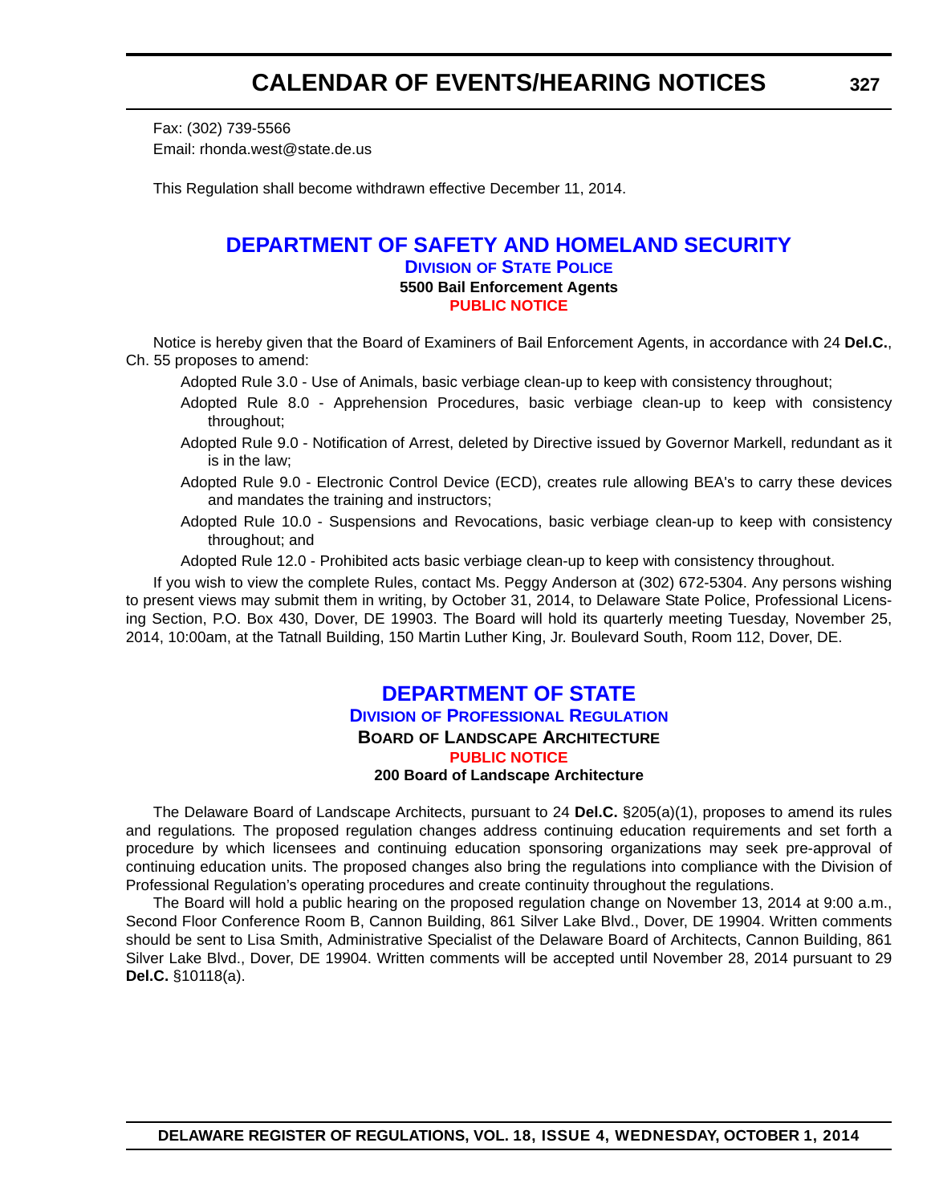Fax: (302) 739-5566
Email: rhonda.west@state.de.us

This Regulation shall become withdrawn effective December 11, 2014.

## DEPARTMENT OF SAFETY AND HOMELAND SECURITY

### Division of State Police

**5500 Bail Enforcement Agents**

**PUBLIC NOTICE**

Notice is hereby given that the Board of Examiners of Bail Enforcement Agents, in accordance with 24 **Del.C.**, Ch. 55 proposes to amend:

Adopted Rule 3.0 - Use of Animals, basic verbiage clean-up to keep with consistency throughout;

Adopted Rule 8.0 - Apprehension Procedures, basic verbiage clean-up to keep with consistency throughout;

Adopted Rule 9.0 - Notification of Arrest, deleted by Directive issued by Governor Markell, redundant as it is in the law;

Adopted Rule 9.0 - Electronic Control Device (ECD), creates rule allowing BEA's to carry these devices and mandates the training and instructors;

Adopted Rule 10.0 - Suspensions and Revocations, basic verbiage clean-up to keep with consistency throughout; and

Adopted Rule 12.0 - Prohibited acts basic verbiage clean-up to keep with consistency throughout.

If you wish to view the complete Rules, contact Ms. Peggy Anderson at (302) 672-5304. Any persons wishing to present views may submit them in writing, by October 31, 2014, to Delaware State Police, Professional Licensing Section, P.O. Box 430, Dover, DE 19903. The Board will hold its quarterly meeting Tuesday, November 25, 2014, 10:00am, at the Tatnall Building, 150 Martin Luther King, Jr. Boulevard South, Room 112, Dover, DE.

## DEPARTMENT OF STATE

### Division of Professional Regulation

**Board of Landscape Architecture**

**PUBLIC NOTICE**

**200 Board of Landscape Architecture**

The Delaware Board of Landscape Architects, pursuant to 24 **Del.C.** §205(a)(1), proposes to amend its rules and regulations*.* The proposed regulation changes address continuing education requirements and set forth a procedure by which licensees and continuing education sponsoring organizations may seek pre-approval of continuing education units. The proposed changes also bring the regulations into compliance with the Division of Professional Regulation's operating procedures and create continuity throughout the regulations.

The Board will hold a public hearing on the proposed regulation change on November 13, 2014 at 9:00 a.m., Second Floor Conference Room B, Cannon Building, 861 Silver Lake Blvd., Dover, DE 19904. Written comments should be sent to Lisa Smith, Administrative Specialist of the Delaware Board of Architects, Cannon Building, 861 Silver Lake Blvd., Dover, DE 19904. Written comments will be accepted until November 28, 2014 pursuant to 29 **Del.C.** §10118(a).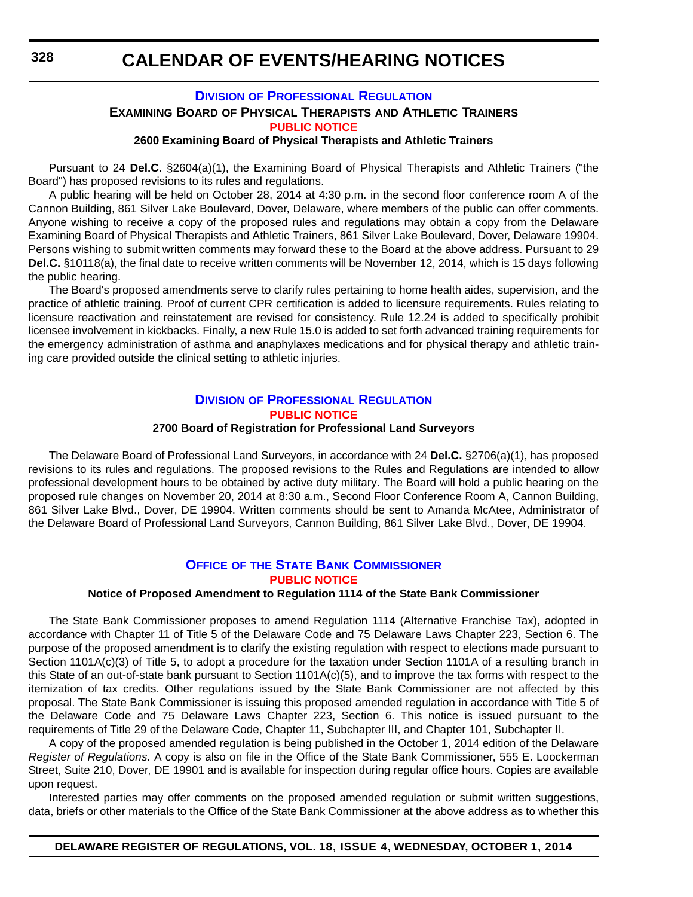# CALENDAR OF EVENTS/HEARING NOTICES

## Division of Professional Regulation

### Examining Board of Physical Therapists and Athletic Trainers

**PUBLIC NOTICE**

**2600 Examining Board of Physical Therapists and Athletic Trainers**

Pursuant to 24 **Del.C.** §2604(a)(1), the Examining Board of Physical Therapists and Athletic Trainers ("the Board") has proposed revisions to its rules and regulations.

A public hearing will be held on October 28, 2014 at 4:30 p.m. in the second floor conference room A of the Cannon Building, 861 Silver Lake Boulevard, Dover, Delaware, where members of the public can offer comments. Anyone wishing to receive a copy of the proposed rules and regulations may obtain a copy from the Delaware Examining Board of Physical Therapists and Athletic Trainers, 861 Silver Lake Boulevard, Dover, Delaware 19904. Persons wishing to submit written comments may forward these to the Board at the above address. Pursuant to 29 **Del.C.** §10118(a), the final date to receive written comments will be November 12, 2014, which is 15 days following the public hearing.

The Board's proposed amendments serve to clarify rules pertaining to home health aides, supervision, and the practice of athletic training. Proof of current CPR certification is added to licensure requirements. Rules relating to licensure reactivation and reinstatement are revised for consistency. Rule 12.24 is added to specifically prohibit licensee involvement in kickbacks. Finally, a new Rule 15.0 is added to set forth advanced training requirements for the emergency administration of asthma and anaphylaxes medications and for physical therapy and athletic training care provided outside the clinical setting to athletic injuries.

## Division of Professional Regulation

**PUBLIC NOTICE**

**2700 Board of Registration for Professional Land Surveyors**

The Delaware Board of Professional Land Surveyors, in accordance with 24 **Del.C.** §2706(a)(1), has proposed revisions to its rules and regulations. The proposed revisions to the Rules and Regulations are intended to allow professional development hours to be obtained by active duty military. The Board will hold a public hearing on the proposed rule changes on November 20, 2014 at 8:30 a.m., Second Floor Conference Room A, Cannon Building, 861 Silver Lake Blvd., Dover, DE 19904. Written comments should be sent to Amanda McAtee, Administrator of the Delaware Board of Professional Land Surveyors, Cannon Building, 861 Silver Lake Blvd., Dover, DE 19904.

## Office of the State Bank Commissioner

**PUBLIC NOTICE**

**Notice of Proposed Amendment to Regulation 1114 of the State Bank Commissioner**

The State Bank Commissioner proposes to amend Regulation 1114 (Alternative Franchise Tax), adopted in accordance with Chapter 11 of Title 5 of the Delaware Code and 75 Delaware Laws Chapter 223, Section 6. The purpose of the proposed amendment is to clarify the existing regulation with respect to elections made pursuant to Section 1101A(c)(3) of Title 5, to adopt a procedure for the taxation under Section 1101A of a resulting branch in this State of an out-of-state bank pursuant to Section 1101A(c)(5), and to improve the tax forms with respect to the itemization of tax credits. Other regulations issued by the State Bank Commissioner are not affected by this proposal. The State Bank Commissioner is issuing this proposed amended regulation in accordance with Title 5 of the Delaware Code and 75 Delaware Laws Chapter 223, Section 6. This notice is issued pursuant to the requirements of Title 29 of the Delaware Code, Chapter 11, Subchapter III, and Chapter 101, Subchapter II.

A copy of the proposed amended regulation is being published in the October 1, 2014 edition of the Delaware *Register of Regulations*. A copy is also on file in the Office of the State Bank Commissioner, 555 E. Loockerman Street, Suite 210, Dover, DE 19901 and is available for inspection during regular office hours. Copies are available upon request.

Interested parties may offer comments on the proposed amended regulation or submit written suggestions, data, briefs or other materials to the Office of the State Bank Commissioner at the above address as to whether this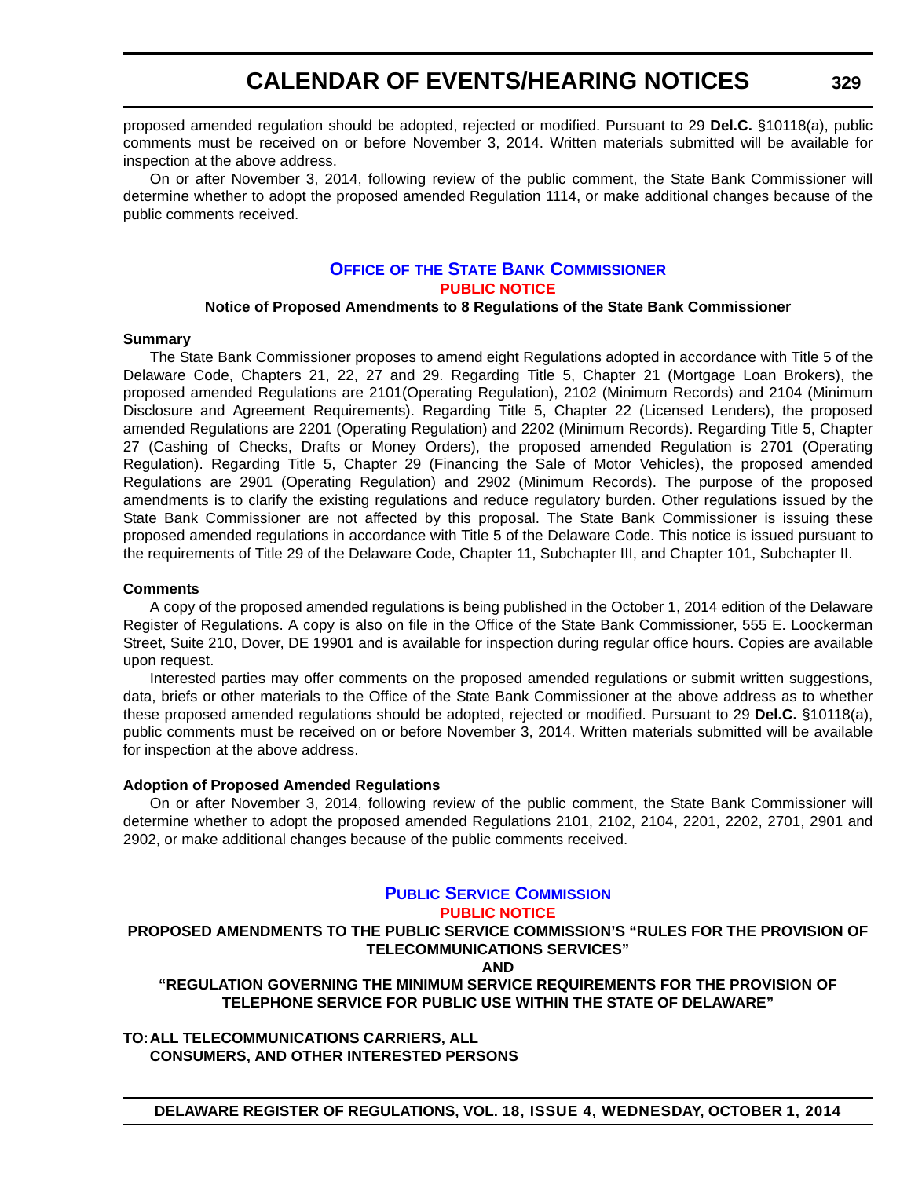proposed amended regulation should be adopted, rejected or modified. Pursuant to 29 **Del.C.** §10118(a), public comments must be received on or before November 3, 2014. Written materials submitted will be available for inspection at the above address.

On or after November 3, 2014, following review of the public comment, the State Bank Commissioner will determine whether to adopt the proposed amended Regulation 1114, or make additional changes because of the public comments received.

## Office of the State Bank Commissioner

**PUBLIC NOTICE**

**Notice of Proposed Amendments to 8 Regulations of the State Bank Commissioner**

**Summary**

The State Bank Commissioner proposes to amend eight Regulations adopted in accordance with Title 5 of the Delaware Code, Chapters 21, 22, 27 and 29. Regarding Title 5, Chapter 21 (Mortgage Loan Brokers), the proposed amended Regulations are 2101(Operating Regulation), 2102 (Minimum Records) and 2104 (Minimum Disclosure and Agreement Requirements). Regarding Title 5, Chapter 22 (Licensed Lenders), the proposed amended Regulations are 2201 (Operating Regulation) and 2202 (Minimum Records). Regarding Title 5, Chapter 27 (Cashing of Checks, Drafts or Money Orders), the proposed amended Regulation is 2701 (Operating Regulation). Regarding Title 5, Chapter 29 (Financing the Sale of Motor Vehicles), the proposed amended Regulations are 2901 (Operating Regulation) and 2902 (Minimum Records). The purpose of the proposed amendments is to clarify the existing regulations and reduce regulatory burden. Other regulations issued by the State Bank Commissioner are not affected by this proposal. The State Bank Commissioner is issuing these proposed amended regulations in accordance with Title 5 of the Delaware Code. This notice is issued pursuant to the requirements of Title 29 of the Delaware Code, Chapter 11, Subchapter III, and Chapter 101, Subchapter II.

**Comments**

A copy of the proposed amended regulations is being published in the October 1, 2014 edition of the Delaware Register of Regulations. A copy is also on file in the Office of the State Bank Commissioner, 555 E. Loockerman Street, Suite 210, Dover, DE 19901 and is available for inspection during regular office hours. Copies are available upon request.

Interested parties may offer comments on the proposed amended regulations or submit written suggestions, data, briefs or other materials to the Office of the State Bank Commissioner at the above address as to whether these proposed amended regulations should be adopted, rejected or modified. Pursuant to 29 **Del.C.** §10118(a), public comments must be received on or before November 3, 2014. Written materials submitted will be available for inspection at the above address.

**Adoption of Proposed Amended Regulations**

On or after November 3, 2014, following review of the public comment, the State Bank Commissioner will determine whether to adopt the proposed amended Regulations 2101, 2102, 2104, 2201, 2202, 2701, 2901 and 2902, or make additional changes because of the public comments received.

## Public Service Commission

**PUBLIC NOTICE**

**PROPOSED AMENDMENTS TO THE PUBLIC SERVICE COMMISSION'S "RULES FOR THE PROVISION OF TELECOMMUNICATIONS SERVICES"**

**AND**

**"REGULATION GOVERNING THE MINIMUM SERVICE REQUIREMENTS FOR THE PROVISION OF TELEPHONE SERVICE FOR PUBLIC USE WITHIN THE STATE OF DELAWARE"**

**TO: ALL TELECOMMUNICATIONS CARRIERS, ALL CONSUMERS, AND OTHER INTERESTED PERSONS**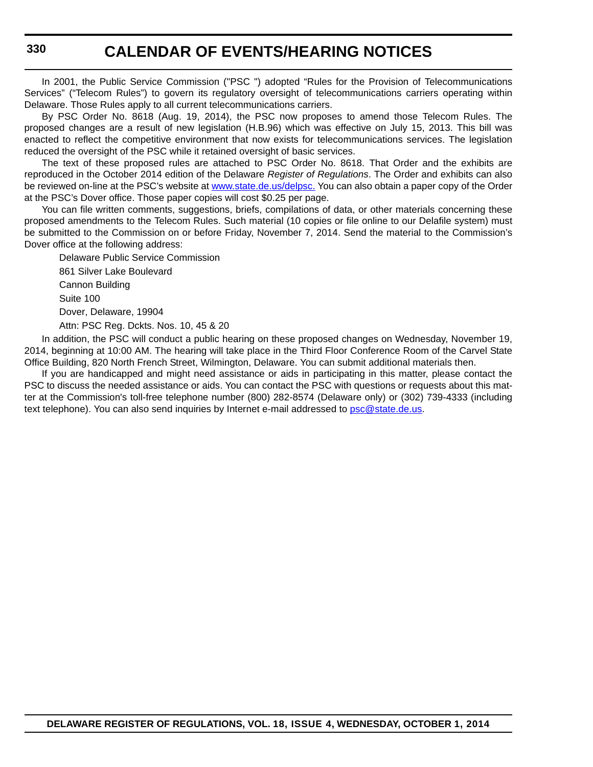In 2001, the Public Service Commission ("PSC ") adopted “Rules for the Provision of Telecommunications Services” (“Telecom Rules”) to govern its regulatory oversight of telecommunications carriers operating within Delaware. Those Rules apply to all current telecommunications carriers.

By PSC Order No. 8618 (Aug. 19, 2014), the PSC now proposes to amend those Telecom Rules. The proposed changes are a result of new legislation (H.B.96) which was effective on July 15, 2013. This bill was enacted to reflect the competitive environment that now exists for telecommunications services. The legislation reduced the oversight of the PSC while it retained oversight of basic services.

The text of these proposed rules are attached to PSC Order No. 8618. That Order and the exhibits are reproduced in the October 2014 edition of the Delaware *Register of Regulations*. The Order and exhibits can also be reviewed on-line at the PSC’s website at [www.state.de.us/delpsc.](http://www.state.de.us/delpsc) You can also obtain a paper copy of the Order at the PSC’s Dover office. Those paper copies will cost $0.25 per page.

You can file written comments, suggestions, briefs, compilations of data, or other materials concerning these proposed amendments to the Telecom Rules. Such material (10 copies or file online to our Delafile system) must be submitted to the Commission on or before Friday, November 7, 2014. Send the material to the Commission’s Dover office at the following address:

Delaware Public Service Commission  
861 Silver Lake Boulevard  
Cannon Building  
Suite 100  
Dover, Delaware, 19904  
Attn: PSC Reg. Dckts. Nos. 10, 45 & 20

In addition, the PSC will conduct a public hearing on these proposed changes on Wednesday, November 19, 2014, beginning at 10:00 AM. The hearing will take place in the Third Floor Conference Room of the Carvel State Office Building, 820 North French Street, Wilmington, Delaware. You can submit additional materials then.

If you are handicapped and might need assistance or aids in participating in this matter, please contact the PSC to discuss the needed assistance or aids. You can contact the PSC with questions or requests about this matter at the Commission's toll-free telephone number (800) 282-8574 (Delaware only) or (302) 739-4333 (including text telephone). You can also send inquiries by Internet e-mail addressed to [psc@state.de.us](mailto:psc@state.de.us).